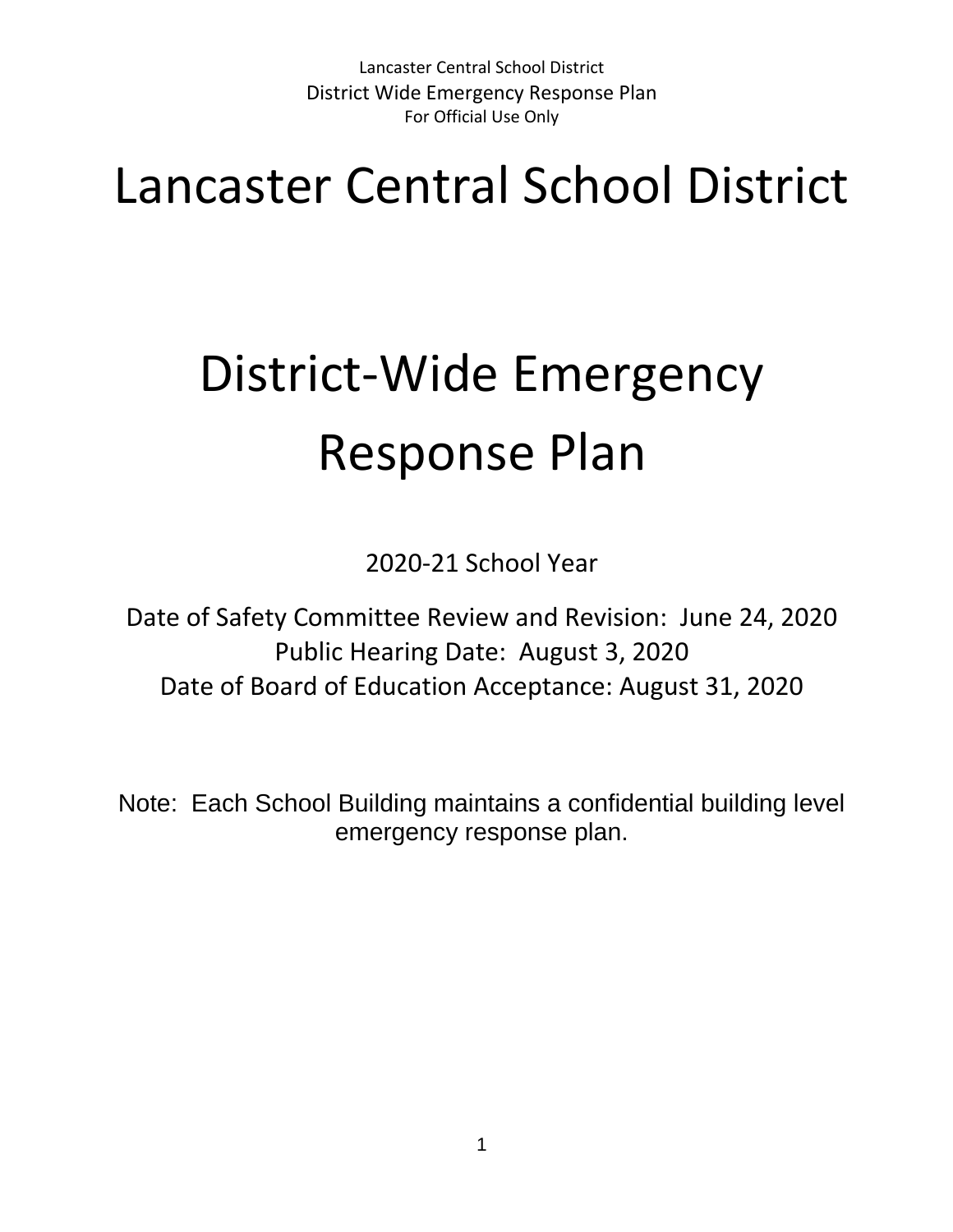# Lancaster Central School District

# District-Wide Emergency Response Plan

2020-21 School Year

Date of Safety Committee Review and Revision: June 24, 2020
Public Hearing Date: August 3, 2020
Date of Board of Education Acceptance: August 31, 2020

Note: Each School Building maintains a confidential building level emergency response plan.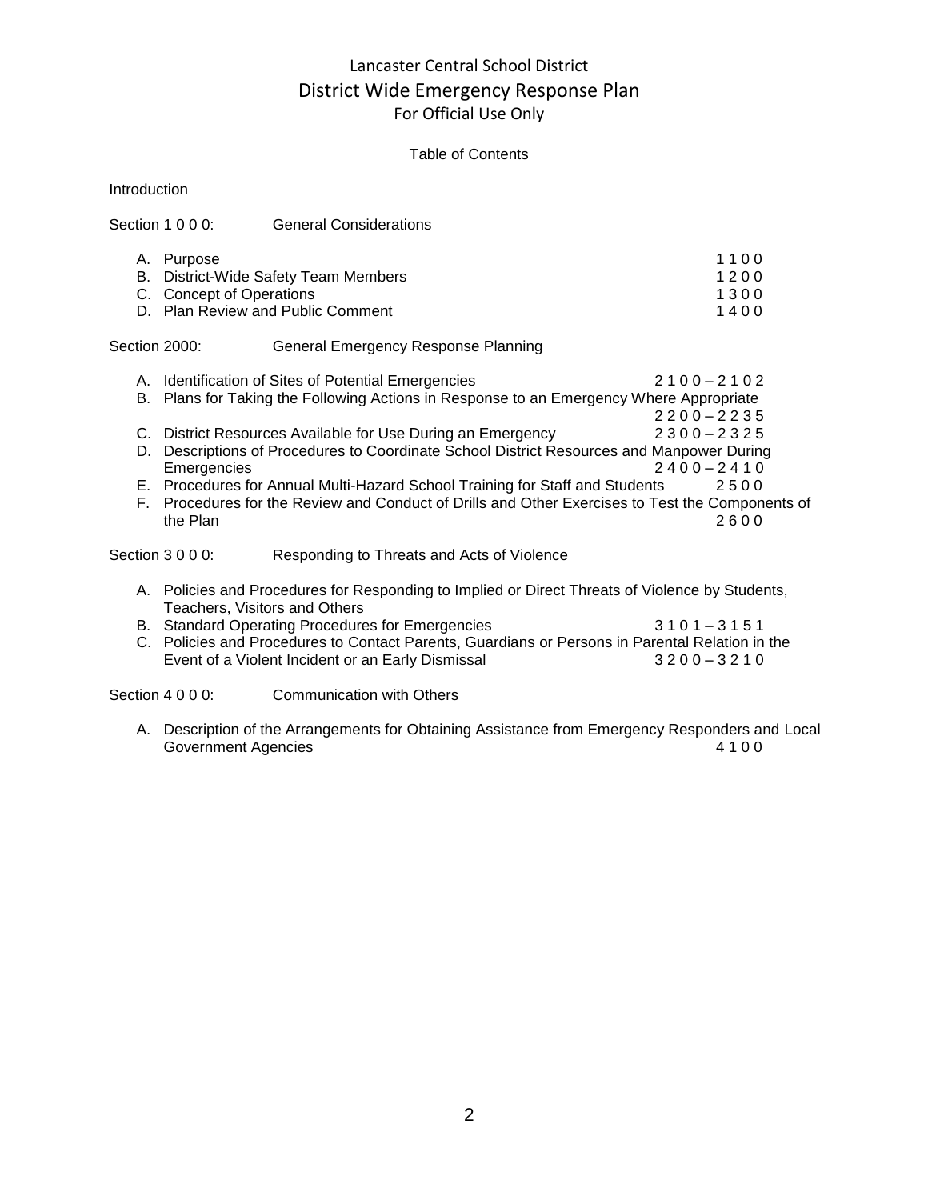# Lancaster Central School District

## District Wide Emergency Response Plan

For Official Use Only

Table of Contents

Introduction

Section 1 0 0 0: General Considerations

- A. Purpose 1 1 0 0
- B. District-Wide Safety Team Members 1 2 0 0
- C. Concept of Operations 1 3 0 0
- D. Plan Review and Public Comment 1 4 0 0

Section 2000: General Emergency Response Planning

- A. Identification of Sites of Potential Emergencies 2 1 0 0 – 2 1 0 2
- B. Plans for Taking the Following Actions in Response to an Emergency Where Appropriate 2 2 0 0 – 2 2 3 5
- C. District Resources Available for Use During an Emergency 2 3 0 0 – 2 3 2 5
- D. Descriptions of Procedures to Coordinate School District Resources and Manpower During Emergencies 2 4 0 0 – 2 4 1 0
- E. Procedures for Annual Multi-Hazard School Training for Staff and Students 2 5 0 0
- F. Procedures for the Review and Conduct of Drills and Other Exercises to Test the Components of the Plan 2 6 0 0

Section 3 0 0 0: Responding to Threats and Acts of Violence

- A. Policies and Procedures for Responding to Implied or Direct Threats of Violence by Students, Teachers, Visitors and Others
- B. Standard Operating Procedures for Emergencies 3 1 0 1 – 3 1 5 1
- C. Policies and Procedures to Contact Parents, Guardians or Persons in Parental Relation in the Event of a Violent Incident or an Early Dismissal 3 2 0 0 – 3 2 1 0

Section 4 0 0 0: Communication with Others

- A. Description of the Arrangements for Obtaining Assistance from Emergency Responders and Local Government Agencies 4 1 0 0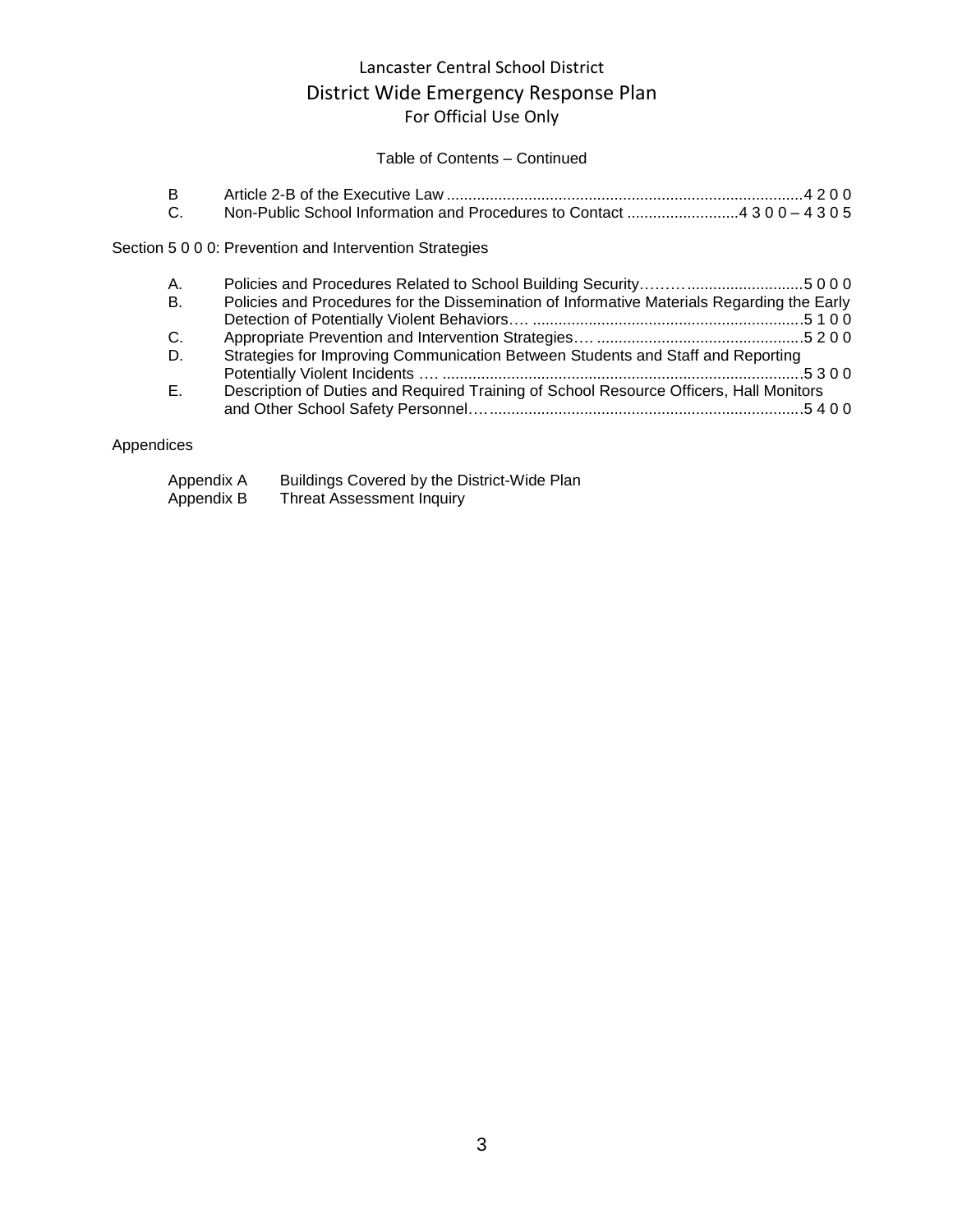Lancaster Central School District
District Wide Emergency Response Plan
For Official Use Only

Table of Contents – Continued

B Article 2-B of the Executive Law ....................................................................................4 2 0 0
C. Non-Public School Information and Procedures to Contact ..........................4 3 0 0 – 4 3 0 5

Section 5 0 0 0: Prevention and Intervention Strategies

A. Policies and Procedures Related to School Building Security……….........................5 0 0 0
B. Policies and Procedures for the Dissemination of Informative Materials Regarding the Early Detection of Potentially Violent Behaviors…. .............................................................5 1 0 0
C. Appropriate Prevention and Intervention Strategies…. ...............................................5 2 0 0
D. Strategies for Improving Communication Between Students and Staff and Reporting Potentially Violent Incidents …. ...................................................................................5 3 0 0
E. Description of Duties and Required Training of School Resource Officers, Hall Monitors and Other School Safety Personnel….......................................................................5 4 0 0

Appendices

Appendix A Buildings Covered by the District-Wide Plan
Appendix B Threat Assessment Inquiry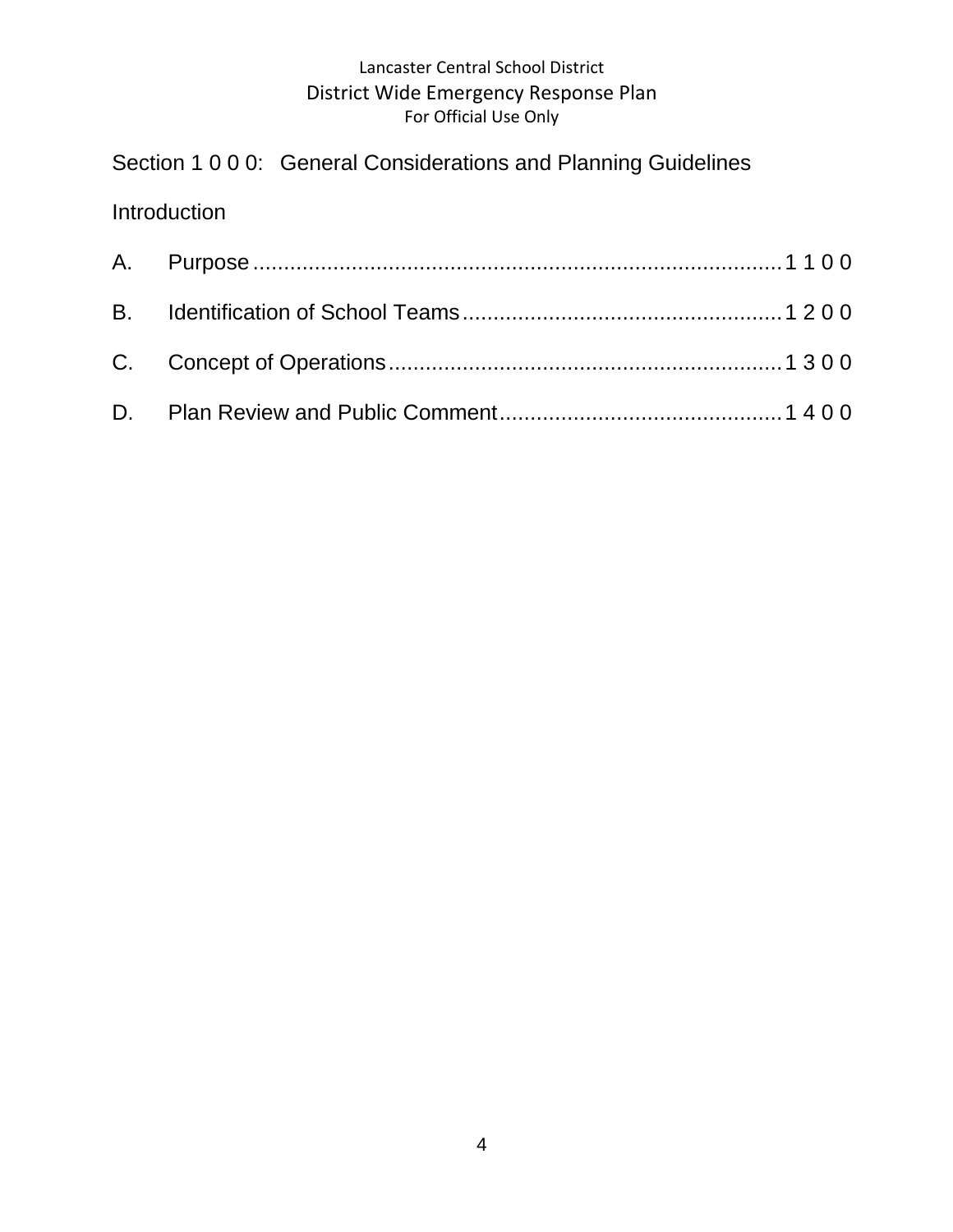Section 1 0 0 0: General Considerations and Planning Guidelines

Introduction

A. Purpose .......................................................................... 1 1 0 0

B. Identification of School Teams ........................................ 1 2 0 0

C. Concept of Operations .................................................... 1 3 0 0

D. Plan Review and Public Comment .................................. 1 4 0 0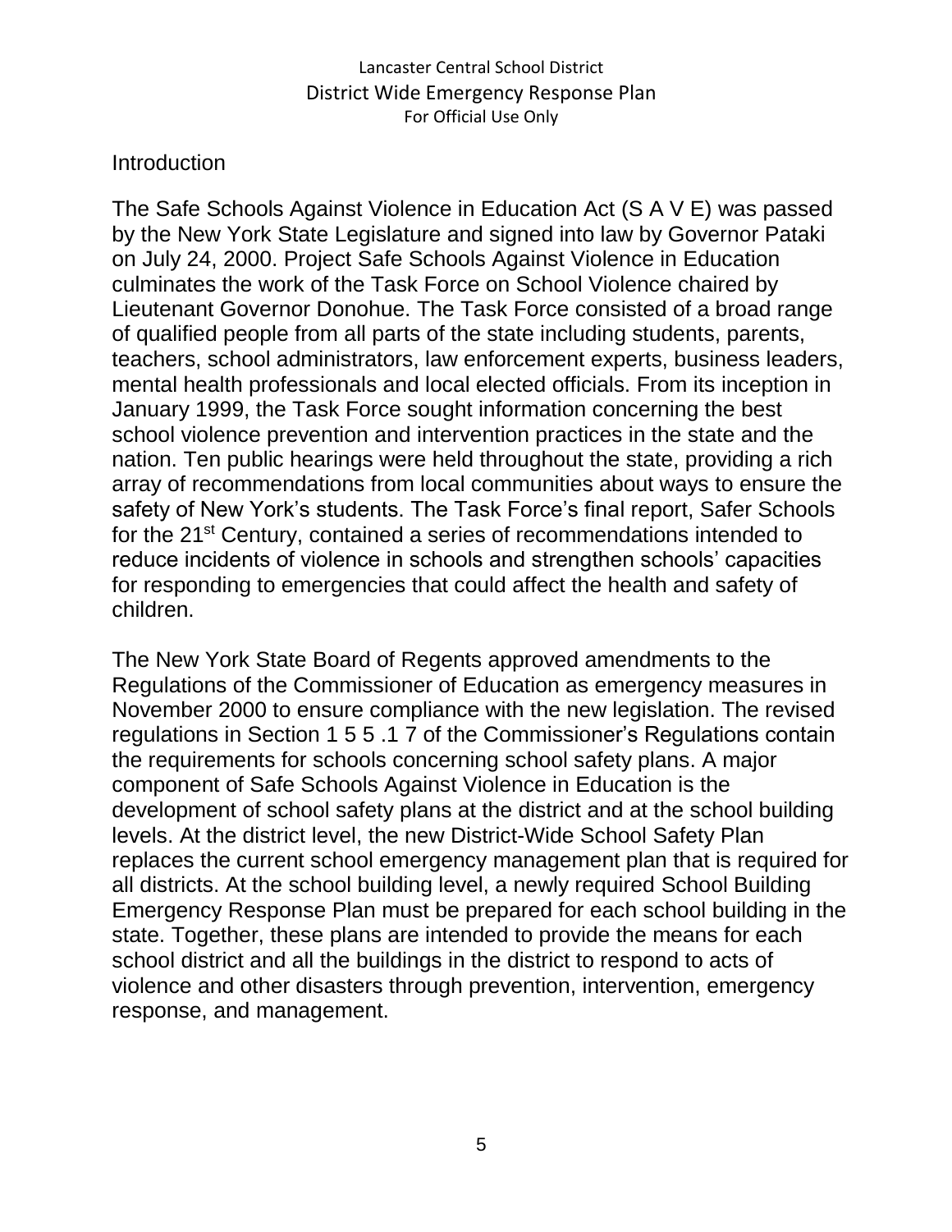## Introduction

The Safe Schools Against Violence in Education Act (S A V E) was passed by the New York State Legislature and signed into law by Governor Pataki on July 24, 2000. Project Safe Schools Against Violence in Education culminates the work of the Task Force on School Violence chaired by Lieutenant Governor Donohue. The Task Force consisted of a broad range of qualified people from all parts of the state including students, parents, teachers, school administrators, law enforcement experts, business leaders, mental health professionals and local elected officials. From its inception in January 1999, the Task Force sought information concerning the best school violence prevention and intervention practices in the state and the nation. Ten public hearings were held throughout the state, providing a rich array of recommendations from local communities about ways to ensure the safety of New York's students. The Task Force's final report, Safer Schools for the 21st Century, contained a series of recommendations intended to reduce incidents of violence in schools and strengthen schools' capacities for responding to emergencies that could affect the health and safety of children.

The New York State Board of Regents approved amendments to the Regulations of the Commissioner of Education as emergency measures in November 2000 to ensure compliance with the new legislation. The revised regulations in Section 1 5 5 .1 7 of the Commissioner's Regulations contain the requirements for schools concerning school safety plans. A major component of Safe Schools Against Violence in Education is the development of school safety plans at the district and at the school building levels. At the district level, the new District-Wide School Safety Plan replaces the current school emergency management plan that is required for all districts. At the school building level, a newly required School Building Emergency Response Plan must be prepared for each school building in the state. Together, these plans are intended to provide the means for each school district and all the buildings in the district to respond to acts of violence and other disasters through prevention, intervention, emergency response, and management.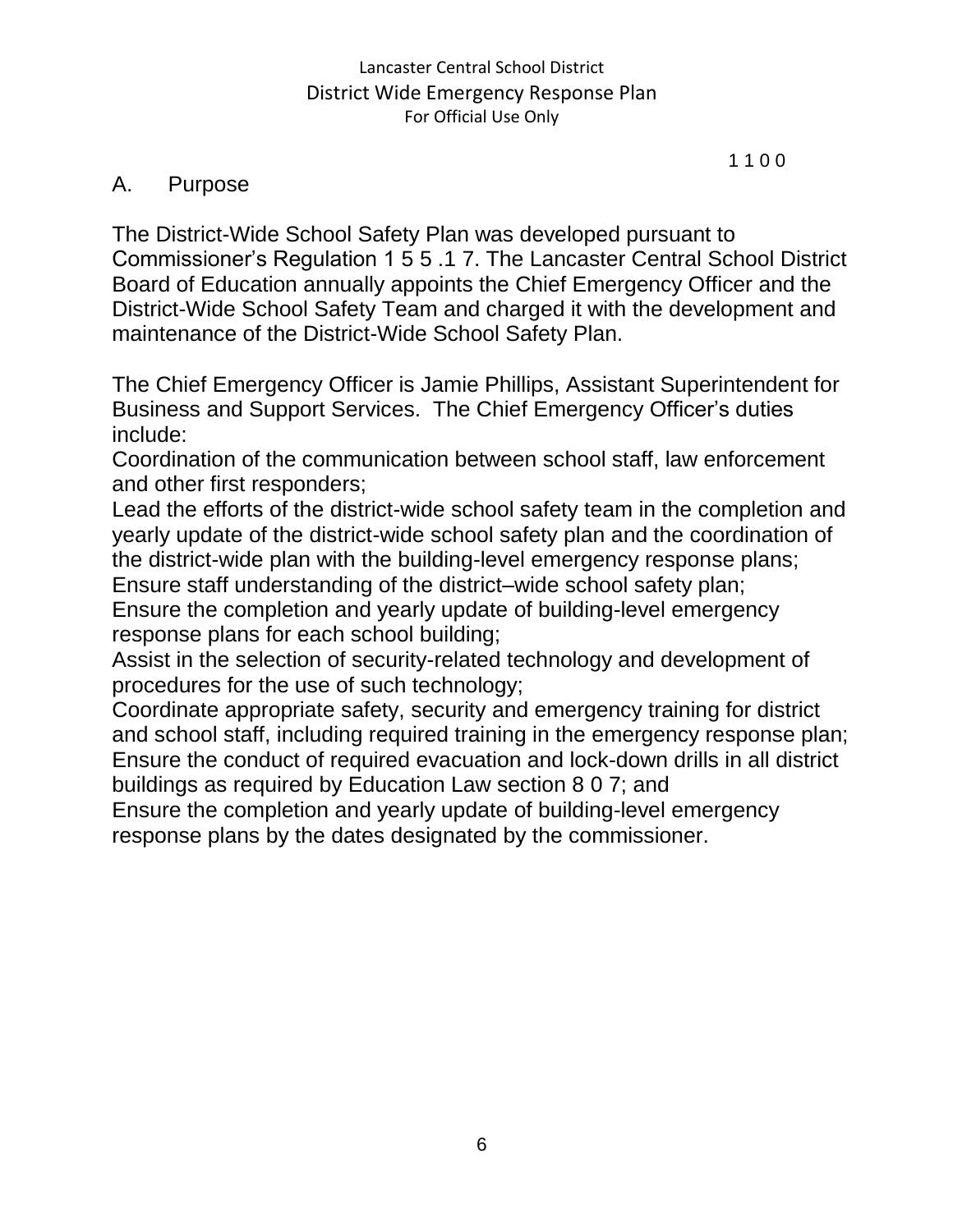1 1 0 0

## A. Purpose

The District-Wide School Safety Plan was developed pursuant to Commissioner's Regulation 1 5 5 .1 7. The Lancaster Central School District Board of Education annually appoints the Chief Emergency Officer and the District-Wide School Safety Team and charged it with the development and maintenance of the District-Wide School Safety Plan.

The Chief Emergency Officer is Jamie Phillips, Assistant Superintendent for Business and Support Services. The Chief Emergency Officer's duties include:

Coordination of the communication between school staff, law enforcement and other first responders;

Lead the efforts of the district-wide school safety team in the completion and yearly update of the district-wide school safety plan and the coordination of the district-wide plan with the building-level emergency response plans;

Ensure staff understanding of the district–wide school safety plan;

Ensure the completion and yearly update of building-level emergency response plans for each school building;

Assist in the selection of security-related technology and development of procedures for the use of such technology;

Coordinate appropriate safety, security and emergency training for district and school staff, including required training in the emergency response plan;

Ensure the conduct of required evacuation and lock-down drills in all district buildings as required by Education Law section 8 0 7; and

Ensure the completion and yearly update of building-level emergency response plans by the dates designated by the commissioner.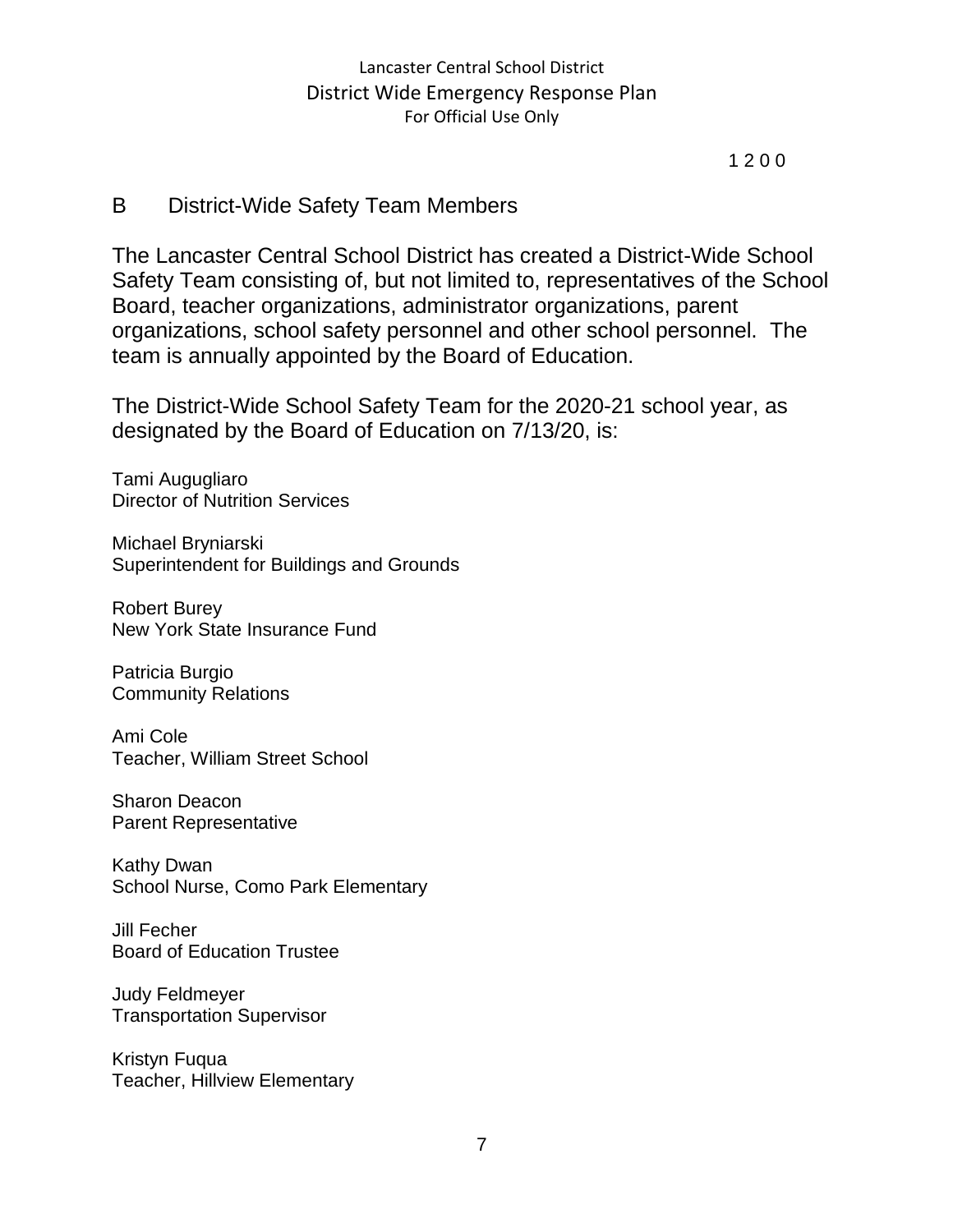1 2 0 0

## B District-Wide Safety Team Members

The Lancaster Central School District has created a District-Wide School Safety Team consisting of, but not limited to, representatives of the School Board, teacher organizations, administrator organizations, parent organizations, school safety personnel and other school personnel. The team is annually appointed by the Board of Education.

The District-Wide School Safety Team for the 2020-21 school year, as designated by the Board of Education on 7/13/20, is:

Tami Augugliaro
Director of Nutrition Services

Michael Bryniarski
Superintendent for Buildings and Grounds

Robert Burey
New York State Insurance Fund

Patricia Burgio
Community Relations

Ami Cole
Teacher, William Street School

Sharon Deacon
Parent Representative

Kathy Dwan
School Nurse, Como Park Elementary

Jill Fecher
Board of Education Trustee

Judy Feldmeyer
Transportation Supervisor

Kristyn Fuqua
Teacher, Hillview Elementary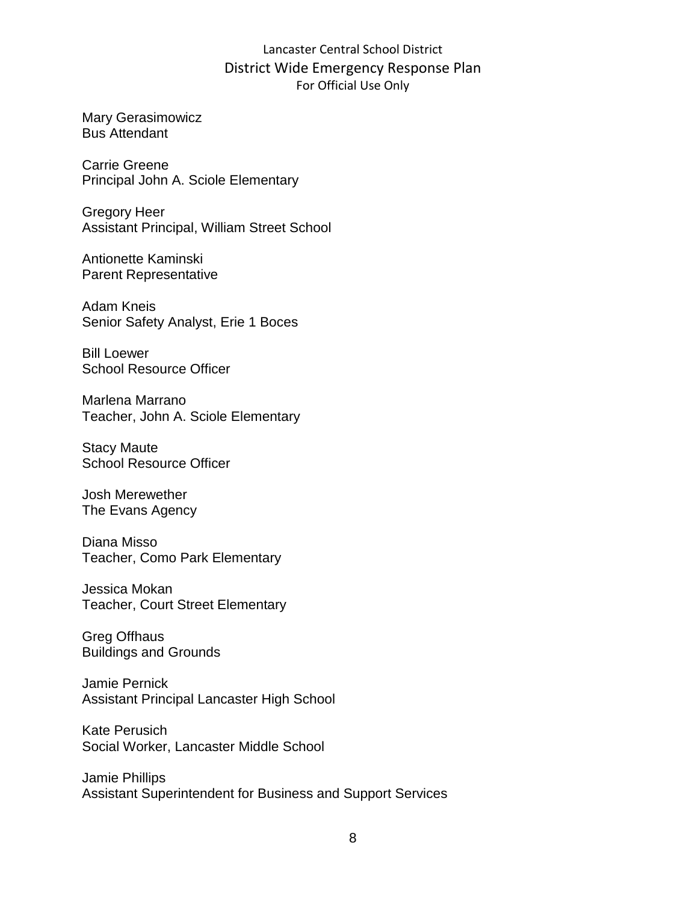Mary Gerasimowicz
Bus Attendant

Carrie Greene
Principal John A. Sciole Elementary

Gregory Heer
Assistant Principal, William Street School

Antionette Kaminski
Parent Representative

Adam Kneis
Senior Safety Analyst, Erie 1 Boces

Bill Loewer
School Resource Officer

Marlena Marrano
Teacher, John A. Sciole Elementary

Stacy Maute
School Resource Officer

Josh Merewether
The Evans Agency

Diana Misso
Teacher, Como Park Elementary

Jessica Mokan
Teacher, Court Street Elementary

Greg Offhaus
Buildings and Grounds

Jamie Pernick
Assistant Principal Lancaster High School

Kate Perusich
Social Worker, Lancaster Middle School

Jamie Phillips
Assistant Superintendent for Business and Support Services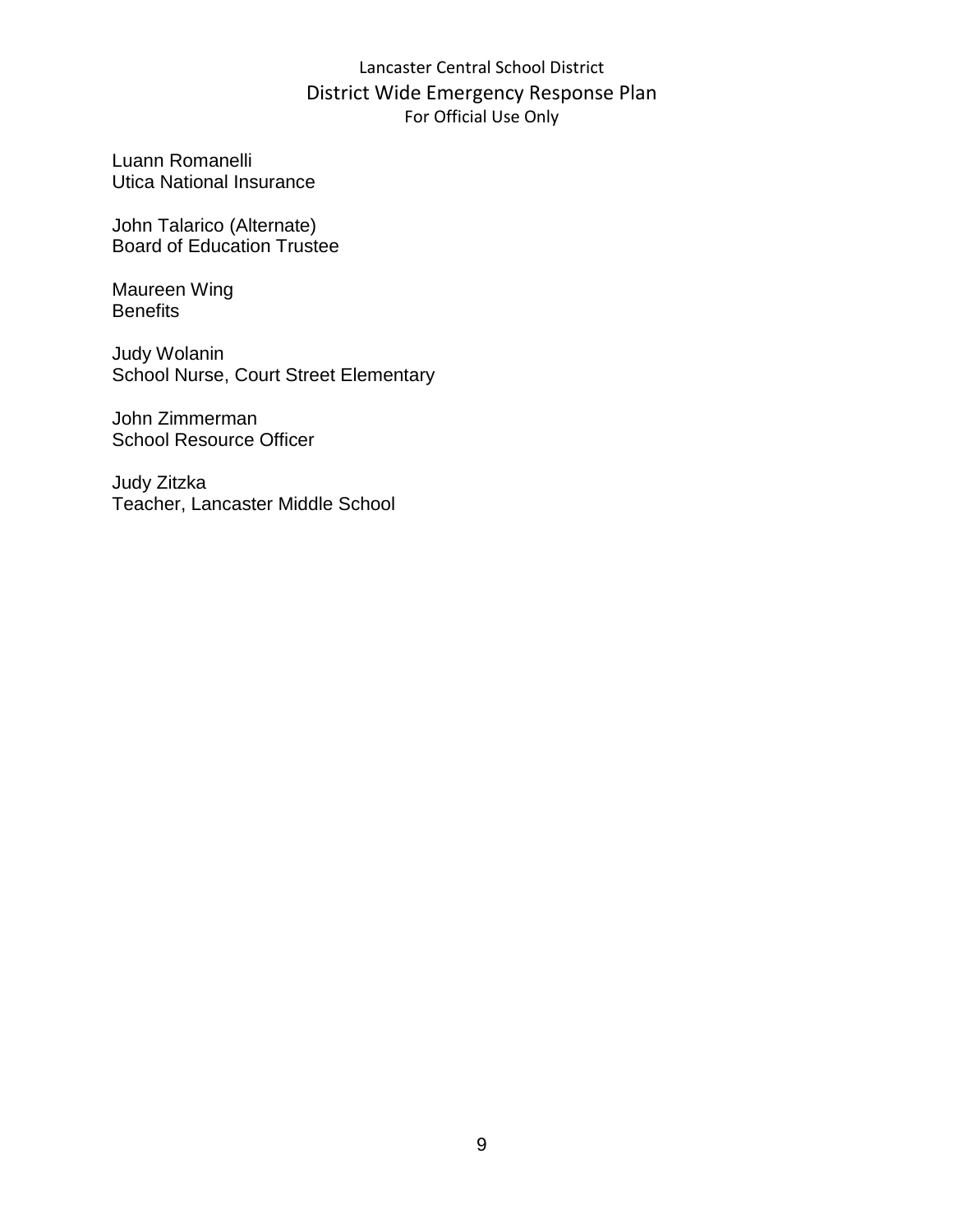Luann Romanelli
Utica National Insurance

John Talarico (Alternate)
Board of Education Trustee

Maureen Wing
Benefits

Judy Wolanin
School Nurse, Court Street Elementary

John Zimmerman
School Resource Officer

Judy Zitzka
Teacher, Lancaster Middle School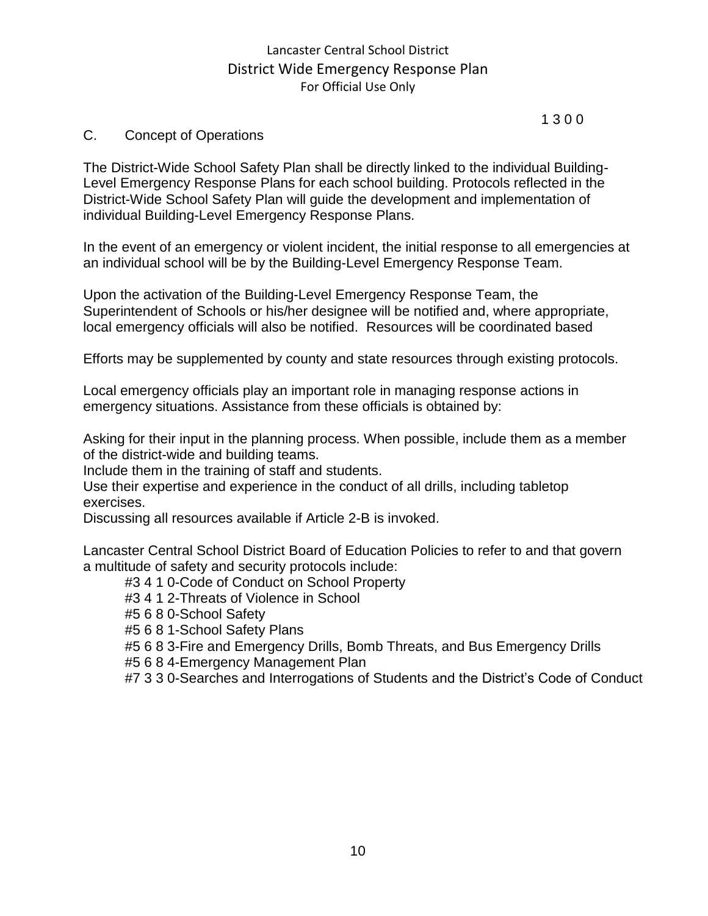1 3 0 0

## C. Concept of Operations

The District-Wide School Safety Plan shall be directly linked to the individual Building-Level Emergency Response Plans for each school building. Protocols reflected in the District-Wide School Safety Plan will guide the development and implementation of individual Building-Level Emergency Response Plans.

In the event of an emergency or violent incident, the initial response to all emergencies at an individual school will be by the Building-Level Emergency Response Team.

Upon the activation of the Building-Level Emergency Response Team, the Superintendent of Schools or his/her designee will be notified and, where appropriate, local emergency officials will also be notified. Resources will be coordinated based

Efforts may be supplemented by county and state resources through existing protocols.

Local emergency officials play an important role in managing response actions in emergency situations. Assistance from these officials is obtained by:

Asking for their input in the planning process. When possible, include them as a member of the district-wide and building teams.
Include them in the training of staff and students.
Use their expertise and experience in the conduct of all drills, including tabletop exercises.
Discussing all resources available if Article 2-B is invoked.

Lancaster Central School District Board of Education Policies to refer to and that govern a multitude of safety and security protocols include:

- #3 4 1 0-Code of Conduct on School Property
- #3 4 1 2-Threats of Violence in School
- #5 6 8 0-School Safety
- #5 6 8 1-School Safety Plans
- #5 6 8 3-Fire and Emergency Drills, Bomb Threats, and Bus Emergency Drills
- #5 6 8 4-Emergency Management Plan
- #7 3 3 0-Searches and Interrogations of Students and the District's Code of Conduct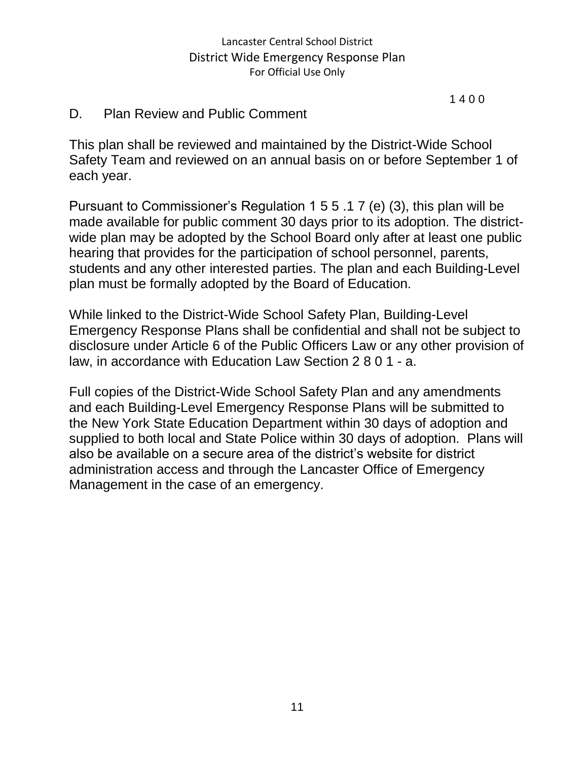1 4 0 0

## D. Plan Review and Public Comment

This plan shall be reviewed and maintained by the District-Wide School Safety Team and reviewed on an annual basis on or before September 1 of each year.

Pursuant to Commissioner's Regulation 1 5 5 .1 7 (e) (3), this plan will be made available for public comment 30 days prior to its adoption. The district-wide plan may be adopted by the School Board only after at least one public hearing that provides for the participation of school personnel, parents, students and any other interested parties. The plan and each Building-Level plan must be formally adopted by the Board of Education.

While linked to the District-Wide School Safety Plan, Building-Level Emergency Response Plans shall be confidential and shall not be subject to disclosure under Article 6 of the Public Officers Law or any other provision of law, in accordance with Education Law Section 2 8 0 1 - a.

Full copies of the District-Wide School Safety Plan and any amendments and each Building-Level Emergency Response Plans will be submitted to the New York State Education Department within 30 days of adoption and supplied to both local and State Police within 30 days of adoption. Plans will also be available on a secure area of the district's website for district administration access and through the Lancaster Office of Emergency Management in the case of an emergency.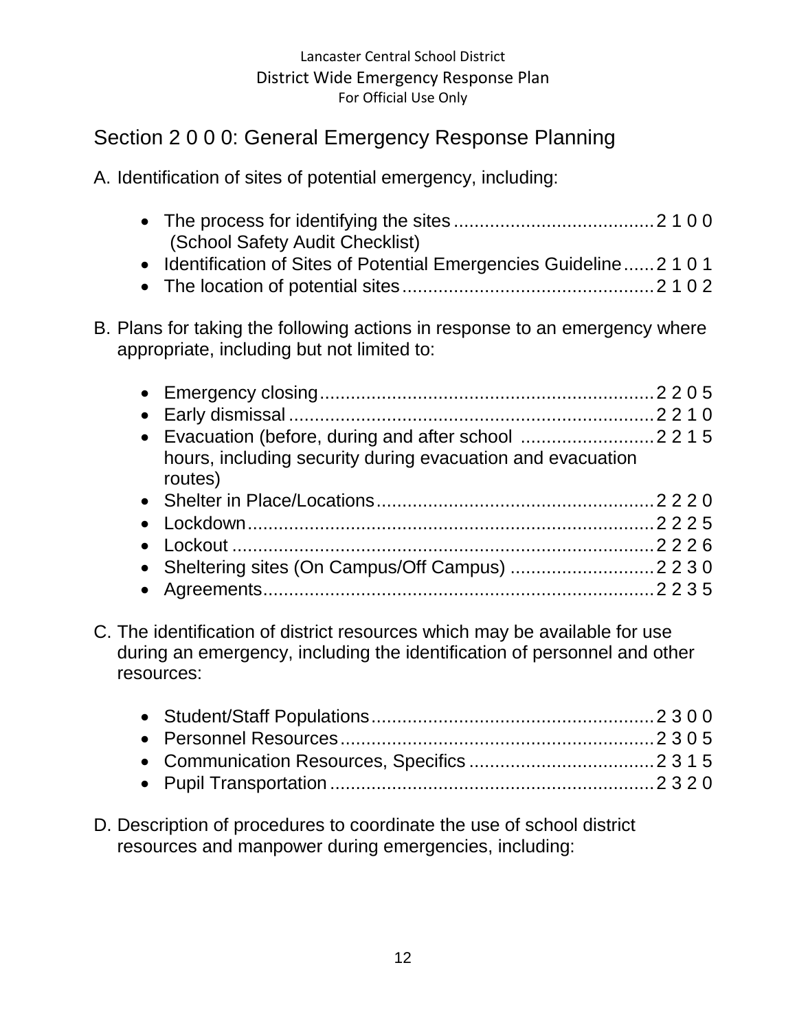## Section 2 0 0 0: General Emergency Response Planning

A. Identification of sites of potential emergency, including:

- The process for identifying the sites ...................................... 2 1 0 0 (School Safety Audit Checklist)
- Identification of Sites of Potential Emergencies Guideline ...... 2 1 0 1
- The location of potential sites ................................................ 2 1 0 2

B. Plans for taking the following actions in response to an emergency where appropriate, including but not limited to:

- Emergency closing ................................................................ 2 2 0 5
- Early dismissal ...................................................................... 2 2 1 0
- Evacuation (before, during and after school hours, including security during evacuation and evacuation routes) .......................... 2 2 1 5
- Shelter in Place/Locations ..................................................... 2 2 2 0
- Lockdown ............................................................................. 2 2 2 5
- Lockout ................................................................................. 2 2 2 6
- Sheltering sites (On Campus/Off Campus) ........................... 2 2 3 0
- Agreements ........................................................................... 2 2 3 5

C. The identification of district resources which may be available for use during an emergency, including the identification of personnel and other resources:

- Student/Staff Populations ...................................................... 2 3 0 0
- Personnel Resources ............................................................ 2 3 0 5
- Communication Resources, Specifics ................................... 2 3 1 5
- Pupil Transportation .............................................................. 2 3 2 0

D. Description of procedures to coordinate the use of school district resources and manpower during emergencies, including: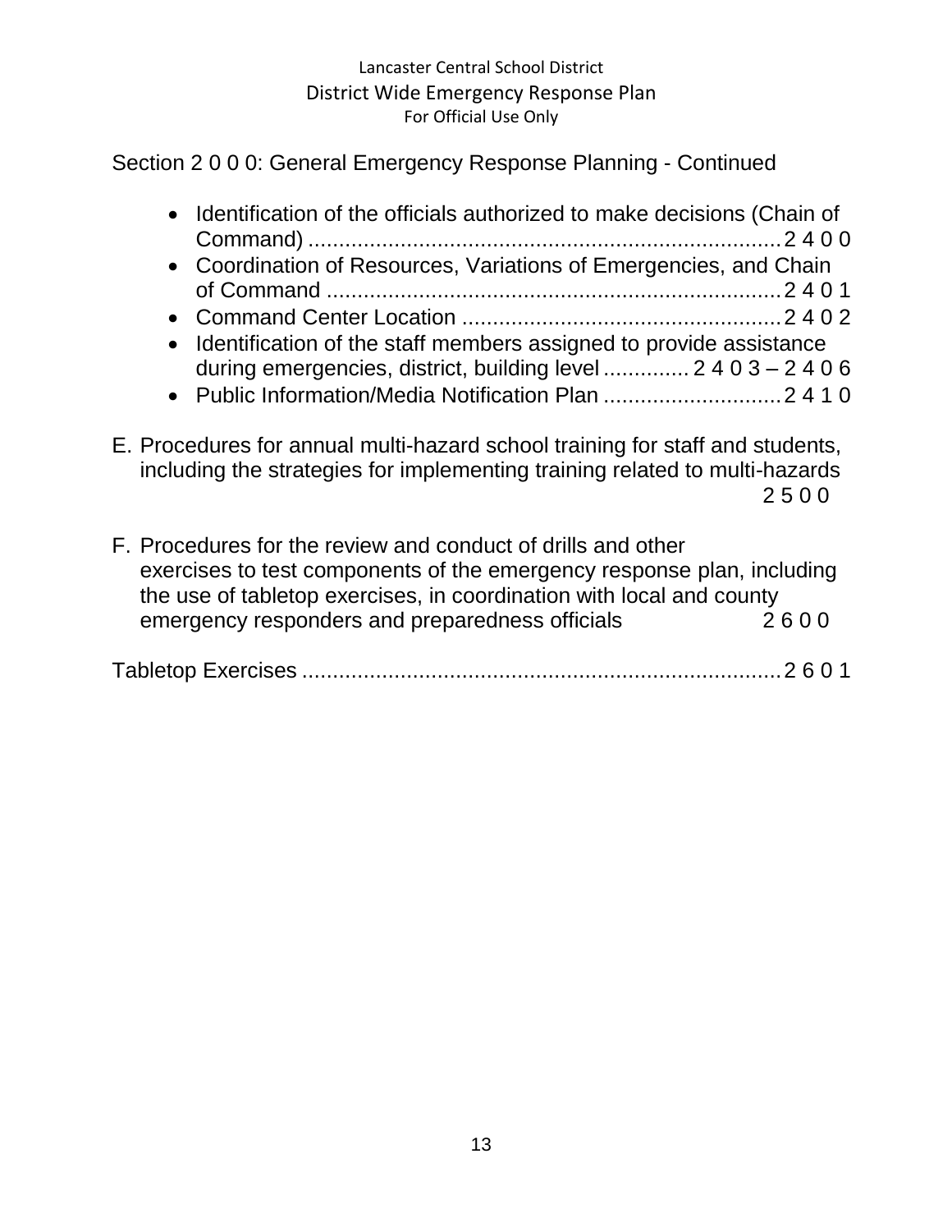Section 2 0 0 0: General Emergency Response Planning - Continued

- Identification of the officials authorized to make decisions (Chain of Command) ............................................................................2 4 0 0
- Coordination of Resources, Variations of Emergencies, and Chain of Command .........................................................................2 4 0 1
- Command Center Location ...................................................2 4 0 2
- Identification of the staff members assigned to provide assistance during emergencies, district, building level ............. 2 4 0 3 – 2 4 0 6
- Public Information/Media Notification Plan .............................2 4 1 0

E. Procedures for annual multi-hazard school training for staff and students, including the strategies for implementing training related to multi-hazards 2 5 0 0

F. Procedures for the review and conduct of drills and other exercises to test components of the emergency response plan, including the use of tabletop exercises, in coordination with local and county emergency responders and preparedness officials 2 6 0 0

Tabletop Exercises ............................................................................2 6 0 1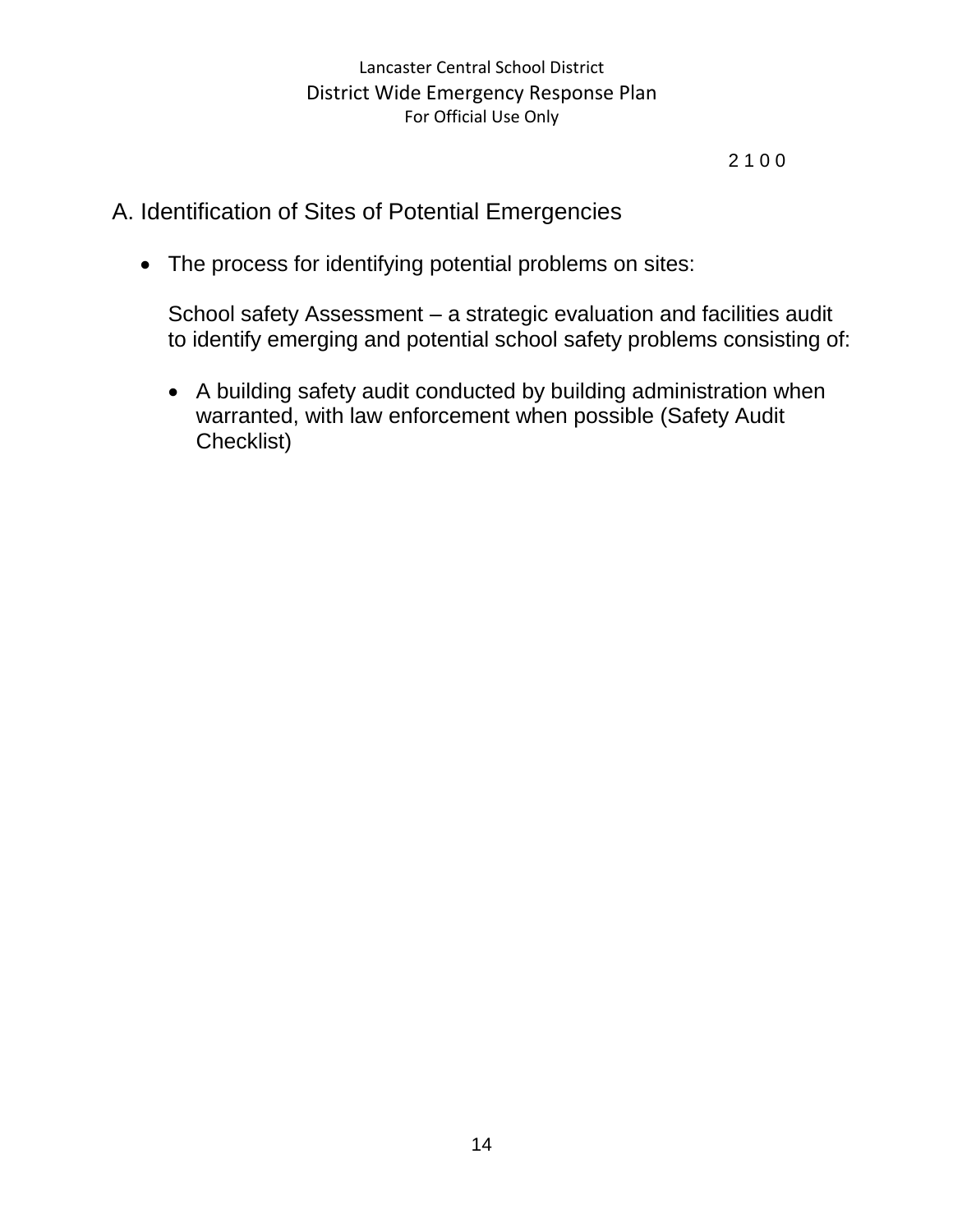2 1 0 0

## A. Identification of Sites of Potential Emergencies

- The process for identifying potential problems on sites:

  School safety Assessment – a strategic evaluation and facilities audit to identify emerging and potential school safety problems consisting of:

  - A building safety audit conducted by building administration when warranted, with law enforcement when possible (Safety Audit Checklist)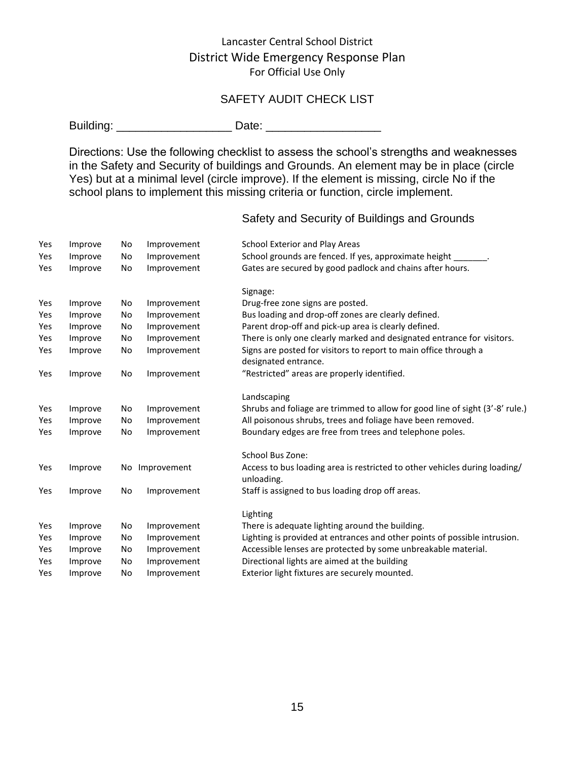Lancaster Central School District
District Wide Emergency Response Plan
For Official Use Only

## SAFETY AUDIT CHECK LIST

Building: __________________ Date: __________________

Directions: Use the following checklist to assess the school's strengths and weaknesses in the Safety and Security of buildings and Grounds. An element may be in place (circle Yes) but at a minimal level (circle improve). If the element is missing, circle No if the school plans to implement this missing criteria or function, circle implement.

### Safety and Security of Buildings and Grounds

| | | | | |
|---|---|---|---|---|
| Yes | Improve | No | Improvement | School Exterior and Play Areas |
| Yes | Improve | No | Improvement | School grounds are fenced. If yes, approximate height _______. |
| Yes | Improve | No | Improvement | Gates are secured by good padlock and chains after hours. |
| | | | | Signage: |
| Yes | Improve | No | Improvement | Drug-free zone signs are posted. |
| Yes | Improve | No | Improvement | Bus loading and drop-off zones are clearly defined. |
| Yes | Improve | No | Improvement | Parent drop-off and pick-up area is clearly defined. |
| Yes | Improve | No | Improvement | There is only one clearly marked and designated entrance for visitors. |
| Yes | Improve | No | Improvement | Signs are posted for visitors to report to main office through a designated entrance. |
| Yes | Improve | No | Improvement | "Restricted" areas are properly identified. |
| | | | | Landscaping |
| Yes | Improve | No | Improvement | Shrubs and foliage are trimmed to allow for good line of sight (3'-8' rule.) |
| Yes | Improve | No | Improvement | All poisonous shrubs, trees and foliage have been removed. |
| Yes | Improve | No | Improvement | Boundary edges are free from trees and telephone poles. |
| | | | | School Bus Zone: |
| Yes | Improve | No | Improvement | Access to bus loading area is restricted to other vehicles during loading/ unloading. |
| Yes | Improve | No | Improvement | Staff is assigned to bus loading drop off areas. |
| | | | | Lighting |
| Yes | Improve | No | Improvement | There is adequate lighting around the building. |
| Yes | Improve | No | Improvement | Lighting is provided at entrances and other points of possible intrusion. |
| Yes | Improve | No | Improvement | Accessible lenses are protected by some unbreakable material. |
| Yes | Improve | No | Improvement | Directional lights are aimed at the building |
| Yes | Improve | No | Improvement | Exterior light fixtures are securely mounted. |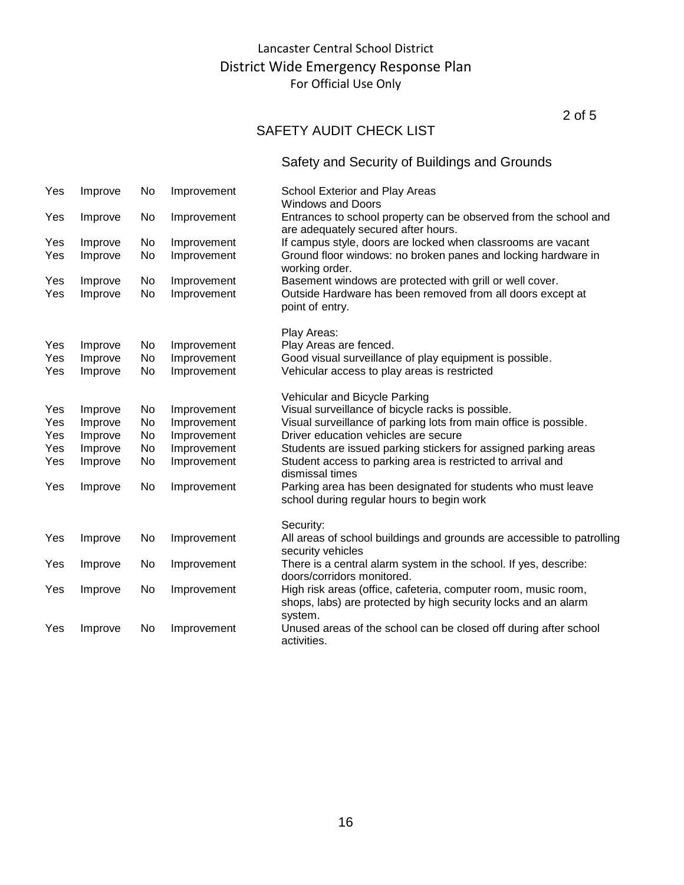Lancaster Central School District
District Wide Emergency Response Plan
For Official Use Only

## SAFETY AUDIT CHECK LIST

### Safety and Security of Buildings and Grounds

| | | | | |
|---|---|---|---|---|
| Yes | Improve | No | Improvement | School Exterior and Play Areas<br>Windows and Doors |
| Yes | Improve | No | Improvement | Entrances to school property can be observed from the school and are adequately secured after hours. |
| Yes | Improve | No | Improvement | If campus style, doors are locked when classrooms are vacant |
| Yes | Improve | No | Improvement | Ground floor windows: no broken panes and locking hardware in working order. |
| Yes | Improve | No | Improvement | Basement windows are protected with grill or well cover. |
| Yes | Improve | No | Improvement | Outside Hardware has been removed from all doors except at point of entry. |
| | | | | Play Areas: |
| Yes | Improve | No | Improvement | Play Areas are fenced. |
| Yes | Improve | No | Improvement | Good visual surveillance of play equipment is possible. |
| Yes | Improve | No | Improvement | Vehicular access to play areas is restricted |
| | | | | Vehicular and Bicycle Parking |
| Yes | Improve | No | Improvement | Visual surveillance of bicycle racks is possible. |
| Yes | Improve | No | Improvement | Visual surveillance of parking lots from main office is possible. |
| Yes | Improve | No | Improvement | Driver education vehicles are secure |
| Yes | Improve | No | Improvement | Students are issued parking stickers for assigned parking areas |
| Yes | Improve | No | Improvement | Student access to parking area is restricted to arrival and dismissal times |
| Yes | Improve | No | Improvement | Parking area has been designated for students who must leave school during regular hours to begin work |
| | | | | Security: |
| Yes | Improve | No | Improvement | All areas of school buildings and grounds are accessible to patrolling security vehicles |
| Yes | Improve | No | Improvement | There is a central alarm system in the school. If yes, describe: doors/corridors monitored. |
| Yes | Improve | No | Improvement | High risk areas (office, cafeteria, computer room, music room, shops, labs) are protected by high security locks and an alarm system. |
| Yes | Improve | No | Improvement | Unused areas of the school can be closed off during after school activities. |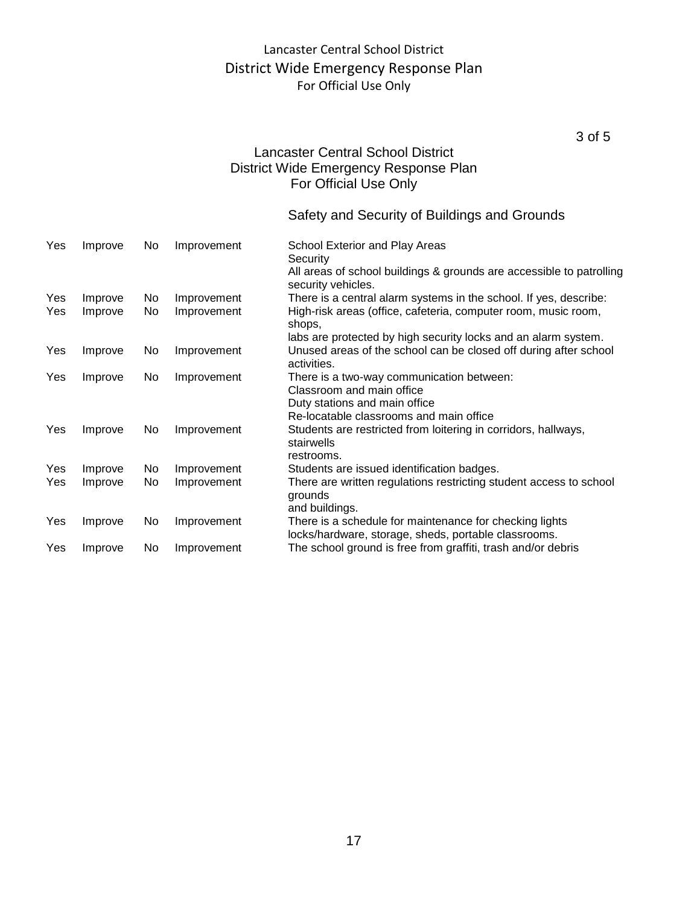## Safety and Security of Buildings and Grounds

| | | | | |
|---|---|---|---|---|
| Yes | Improve | No | Improvement | School Exterior and Play Areas<br>Security<br>All areas of school buildings & grounds are accessible to patrolling security vehicles. |
| Yes | Improve | No | Improvement | There is a central alarm systems in the school. If yes, describe: |
| Yes | Improve | No | Improvement | High-risk areas (office, cafeteria, computer room, music room, shops,<br>labs are protected by high security locks and an alarm system. |
| Yes | Improve | No | Improvement | Unused areas of the school can be closed off during after school activities. |
| Yes | Improve | No | Improvement | There is a two-way communication between:<br>Classroom and main office<br>Duty stations and main office<br>Re-locatable classrooms and main office |
| Yes | Improve | No | Improvement | Students are restricted from loitering in corridors, hallways, stairwells<br>restrooms. |
| Yes | Improve | No | Improvement | Students are issued identification badges. |
| Yes | Improve | No | Improvement | There are written regulations restricting student access to school grounds<br>and buildings. |
| Yes | Improve | No | Improvement | There is a schedule for maintenance for checking lights<br>locks/hardware, storage, sheds, portable classrooms. |
| Yes | Improve | No | Improvement | The school ground is free from graffiti, trash and/or debris |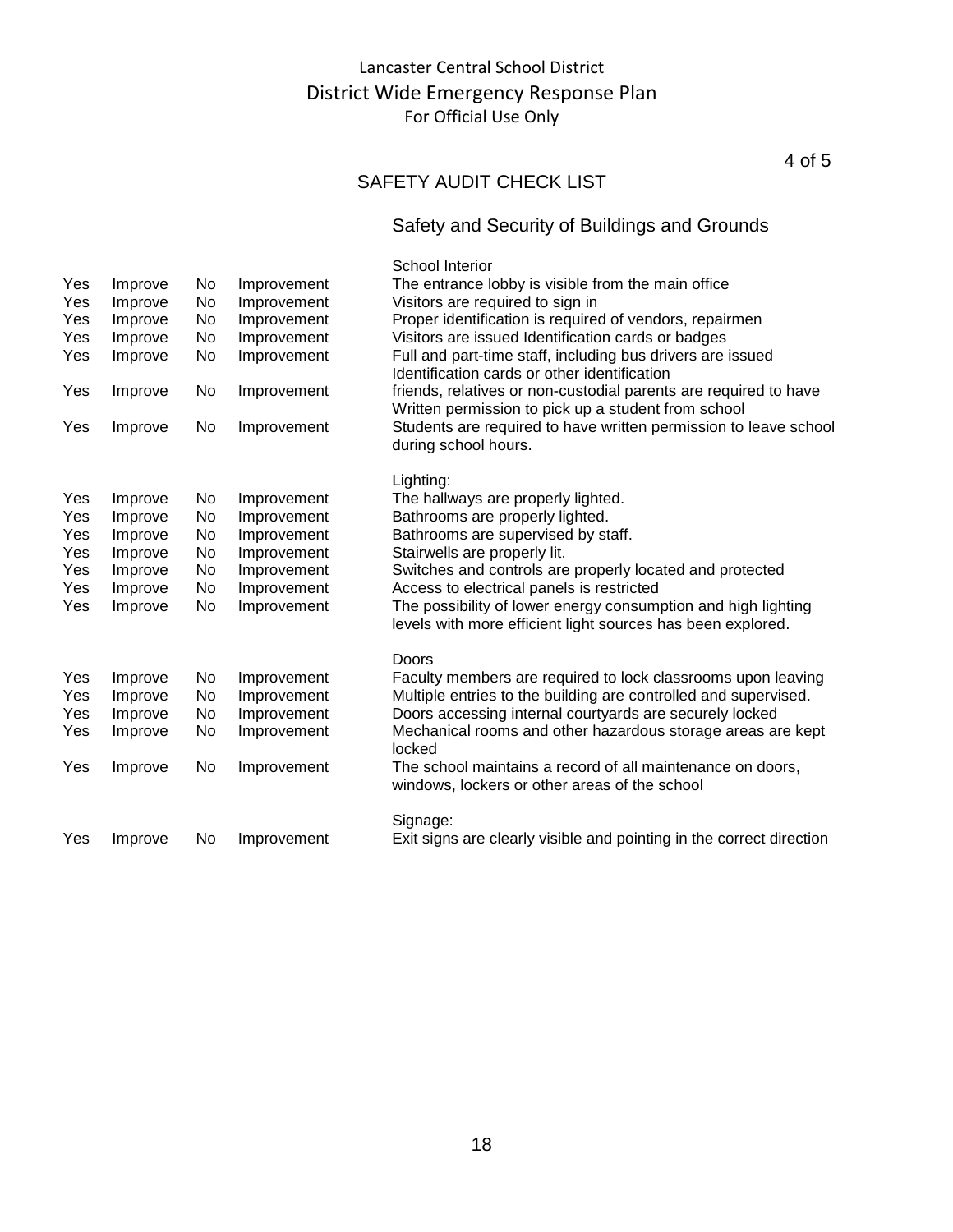Lancaster Central School District
District Wide Emergency Response Plan
For Official Use Only

## SAFETY AUDIT CHECK LIST

### Safety and Security of Buildings and Grounds

| | | | | School Interior |
|---|---|---|---|---|
| Yes | Improve | No | Improvement | The entrance lobby is visible from the main office |
| Yes | Improve | No | Improvement | Visitors are required to sign in |
| Yes | Improve | No | Improvement | Proper identification is required of vendors, repairmen |
| Yes | Improve | No | Improvement | Visitors are issued Identification cards or badges |
| Yes | Improve | No | Improvement | Full and part-time staff, including bus drivers are issued Identification cards or other identification |
| Yes | Improve | No | Improvement | friends, relatives or non-custodial parents are required to have Written permission to pick up a student from school |
| Yes | Improve | No | Improvement | Students are required to have written permission to leave school during school hours. |
| | | | | Lighting: |
| Yes | Improve | No | Improvement | The hallways are properly lighted. |
| Yes | Improve | No | Improvement | Bathrooms are properly lighted. |
| Yes | Improve | No | Improvement | Bathrooms are supervised by staff. |
| Yes | Improve | No | Improvement | Stairwells are properly lit. |
| Yes | Improve | No | Improvement | Switches and controls are properly located and protected |
| Yes | Improve | No | Improvement | Access to electrical panels is restricted |
| Yes | Improve | No | Improvement | The possibility of lower energy consumption and high lighting levels with more efficient light sources has been explored. |
| | | | | Doors |
| Yes | Improve | No | Improvement | Faculty members are required to lock classrooms upon leaving |
| Yes | Improve | No | Improvement | Multiple entries to the building are controlled and supervised. |
| Yes | Improve | No | Improvement | Doors accessing internal courtyards are securely locked |
| Yes | Improve | No | Improvement | Mechanical rooms and other hazardous storage areas are kept locked |
| Yes | Improve | No | Improvement | The school maintains a record of all maintenance on doors, windows, lockers or other areas of the school |
| | | | | Signage: |
| Yes | Improve | No | Improvement | Exit signs are clearly visible and pointing in the correct direction |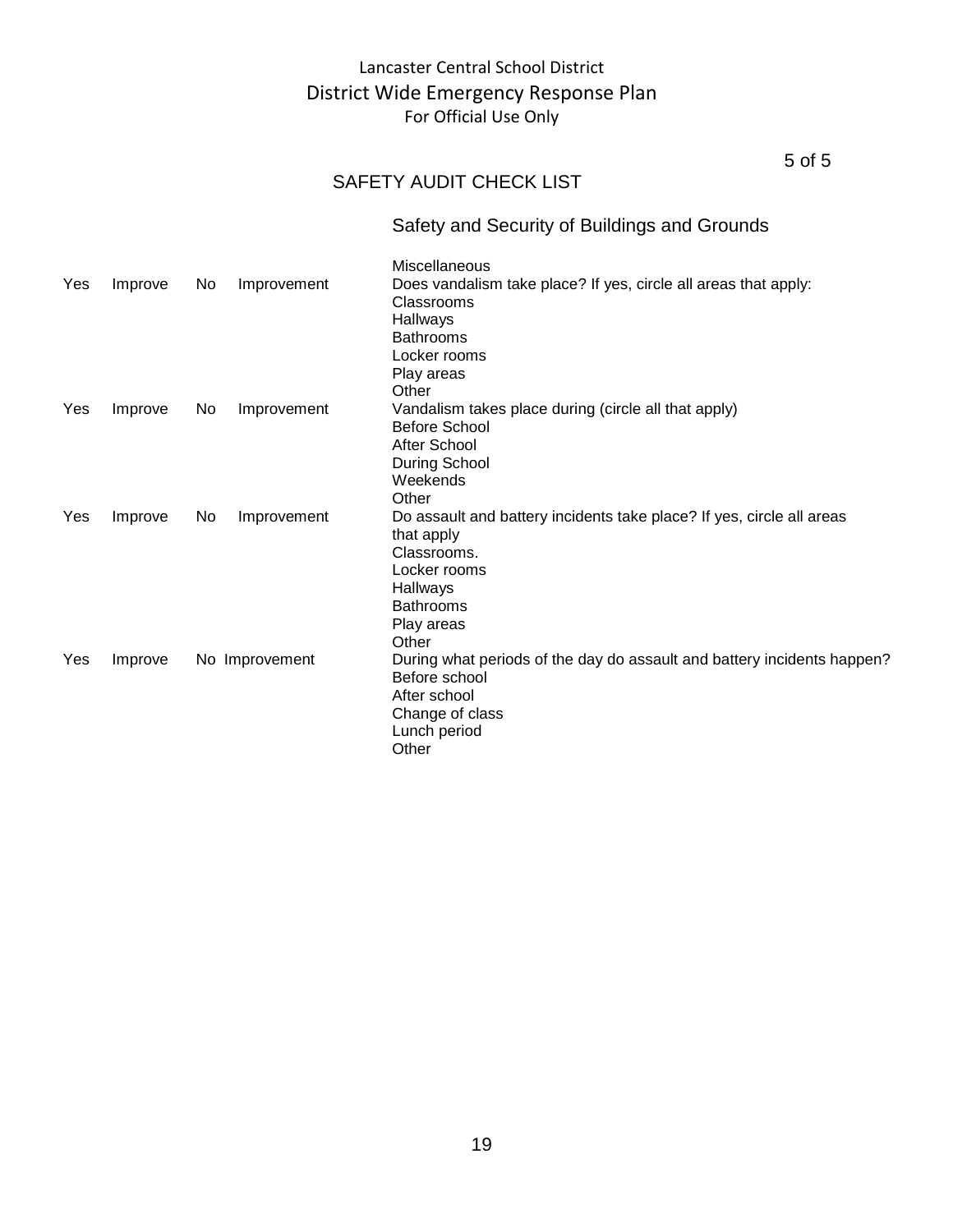Lancaster Central School District
District Wide Emergency Response Plan
For Official Use Only

## SAFETY AUDIT CHECK LIST

### Safety and Security of Buildings and Grounds

| Yes | Improve | No | Improvement | Miscellaneous |
|---|---|---|---|---|
| Yes | Improve | No | Improvement | Does vandalism take place? If yes, circle all areas that apply:<br>Classrooms<br>Hallways<br>Bathrooms<br>Locker rooms<br>Play areas<br>Other |
| Yes | Improve | No | Improvement | Vandalism takes place during (circle all that apply)<br>Before School<br>After School<br>During School<br>Weekends<br>Other |
| Yes | Improve | No | Improvement | Do assault and battery incidents take place? If yes, circle all areas that apply<br>Classrooms.<br>Locker rooms<br>Hallways<br>Bathrooms<br>Play areas<br>Other |
| Yes | Improve | No | Improvement | During what periods of the day do assault and battery incidents happen?<br>Before school<br>After school<br>Change of class<br>Lunch period<br>Other |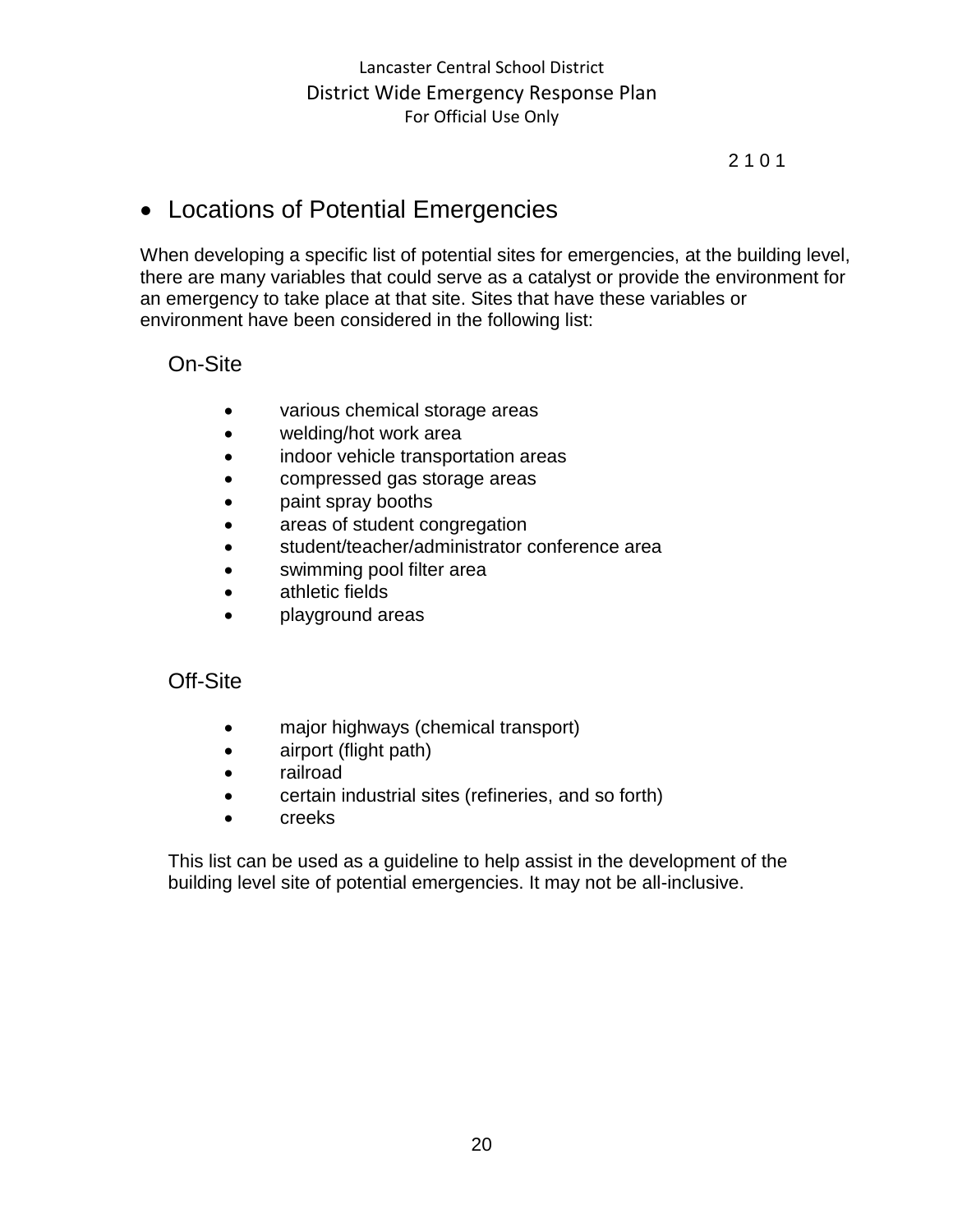2 1 0 1

## Locations of Potential Emergencies

When developing a specific list of potential sites for emergencies, at the building level, there are many variables that could serve as a catalyst or provide the environment for an emergency to take place at that site. Sites that have these variables or environment have been considered in the following list:

### On-Site

- various chemical storage areas
- welding/hot work area
- indoor vehicle transportation areas
- compressed gas storage areas
- paint spray booths
- areas of student congregation
- student/teacher/administrator conference area
- swimming pool filter area
- athletic fields
- playground areas

### Off-Site

- major highways (chemical transport)
- airport (flight path)
- railroad
- certain industrial sites (refineries, and so forth)
- creeks

This list can be used as a guideline to help assist in the development of the building level site of potential emergencies. It may not be all-inclusive.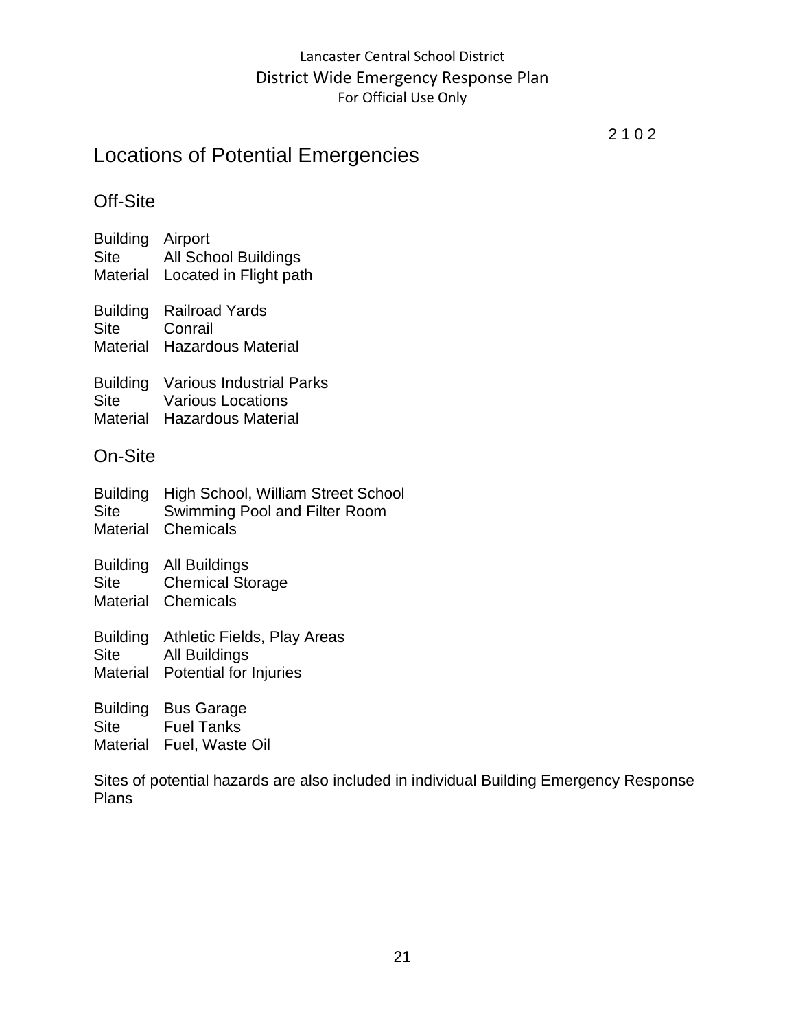2 1 0 2

# Locations of Potential Emergencies

## Off-Site

Building Airport
Site All School Buildings
Material Located in Flight path

Building Railroad Yards
Site Conrail
Material Hazardous Material

Building Various Industrial Parks
Site Various Locations
Material Hazardous Material

## On-Site

Building High School, William Street School
Site Swimming Pool and Filter Room
Material Chemicals

Building All Buildings
Site Chemical Storage
Material Chemicals

Building Athletic Fields, Play Areas
Site All Buildings
Material Potential for Injuries

Building Bus Garage
Site Fuel Tanks
Material Fuel, Waste Oil

Sites of potential hazards are also included in individual Building Emergency Response Plans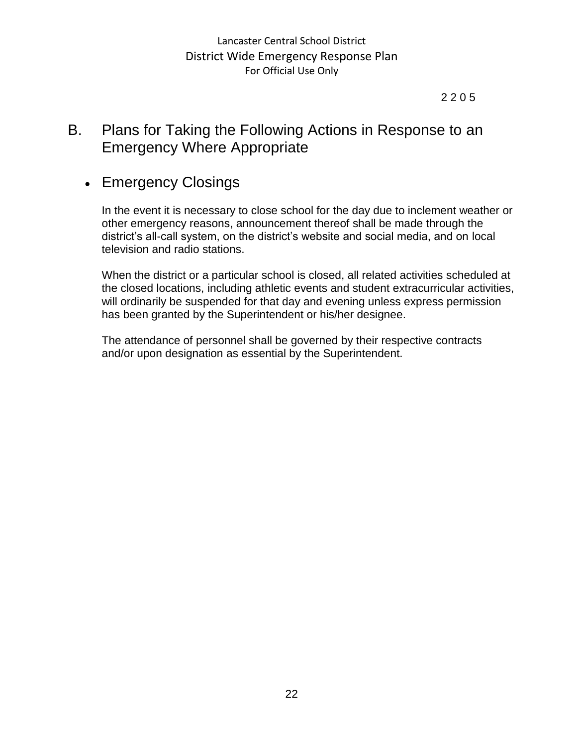2 2 0 5

## B. Plans for Taking the Following Actions in Response to an Emergency Where Appropriate

### • Emergency Closings

In the event it is necessary to close school for the day due to inclement weather or other emergency reasons, announcement thereof shall be made through the district's all-call system, on the district's website and social media, and on local television and radio stations.

When the district or a particular school is closed, all related activities scheduled at the closed locations, including athletic events and student extracurricular activities, will ordinarily be suspended for that day and evening unless express permission has been granted by the Superintendent or his/her designee.

The attendance of personnel shall be governed by their respective contracts and/or upon designation as essential by the Superintendent.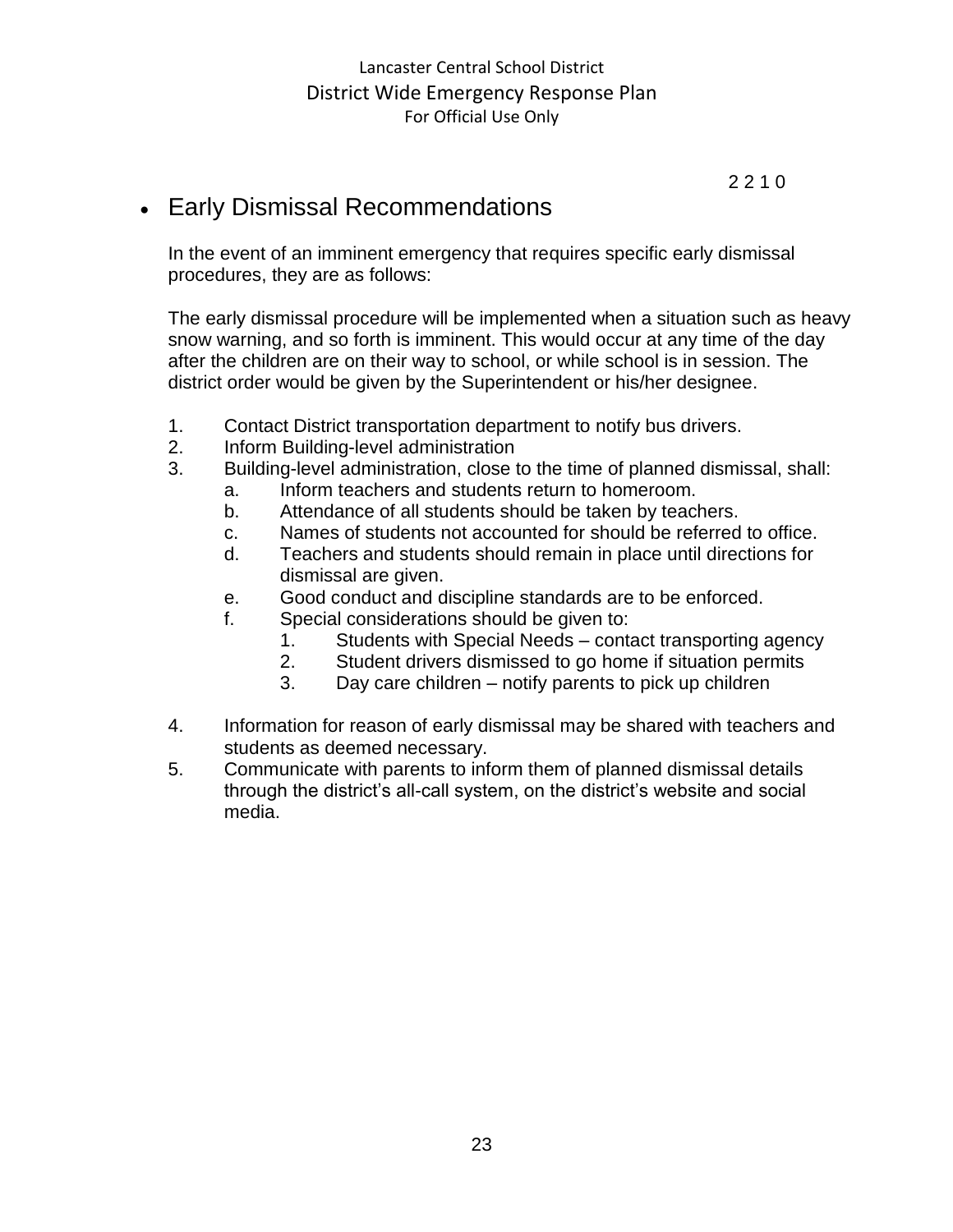2 2 1 0

## Early Dismissal Recommendations

In the event of an imminent emergency that requires specific early dismissal procedures, they are as follows:

The early dismissal procedure will be implemented when a situation such as heavy snow warning, and so forth is imminent. This would occur at any time of the day after the children are on their way to school, or while school is in session. The district order would be given by the Superintendent or his/her designee.

1. Contact District transportation department to notify bus drivers.
2. Inform Building-level administration
3. Building-level administration, close to the time of planned dismissal, shall:
   a. Inform teachers and students return to homeroom.
   b. Attendance of all students should be taken by teachers.
   c. Names of students not accounted for should be referred to office.
   d. Teachers and students should remain in place until directions for dismissal are given.
   e. Good conduct and discipline standards are to be enforced.
   f. Special considerations should be given to:
      1. Students with Special Needs – contact transporting agency
      2. Student drivers dismissed to go home if situation permits
      3. Day care children – notify parents to pick up children
4. Information for reason of early dismissal may be shared with teachers and students as deemed necessary.
5. Communicate with parents to inform them of planned dismissal details through the district's all-call system, on the district's website and social media.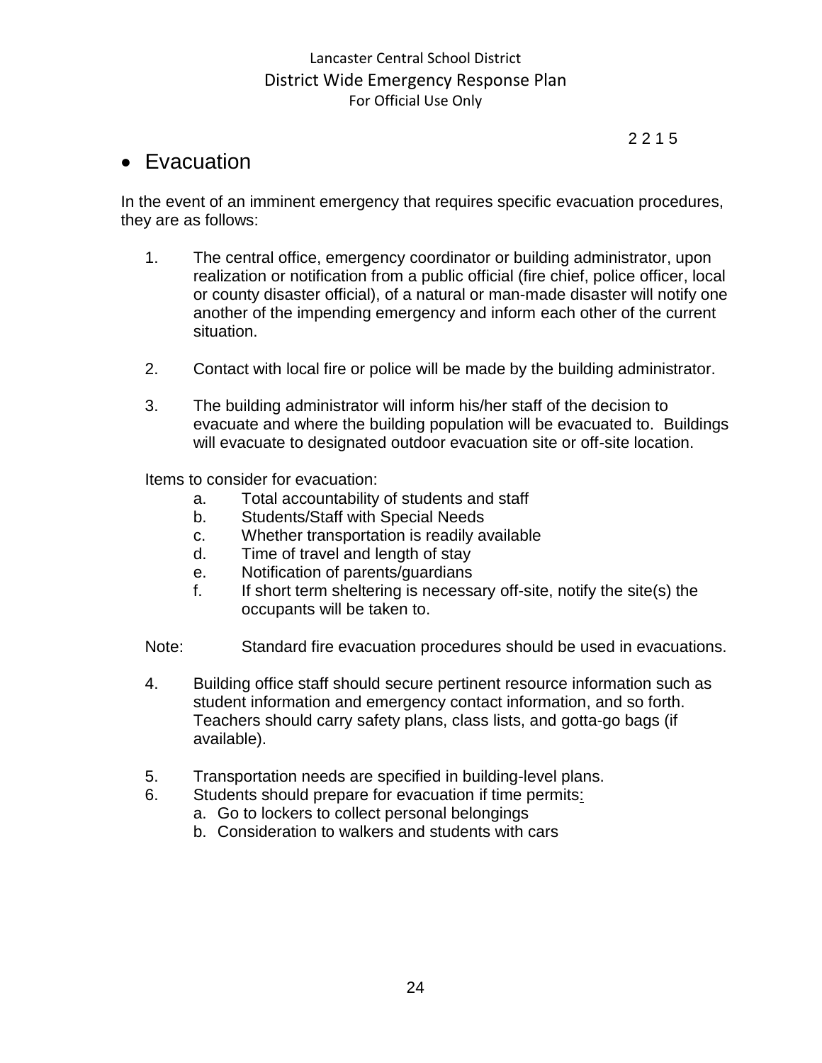2 2 1 5

- Evacuation

In the event of an imminent emergency that requires specific evacuation procedures, they are as follows:

1. The central office, emergency coordinator or building administrator, upon realization or notification from a public official (fire chief, police officer, local or county disaster official), of a natural or man-made disaster will notify one another of the impending emergency and inform each other of the current situation.

2. Contact with local fire or police will be made by the building administrator.

3. The building administrator will inform his/her staff of the decision to evacuate and where the building population will be evacuated to. Buildings will evacuate to designated outdoor evacuation site or off-site location.

   Items to consider for evacuation:

   a. Total accountability of students and staff
   b. Students/Staff with Special Needs
   c. Whether transportation is readily available
   d. Time of travel and length of stay
   e. Notification of parents/guardians
   f. If short term sheltering is necessary off-site, notify the site(s) the occupants will be taken to.

   Note: Standard fire evacuation procedures should be used in evacuations.

4. Building office staff should secure pertinent resource information such as student information and emergency contact information, and so forth. Teachers should carry safety plans, class lists, and gotta-go bags (if available).

5. Transportation needs are specified in building-level plans.
6. Students should prepare for evacuation if time permits:
   a. Go to lockers to collect personal belongings
   b. Consideration to walkers and students with cars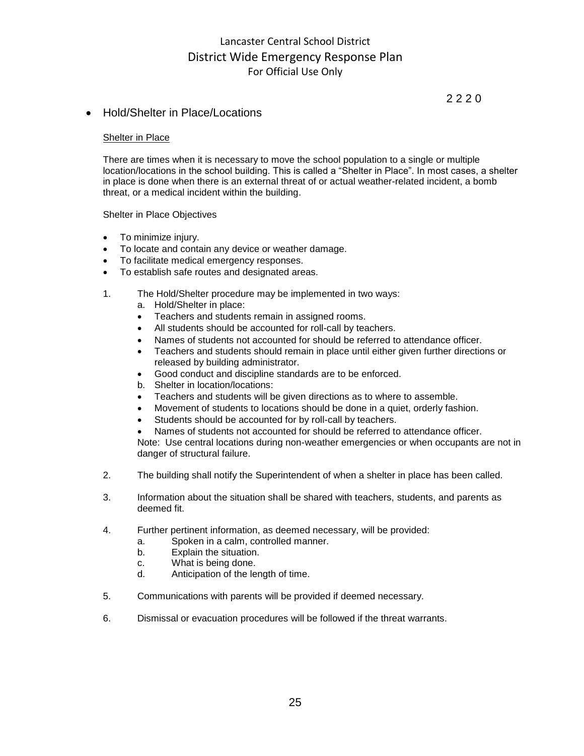2 2 2 0

- Hold/Shelter in Place/Locations

<u>Shelter in Place</u>

There are times when it is necessary to move the school population to a single or multiple location/locations in the school building. This is called a "Shelter in Place". In most cases, a shelter in place is done when there is an external threat of or actual weather-related incident, a bomb threat, or a medical incident within the building.

Shelter in Place Objectives

- To minimize injury.
- To locate and contain any device or weather damage.
- To facilitate medical emergency responses.
- To establish safe routes and designated areas.

1. The Hold/Shelter procedure may be implemented in two ways:
   a. Hold/Shelter in place:
   - Teachers and students remain in assigned rooms.
   - All students should be accounted for roll-call by teachers.
   - Names of students not accounted for should be referred to attendance officer.
   - Teachers and students should remain in place until either given further directions or released by building administrator.
   - Good conduct and discipline standards are to be enforced.

   b. Shelter in location/locations:
   - Teachers and students will be given directions as to where to assemble.
   - Movement of students to locations should be done in a quiet, orderly fashion.
   - Students should be accounted for by roll-call by teachers.
   - Names of students not accounted for should be referred to attendance officer.

   Note: Use central locations during non-weather emergencies or when occupants are not in danger of structural failure.

2. The building shall notify the Superintendent of when a shelter in place has been called.

3. Information about the situation shall be shared with teachers, students, and parents as deemed fit.

4. Further pertinent information, as deemed necessary, will be provided:
   a. Spoken in a calm, controlled manner.
   b. Explain the situation.
   c. What is being done.
   d. Anticipation of the length of time.

5. Communications with parents will be provided if deemed necessary.

6. Dismissal or evacuation procedures will be followed if the threat warrants.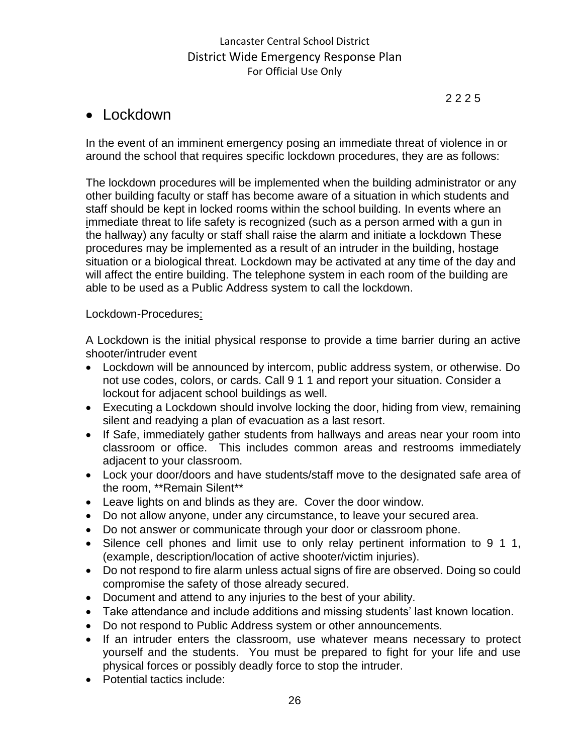2 2 2 5

- Lockdown

In the event of an imminent emergency posing an immediate threat of violence in or around the school that requires specific lockdown procedures, they are as follows:

The lockdown procedures will be implemented when the building administrator or any other building faculty or staff has become aware of a situation in which students and staff should be kept in locked rooms within the school building. In events where an immediate threat to life safety is recognized (such as a person armed with a gun in the hallway) any faculty or staff shall raise the alarm and initiate a lockdown These procedures may be implemented as a result of an intruder in the building, hostage situation or a biological threat. Lockdown may be activated at any time of the day and will affect the entire building. The telephone system in each room of the building are able to be used as a Public Address system to call the lockdown.

Lockdown-Procedures:

A Lockdown is the initial physical response to provide a time barrier during an active shooter/intruder event

- Lockdown will be announced by intercom, public address system, or otherwise. Do not use codes, colors, or cards. Call 9 1 1 and report your situation. Consider a lockout for adjacent school buildings as well.
- Executing a Lockdown should involve locking the door, hiding from view, remaining silent and readying a plan of evacuation as a last resort.
- If Safe, immediately gather students from hallways and areas near your room into classroom or office. This includes common areas and restrooms immediately adjacent to your classroom.
- Lock your door/doors and have students/staff move to the designated safe area of the room, **Remain Silent**
- Leave lights on and blinds as they are. Cover the door window.
- Do not allow anyone, under any circumstance, to leave your secured area.
- Do not answer or communicate through your door or classroom phone.
- Silence cell phones and limit use to only relay pertinent information to 9 1 1, (example, description/location of active shooter/victim injuries).
- Do not respond to fire alarm unless actual signs of fire are observed. Doing so could compromise the safety of those already secured.
- Document and attend to any injuries to the best of your ability.
- Take attendance and include additions and missing students' last known location.
- Do not respond to Public Address system or other announcements.
- If an intruder enters the classroom, use whatever means necessary to protect yourself and the students. You must be prepared to fight for your life and use physical forces or possibly deadly force to stop the intruder.
- Potential tactics include: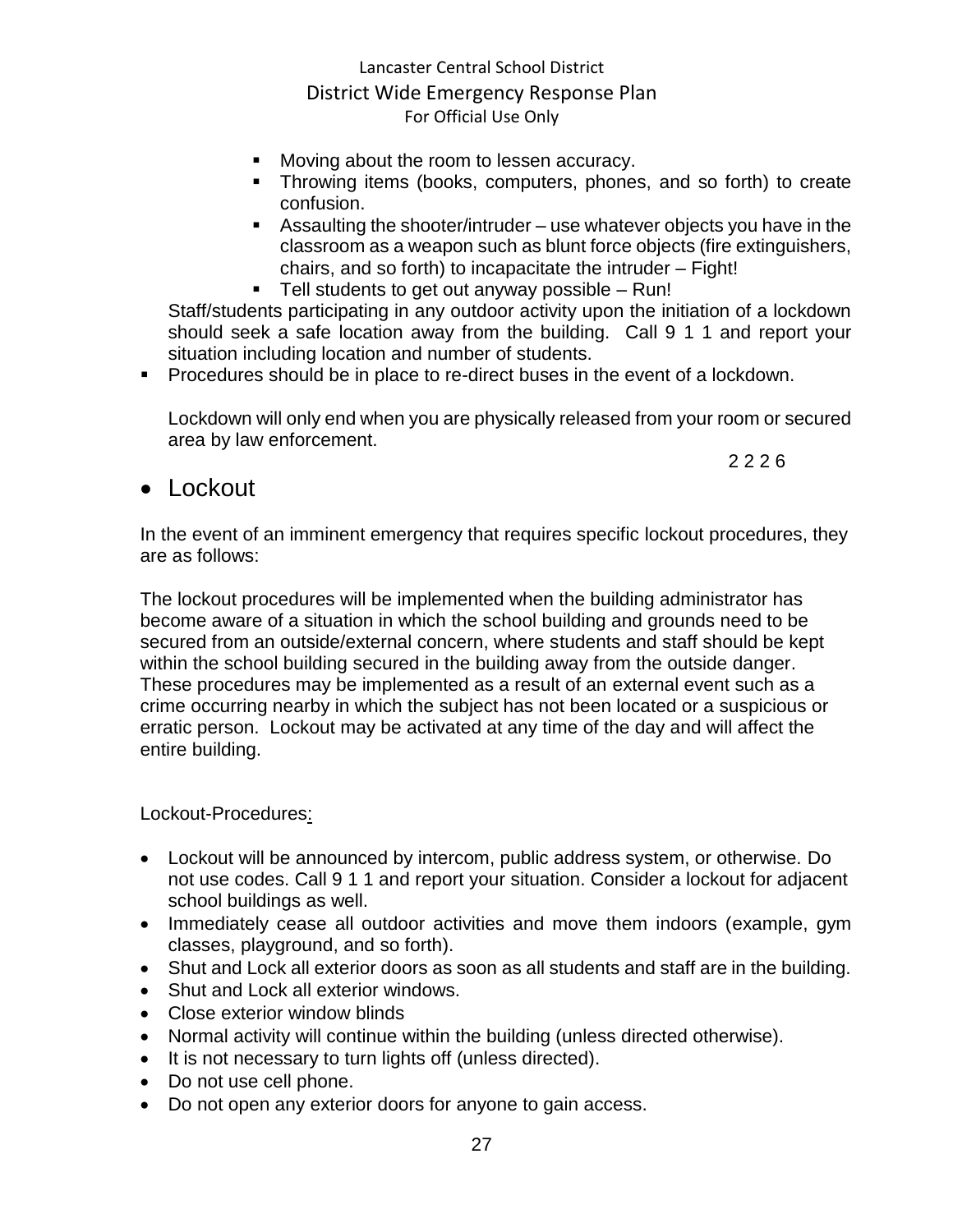- Moving about the room to lessen accuracy.
- Throwing items (books, computers, phones, and so forth) to create confusion.
- Assaulting the shooter/intruder – use whatever objects you have in the classroom as a weapon such as blunt force objects (fire extinguishers, chairs, and so forth) to incapacitate the intruder – Fight!
- Tell students to get out anyway possible – Run!

Staff/students participating in any outdoor activity upon the initiation of a lockdown should seek a safe location away from the building. Call 9 1 1 and report your situation including location and number of students.

- Procedures should be in place to re-direct buses in the event of a lockdown.

Lockdown will only end when you are physically released from your room or secured area by law enforcement.

2 2 2 6

- Lockout

In the event of an imminent emergency that requires specific lockout procedures, they are as follows:

The lockout procedures will be implemented when the building administrator has become aware of a situation in which the school building and grounds need to be secured from an outside/external concern, where students and staff should be kept within the school building secured in the building away from the outside danger. These procedures may be implemented as a result of an external event such as a crime occurring nearby in which the subject has not been located or a suspicious or erratic person. Lockout may be activated at any time of the day and will affect the entire building.

Lockout-Procedures:

- Lockout will be announced by intercom, public address system, or otherwise. Do not use codes. Call 9 1 1 and report your situation. Consider a lockout for adjacent school buildings as well.
- Immediately cease all outdoor activities and move them indoors (example, gym classes, playground, and so forth).
- Shut and Lock all exterior doors as soon as all students and staff are in the building.
- Shut and Lock all exterior windows.
- Close exterior window blinds
- Normal activity will continue within the building (unless directed otherwise).
- It is not necessary to turn lights off (unless directed).
- Do not use cell phone.
- Do not open any exterior doors for anyone to gain access.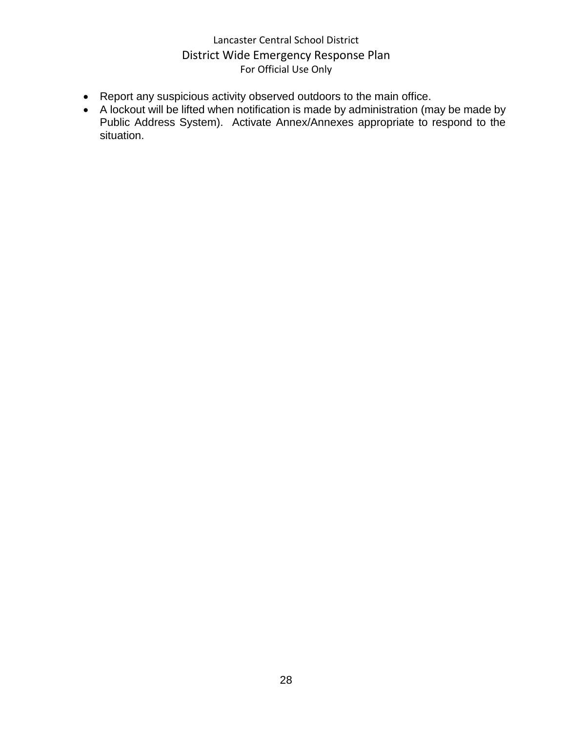- Report any suspicious activity observed outdoors to the main office.
- A lockout will be lifted when notification is made by administration (may be made by Public Address System). Activate Annex/Annexes appropriate to respond to the situation.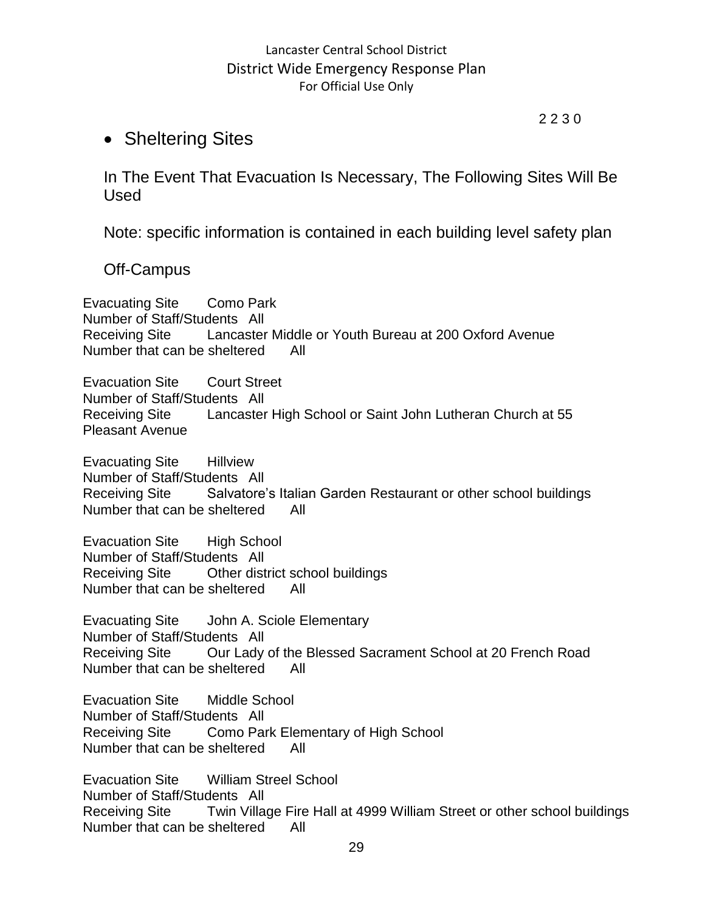2 2 3 0

- Sheltering Sites

In The Event That Evacuation Is Necessary, The Following Sites Will Be Used

Note: specific information is contained in each building level safety plan

Off-Campus

Evacuating Site Como Park
Number of Staff/Students All
Receiving Site Lancaster Middle or Youth Bureau at 200 Oxford Avenue
Number that can be sheltered All

Evacuation Site Court Street
Number of Staff/Students All
Receiving Site Lancaster High School or Saint John Lutheran Church at 55 Pleasant Avenue

Evacuating Site Hillview
Number of Staff/Students All
Receiving Site Salvatore's Italian Garden Restaurant or other school buildings
Number that can be sheltered All

Evacuation Site High School
Number of Staff/Students All
Receiving Site Other district school buildings
Number that can be sheltered All

Evacuating Site John A. Sciole Elementary
Number of Staff/Students All
Receiving Site Our Lady of the Blessed Sacrament School at 20 French Road
Number that can be sheltered All

Evacuation Site Middle School
Number of Staff/Students All
Receiving Site Como Park Elementary of High School
Number that can be sheltered All

Evacuation Site William Streel School
Number of Staff/Students All
Receiving Site Twin Village Fire Hall at 4999 William Street or other school buildings
Number that can be sheltered All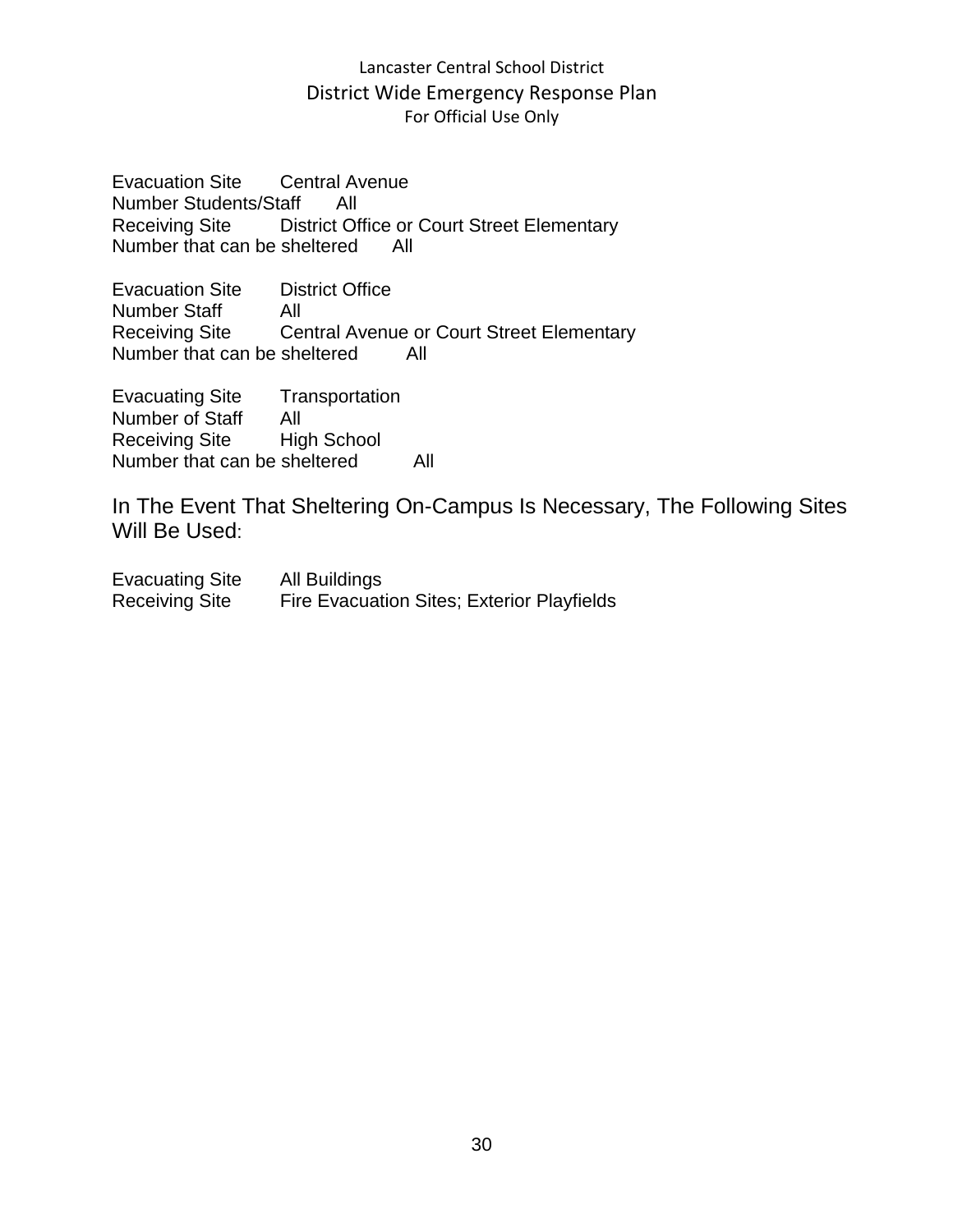Evacuation Site Central Avenue
Number Students/Staff All
Receiving Site District Office or Court Street Elementary
Number that can be sheltered All

Evacuation Site District Office
Number Staff All
Receiving Site Central Avenue or Court Street Elementary
Number that can be sheltered All

Evacuating Site Transportation
Number of Staff All
Receiving Site High School
Number that can be sheltered All

## In The Event That Sheltering On-Campus Is Necessary, The Following Sites Will Be Used:

Evacuating Site All Buildings
Receiving Site Fire Evacuation Sites; Exterior Playfields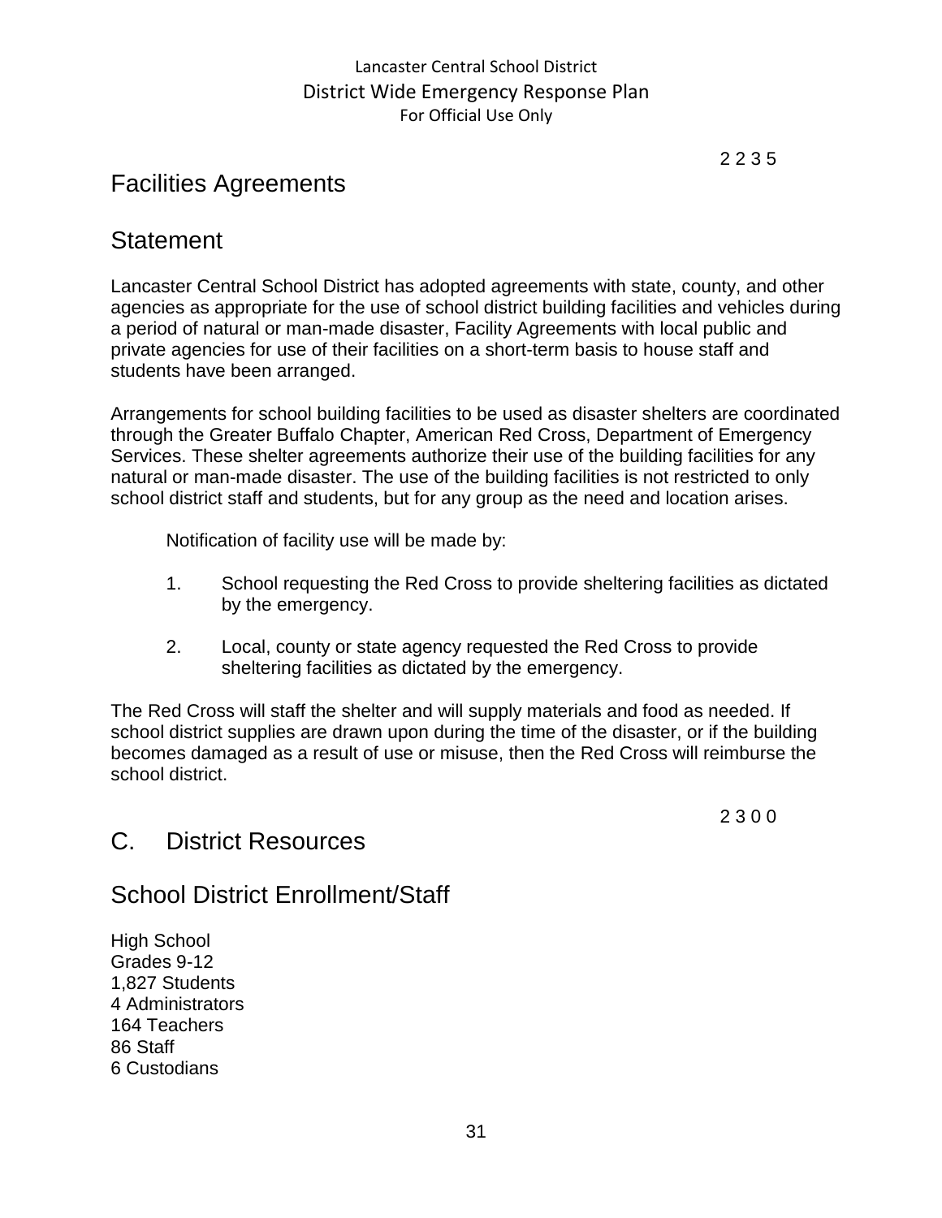2 2 3 5

## Facilities Agreements

## Statement

Lancaster Central School District has adopted agreements with state, county, and other agencies as appropriate for the use of school district building facilities and vehicles during a period of natural or man-made disaster, Facility Agreements with local public and private agencies for use of their facilities on a short-term basis to house staff and students have been arranged.

Arrangements for school building facilities to be used as disaster shelters are coordinated through the Greater Buffalo Chapter, American Red Cross, Department of Emergency Services. These shelter agreements authorize their use of the building facilities for any natural or man-made disaster. The use of the building facilities is not restricted to only school district staff and students, but for any group as the need and location arises.

Notification of facility use will be made by:

1. School requesting the Red Cross to provide sheltering facilities as dictated by the emergency.
2. Local, county or state agency requested the Red Cross to provide sheltering facilities as dictated by the emergency.

The Red Cross will staff the shelter and will supply materials and food as needed. If school district supplies are drawn upon during the time of the disaster, or if the building becomes damaged as a result of use or misuse, then the Red Cross will reimburse the school district.

2 3 0 0

## C. District Resources

## School District Enrollment/Staff

High School
Grades 9-12
1,827 Students
4 Administrators
164 Teachers
86 Staff
6 Custodians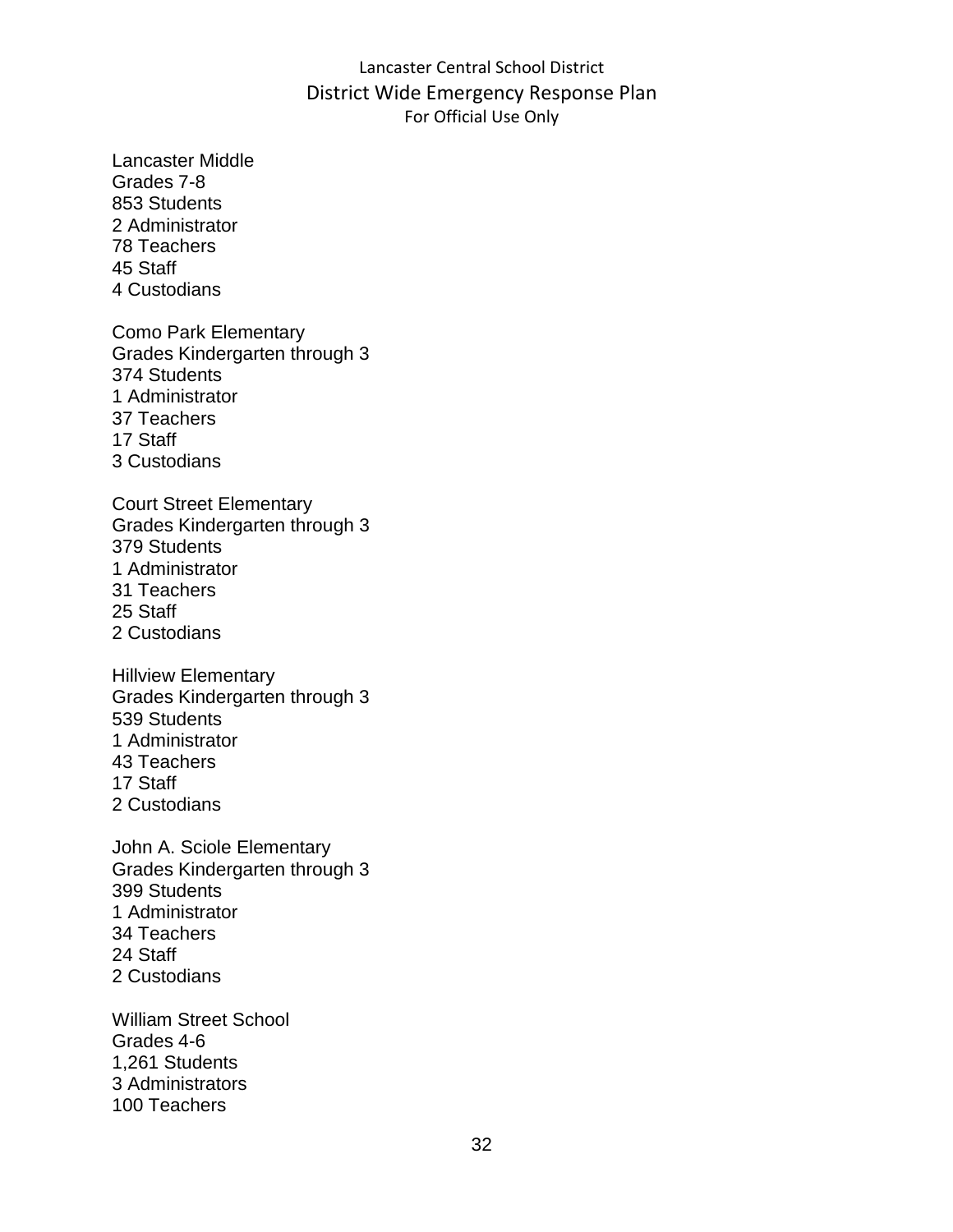Lancaster Middle
Grades 7-8
853 Students
2 Administrator
78 Teachers
45 Staff
4 Custodians

Como Park Elementary
Grades Kindergarten through 3
374 Students
1 Administrator
37 Teachers
17 Staff
3 Custodians

Court Street Elementary
Grades Kindergarten through 3
379 Students
1 Administrator
31 Teachers
25 Staff
2 Custodians

Hillview Elementary
Grades Kindergarten through 3
539 Students
1 Administrator
43 Teachers
17 Staff
2 Custodians

John A. Sciole Elementary
Grades Kindergarten through 3
399 Students
1 Administrator
34 Teachers
24 Staff
2 Custodians

William Street School
Grades 4-6
1,261 Students
3 Administrators
100 Teachers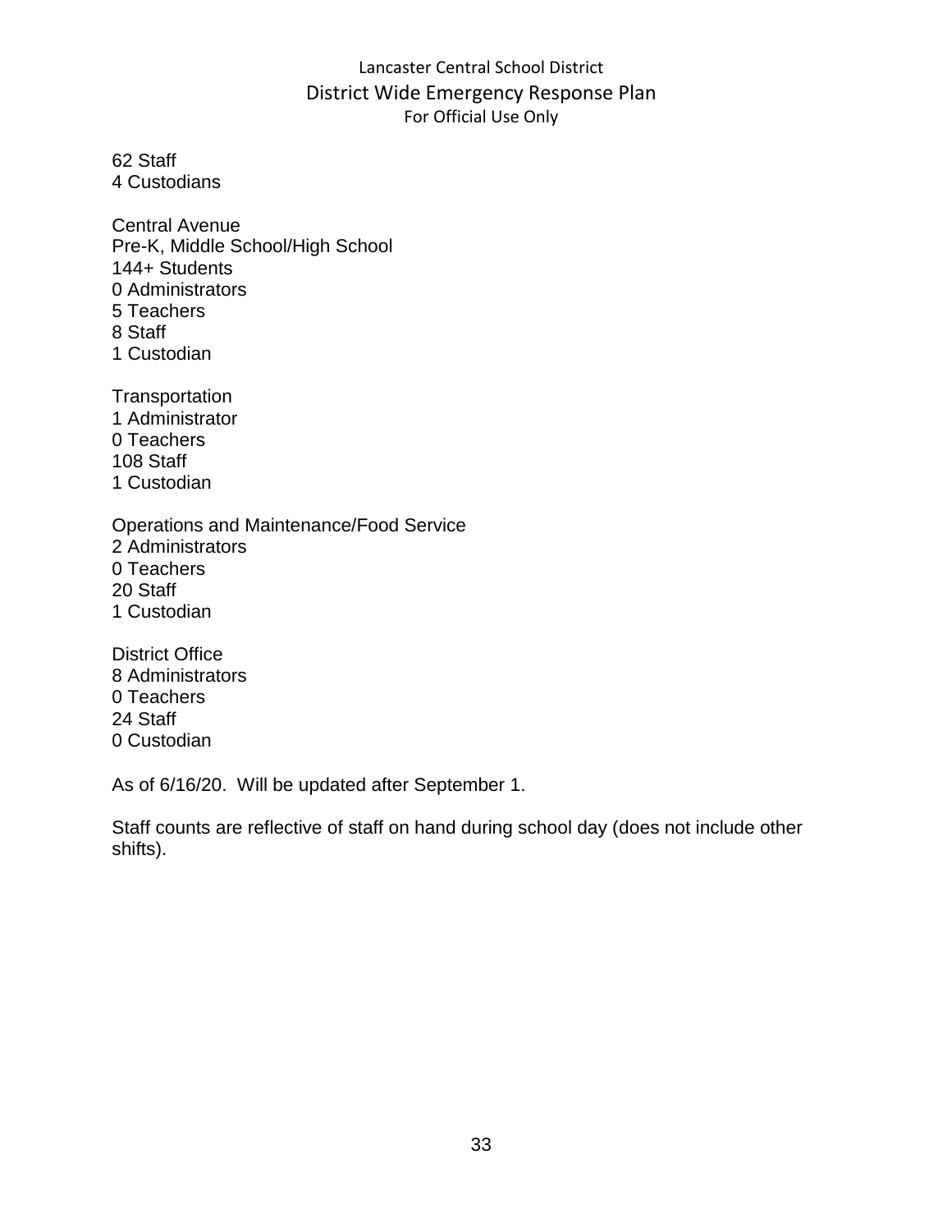62 Staff
4 Custodians

Central Avenue
Pre-K, Middle School/High School
144+ Students
0 Administrators
5 Teachers
8 Staff
1 Custodian

Transportation
1 Administrator
0 Teachers
108 Staff
1 Custodian

Operations and Maintenance/Food Service
2 Administrators
0 Teachers
20 Staff
1 Custodian

District Office
8 Administrators
0 Teachers
24 Staff
0 Custodian

As of 6/16/20. Will be updated after September 1.

Staff counts are reflective of staff on hand during school day (does not include other shifts).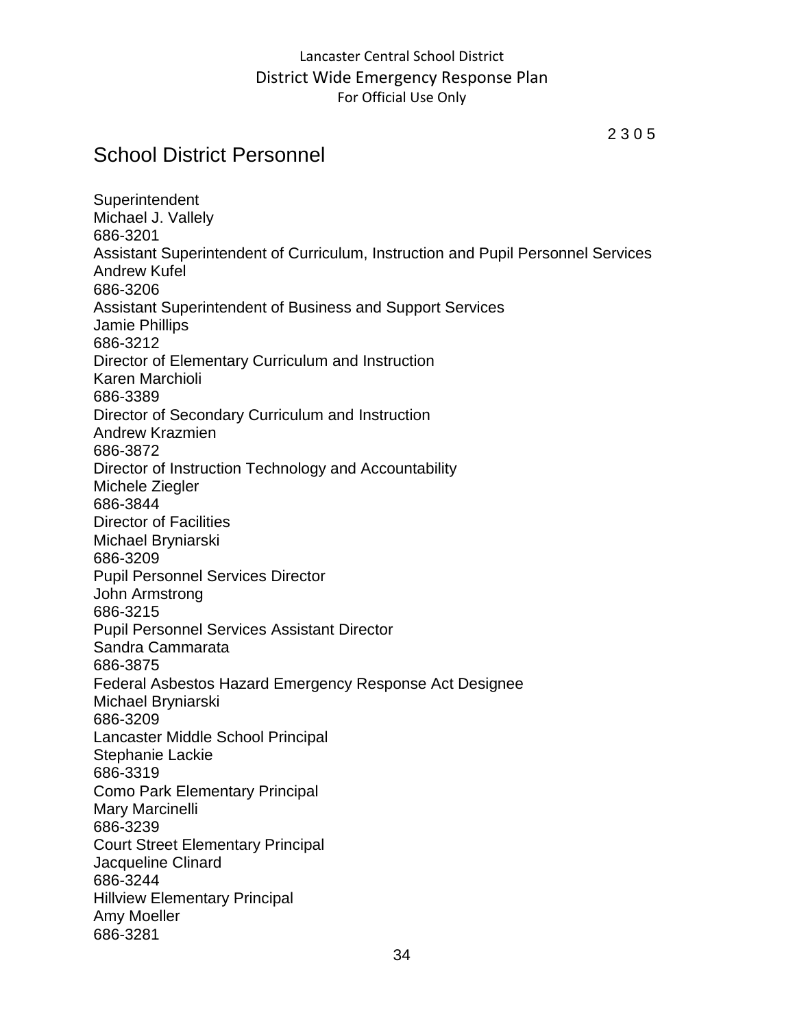2 3 0 5

# School District Personnel

Superintendent
Michael J. Vallely
686-3201
Assistant Superintendent of Curriculum, Instruction and Pupil Personnel Services
Andrew Kufel
686-3206
Assistant Superintendent of Business and Support Services
Jamie Phillips
686-3212
Director of Elementary Curriculum and Instruction
Karen Marchioli
686-3389
Director of Secondary Curriculum and Instruction
Andrew Krazmien
686-3872
Director of Instruction Technology and Accountability
Michele Ziegler
686-3844
Director of Facilities
Michael Bryniarski
686-3209
Pupil Personnel Services Director
John Armstrong
686-3215
Pupil Personnel Services Assistant Director
Sandra Cammarata
686-3875
Federal Asbestos Hazard Emergency Response Act Designee
Michael Bryniarski
686-3209
Lancaster Middle School Principal
Stephanie Lackie
686-3319
Como Park Elementary Principal
Mary Marcinelli
686-3239
Court Street Elementary Principal
Jacqueline Clinard
686-3244
Hillview Elementary Principal
Amy Moeller
686-3281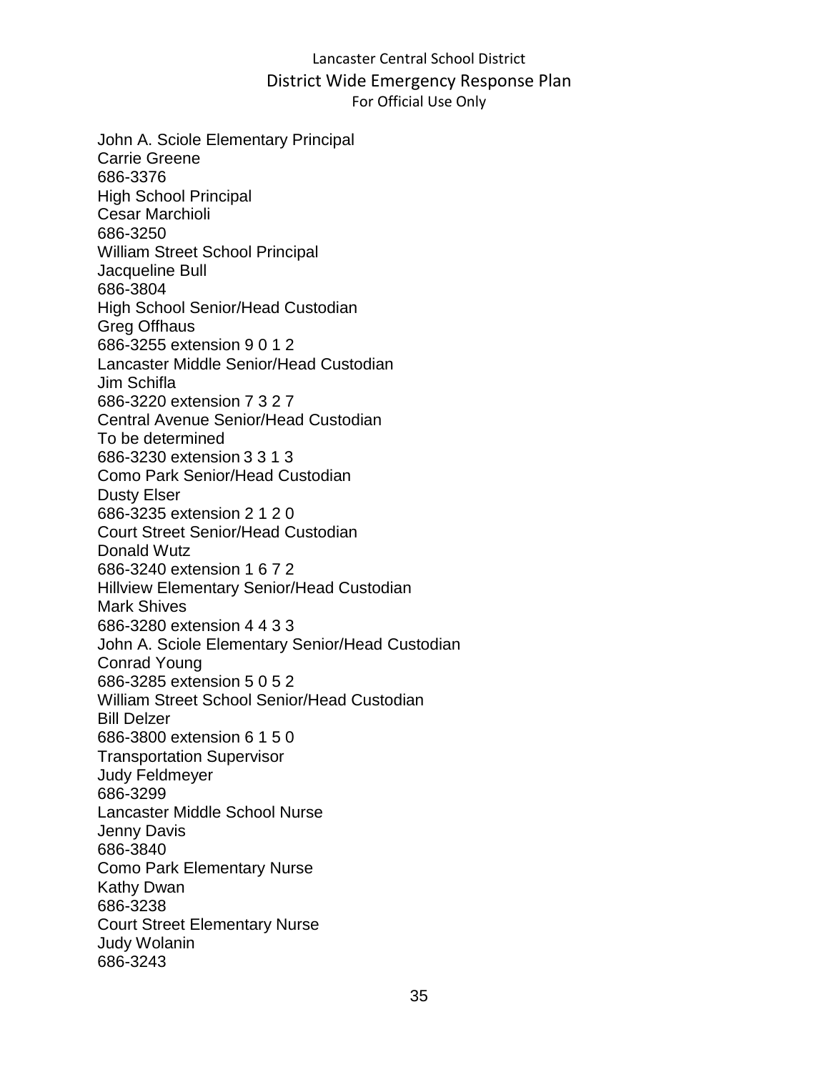John A. Sciole Elementary Principal
Carrie Greene
686-3376
High School Principal
Cesar Marchioli
686-3250
William Street School Principal
Jacqueline Bull
686-3804
High School Senior/Head Custodian
Greg Offhaus
686-3255 extension 9 0 1 2
Lancaster Middle Senior/Head Custodian
Jim Schifla
686-3220 extension 7 3 2 7
Central Avenue Senior/Head Custodian
To be determined
686-3230 extension 3 3 1 3
Como Park Senior/Head Custodian
Dusty Elser
686-3235 extension 2 1 2 0
Court Street Senior/Head Custodian
Donald Wutz
686-3240 extension 1 6 7 2
Hillview Elementary Senior/Head Custodian
Mark Shives
686-3280 extension 4 4 3 3
John A. Sciole Elementary Senior/Head Custodian
Conrad Young
686-3285 extension 5 0 5 2
William Street School Senior/Head Custodian
Bill Delzer
686-3800 extension 6 1 5 0
Transportation Supervisor
Judy Feldmeyer
686-3299
Lancaster Middle School Nurse
Jenny Davis
686-3840
Como Park Elementary Nurse
Kathy Dwan
686-3238
Court Street Elementary Nurse
Judy Wolanin
686-3243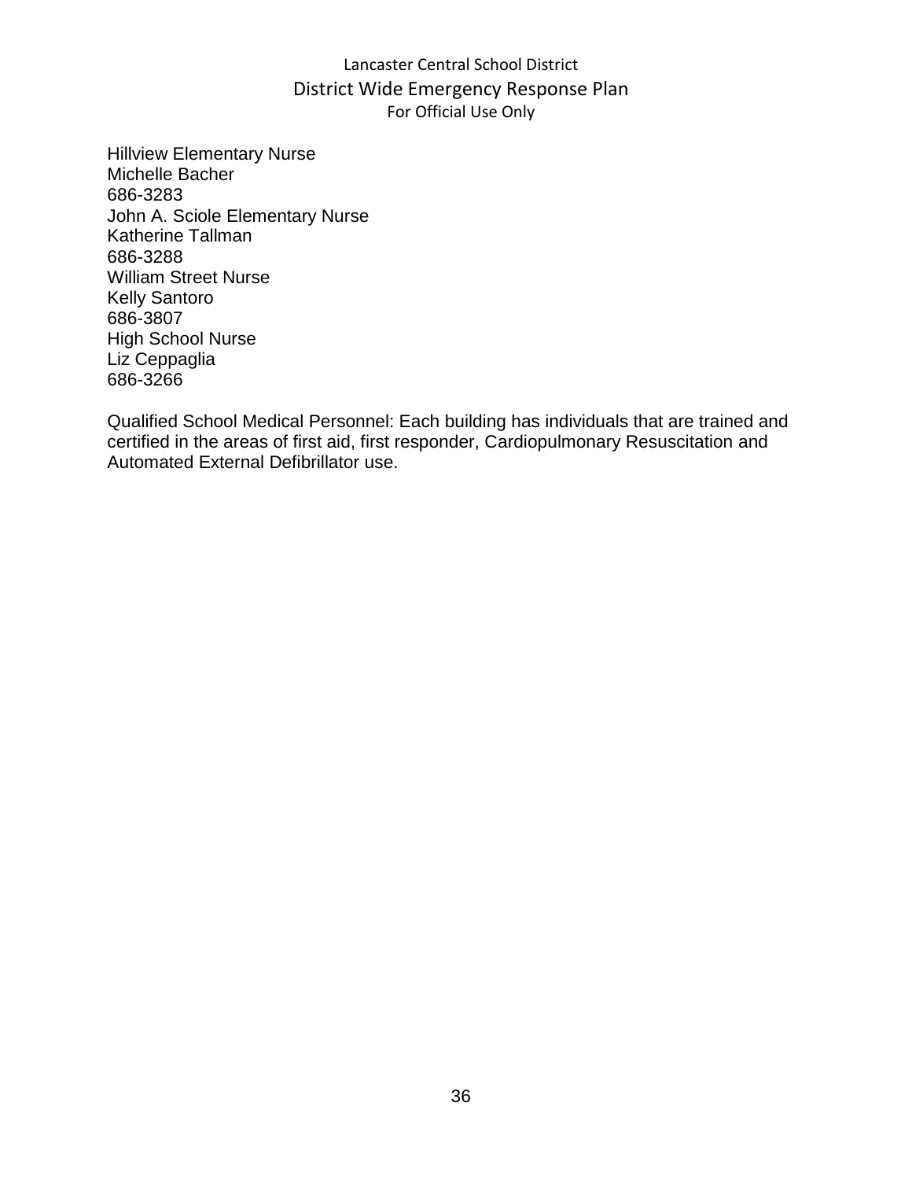Hillview Elementary Nurse
Michelle Bacher
686-3283
John A. Sciole Elementary Nurse
Katherine Tallman
686-3288
William Street Nurse
Kelly Santoro
686-3807
High School Nurse
Liz Ceppaglia
686-3266

Qualified School Medical Personnel: Each building has individuals that are trained and certified in the areas of first aid, first responder, Cardiopulmonary Resuscitation and Automated External Defibrillator use.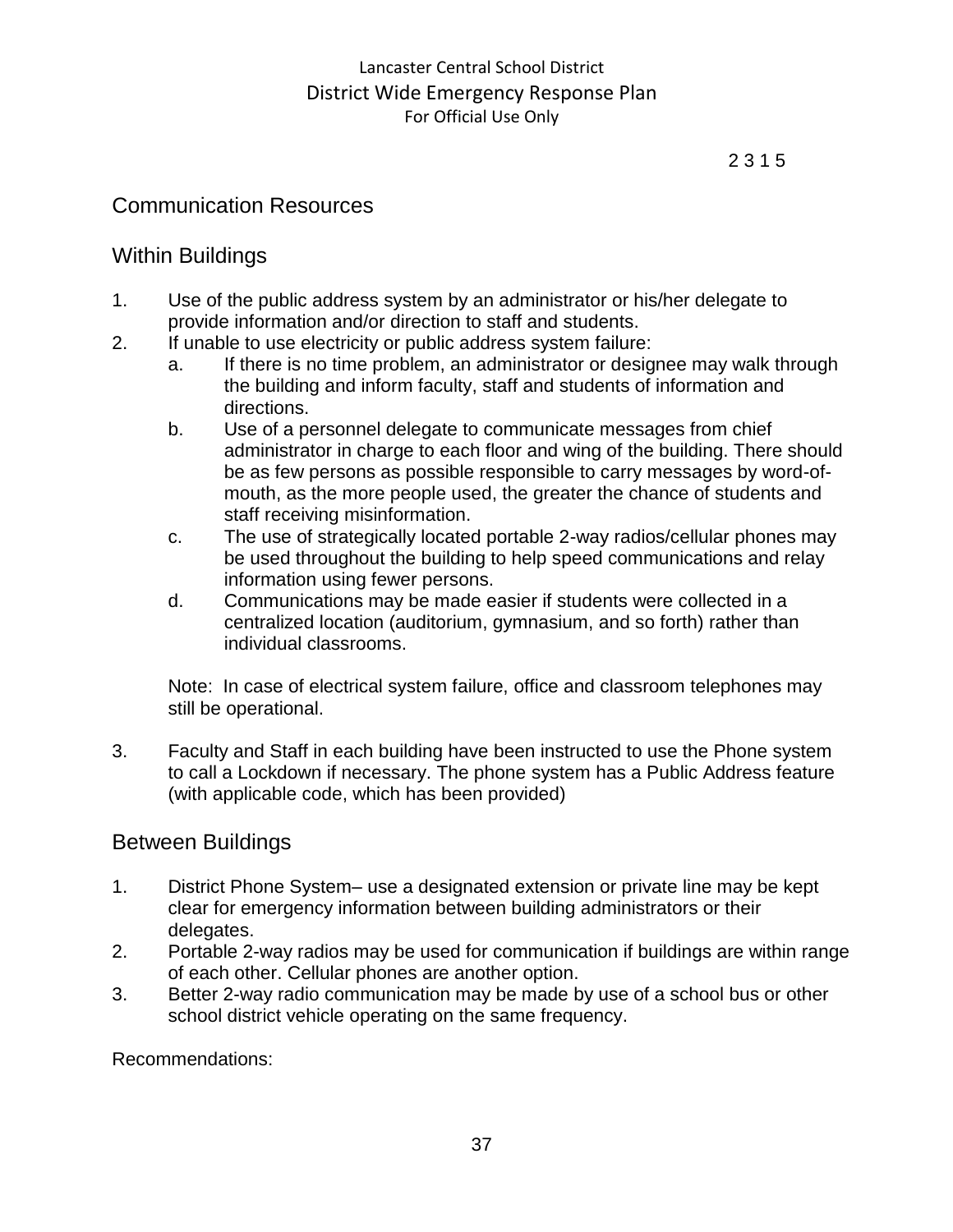2 3 1 5

## Communication Resources

## Within Buildings

1. Use of the public address system by an administrator or his/her delegate to provide information and/or direction to staff and students.
2. If unable to use electricity or public address system failure:
   a. If there is no time problem, an administrator or designee may walk through the building and inform faculty, staff and students of information and directions.
   b. Use of a personnel delegate to communicate messages from chief administrator in charge to each floor and wing of the building. There should be as few persons as possible responsible to carry messages by word-of-mouth, as the more people used, the greater the chance of students and staff receiving misinformation.
   c. The use of strategically located portable 2-way radios/cellular phones may be used throughout the building to help speed communications and relay information using fewer persons.
   d. Communications may be made easier if students were collected in a centralized location (auditorium, gymnasium, and so forth) rather than individual classrooms.

   Note: In case of electrical system failure, office and classroom telephones may still be operational.

3. Faculty and Staff in each building have been instructed to use the Phone system to call a Lockdown if necessary. The phone system has a Public Address feature (with applicable code, which has been provided)

## Between Buildings

1. District Phone System– use a designated extension or private line may be kept clear for emergency information between building administrators or their delegates.
2. Portable 2-way radios may be used for communication if buildings are within range of each other. Cellular phones are another option.
3. Better 2-way radio communication may be made by use of a school bus or other school district vehicle operating on the same frequency.

Recommendations: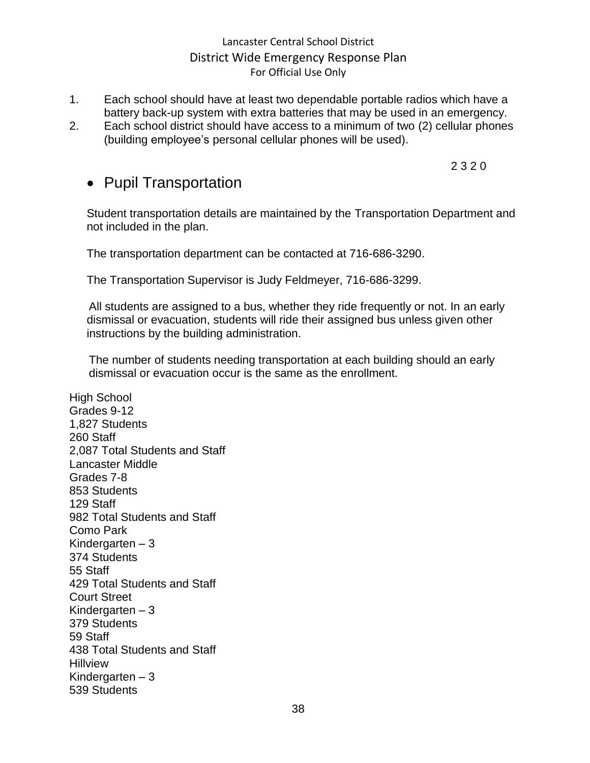1. Each school should have at least two dependable portable radios which have a battery back-up system with extra batteries that may be used in an emergency.
2. Each school district should have access to a minimum of two (2) cellular phones (building employee's personal cellular phones will be used).

2 3 2 0

- Pupil Transportation

Student transportation details are maintained by the Transportation Department and not included in the plan.

The transportation department can be contacted at 716-686-3290.

The Transportation Supervisor is Judy Feldmeyer, 716-686-3299.

All students are assigned to a bus, whether they ride frequently or not. In an early dismissal or evacuation, students will ride their assigned bus unless given other instructions by the building administration.

The number of students needing transportation at each building should an early dismissal or evacuation occur is the same as the enrollment.

High School
Grades 9-12
1,827 Students
260 Staff
2,087 Total Students and Staff
Lancaster Middle
Grades 7-8
853 Students
129 Staff
982 Total Students and Staff
Como Park
Kindergarten – 3
374 Students
55 Staff
429 Total Students and Staff
Court Street
Kindergarten – 3
379 Students
59 Staff
438 Total Students and Staff
Hillview
Kindergarten – 3
539 Students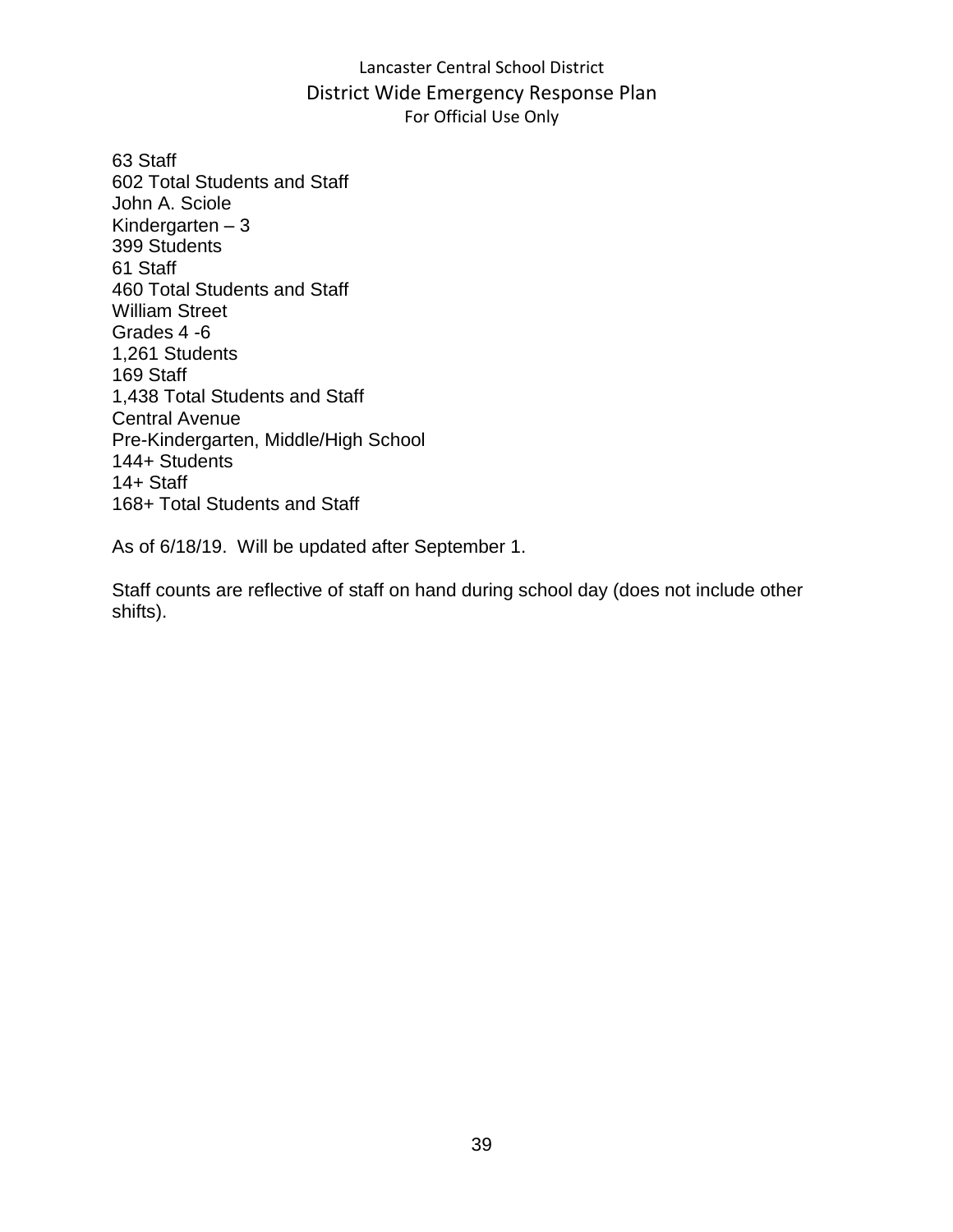63 Staff
602 Total Students and Staff
John A. Sciole
Kindergarten – 3
399 Students
61 Staff
460 Total Students and Staff
William Street
Grades 4 -6
1,261 Students
169 Staff
1,438 Total Students and Staff
Central Avenue
Pre-Kindergarten, Middle/High School
144+ Students
14+ Staff
168+ Total Students and Staff

As of 6/18/19. Will be updated after September 1.

Staff counts are reflective of staff on hand during school day (does not include other shifts).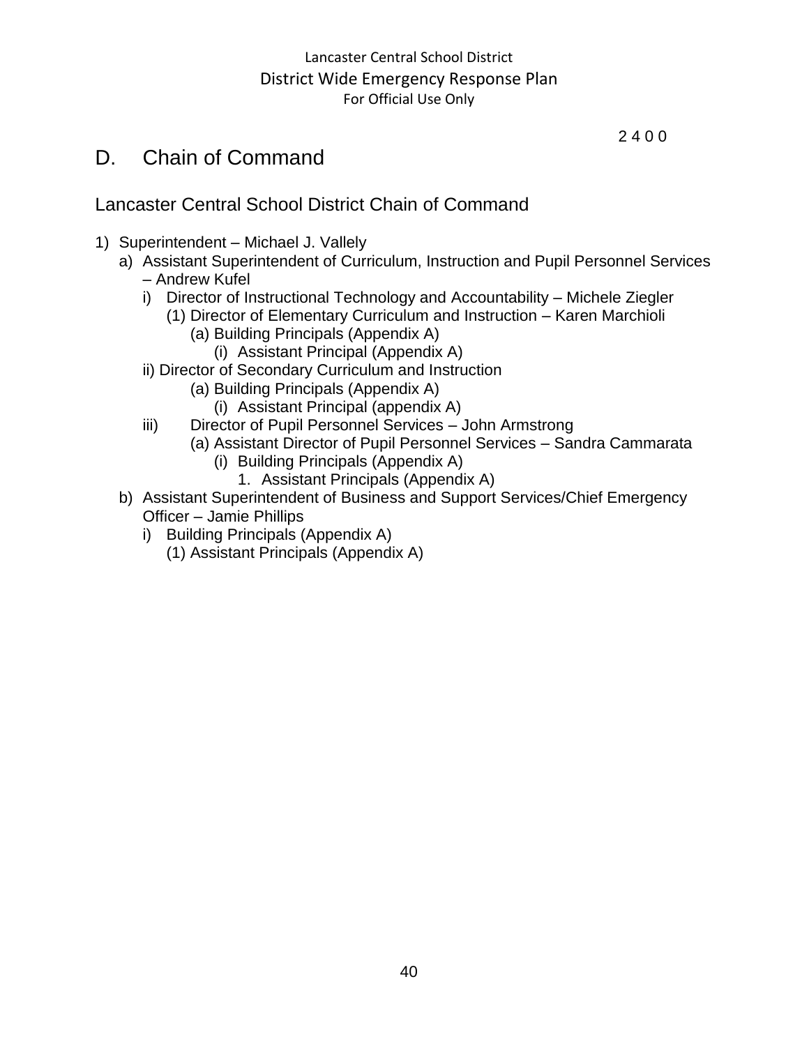2 4 0 0

## D. Chain of Command

### Lancaster Central School District Chain of Command

1) Superintendent – Michael J. Vallely
   a) Assistant Superintendent of Curriculum, Instruction and Pupil Personnel Services – Andrew Kufel
      i) Director of Instructional Technology and Accountability – Michele Ziegler
         (1) Director of Elementary Curriculum and Instruction – Karen Marchioli
            (a) Building Principals (Appendix A)
               (i) Assistant Principal (Appendix A)
      ii) Director of Secondary Curriculum and Instruction
            (a) Building Principals (Appendix A)
               (i) Assistant Principal (appendix A)
      iii) Director of Pupil Personnel Services – John Armstrong
            (a) Assistant Director of Pupil Personnel Services – Sandra Cammarata
               (i) Building Principals (Appendix A)
                  1. Assistant Principals (Appendix A)
   b) Assistant Superintendent of Business and Support Services/Chief Emergency Officer – Jamie Phillips
      i) Building Principals (Appendix A)
         (1) Assistant Principals (Appendix A)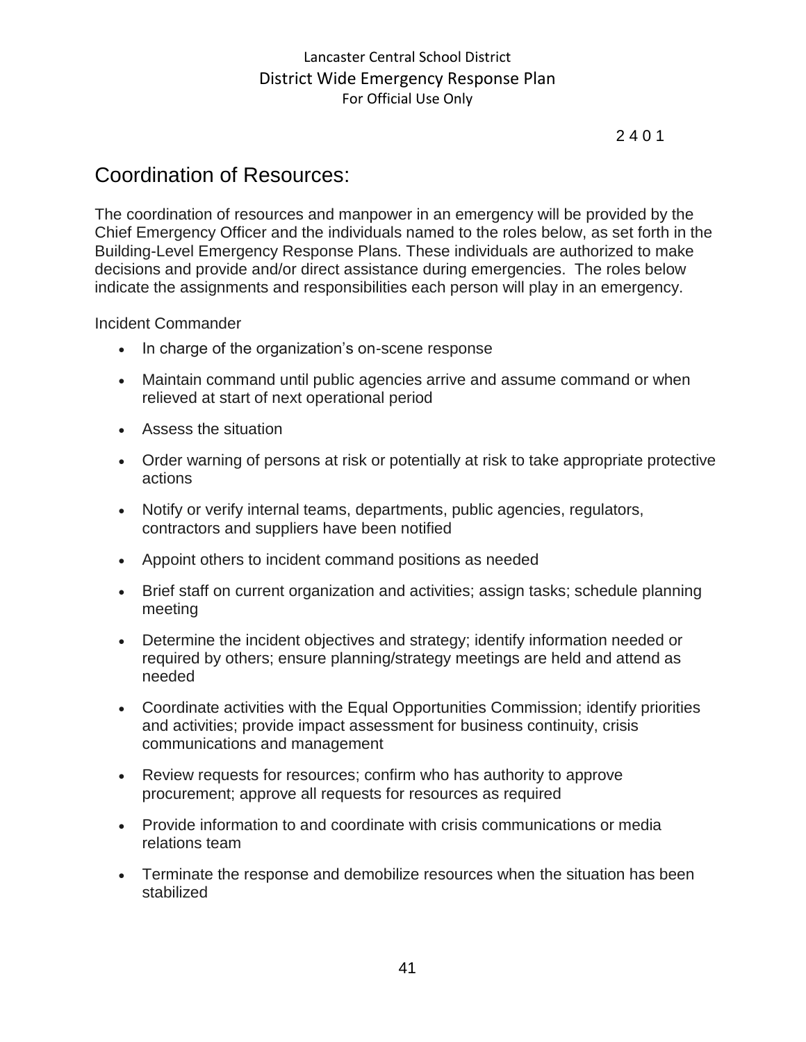2 4 0 1

## Coordination of Resources:

The coordination of resources and manpower in an emergency will be provided by the Chief Emergency Officer and the individuals named to the roles below, as set forth in the Building-Level Emergency Response Plans. These individuals are authorized to make decisions and provide and/or direct assistance during emergencies. The roles below indicate the assignments and responsibilities each person will play in an emergency.

Incident Commander

- In charge of the organization's on-scene response
- Maintain command until public agencies arrive and assume command or when relieved at start of next operational period
- Assess the situation
- Order warning of persons at risk or potentially at risk to take appropriate protective actions
- Notify or verify internal teams, departments, public agencies, regulators, contractors and suppliers have been notified
- Appoint others to incident command positions as needed
- Brief staff on current organization and activities; assign tasks; schedule planning meeting
- Determine the incident objectives and strategy; identify information needed or required by others; ensure planning/strategy meetings are held and attend as needed
- Coordinate activities with the Equal Opportunities Commission; identify priorities and activities; provide impact assessment for business continuity, crisis communications and management
- Review requests for resources; confirm who has authority to approve procurement; approve all requests for resources as required
- Provide information to and coordinate with crisis communications or media relations team
- Terminate the response and demobilize resources when the situation has been stabilized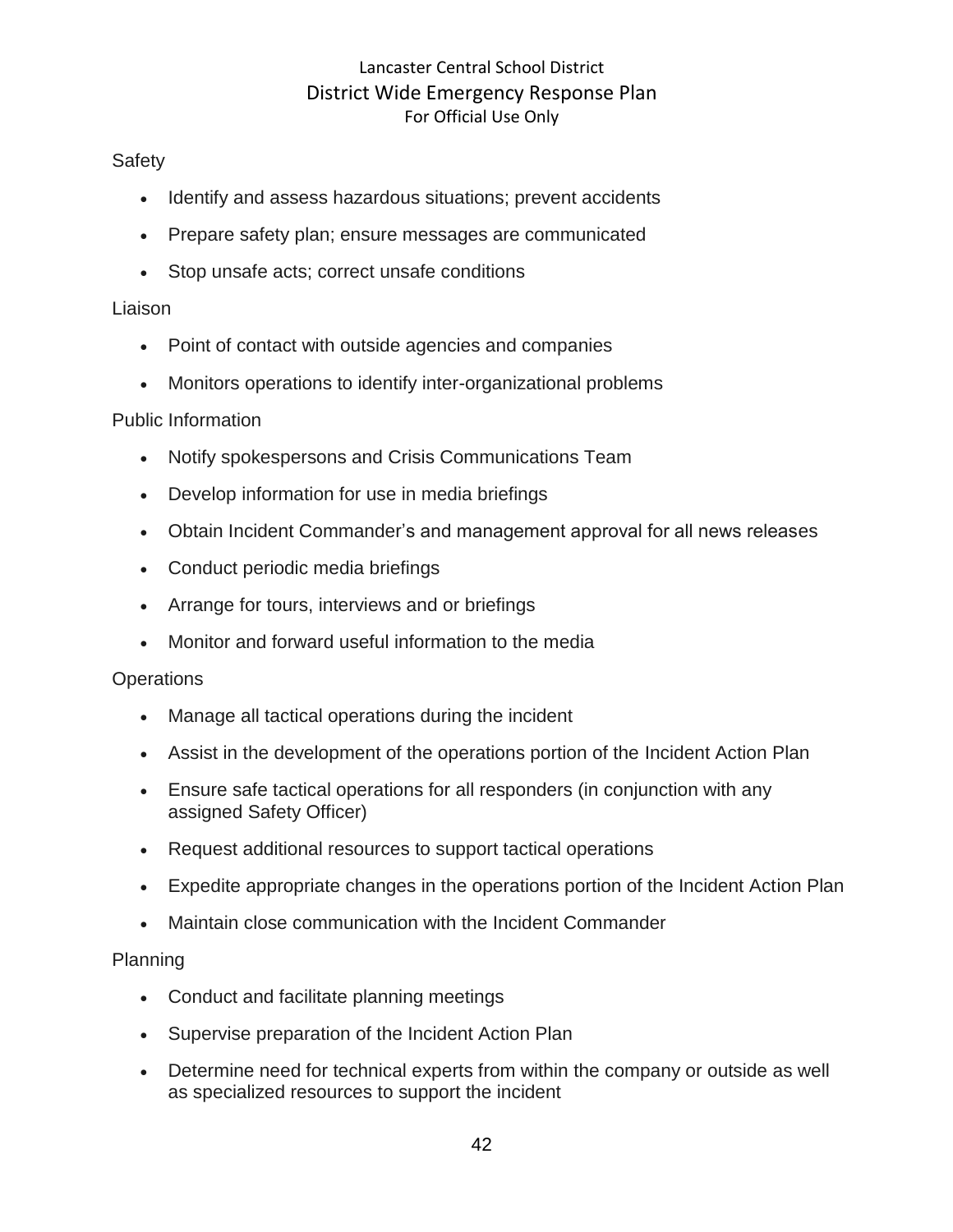Safety

- Identify and assess hazardous situations; prevent accidents
- Prepare safety plan; ensure messages are communicated
- Stop unsafe acts; correct unsafe conditions

Liaison

- Point of contact with outside agencies and companies
- Monitors operations to identify inter-organizational problems

Public Information

- Notify spokespersons and Crisis Communications Team
- Develop information for use in media briefings
- Obtain Incident Commander's and management approval for all news releases
- Conduct periodic media briefings
- Arrange for tours, interviews and or briefings
- Monitor and forward useful information to the media

Operations

- Manage all tactical operations during the incident
- Assist in the development of the operations portion of the Incident Action Plan
- Ensure safe tactical operations for all responders (in conjunction with any assigned Safety Officer)
- Request additional resources to support tactical operations
- Expedite appropriate changes in the operations portion of the Incident Action Plan
- Maintain close communication with the Incident Commander

Planning

- Conduct and facilitate planning meetings
- Supervise preparation of the Incident Action Plan
- Determine need for technical experts from within the company or outside as well as specialized resources to support the incident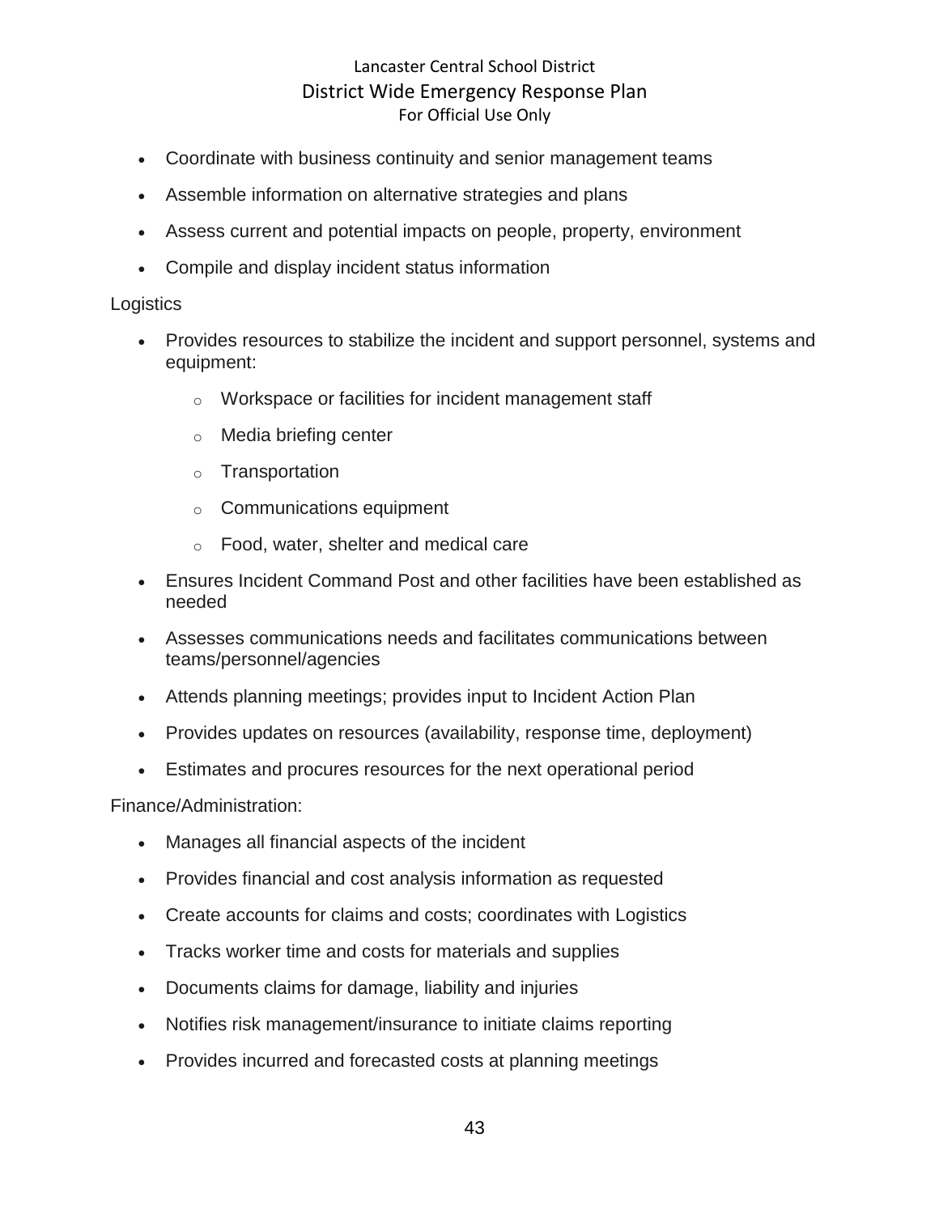- Coordinate with business continuity and senior management teams
- Assemble information on alternative strategies and plans
- Assess current and potential impacts on people, property, environment
- Compile and display incident status information

Logistics

- Provides resources to stabilize the incident and support personnel, systems and equipment:
    - Workspace or facilities for incident management staff
    - Media briefing center
    - Transportation
    - Communications equipment
    - Food, water, shelter and medical care
- Ensures Incident Command Post and other facilities have been established as needed
- Assesses communications needs and facilitates communications between teams/personnel/agencies
- Attends planning meetings; provides input to Incident Action Plan
- Provides updates on resources (availability, response time, deployment)
- Estimates and procures resources for the next operational period

Finance/Administration:

- Manages all financial aspects of the incident
- Provides financial and cost analysis information as requested
- Create accounts for claims and costs; coordinates with Logistics
- Tracks worker time and costs for materials and supplies
- Documents claims for damage, liability and injuries
- Notifies risk management/insurance to initiate claims reporting
- Provides incurred and forecasted costs at planning meetings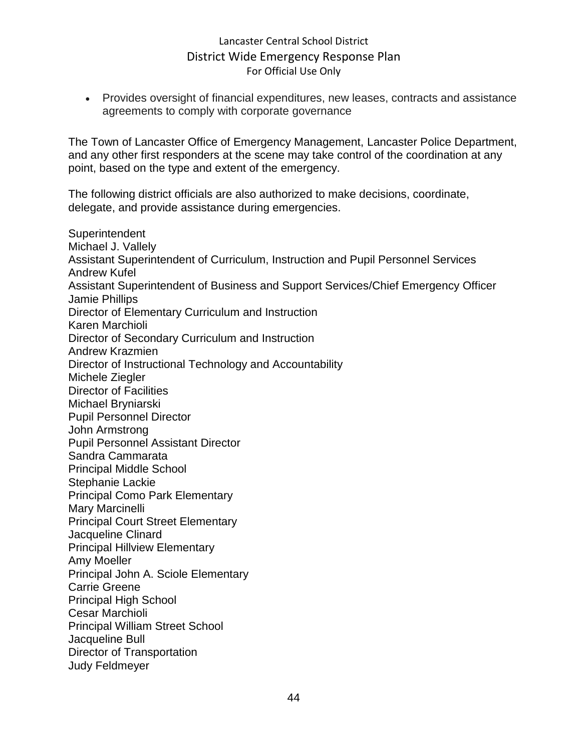- Provides oversight of financial expenditures, new leases, contracts and assistance agreements to comply with corporate governance

The Town of Lancaster Office of Emergency Management, Lancaster Police Department, and any other first responders at the scene may take control of the coordination at any point, based on the type and extent of the emergency.

The following district officials are also authorized to make decisions, coordinate, delegate, and provide assistance during emergencies.

Superintendent
Michael J. Vallely
Assistant Superintendent of Curriculum, Instruction and Pupil Personnel Services
Andrew Kufel
Assistant Superintendent of Business and Support Services/Chief Emergency Officer
Jamie Phillips
Director of Elementary Curriculum and Instruction
Karen Marchioli
Director of Secondary Curriculum and Instruction
Andrew Krazmien
Director of Instructional Technology and Accountability
Michele Ziegler
Director of Facilities
Michael Bryniarski
Pupil Personnel Director
John Armstrong
Pupil Personnel Assistant Director
Sandra Cammarata
Principal Middle School
Stephanie Lackie
Principal Como Park Elementary
Mary Marcinelli
Principal Court Street Elementary
Jacqueline Clinard
Principal Hillview Elementary
Amy Moeller
Principal John A. Sciole Elementary
Carrie Greene
Principal High School
Cesar Marchioli
Principal William Street School
Jacqueline Bull
Director of Transportation
Judy Feldmeyer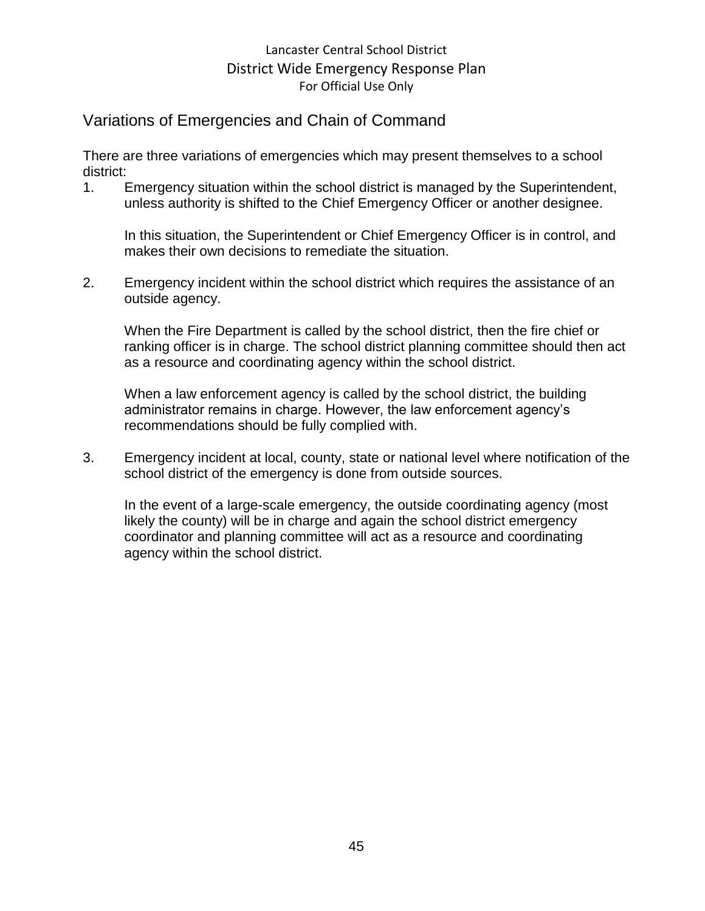## Variations of Emergencies and Chain of Command

There are three variations of emergencies which may present themselves to a school district:

1. Emergency situation within the school district is managed by the Superintendent, unless authority is shifted to the Chief Emergency Officer or another designee.

   In this situation, the Superintendent or Chief Emergency Officer is in control, and makes their own decisions to remediate the situation.

2. Emergency incident within the school district which requires the assistance of an outside agency.

   When the Fire Department is called by the school district, then the fire chief or ranking officer is in charge. The school district planning committee should then act as a resource and coordinating agency within the school district.

   When a law enforcement agency is called by the school district, the building administrator remains in charge. However, the law enforcement agency's recommendations should be fully complied with.

3. Emergency incident at local, county, state or national level where notification of the school district of the emergency is done from outside sources.

   In the event of a large-scale emergency, the outside coordinating agency (most likely the county) will be in charge and again the school district emergency coordinator and planning committee will act as a resource and coordinating agency within the school district.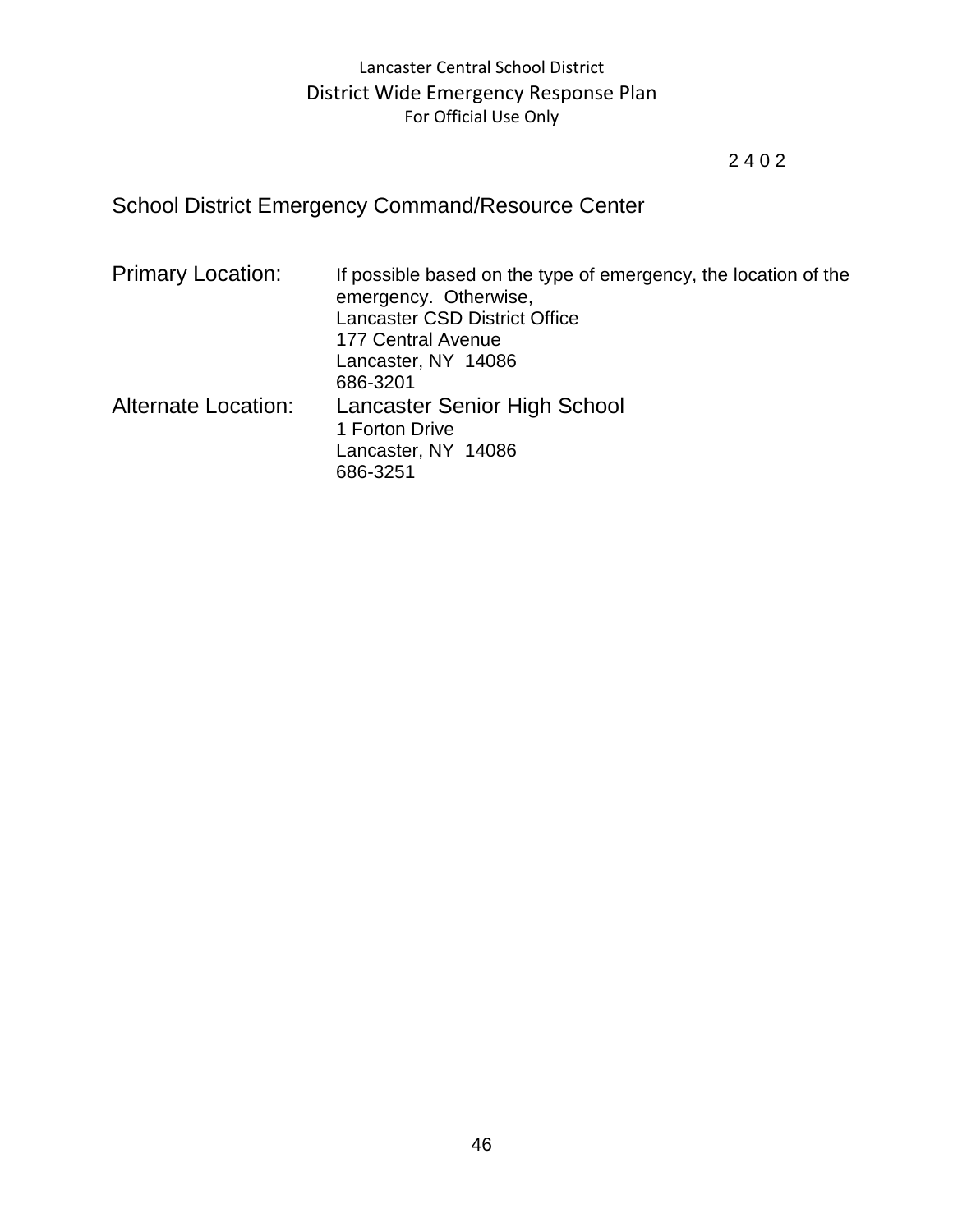2 4 0 2

## School District Emergency Command/Resource Center

**Primary Location:** If possible based on the type of emergency, the location of the emergency. Otherwise,
Lancaster CSD District Office
177 Central Avenue
Lancaster, NY 14086
686-3201

**Alternate Location:** Lancaster Senior High School
1 Forton Drive
Lancaster, NY 14086
686-3251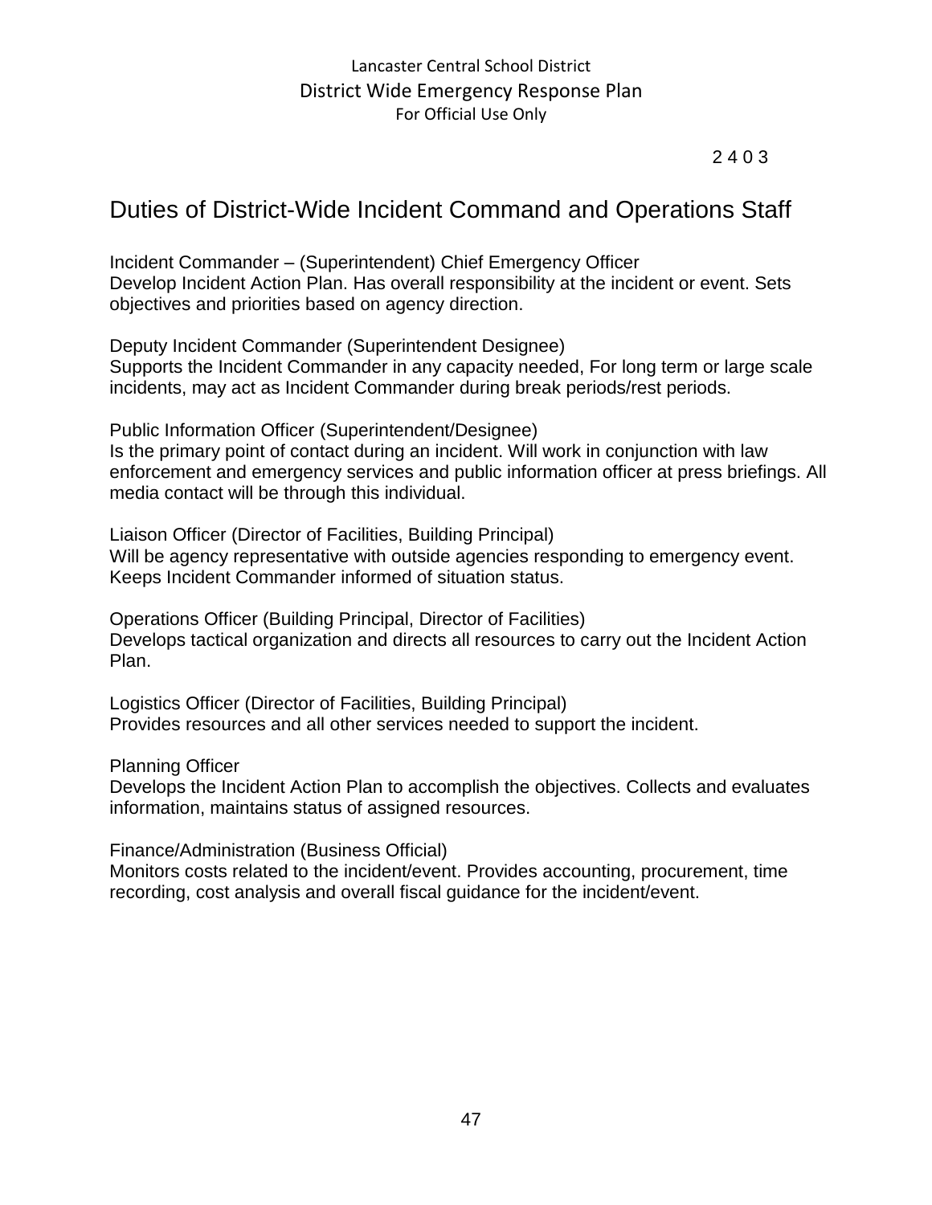2 4 0 3

# Duties of District-Wide Incident Command and Operations Staff

Incident Commander – (Superintendent) Chief Emergency Officer
Develop Incident Action Plan. Has overall responsibility at the incident or event. Sets objectives and priorities based on agency direction.

Deputy Incident Commander (Superintendent Designee)
Supports the Incident Commander in any capacity needed, For long term or large scale incidents, may act as Incident Commander during break periods/rest periods.

Public Information Officer (Superintendent/Designee)
Is the primary point of contact during an incident. Will work in conjunction with law enforcement and emergency services and public information officer at press briefings. All media contact will be through this individual.

Liaison Officer (Director of Facilities, Building Principal)
Will be agency representative with outside agencies responding to emergency event. Keeps Incident Commander informed of situation status.

Operations Officer (Building Principal, Director of Facilities)
Develops tactical organization and directs all resources to carry out the Incident Action Plan.

Logistics Officer (Director of Facilities, Building Principal)
Provides resources and all other services needed to support the incident.

Planning Officer
Develops the Incident Action Plan to accomplish the objectives. Collects and evaluates information, maintains status of assigned resources.

Finance/Administration (Business Official)
Monitors costs related to the incident/event. Provides accounting, procurement, time recording, cost analysis and overall fiscal guidance for the incident/event.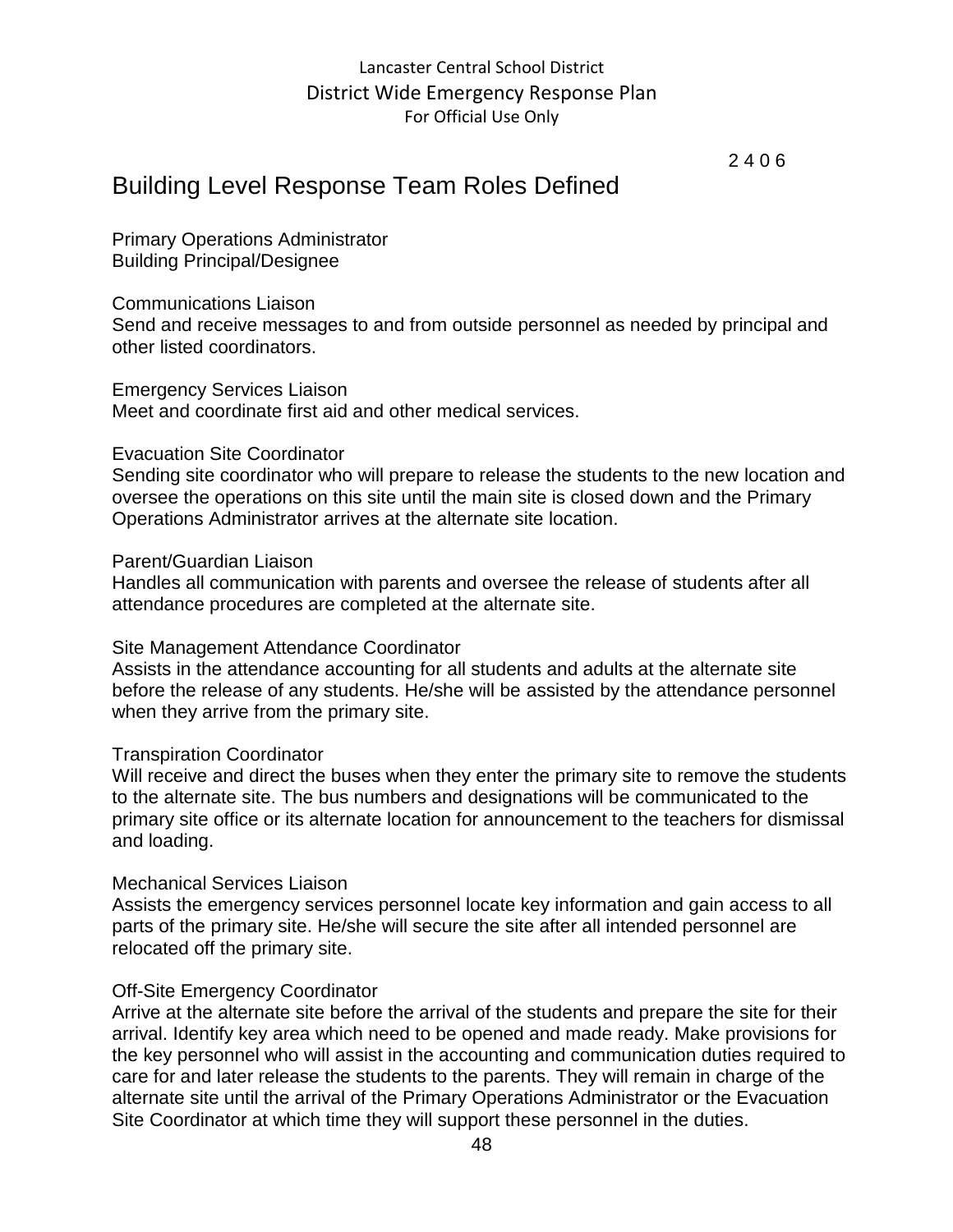2 4 0 6

# Building Level Response Team Roles Defined

Primary Operations Administrator
Building Principal/Designee

Communications Liaison
Send and receive messages to and from outside personnel as needed by principal and other listed coordinators.

Emergency Services Liaison
Meet and coordinate first aid and other medical services.

Evacuation Site Coordinator
Sending site coordinator who will prepare to release the students to the new location and oversee the operations on this site until the main site is closed down and the Primary Operations Administrator arrives at the alternate site location.

Parent/Guardian Liaison
Handles all communication with parents and oversee the release of students after all attendance procedures are completed at the alternate site.

Site Management Attendance Coordinator
Assists in the attendance accounting for all students and adults at the alternate site before the release of any students. He/she will be assisted by the attendance personnel when they arrive from the primary site.

Transpiration Coordinator
Will receive and direct the buses when they enter the primary site to remove the students to the alternate site. The bus numbers and designations will be communicated to the primary site office or its alternate location for announcement to the teachers for dismissal and loading.

Mechanical Services Liaison
Assists the emergency services personnel locate key information and gain access to all parts of the primary site. He/she will secure the site after all intended personnel are relocated off the primary site.

Off-Site Emergency Coordinator
Arrive at the alternate site before the arrival of the students and prepare the site for their arrival. Identify key area which need to be opened and made ready. Make provisions for the key personnel who will assist in the accounting and communication duties required to care for and later release the students to the parents. They will remain in charge of the alternate site until the arrival of the Primary Operations Administrator or the Evacuation Site Coordinator at which time they will support these personnel in the duties.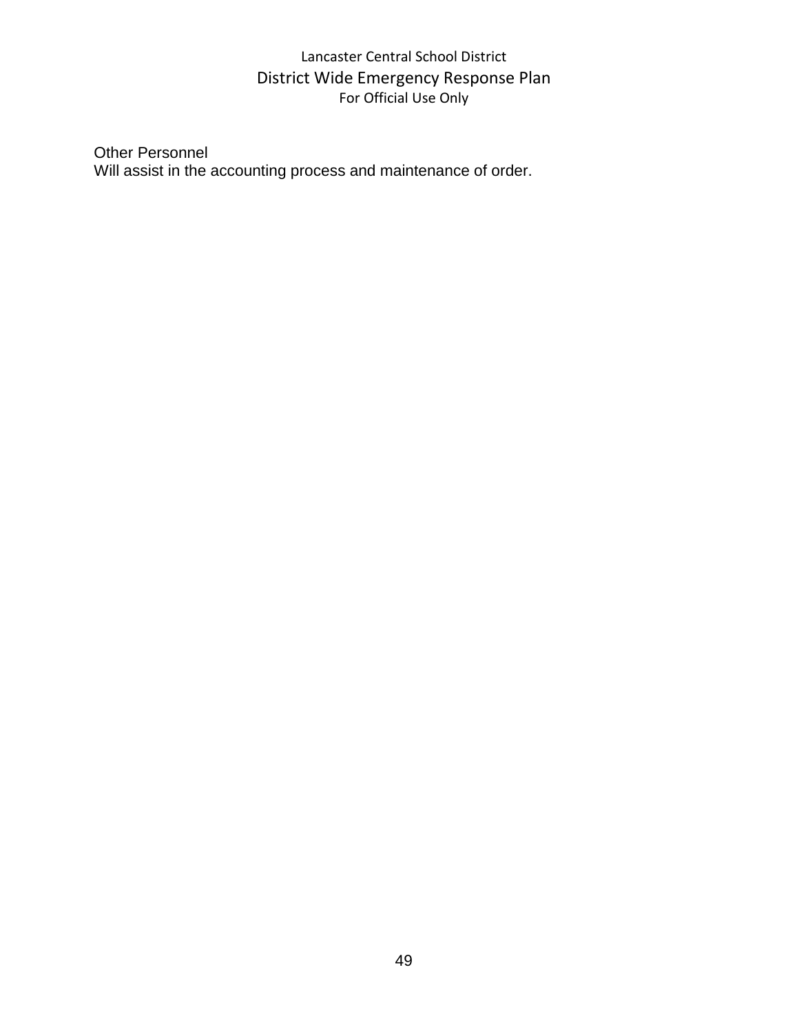Other Personnel
Will assist in the accounting process and maintenance of order.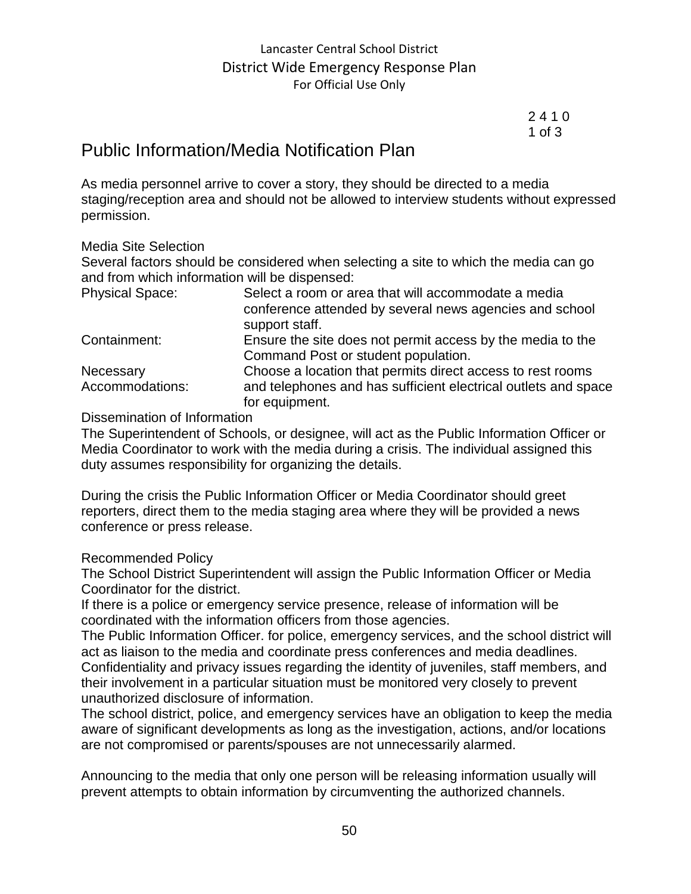2 4 1 0
1 of 3

# Public Information/Media Notification Plan

As media personnel arrive to cover a story, they should be directed to a media staging/reception area and should not be allowed to interview students without expressed permission.

Media Site Selection

Several factors should be considered when selecting a site to which the media can go and from which information will be dispensed:

| | |
|---|---|
| Physical Space: | Select a room or area that will accommodate a media conference attended by several news agencies and school support staff. |
| Containment: | Ensure the site does not permit access by the media to the Command Post or student population. |
| Necessary Accommodations: | Choose a location that permits direct access to rest rooms and telephones and has sufficient electrical outlets and space for equipment. |

Dissemination of Information

The Superintendent of Schools, or designee, will act as the Public Information Officer or Media Coordinator to work with the media during a crisis. The individual assigned this duty assumes responsibility for organizing the details.

During the crisis the Public Information Officer or Media Coordinator should greet reporters, direct them to the media staging area where they will be provided a news conference or press release.

Recommended Policy

The School District Superintendent will assign the Public Information Officer or Media Coordinator for the district.

If there is a police or emergency service presence, release of information will be coordinated with the information officers from those agencies.

The Public Information Officer. for police, emergency services, and the school district will act as liaison to the media and coordinate press conferences and media deadlines.

Confidentiality and privacy issues regarding the identity of juveniles, staff members, and their involvement in a particular situation must be monitored very closely to prevent unauthorized disclosure of information.

The school district, police, and emergency services have an obligation to keep the media aware of significant developments as long as the investigation, actions, and/or locations are not compromised or parents/spouses are not unnecessarily alarmed.

Announcing to the media that only one person will be releasing information usually will prevent attempts to obtain information by circumventing the authorized channels.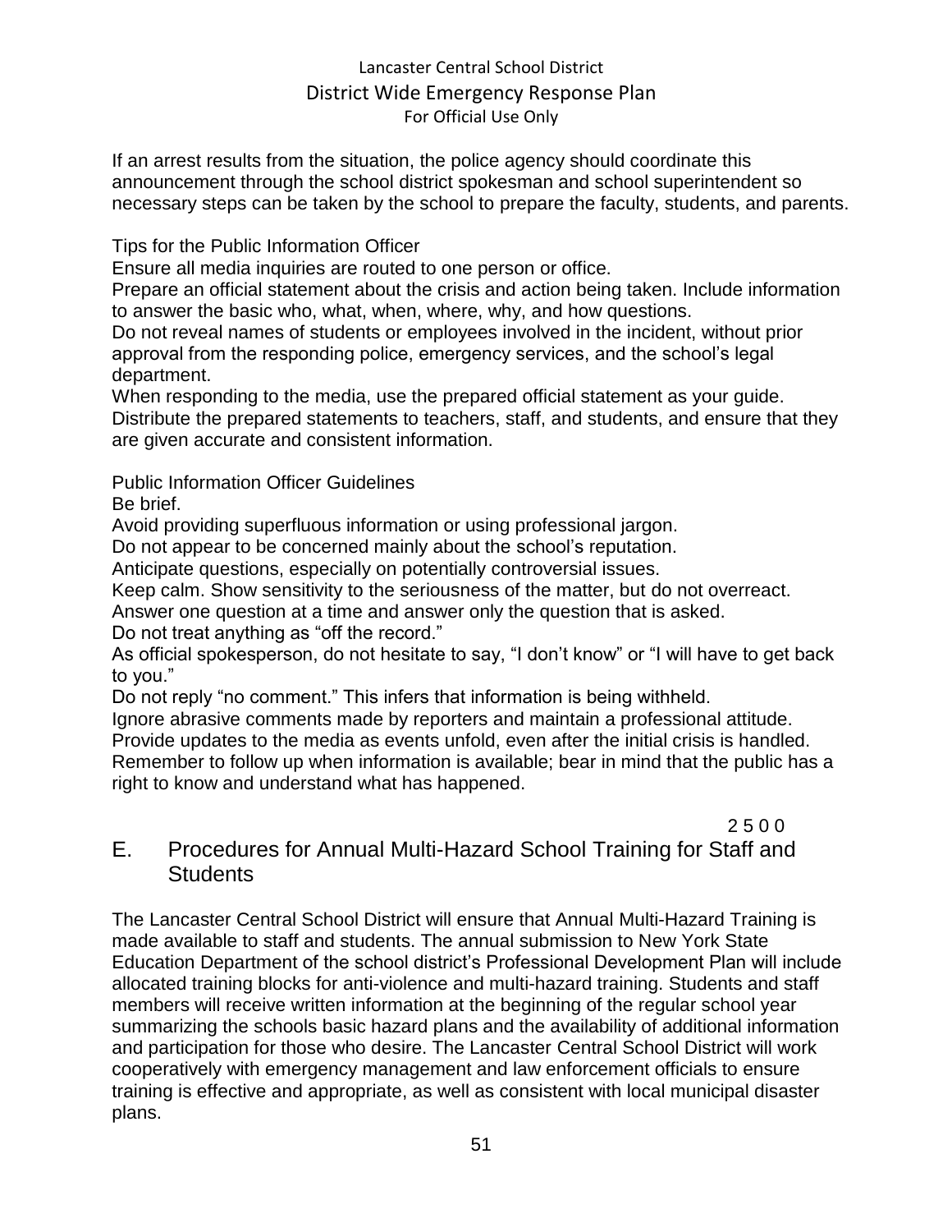If an arrest results from the situation, the police agency should coordinate this announcement through the school district spokesman and school superintendent so necessary steps can be taken by the school to prepare the faculty, students, and parents.

Tips for the Public Information Officer

Ensure all media inquiries are routed to one person or office.

Prepare an official statement about the crisis and action being taken. Include information to answer the basic who, what, when, where, why, and how questions.

Do not reveal names of students or employees involved in the incident, without prior approval from the responding police, emergency services, and the school's legal department.

When responding to the media, use the prepared official statement as your guide.

Distribute the prepared statements to teachers, staff, and students, and ensure that they are given accurate and consistent information.

Public Information Officer Guidelines

Be brief.

Avoid providing superfluous information or using professional jargon.

Do not appear to be concerned mainly about the school's reputation.

Anticipate questions, especially on potentially controversial issues.

Keep calm. Show sensitivity to the seriousness of the matter, but do not overreact.

Answer one question at a time and answer only the question that is asked.

Do not treat anything as "off the record."

As official spokesperson, do not hesitate to say, "I don't know" or "I will have to get back to you."

Do not reply "no comment." This infers that information is being withheld.

Ignore abrasive comments made by reporters and maintain a professional attitude.

Provide updates to the media as events unfold, even after the initial crisis is handled.

Remember to follow up when information is available; bear in mind that the public has a right to know and understand what has happened.

2 5 0 0

## E. Procedures for Annual Multi-Hazard School Training for Staff and Students

The Lancaster Central School District will ensure that Annual Multi-Hazard Training is made available to staff and students. The annual submission to New York State Education Department of the school district's Professional Development Plan will include allocated training blocks for anti-violence and multi-hazard training. Students and staff members will receive written information at the beginning of the regular school year summarizing the schools basic hazard plans and the availability of additional information and participation for those who desire. The Lancaster Central School District will work cooperatively with emergency management and law enforcement officials to ensure training is effective and appropriate, as well as consistent with local municipal disaster plans.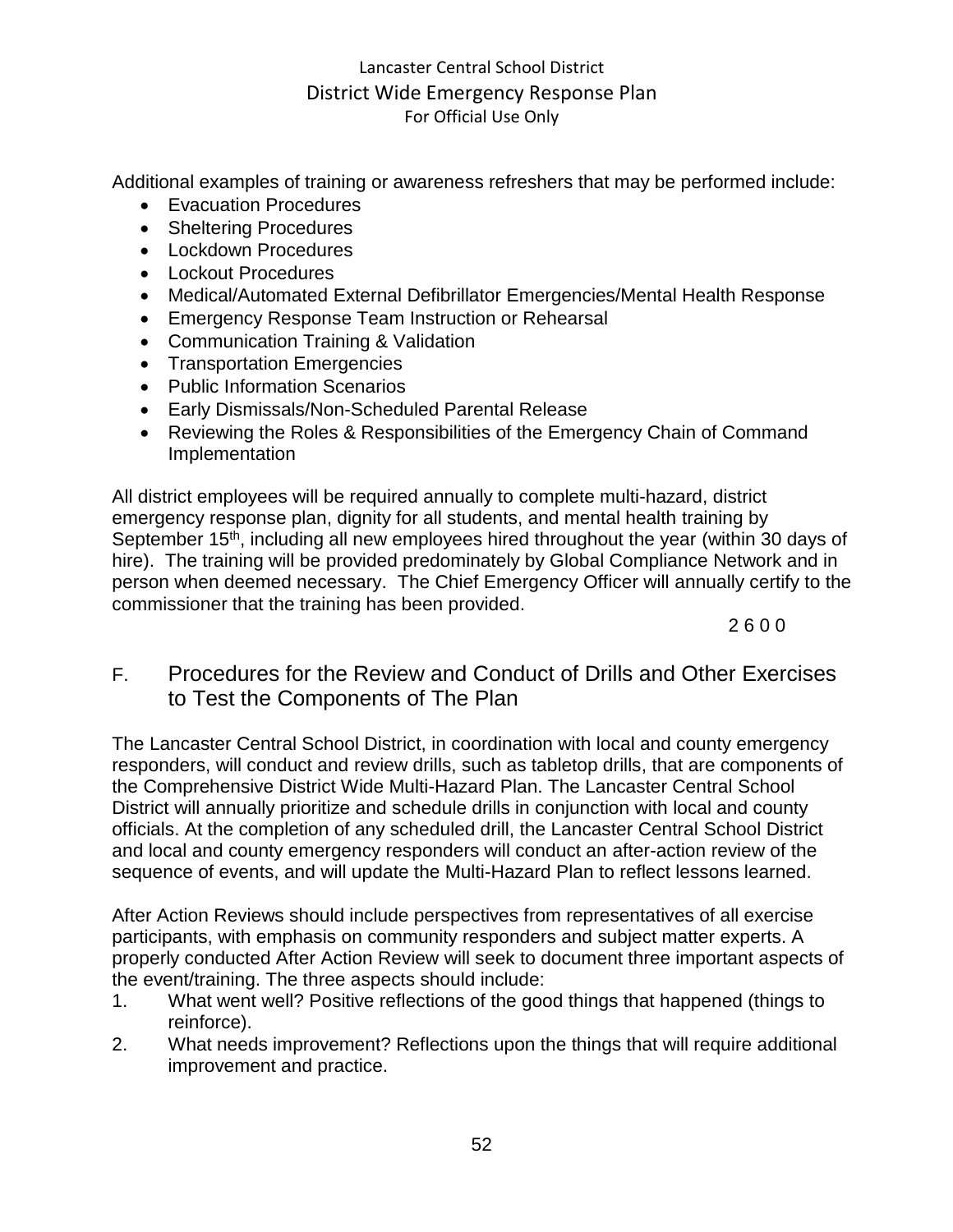Additional examples of training or awareness refreshers that may be performed include:

- Evacuation Procedures
- Sheltering Procedures
- Lockdown Procedures
- Lockout Procedures
- Medical/Automated External Defibrillator Emergencies/Mental Health Response
- Emergency Response Team Instruction or Rehearsal
- Communication Training & Validation
- Transportation Emergencies
- Public Information Scenarios
- Early Dismissals/Non-Scheduled Parental Release
- Reviewing the Roles & Responsibilities of the Emergency Chain of Command Implementation

All district employees will be required annually to complete multi-hazard, district emergency response plan, dignity for all students, and mental health training by September 15th, including all new employees hired throughout the year (within 30 days of hire). The training will be provided predominately by Global Compliance Network and in person when deemed necessary. The Chief Emergency Officer will annually certify to the commissioner that the training has been provided.

2 6 0 0

## F. Procedures for the Review and Conduct of Drills and Other Exercises to Test the Components of The Plan

The Lancaster Central School District, in coordination with local and county emergency responders, will conduct and review drills, such as tabletop drills, that are components of the Comprehensive District Wide Multi-Hazard Plan. The Lancaster Central School District will annually prioritize and schedule drills in conjunction with local and county officials. At the completion of any scheduled drill, the Lancaster Central School District and local and county emergency responders will conduct an after-action review of the sequence of events, and will update the Multi-Hazard Plan to reflect lessons learned.

After Action Reviews should include perspectives from representatives of all exercise participants, with emphasis on community responders and subject matter experts. A properly conducted After Action Review will seek to document three important aspects of the event/training. The three aspects should include:

1. What went well? Positive reflections of the good things that happened (things to reinforce).
2. What needs improvement? Reflections upon the things that will require additional improvement and practice.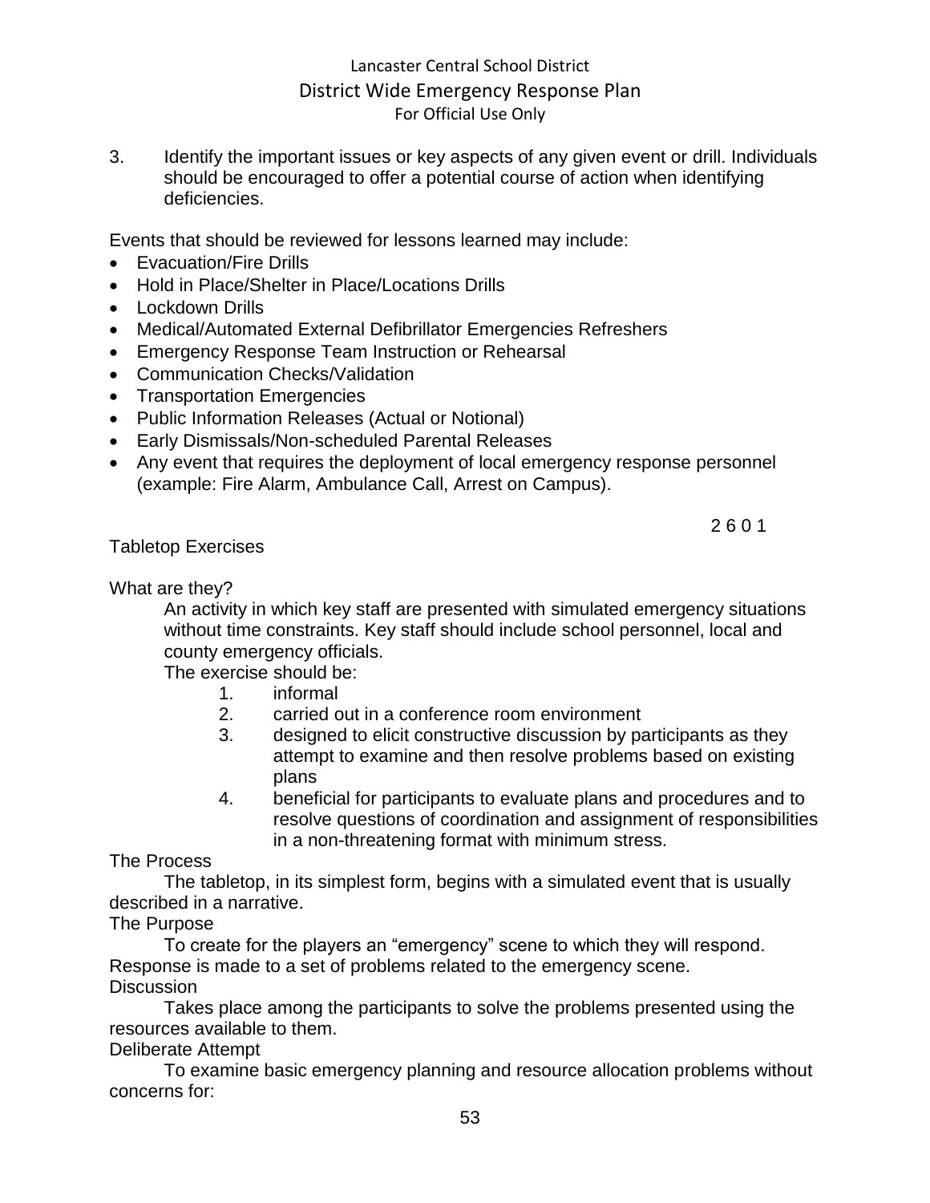3. Identify the important issues or key aspects of any given event or drill. Individuals should be encouraged to offer a potential course of action when identifying deficiencies.

Events that should be reviewed for lessons learned may include:

- Evacuation/Fire Drills
- Hold in Place/Shelter in Place/Locations Drills
- Lockdown Drills
- Medical/Automated External Defibrillator Emergencies Refreshers
- Emergency Response Team Instruction or Rehearsal
- Communication Checks/Validation
- Transportation Emergencies
- Public Information Releases (Actual or Notional)
- Early Dismissals/Non-scheduled Parental Releases
- Any event that requires the deployment of local emergency response personnel (example: Fire Alarm, Ambulance Call, Arrest on Campus).

2 6 0 1

Tabletop Exercises

What are they?

An activity in which key staff are presented with simulated emergency situations without time constraints. Key staff should include school personnel, local and county emergency officials.

The exercise should be:

1. informal
2. carried out in a conference room environment
3. designed to elicit constructive discussion by participants as they attempt to examine and then resolve problems based on existing plans
4. beneficial for participants to evaluate plans and procedures and to resolve questions of coordination and assignment of responsibilities in a non-threatening format with minimum stress.

The Process

The tabletop, in its simplest form, begins with a simulated event that is usually described in a narrative.

The Purpose

To create for the players an "emergency" scene to which they will respond. Response is made to a set of problems related to the emergency scene.

Discussion

Takes place among the participants to solve the problems presented using the resources available to them.

Deliberate Attempt

To examine basic emergency planning and resource allocation problems without concerns for: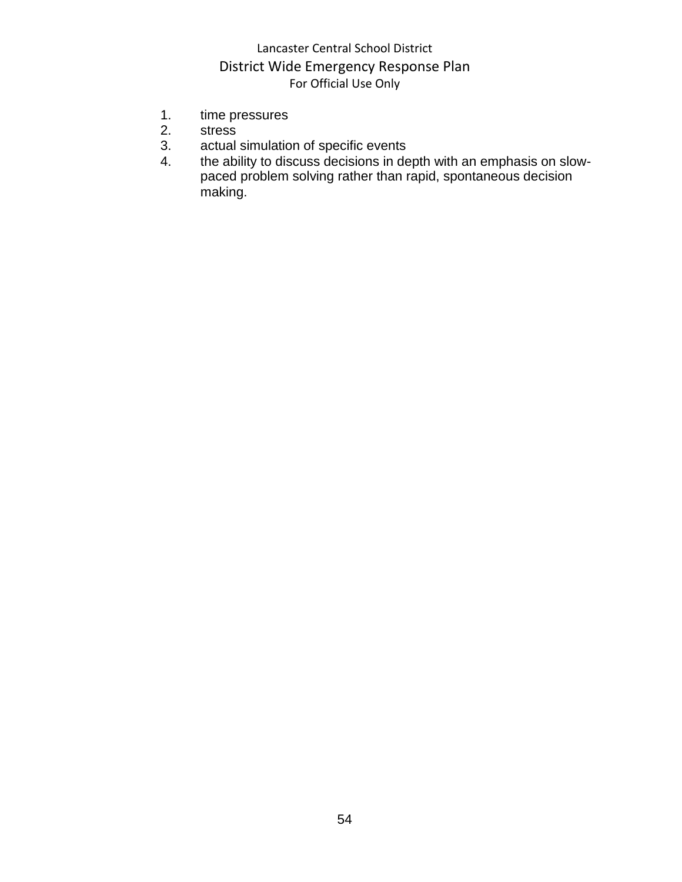1. time pressures
2. stress
3. actual simulation of specific events
4. the ability to discuss decisions in depth with an emphasis on slow-paced problem solving rather than rapid, spontaneous decision making.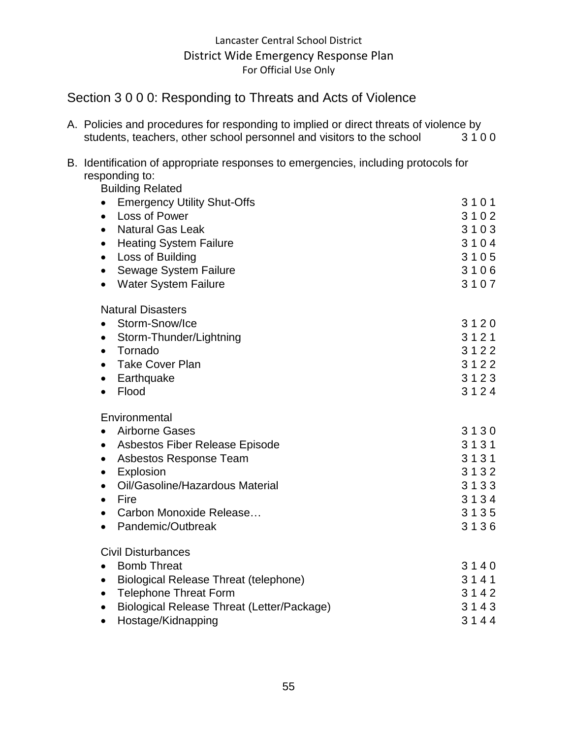## Section 3 0 0 0: Responding to Threats and Acts of Violence

A. Policies and procedures for responding to implied or direct threats of violence by students, teachers, other school personnel and visitors to the school 3 1 0 0

B. Identification of appropriate responses to emergencies, including protocols for responding to:

Building Related

- Emergency Utility Shut-Offs 3 1 0 1
- Loss of Power 3 1 0 2
- Natural Gas Leak 3 1 0 3
- Heating System Failure 3 1 0 4
- Loss of Building 3 1 0 5
- Sewage System Failure 3 1 0 6
- Water System Failure 3 1 0 7

Natural Disasters

- Storm-Snow/Ice 3 1 2 0
- Storm-Thunder/Lightning 3 1 2 1
- Tornado 3 1 2 2
- Take Cover Plan 3 1 2 2
- Earthquake 3 1 2 3
- Flood 3 1 2 4

Environmental

- Airborne Gases 3 1 3 0
- Asbestos Fiber Release Episode 3 1 3 1
- Asbestos Response Team 3 1 3 1
- Explosion 3 1 3 2
- Oil/Gasoline/Hazardous Material 3 1 3 3
- Fire 3 1 3 4
- Carbon Monoxide Release… 3 1 3 5
- Pandemic/Outbreak 3 1 3 6

Civil Disturbances

- Bomb Threat 3 1 4 0
- Biological Release Threat (telephone) 3 1 4 1
- Telephone Threat Form 3 1 4 2
- Biological Release Threat (Letter/Package) 3 1 4 3
- Hostage/Kidnapping 3 1 4 4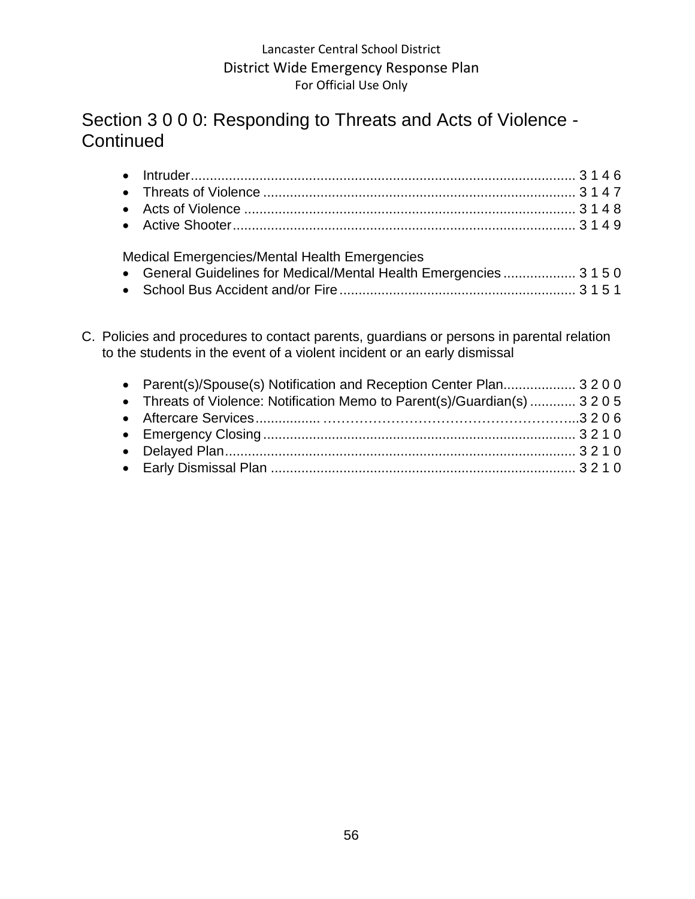## Section 3 0 0 0: Responding to Threats and Acts of Violence - Continued

- Intruder.................................................................................................. 3 1 4 6
- Threats of Violence ................................................................................ 3 1 4 7
- Acts of Violence ..................................................................................... 3 1 4 8
- Active Shooter........................................................................................ 3 1 4 9

Medical Emergencies/Mental Health Emergencies

- General Guidelines for Medical/Mental Health Emergencies ................... 3 1 5 0
- School Bus Accident and/or Fire............................................................. 3 1 5 1

C. Policies and procedures to contact parents, guardians or persons in parental relation to the students in the event of a violent incident or an early dismissal

- Parent(s)/Spouse(s) Notification and Reception Center Plan................... 3 2 0 0
- Threats of Violence: Notification Memo to Parent(s)/Guardian(s) ............ 3 2 0 5
- Aftercare Services................ ………………………………………………...3 2 0 6
- Emergency Closing ................................................................................. 3 2 1 0
- Delayed Plan........................................................................................... 3 2 1 0
- Early Dismissal Plan ............................................................................... 3 2 1 0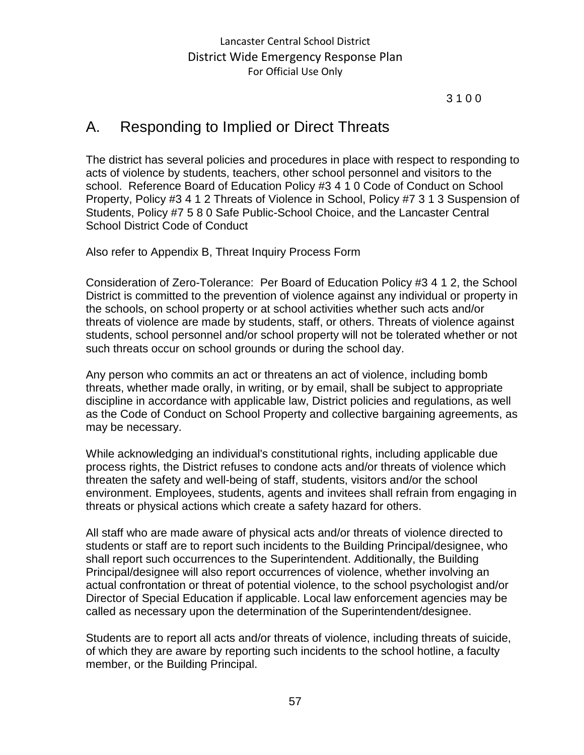3 1 0 0

## A. Responding to Implied or Direct Threats

The district has several policies and procedures in place with respect to responding to acts of violence by students, teachers, other school personnel and visitors to the school. Reference Board of Education Policy #3 4 1 0 Code of Conduct on School Property, Policy #3 4 1 2 Threats of Violence in School, Policy #7 3 1 3 Suspension of Students, Policy #7 5 8 0 Safe Public-School Choice, and the Lancaster Central School District Code of Conduct

Also refer to Appendix B, Threat Inquiry Process Form

Consideration of Zero-Tolerance: Per Board of Education Policy #3 4 1 2, the School District is committed to the prevention of violence against any individual or property in the schools, on school property or at school activities whether such acts and/or threats of violence are made by students, staff, or others. Threats of violence against students, school personnel and/or school property will not be tolerated whether or not such threats occur on school grounds or during the school day.

Any person who commits an act or threatens an act of violence, including bomb threats, whether made orally, in writing, or by email, shall be subject to appropriate discipline in accordance with applicable law, District policies and regulations, as well as the Code of Conduct on School Property and collective bargaining agreements, as may be necessary.

While acknowledging an individual's constitutional rights, including applicable due process rights, the District refuses to condone acts and/or threats of violence which threaten the safety and well-being of staff, students, visitors and/or the school environment. Employees, students, agents and invitees shall refrain from engaging in threats or physical actions which create a safety hazard for others.

All staff who are made aware of physical acts and/or threats of violence directed to students or staff are to report such incidents to the Building Principal/designee, who shall report such occurrences to the Superintendent. Additionally, the Building Principal/designee will also report occurrences of violence, whether involving an actual confrontation or threat of potential violence, to the school psychologist and/or Director of Special Education if applicable. Local law enforcement agencies may be called as necessary upon the determination of the Superintendent/designee.

Students are to report all acts and/or threats of violence, including threats of suicide, of which they are aware by reporting such incidents to the school hotline, a faculty member, or the Building Principal.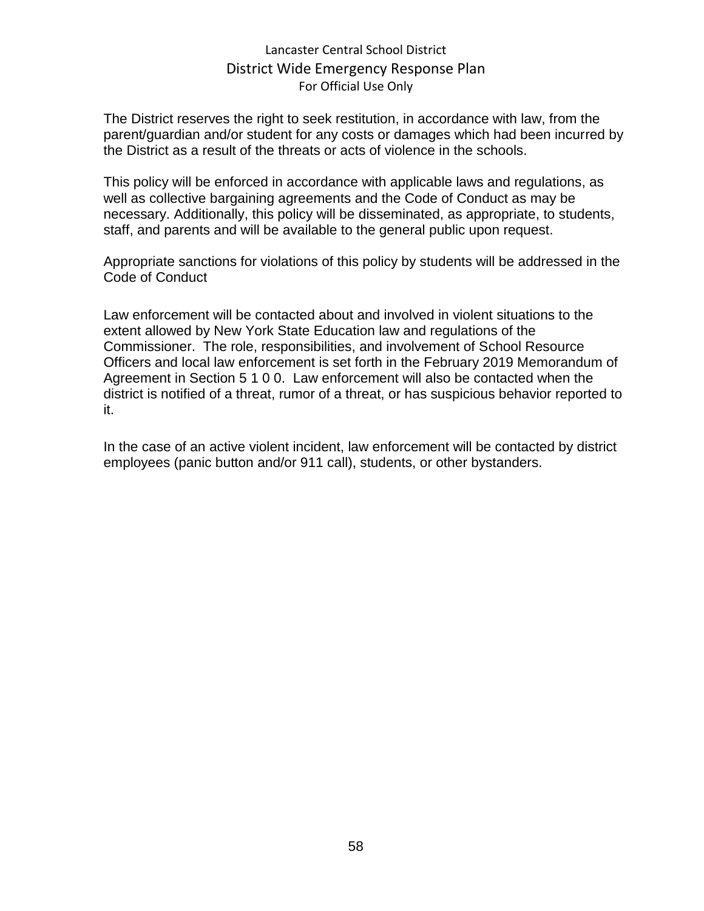The District reserves the right to seek restitution, in accordance with law, from the parent/guardian and/or student for any costs or damages which had been incurred by the District as a result of the threats or acts of violence in the schools.

This policy will be enforced in accordance with applicable laws and regulations, as well as collective bargaining agreements and the Code of Conduct as may be necessary. Additionally, this policy will be disseminated, as appropriate, to students, staff, and parents and will be available to the general public upon request.

Appropriate sanctions for violations of this policy by students will be addressed in the Code of Conduct

Law enforcement will be contacted about and involved in violent situations to the extent allowed by New York State Education law and regulations of the Commissioner. The role, responsibilities, and involvement of School Resource Officers and local law enforcement is set forth in the February 2019 Memorandum of Agreement in Section 5 1 0 0. Law enforcement will also be contacted when the district is notified of a threat, rumor of a threat, or has suspicious behavior reported to it.

In the case of an active violent incident, law enforcement will be contacted by district employees (panic button and/or 911 call), students, or other bystanders.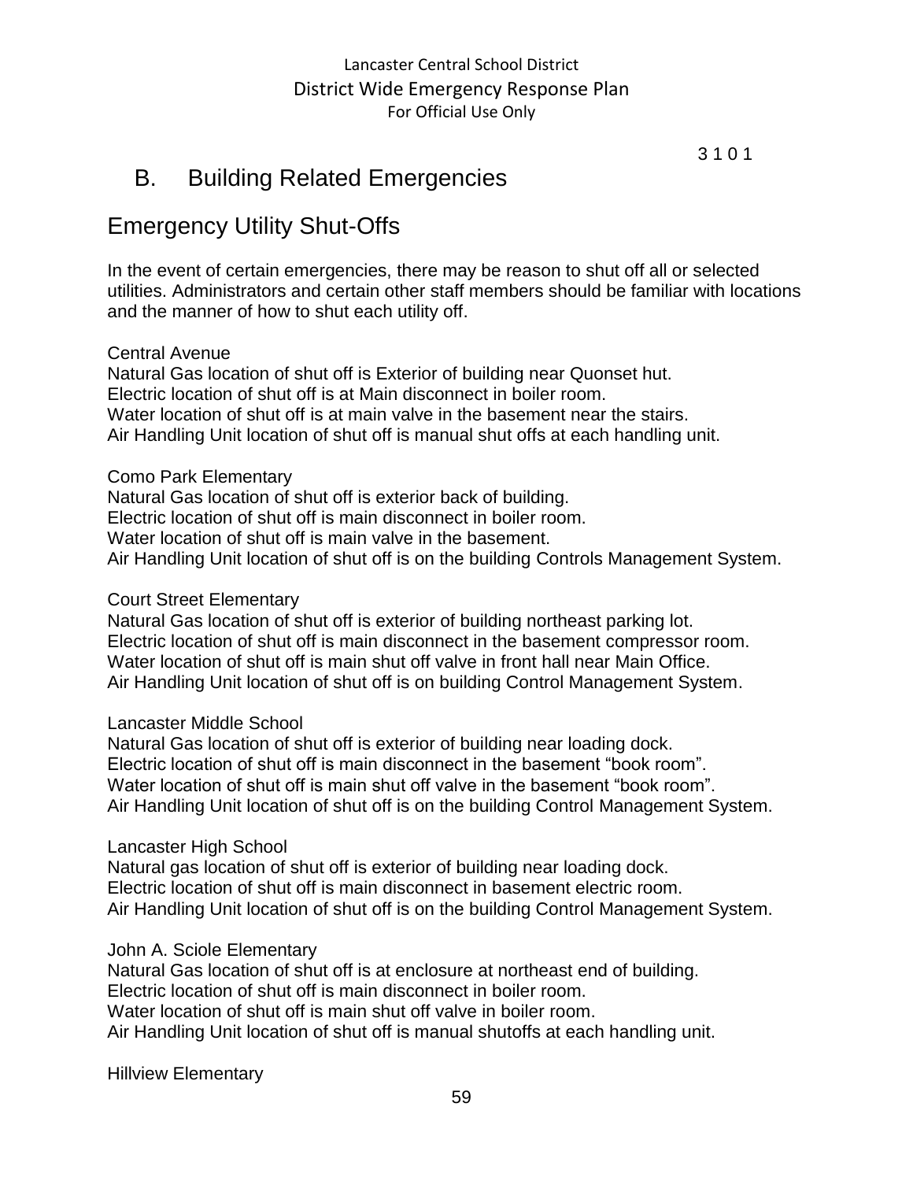3 1 0 1

## B. Building Related Emergencies

## Emergency Utility Shut-Offs

In the event of certain emergencies, there may be reason to shut off all or selected utilities. Administrators and certain other staff members should be familiar with locations and the manner of how to shut each utility off.

Central Avenue
Natural Gas location of shut off is Exterior of building near Quonset hut.
Electric location of shut off is at Main disconnect in boiler room.
Water location of shut off is at main valve in the basement near the stairs.
Air Handling Unit location of shut off is manual shut offs at each handling unit.

Como Park Elementary
Natural Gas location of shut off is exterior back of building.
Electric location of shut off is main disconnect in boiler room.
Water location of shut off is main valve in the basement.
Air Handling Unit location of shut off is on the building Controls Management System.

Court Street Elementary
Natural Gas location of shut off is exterior of building northeast parking lot.
Electric location of shut off is main disconnect in the basement compressor room.
Water location of shut off is main shut off valve in front hall near Main Office.
Air Handling Unit location of shut off is on building Control Management System.

Lancaster Middle School
Natural Gas location of shut off is exterior of building near loading dock.
Electric location of shut off is main disconnect in the basement “book room”.
Water location of shut off is main shut off valve in the basement “book room”.
Air Handling Unit location of shut off is on the building Control Management System.

Lancaster High School
Natural gas location of shut off is exterior of building near loading dock.
Electric location of shut off is main disconnect in basement electric room.
Air Handling Unit location of shut off is on the building Control Management System.

John A. Sciole Elementary
Natural Gas location of shut off is at enclosure at northeast end of building.
Electric location of shut off is main disconnect in boiler room.
Water location of shut off is main shut off valve in boiler room.
Air Handling Unit location of shut off is manual shutoffs at each handling unit.

Hillview Elementary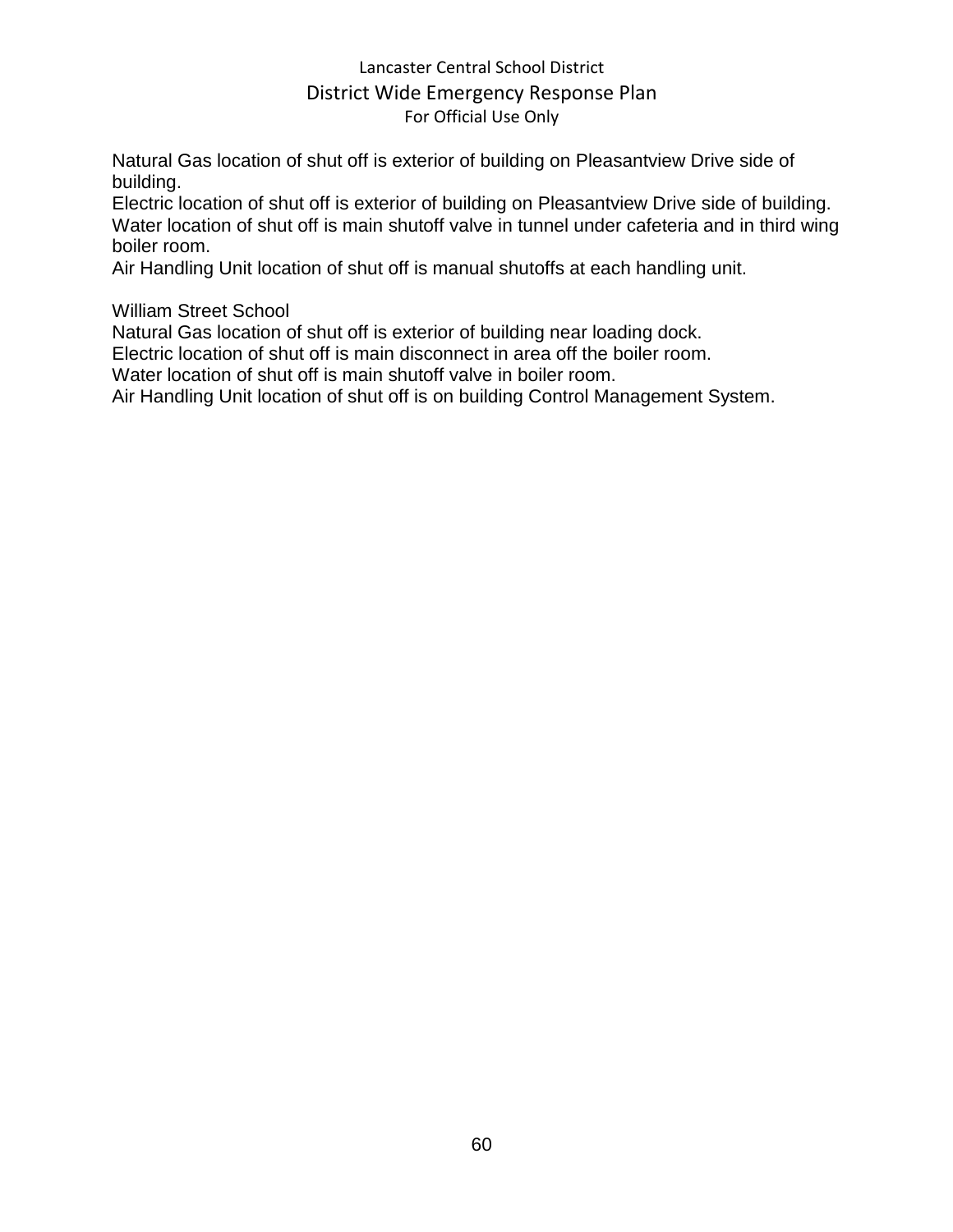Natural Gas location of shut off is exterior of building on Pleasantview Drive side of building.
Electric location of shut off is exterior of building on Pleasantview Drive side of building.
Water location of shut off is main shutoff valve in tunnel under cafeteria and in third wing boiler room.
Air Handling Unit location of shut off is manual shutoffs at each handling unit.

William Street School
Natural Gas location of shut off is exterior of building near loading dock.
Electric location of shut off is main disconnect in area off the boiler room.
Water location of shut off is main shutoff valve in boiler room.
Air Handling Unit location of shut off is on building Control Management System.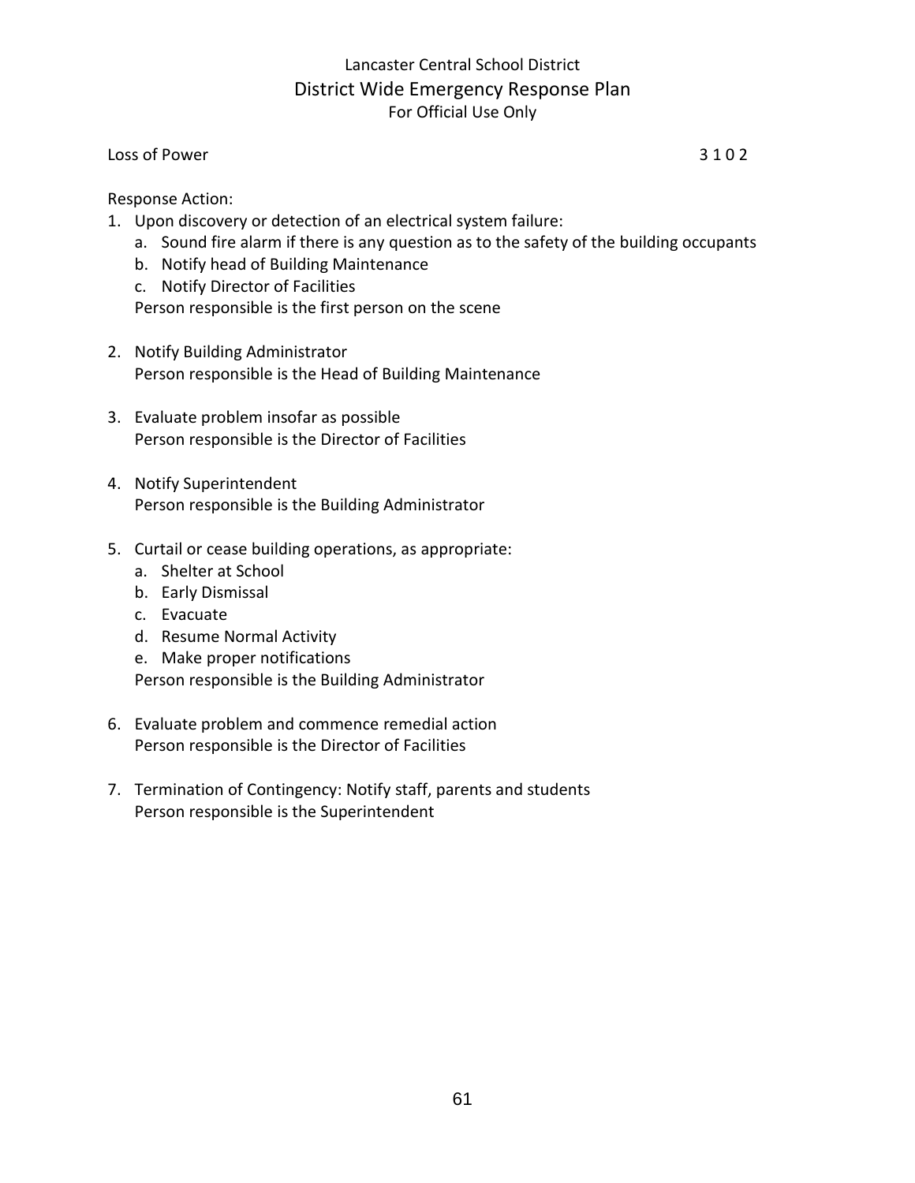## Loss of Power 3 1 0 2

Response Action:

1. Upon discovery or detection of an electrical system failure:
   a. Sound fire alarm if there is any question as to the safety of the building occupants
   b. Notify head of Building Maintenance
   c. Notify Director of Facilities

   Person responsible is the first person on the scene

2. Notify Building Administrator

   Person responsible is the Head of Building Maintenance

3. Evaluate problem insofar as possible

   Person responsible is the Director of Facilities

4. Notify Superintendent

   Person responsible is the Building Administrator

5. Curtail or cease building operations, as appropriate:
   a. Shelter at School
   b. Early Dismissal
   c. Evacuate
   d. Resume Normal Activity
   e. Make proper notifications

   Person responsible is the Building Administrator

6. Evaluate problem and commence remedial action

   Person responsible is the Director of Facilities

7. Termination of Contingency: Notify staff, parents and students

   Person responsible is the Superintendent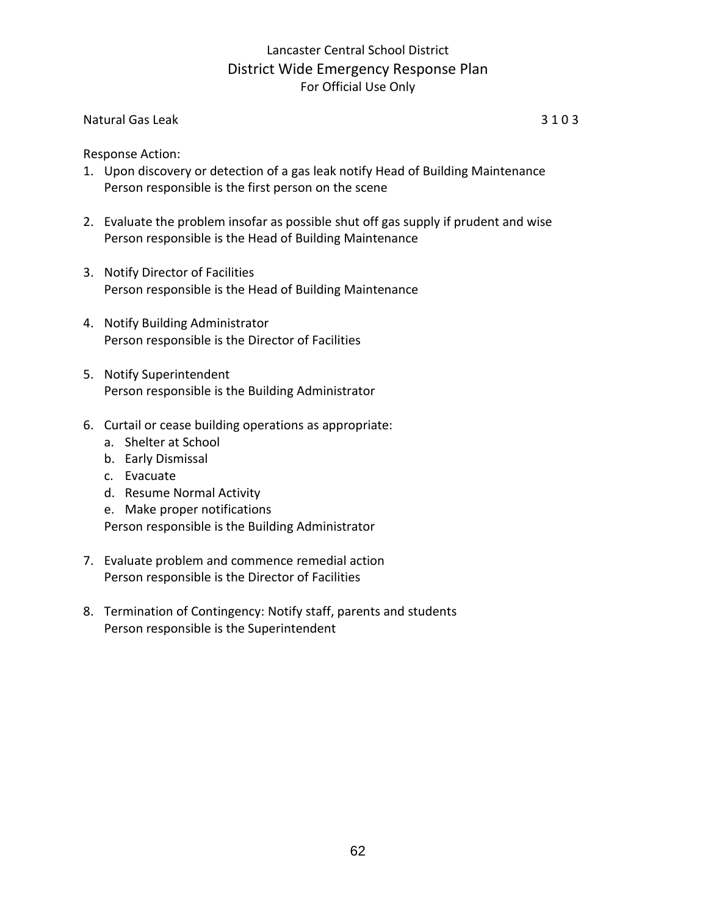Natural Gas Leak 3 1 0 3

Response Action:

1. Upon discovery or detection of a gas leak notify Head of Building Maintenance
   Person responsible is the first person on the scene

2. Evaluate the problem insofar as possible shut off gas supply if prudent and wise
   Person responsible is the Head of Building Maintenance

3. Notify Director of Facilities
   Person responsible is the Head of Building Maintenance

4. Notify Building Administrator
   Person responsible is the Director of Facilities

5. Notify Superintendent
   Person responsible is the Building Administrator

6. Curtail or cease building operations as appropriate:
   a. Shelter at School
   b. Early Dismissal
   c. Evacuate
   d. Resume Normal Activity
   e. Make proper notifications

   Person responsible is the Building Administrator

7. Evaluate problem and commence remedial action
   Person responsible is the Director of Facilities

8. Termination of Contingency: Notify staff, parents and students
   Person responsible is the Superintendent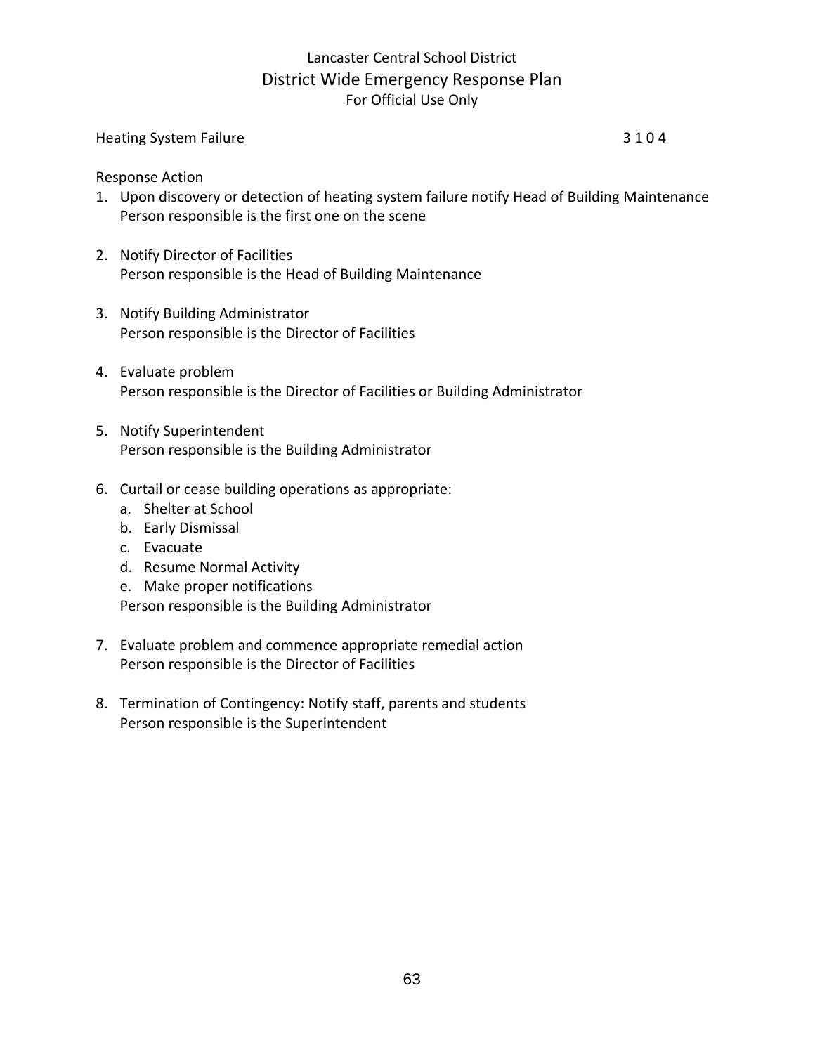Heating System Failure 3 1 0 4

Response Action

1. Upon discovery or detection of heating system failure notify Head of Building Maintenance
   Person responsible is the first one on the scene

2. Notify Director of Facilities
   Person responsible is the Head of Building Maintenance

3. Notify Building Administrator
   Person responsible is the Director of Facilities

4. Evaluate problem
   Person responsible is the Director of Facilities or Building Administrator

5. Notify Superintendent
   Person responsible is the Building Administrator

6. Curtail or cease building operations as appropriate:
   a. Shelter at School
   b. Early Dismissal
   c. Evacuate
   d. Resume Normal Activity
   e. Make proper notifications

   Person responsible is the Building Administrator

7. Evaluate problem and commence appropriate remedial action
   Person responsible is the Director of Facilities

8. Termination of Contingency: Notify staff, parents and students
   Person responsible is the Superintendent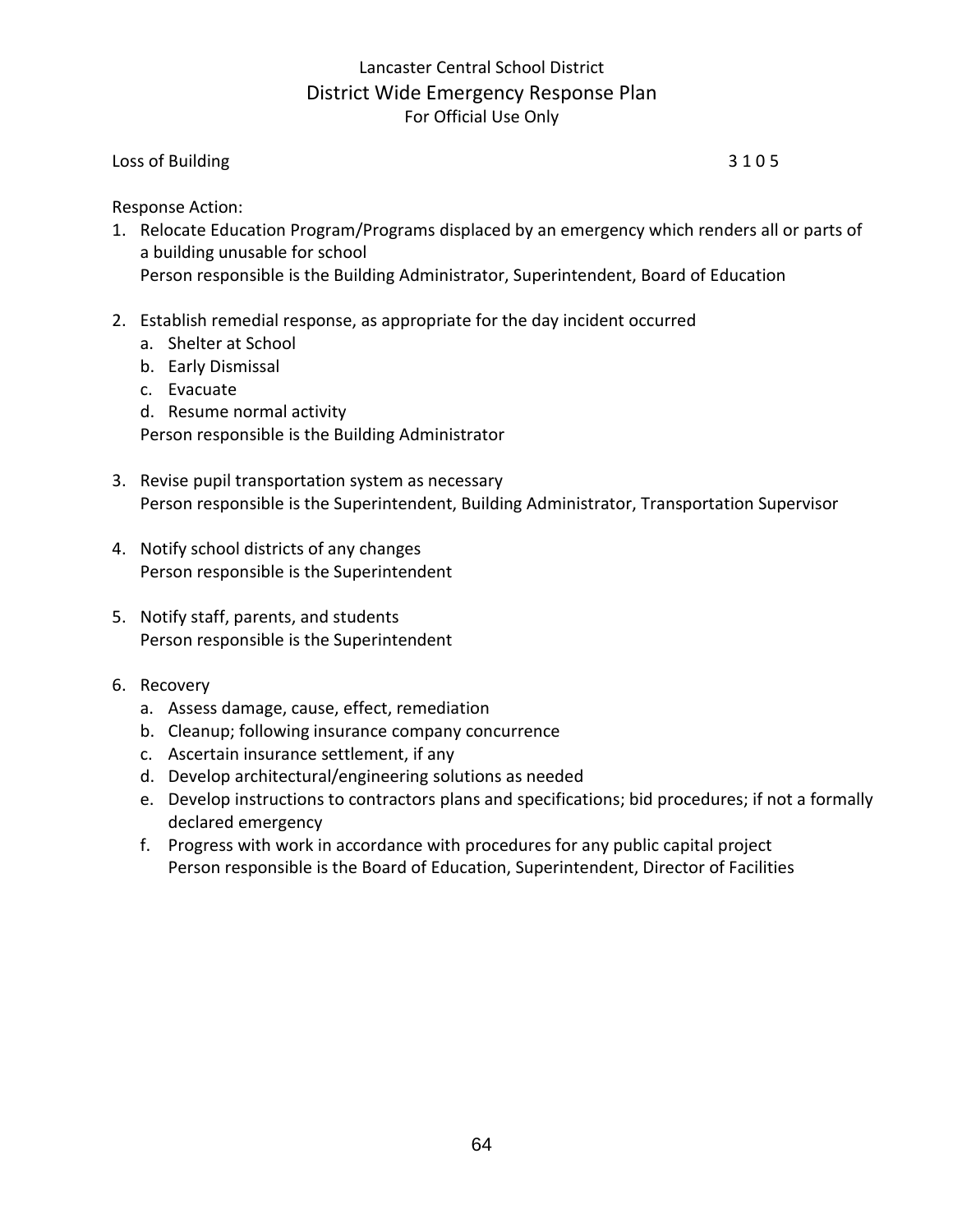Loss of Building 3 1 0 5

Response Action:

1. Relocate Education Program/Programs displaced by an emergency which renders all or parts of a building unusable for school
   Person responsible is the Building Administrator, Superintendent, Board of Education

2. Establish remedial response, as appropriate for the day incident occurred
   a. Shelter at School
   b. Early Dismissal
   c. Evacuate
   d. Resume normal activity
   
   Person responsible is the Building Administrator

3. Revise pupil transportation system as necessary
   Person responsible is the Superintendent, Building Administrator, Transportation Supervisor

4. Notify school districts of any changes
   Person responsible is the Superintendent

5. Notify staff, parents, and students
   Person responsible is the Superintendent

6. Recovery
   a. Assess damage, cause, effect, remediation
   b. Cleanup; following insurance company concurrence
   c. Ascertain insurance settlement, if any
   d. Develop architectural/engineering solutions as needed
   e. Develop instructions to contractors plans and specifications; bid procedures; if not a formally declared emergency
   f. Progress with work in accordance with procedures for any public capital project
      Person responsible is the Board of Education, Superintendent, Director of Facilities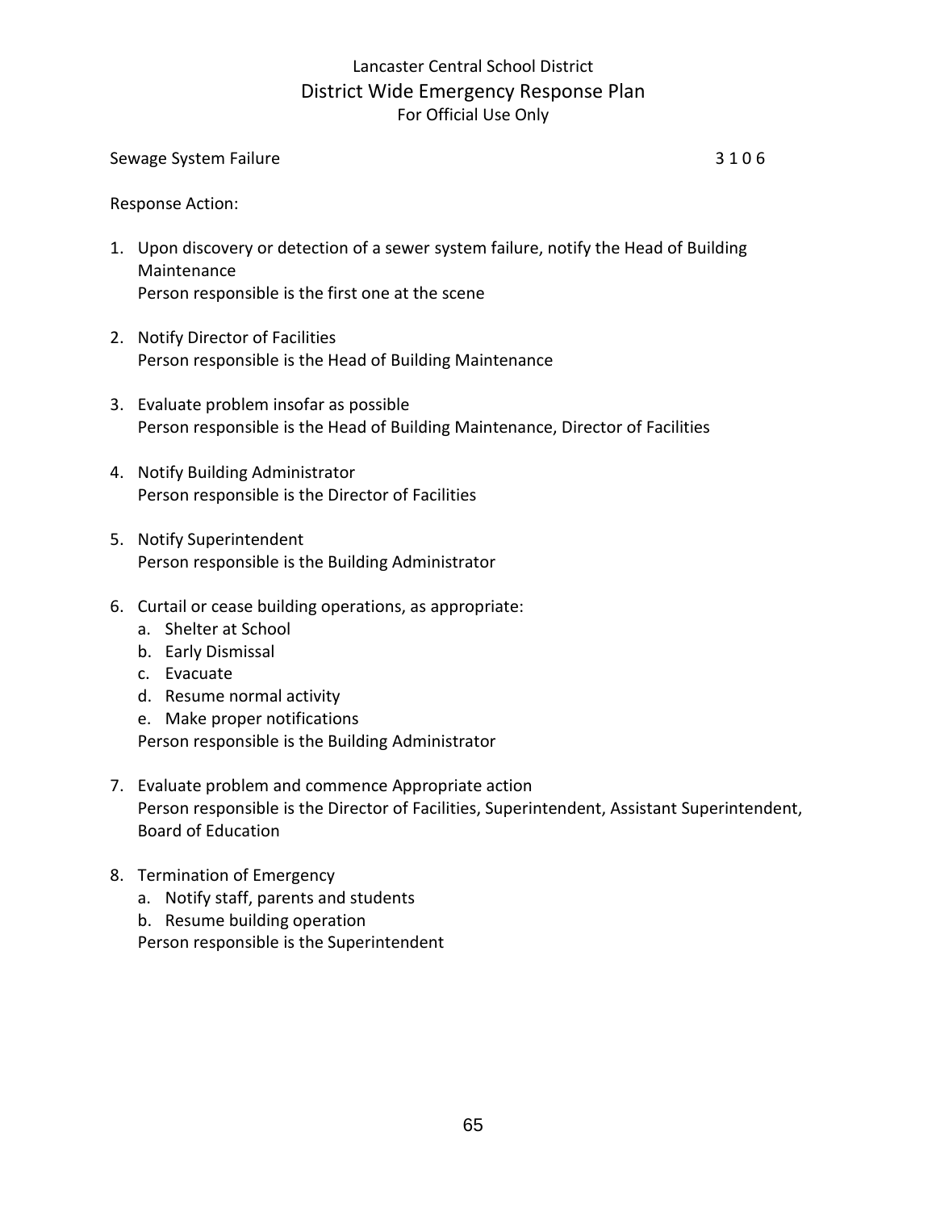Sewage System Failure 3 1 0 6

Response Action:

1. Upon discovery or detection of a sewer system failure, notify the Head of Building Maintenance
   Person responsible is the first one at the scene

2. Notify Director of Facilities
   Person responsible is the Head of Building Maintenance

3. Evaluate problem insofar as possible
   Person responsible is the Head of Building Maintenance, Director of Facilities

4. Notify Building Administrator
   Person responsible is the Director of Facilities

5. Notify Superintendent
   Person responsible is the Building Administrator

6. Curtail or cease building operations, as appropriate:
   a. Shelter at School
   b. Early Dismissal
   c. Evacuate
   d. Resume normal activity
   e. Make proper notifications

   Person responsible is the Building Administrator

7. Evaluate problem and commence Appropriate action
   Person responsible is the Director of Facilities, Superintendent, Assistant Superintendent, Board of Education

8. Termination of Emergency
   a. Notify staff, parents and students
   b. Resume building operation

   Person responsible is the Superintendent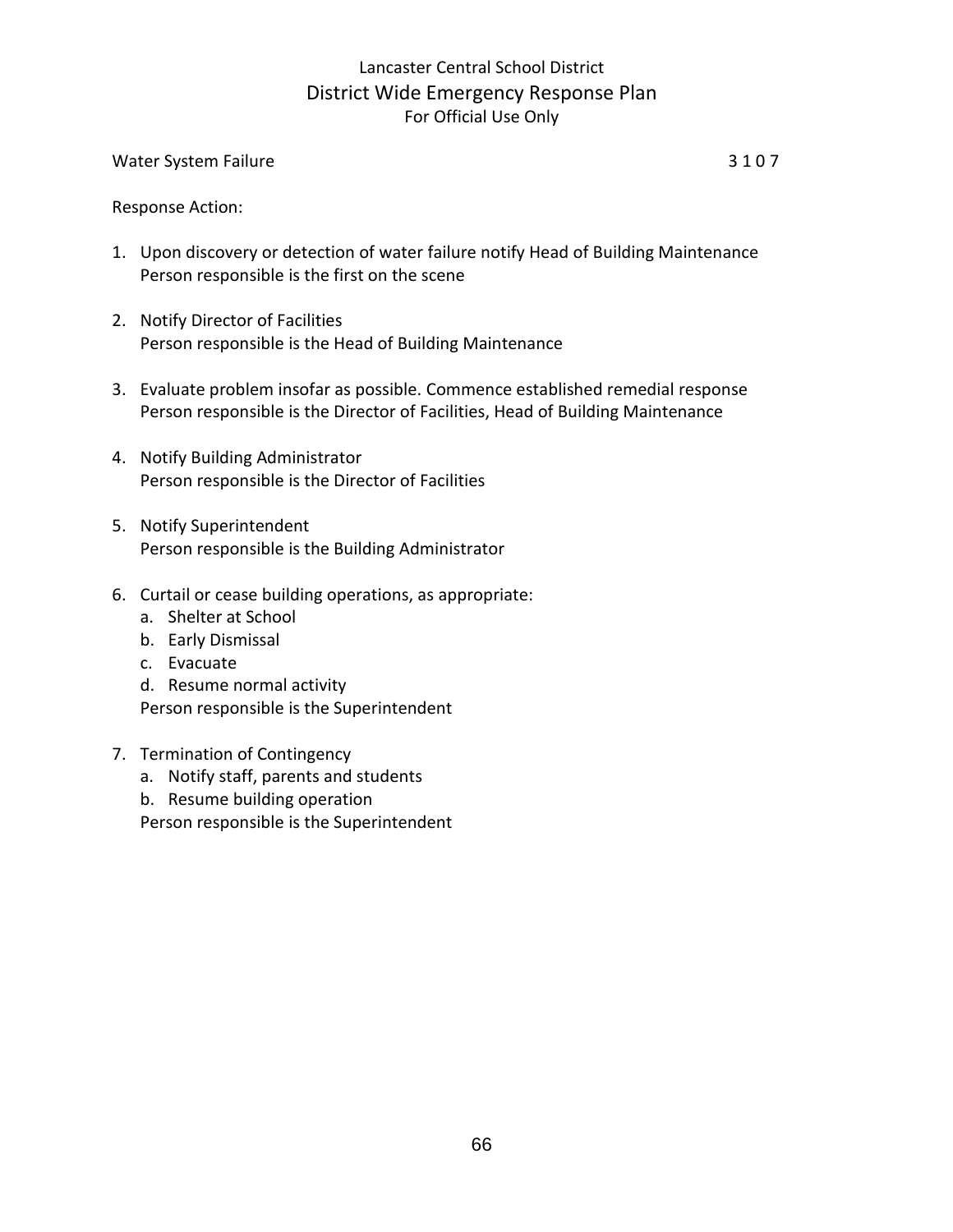Water System Failure 3 1 0 7

Response Action:

1. Upon discovery or detection of water failure notify Head of Building Maintenance
   Person responsible is the first on the scene

2. Notify Director of Facilities
   Person responsible is the Head of Building Maintenance

3. Evaluate problem insofar as possible. Commence established remedial response
   Person responsible is the Director of Facilities, Head of Building Maintenance

4. Notify Building Administrator
   Person responsible is the Director of Facilities

5. Notify Superintendent
   Person responsible is the Building Administrator

6. Curtail or cease building operations, as appropriate:
   a. Shelter at School
   b. Early Dismissal
   c. Evacuate
   d. Resume normal activity

   Person responsible is the Superintendent

7. Termination of Contingency
   a. Notify staff, parents and students
   b. Resume building operation

   Person responsible is the Superintendent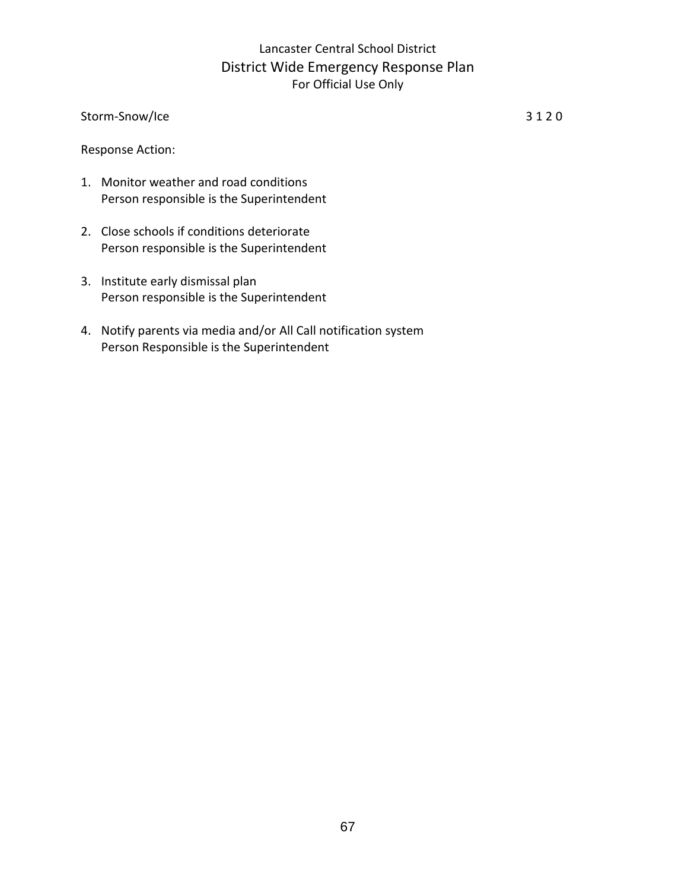Storm-Snow/Ice 3 1 2 0

Response Action:

1. Monitor weather and road conditions
   Person responsible is the Superintendent

2. Close schools if conditions deteriorate
   Person responsible is the Superintendent

3. Institute early dismissal plan
   Person responsible is the Superintendent

4. Notify parents via media and/or All Call notification system
   Person Responsible is the Superintendent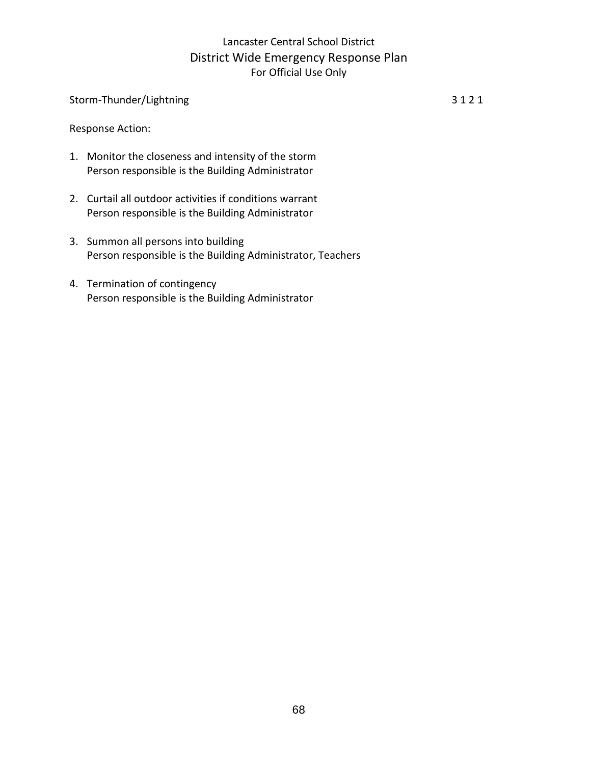Storm-Thunder/Lightning 3 1 2 1

Response Action:

1. Monitor the closeness and intensity of the storm
   Person responsible is the Building Administrator

2. Curtail all outdoor activities if conditions warrant
   Person responsible is the Building Administrator

3. Summon all persons into building
   Person responsible is the Building Administrator, Teachers

4. Termination of contingency
   Person responsible is the Building Administrator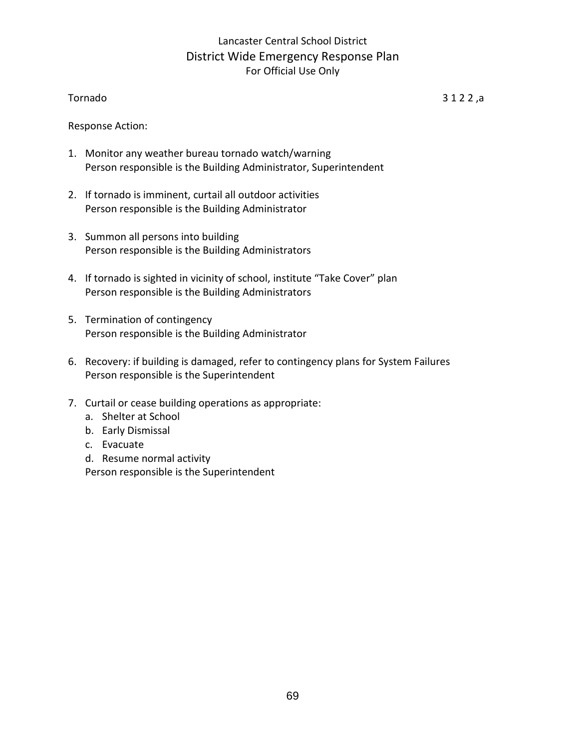Lancaster Central School District

District Wide Emergency Response Plan

For Official Use Only

Tornado 3 1 2 2 ,a

Response Action:

1. Monitor any weather bureau tornado watch/warning
   Person responsible is the Building Administrator, Superintendent

2. If tornado is imminent, curtail all outdoor activities
   Person responsible is the Building Administrator

3. Summon all persons into building
   Person responsible is the Building Administrators

4. If tornado is sighted in vicinity of school, institute "Take Cover" plan
   Person responsible is the Building Administrators

5. Termination of contingency
   Person responsible is the Building Administrator

6. Recovery: if building is damaged, refer to contingency plans for System Failures
   Person responsible is the Superintendent

7. Curtail or cease building operations as appropriate:
   a. Shelter at School
   b. Early Dismissal
   c. Evacuate
   d. Resume normal activity

   Person responsible is the Superintendent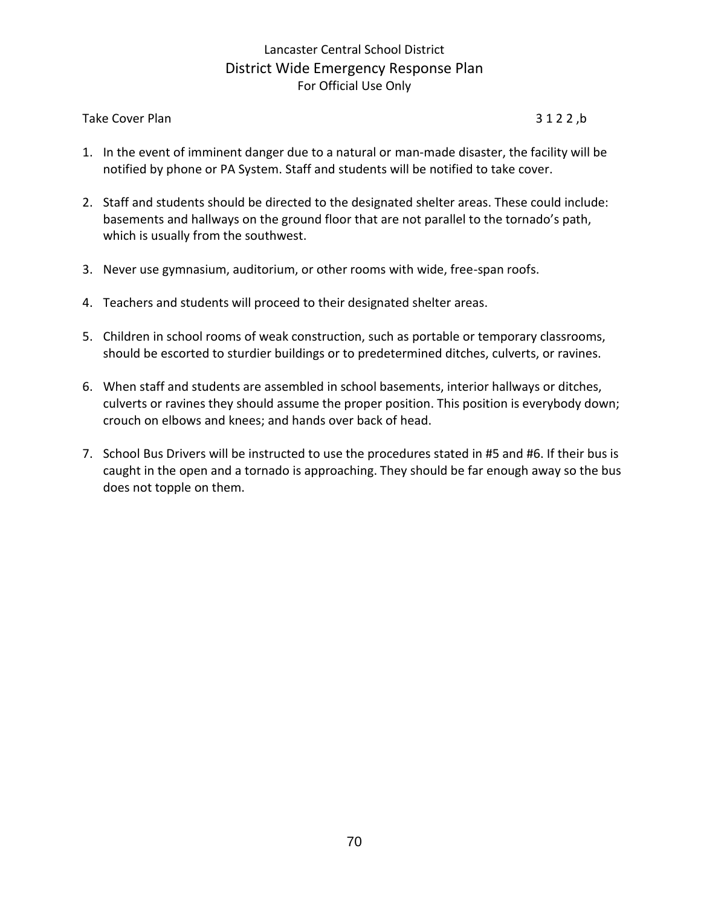Take Cover Plan 3 1 2 2 ,b

1. In the event of imminent danger due to a natural or man-made disaster, the facility will be notified by phone or PA System. Staff and students will be notified to take cover.

2. Staff and students should be directed to the designated shelter areas. These could include: basements and hallways on the ground floor that are not parallel to the tornado's path, which is usually from the southwest.

3. Never use gymnasium, auditorium, or other rooms with wide, free-span roofs.

4. Teachers and students will proceed to their designated shelter areas.

5. Children in school rooms of weak construction, such as portable or temporary classrooms, should be escorted to sturdier buildings or to predetermined ditches, culverts, or ravines.

6. When staff and students are assembled in school basements, interior hallways or ditches, culverts or ravines they should assume the proper position. This position is everybody down; crouch on elbows and knees; and hands over back of head.

7. School Bus Drivers will be instructed to use the procedures stated in #5 and #6. If their bus is caught in the open and a tornado is approaching. They should be far enough away so the bus does not topple on them.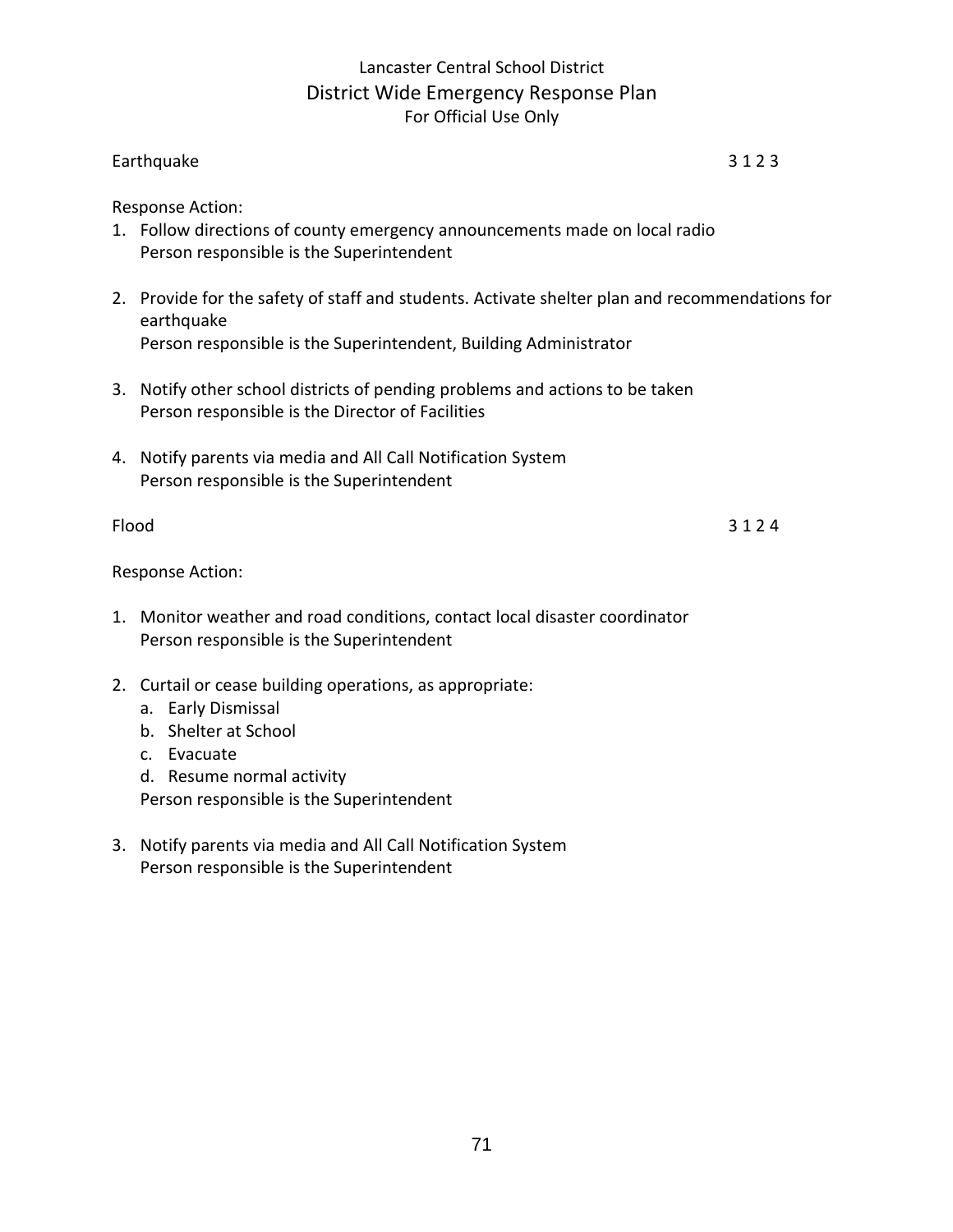Earthquake 3 1 2 3

Response Action:

1. Follow directions of county emergency announcements made on local radio
   Person responsible is the Superintendent

2. Provide for the safety of staff and students. Activate shelter plan and recommendations for earthquake
   Person responsible is the Superintendent, Building Administrator

3. Notify other school districts of pending problems and actions to be taken
   Person responsible is the Director of Facilities

4. Notify parents via media and All Call Notification System
   Person responsible is the Superintendent

Flood 3 1 2 4

Response Action:

1. Monitor weather and road conditions, contact local disaster coordinator
   Person responsible is the Superintendent

2. Curtail or cease building operations, as appropriate:
   a. Early Dismissal
   b. Shelter at School
   c. Evacuate
   d. Resume normal activity

   Person responsible is the Superintendent

3. Notify parents via media and All Call Notification System
   Person responsible is the Superintendent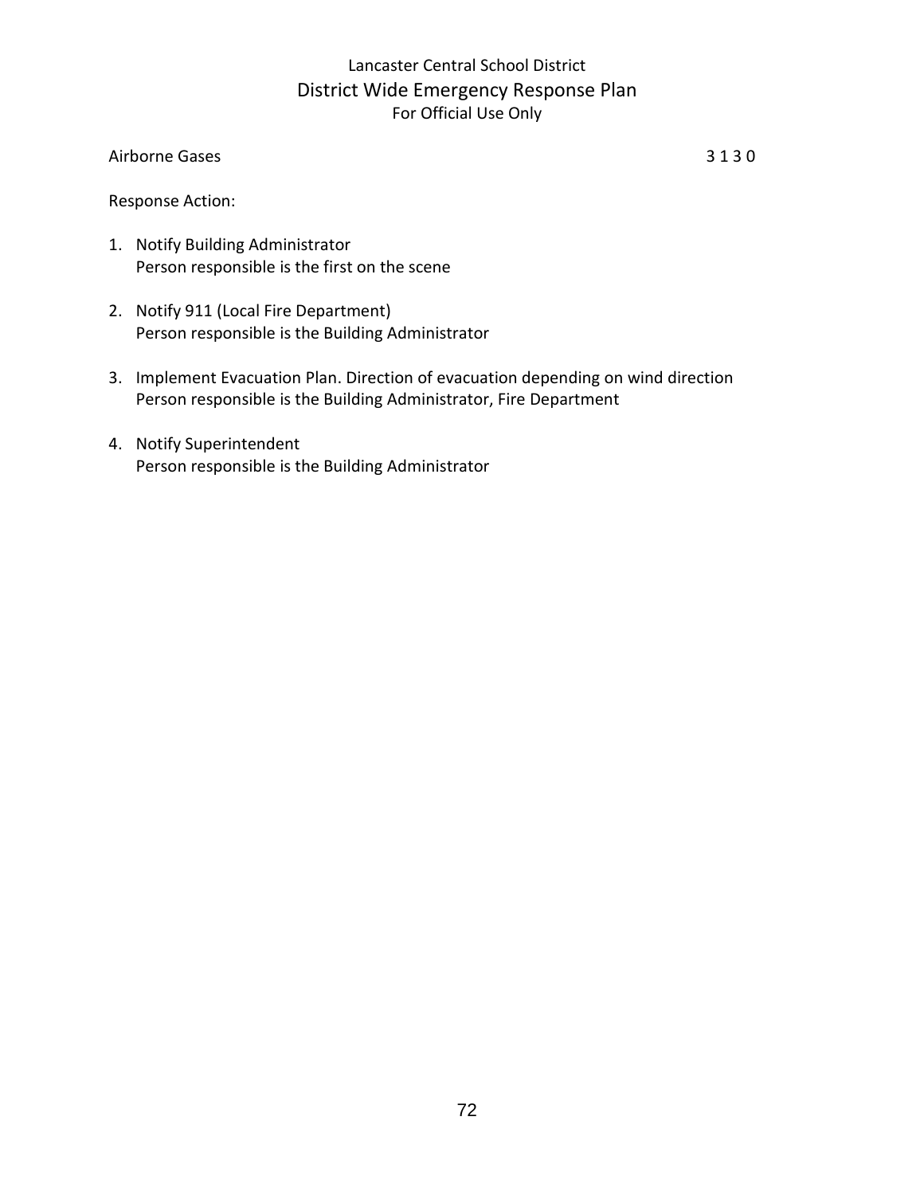Airborne Gases 3 1 3 0

Response Action:

1. Notify Building Administrator
   Person responsible is the first on the scene

2. Notify 911 (Local Fire Department)
   Person responsible is the Building Administrator

3. Implement Evacuation Plan. Direction of evacuation depending on wind direction
   Person responsible is the Building Administrator, Fire Department

4. Notify Superintendent
   Person responsible is the Building Administrator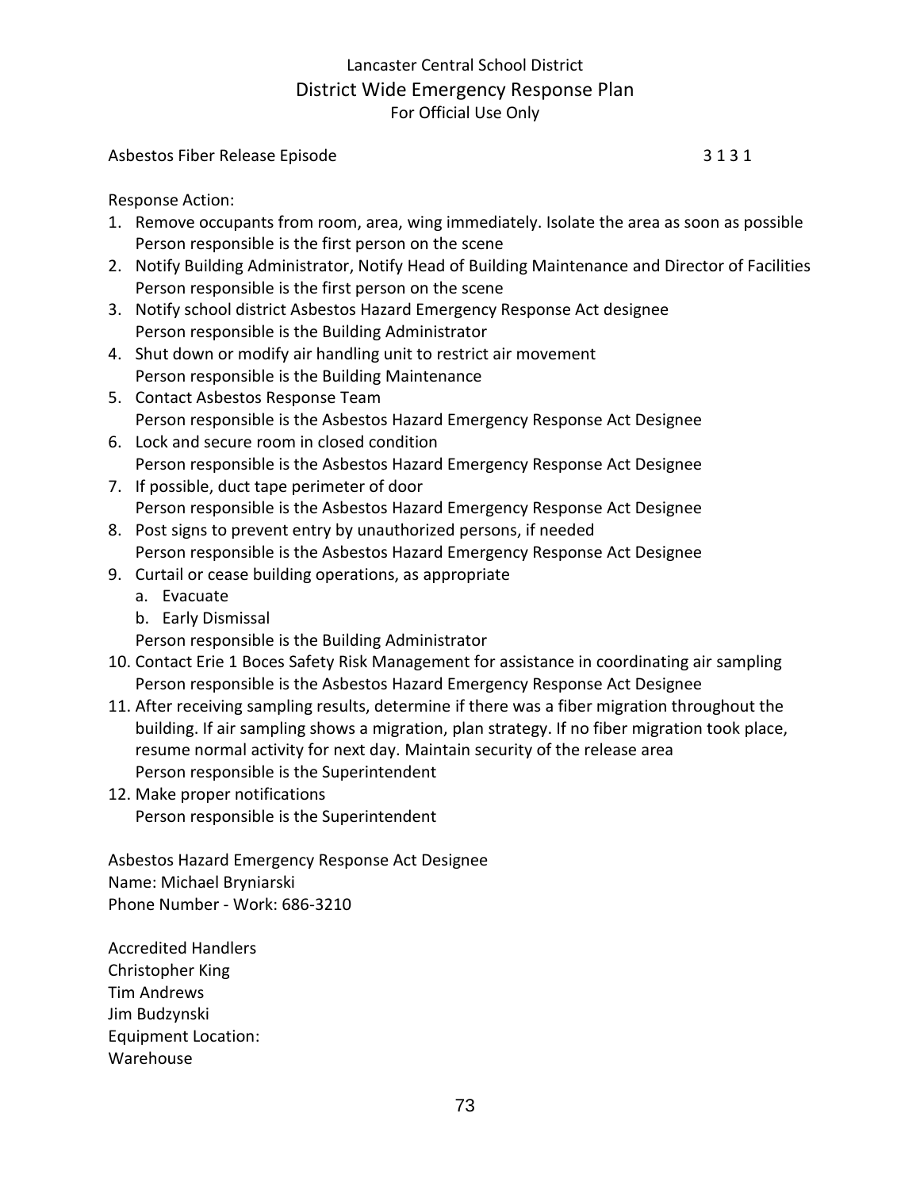Lancaster Central School District
District Wide Emergency Response Plan
For Official Use Only

Asbestos Fiber Release Episode 3 1 3 1

Response Action:

1. Remove occupants from room, area, wing immediately. Isolate the area as soon as possible
   Person responsible is the first person on the scene
2. Notify Building Administrator, Notify Head of Building Maintenance and Director of Facilities
   Person responsible is the first person on the scene
3. Notify school district Asbestos Hazard Emergency Response Act designee
   Person responsible is the Building Administrator
4. Shut down or modify air handling unit to restrict air movement
   Person responsible is the Building Maintenance
5. Contact Asbestos Response Team
   Person responsible is the Asbestos Hazard Emergency Response Act Designee
6. Lock and secure room in closed condition
   Person responsible is the Asbestos Hazard Emergency Response Act Designee
7. If possible, duct tape perimeter of door
   Person responsible is the Asbestos Hazard Emergency Response Act Designee
8. Post signs to prevent entry by unauthorized persons, if needed
   Person responsible is the Asbestos Hazard Emergency Response Act Designee
9. Curtail or cease building operations, as appropriate
   a. Evacuate
   b. Early Dismissal

   Person responsible is the Building Administrator
10. Contact Erie 1 Boces Safety Risk Management for assistance in coordinating air sampling
    Person responsible is the Asbestos Hazard Emergency Response Act Designee
11. After receiving sampling results, determine if there was a fiber migration throughout the building. If air sampling shows a migration, plan strategy. If no fiber migration took place, resume normal activity for next day. Maintain security of the release area
    Person responsible is the Superintendent
12. Make proper notifications
    Person responsible is the Superintendent

Asbestos Hazard Emergency Response Act Designee
Name: Michael Bryniarski
Phone Number - Work: 686-3210

Accredited Handlers
Christopher King
Tim Andrews
Jim Budzynski
Equipment Location:
Warehouse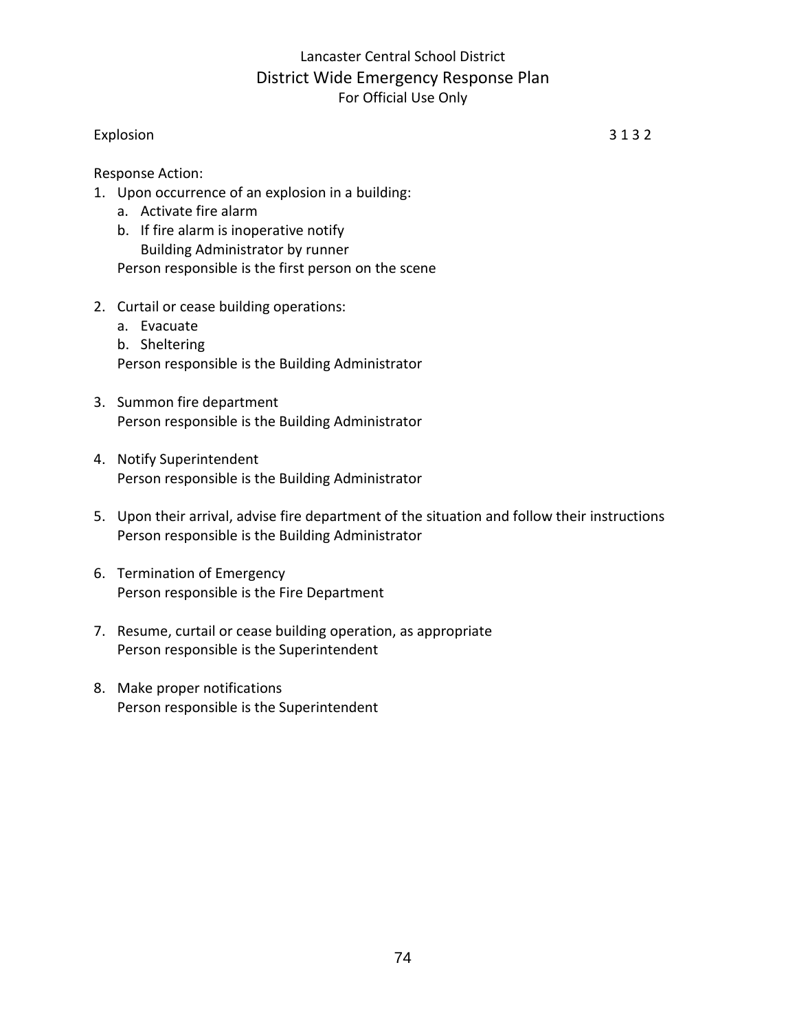Explosion 3 1 3 2

Response Action:

1. Upon occurrence of an explosion in a building:
   a. Activate fire alarm
   b. If fire alarm is inoperative notify Building Administrator by runner

   Person responsible is the first person on the scene

2. Curtail or cease building operations:
   a. Evacuate
   b. Sheltering

   Person responsible is the Building Administrator

3. Summon fire department
   Person responsible is the Building Administrator

4. Notify Superintendent
   Person responsible is the Building Administrator

5. Upon their arrival, advise fire department of the situation and follow their instructions
   Person responsible is the Building Administrator

6. Termination of Emergency
   Person responsible is the Fire Department

7. Resume, curtail or cease building operation, as appropriate
   Person responsible is the Superintendent

8. Make proper notifications
   Person responsible is the Superintendent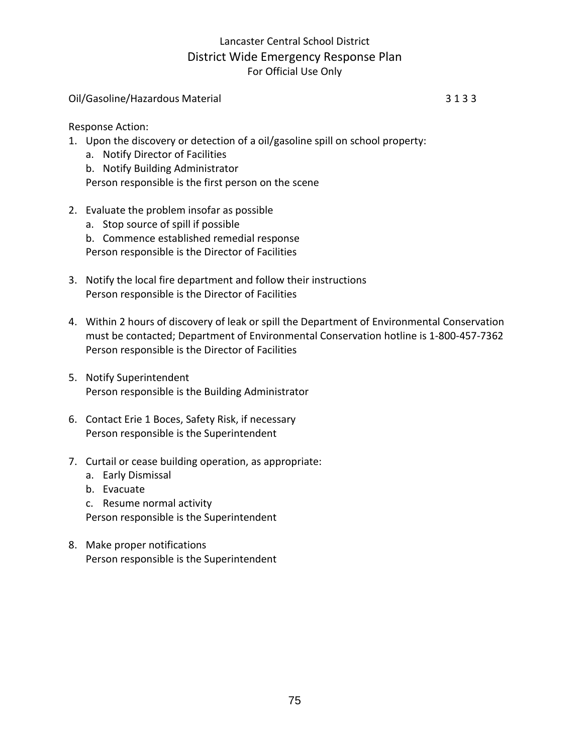Oil/Gasoline/Hazardous Material 3 1 3 3

Response Action:

1. Upon the discovery or detection of a oil/gasoline spill on school property:
   a. Notify Director of Facilities
   b. Notify Building Administrator

   Person responsible is the first person on the scene

2. Evaluate the problem insofar as possible
   a. Stop source of spill if possible
   b. Commence established remedial response

   Person responsible is the Director of Facilities

3. Notify the local fire department and follow their instructions

   Person responsible is the Director of Facilities

4. Within 2 hours of discovery of leak or spill the Department of Environmental Conservation must be contacted; Department of Environmental Conservation hotline is 1-800-457-7362

   Person responsible is the Director of Facilities

5. Notify Superintendent

   Person responsible is the Building Administrator

6. Contact Erie 1 Boces, Safety Risk, if necessary

   Person responsible is the Superintendent

7. Curtail or cease building operation, as appropriate:
   a. Early Dismissal
   b. Evacuate
   c. Resume normal activity

   Person responsible is the Superintendent

8. Make proper notifications

   Person responsible is the Superintendent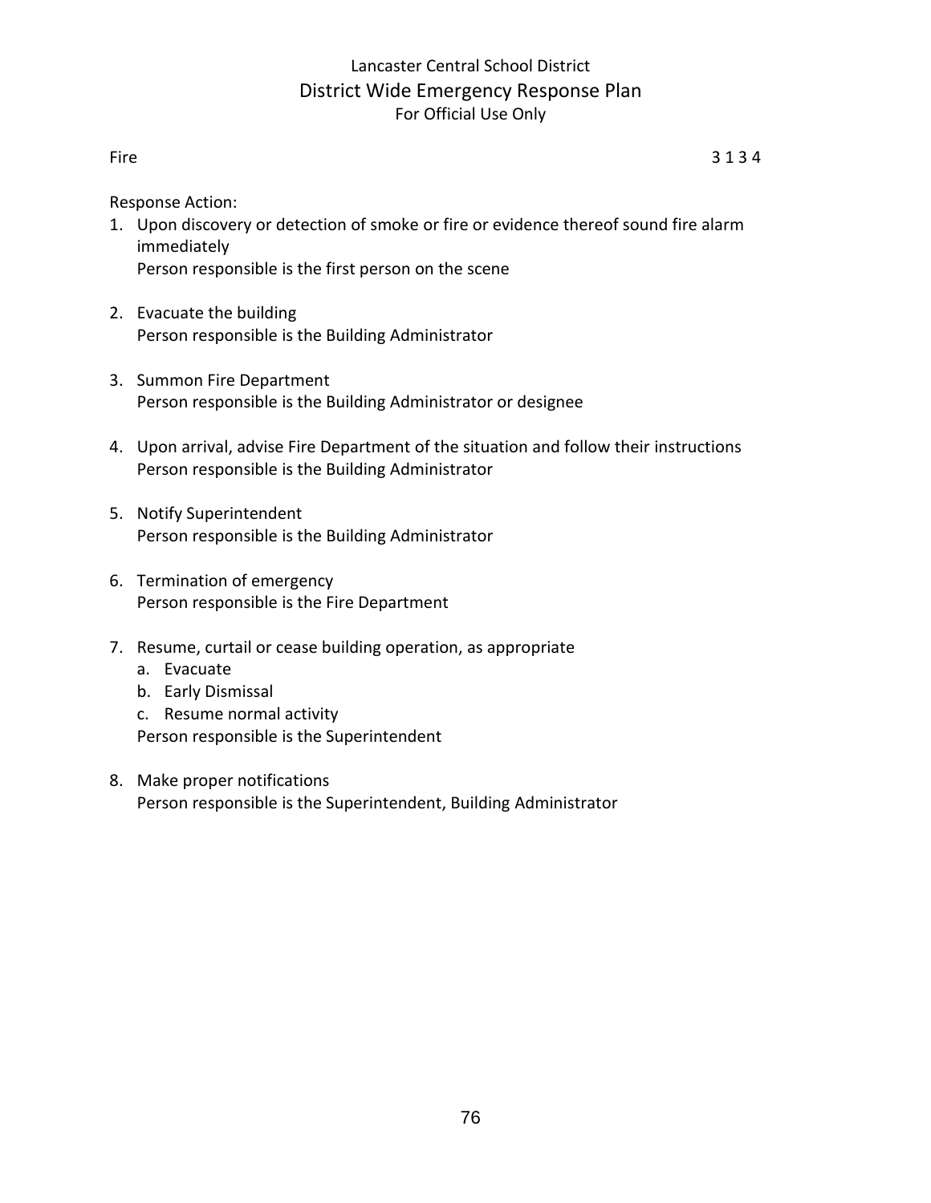Fire 3 1 3 4

Response Action:

1. Upon discovery or detection of smoke or fire or evidence thereof sound fire alarm immediately
   Person responsible is the first person on the scene

2. Evacuate the building
   Person responsible is the Building Administrator

3. Summon Fire Department
   Person responsible is the Building Administrator or designee

4. Upon arrival, advise Fire Department of the situation and follow their instructions
   Person responsible is the Building Administrator

5. Notify Superintendent
   Person responsible is the Building Administrator

6. Termination of emergency
   Person responsible is the Fire Department

7. Resume, curtail or cease building operation, as appropriate
   a. Evacuate
   b. Early Dismissal
   c. Resume normal activity

   Person responsible is the Superintendent

8. Make proper notifications
   Person responsible is the Superintendent, Building Administrator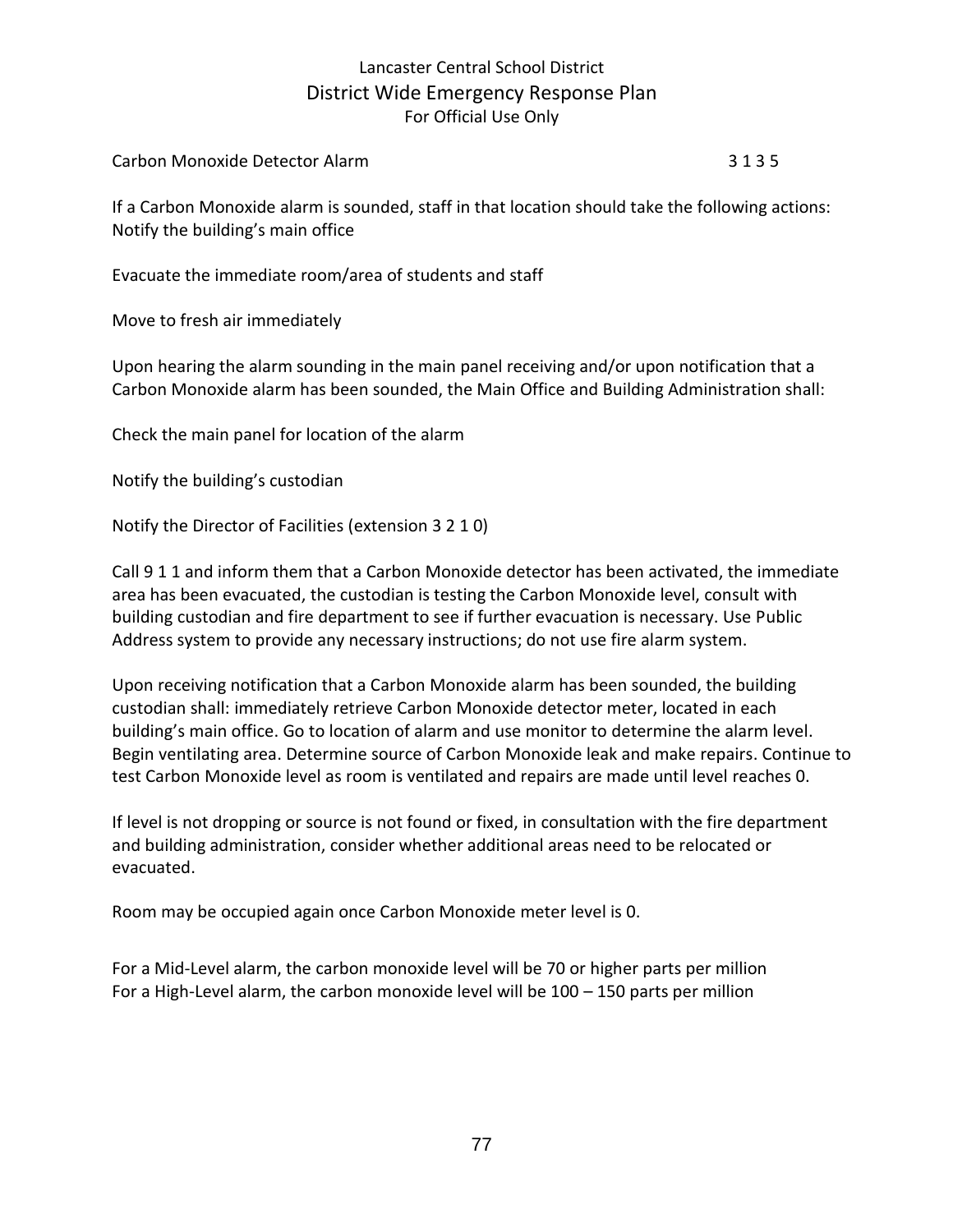Carbon Monoxide Detector Alarm 3 1 3 5

If a Carbon Monoxide alarm is sounded, staff in that location should take the following actions:
Notify the building's main office

Evacuate the immediate room/area of students and staff

Move to fresh air immediately

Upon hearing the alarm sounding in the main panel receiving and/or upon notification that a Carbon Monoxide alarm has been sounded, the Main Office and Building Administration shall:

Check the main panel for location of the alarm

Notify the building's custodian

Notify the Director of Facilities (extension 3 2 1 0)

Call 9 1 1 and inform them that a Carbon Monoxide detector has been activated, the immediate area has been evacuated, the custodian is testing the Carbon Monoxide level, consult with building custodian and fire department to see if further evacuation is necessary. Use Public Address system to provide any necessary instructions; do not use fire alarm system.

Upon receiving notification that a Carbon Monoxide alarm has been sounded, the building custodian shall: immediately retrieve Carbon Monoxide detector meter, located in each building's main office. Go to location of alarm and use monitor to determine the alarm level. Begin ventilating area. Determine source of Carbon Monoxide leak and make repairs. Continue to test Carbon Monoxide level as room is ventilated and repairs are made until level reaches 0.

If level is not dropping or source is not found or fixed, in consultation with the fire department and building administration, consider whether additional areas need to be relocated or evacuated.

Room may be occupied again once Carbon Monoxide meter level is 0.

For a Mid-Level alarm, the carbon monoxide level will be 70 or higher parts per million
For a High-Level alarm, the carbon monoxide level will be 100 – 150 parts per million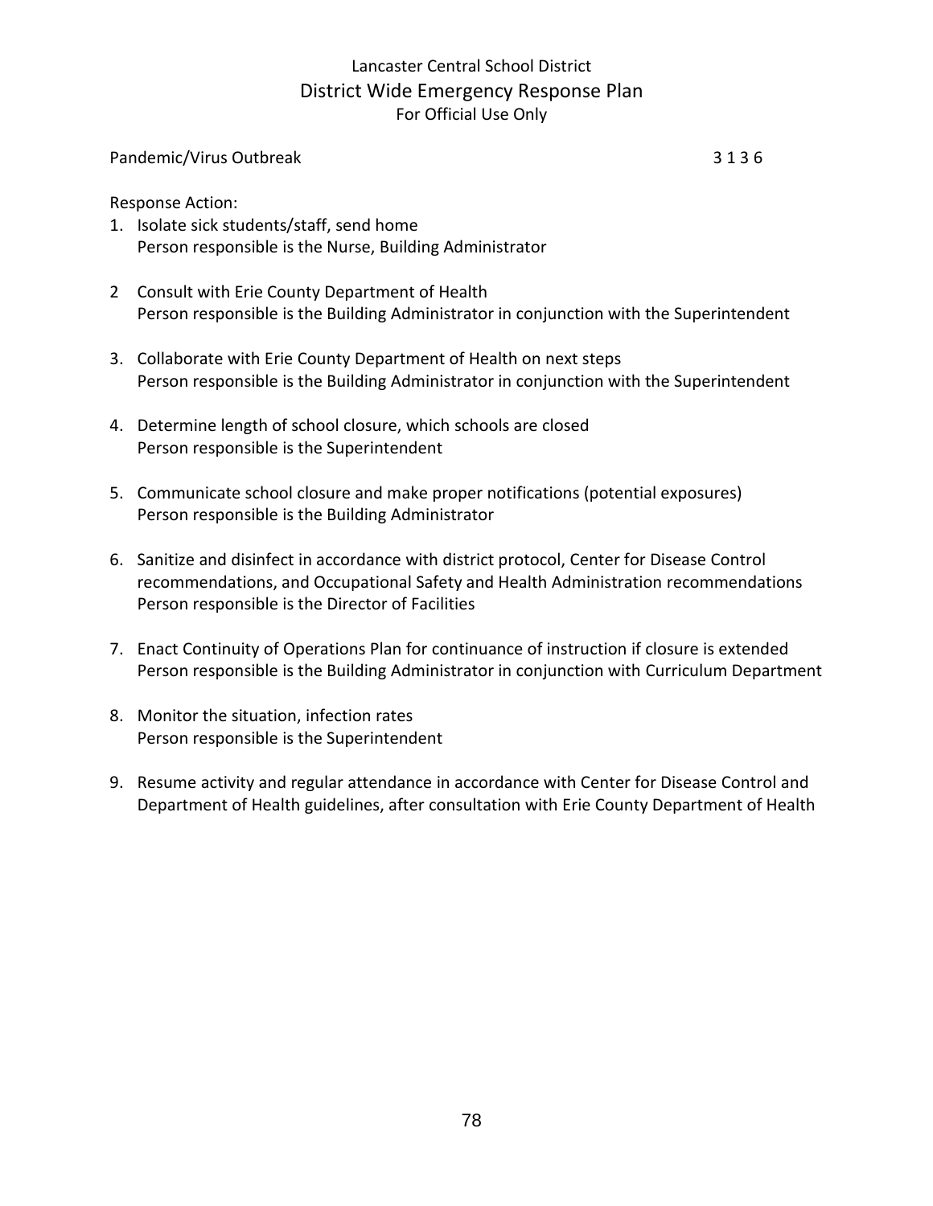Pandemic/Virus Outbreak 3 1 3 6

Response Action:

1. Isolate sick students/staff, send home
   Person responsible is the Nurse, Building Administrator

2. Consult with Erie County Department of Health
   Person responsible is the Building Administrator in conjunction with the Superintendent

3. Collaborate with Erie County Department of Health on next steps
   Person responsible is the Building Administrator in conjunction with the Superintendent

4. Determine length of school closure, which schools are closed
   Person responsible is the Superintendent

5. Communicate school closure and make proper notifications (potential exposures)
   Person responsible is the Building Administrator

6. Sanitize and disinfect in accordance with district protocol, Center for Disease Control recommendations, and Occupational Safety and Health Administration recommendations
   Person responsible is the Director of Facilities

7. Enact Continuity of Operations Plan for continuance of instruction if closure is extended
   Person responsible is the Building Administrator in conjunction with Curriculum Department

8. Monitor the situation, infection rates
   Person responsible is the Superintendent

9. Resume activity and regular attendance in accordance with Center for Disease Control and Department of Health guidelines, after consultation with Erie County Department of Health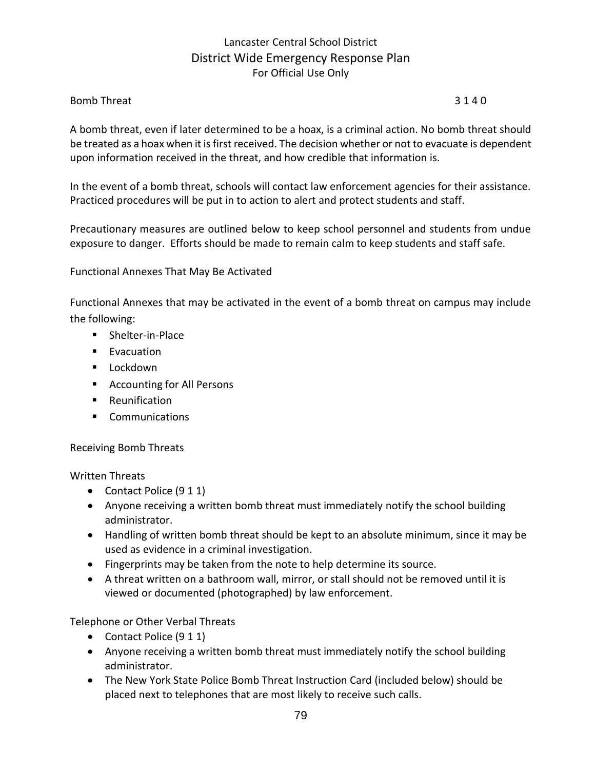## Bomb Threat 3 1 4 0

A bomb threat, even if later determined to be a hoax, is a criminal action. No bomb threat should be treated as a hoax when it is first received. The decision whether or not to evacuate is dependent upon information received in the threat, and how credible that information is.

In the event of a bomb threat, schools will contact law enforcement agencies for their assistance. Practiced procedures will be put in to action to alert and protect students and staff.

Precautionary measures are outlined below to keep school personnel and students from undue exposure to danger. Efforts should be made to remain calm to keep students and staff safe.

### Functional Annexes That May Be Activated

Functional Annexes that may be activated in the event of a bomb threat on campus may include the following:

- Shelter-in-Place
- Evacuation
- Lockdown
- Accounting for All Persons
- Reunification
- Communications

### Receiving Bomb Threats

#### Written Threats

- Contact Police (9 1 1)
- Anyone receiving a written bomb threat must immediately notify the school building administrator.
- Handling of written bomb threat should be kept to an absolute minimum, since it may be used as evidence in a criminal investigation.
- Fingerprints may be taken from the note to help determine its source.
- A threat written on a bathroom wall, mirror, or stall should not be removed until it is viewed or documented (photographed) by law enforcement.

#### Telephone or Other Verbal Threats

- Contact Police (9 1 1)
- Anyone receiving a written bomb threat must immediately notify the school building administrator.
- The New York State Police Bomb Threat Instruction Card (included below) should be placed next to telephones that are most likely to receive such calls.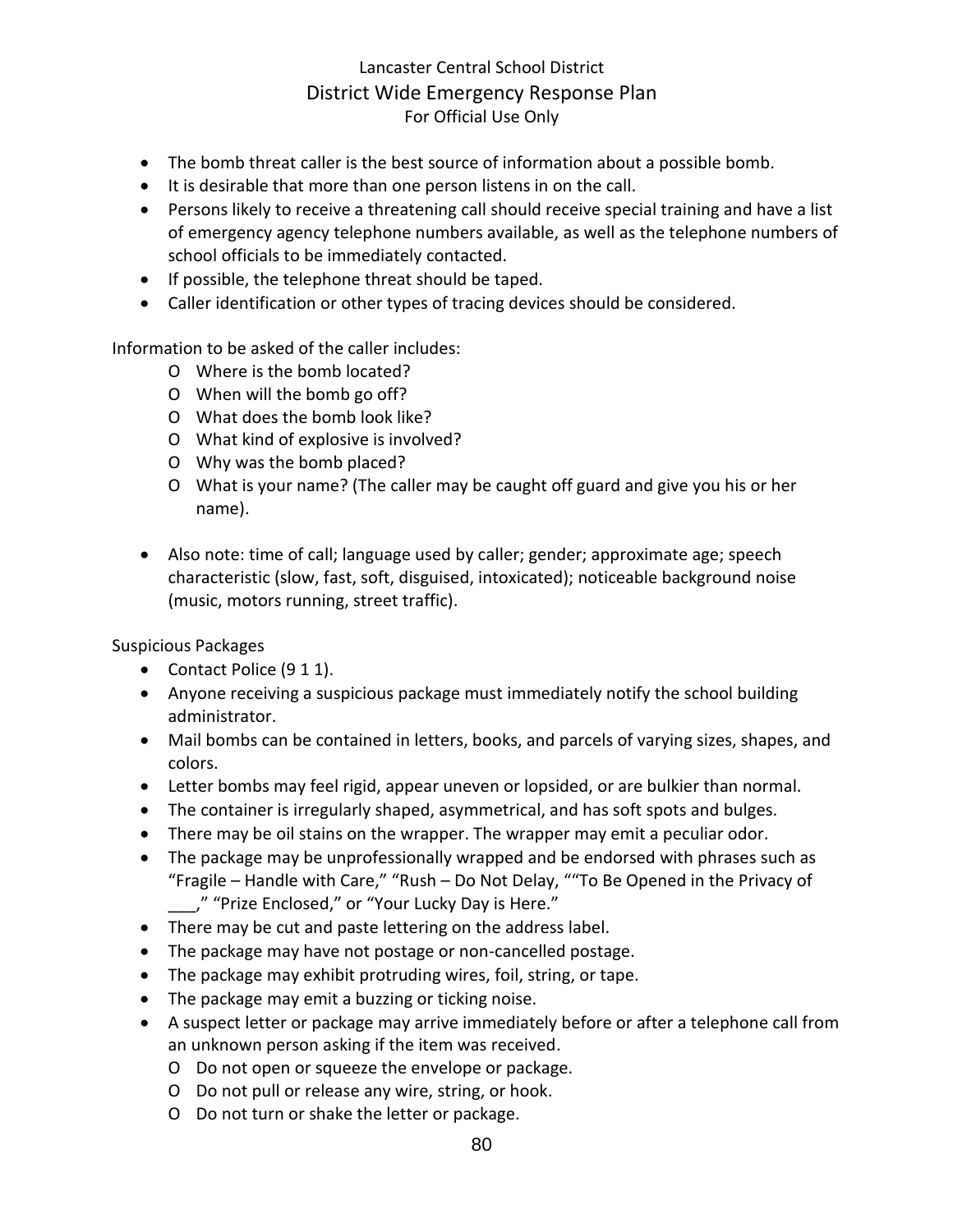- The bomb threat caller is the best source of information about a possible bomb.
- It is desirable that more than one person listens in on the call.
- Persons likely to receive a threatening call should receive special training and have a list of emergency agency telephone numbers available, as well as the telephone numbers of school officials to be immediately contacted.
- If possible, the telephone threat should be taped.
- Caller identification or other types of tracing devices should be considered.

Information to be asked of the caller includes:

- Where is the bomb located?
- When will the bomb go off?
- What does the bomb look like?
- What kind of explosive is involved?
- Why was the bomb placed?
- What is your name? (The caller may be caught off guard and give you his or her name).

- Also note: time of call; language used by caller; gender; approximate age; speech characteristic (slow, fast, soft, disguised, intoxicated); noticeable background noise (music, motors running, street traffic).

Suspicious Packages

- Contact Police (9 1 1).
- Anyone receiving a suspicious package must immediately notify the school building administrator.
- Mail bombs can be contained in letters, books, and parcels of varying sizes, shapes, and colors.
- Letter bombs may feel rigid, appear uneven or lopsided, or are bulkier than normal.
- The container is irregularly shaped, asymmetrical, and has soft spots and bulges.
- There may be oil stains on the wrapper. The wrapper may emit a peculiar odor.
- The package may be unprofessionally wrapped and be endorsed with phrases such as "Fragile – Handle with Care," "Rush – Do Not Delay, ""To Be Opened in the Privacy of ___," "Prize Enclosed," or "Your Lucky Day is Here."
- There may be cut and paste lettering on the address label.
- The package may have not postage or non-cancelled postage.
- The package may exhibit protruding wires, foil, string, or tape.
- The package may emit a buzzing or ticking noise.
- A suspect letter or package may arrive immediately before or after a telephone call from an unknown person asking if the item was received.
  - Do not open or squeeze the envelope or package.
  - Do not pull or release any wire, string, or hook.
  - Do not turn or shake the letter or package.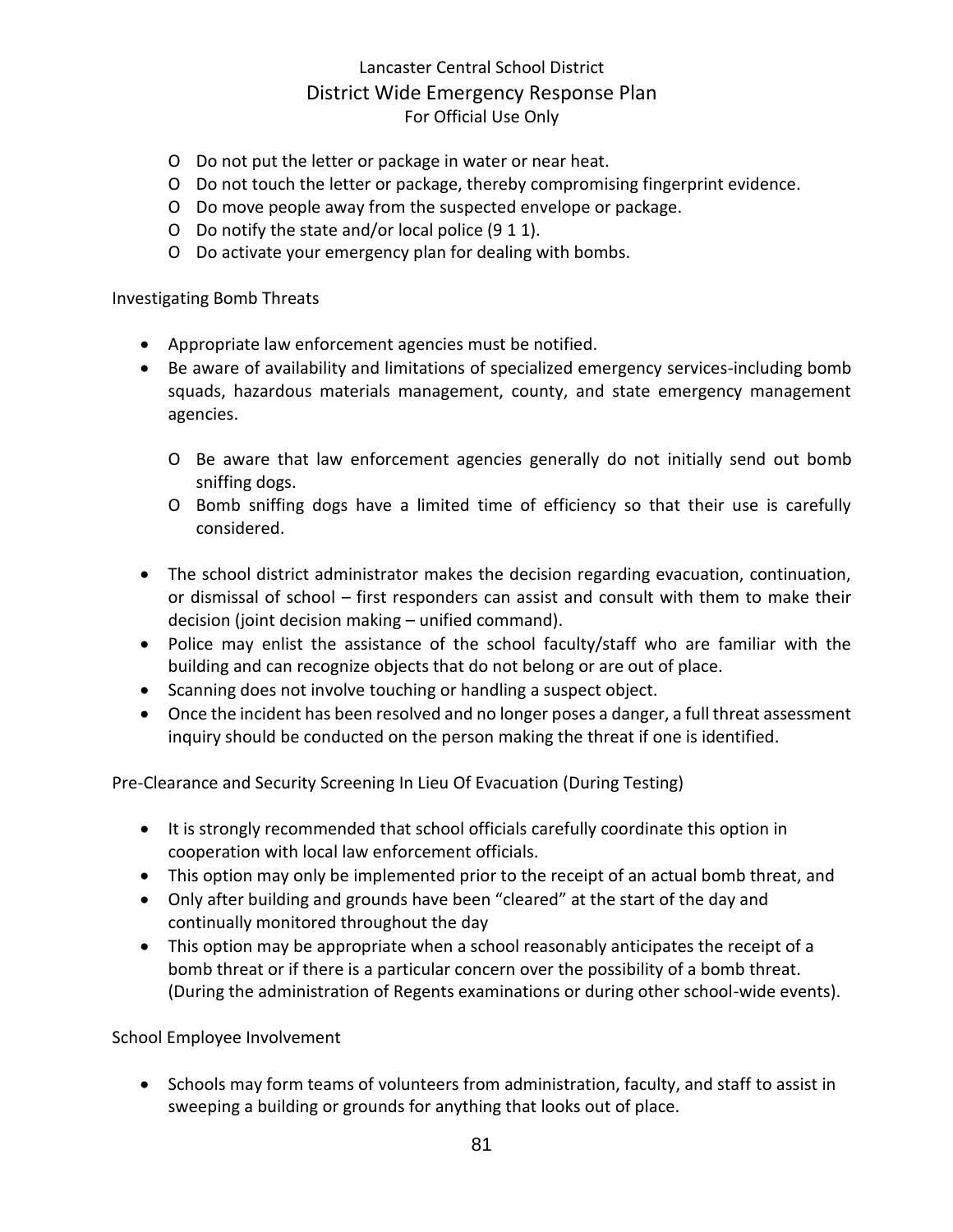- Do not put the letter or package in water or near heat.
- Do not touch the letter or package, thereby compromising fingerprint evidence.
- Do move people away from the suspected envelope or package.
- Do notify the state and/or local police (9 1 1).
- Do activate your emergency plan for dealing with bombs.

Investigating Bomb Threats

- Appropriate law enforcement agencies must be notified.
- Be aware of availability and limitations of specialized emergency services-including bomb squads, hazardous materials management, county, and state emergency management agencies.
  - Be aware that law enforcement agencies generally do not initially send out bomb sniffing dogs.
  - Bomb sniffing dogs have a limited time of efficiency so that their use is carefully considered.
- The school district administrator makes the decision regarding evacuation, continuation, or dismissal of school – first responders can assist and consult with them to make their decision (joint decision making – unified command).
- Police may enlist the assistance of the school faculty/staff who are familiar with the building and can recognize objects that do not belong or are out of place.
- Scanning does not involve touching or handling a suspect object.
- Once the incident has been resolved and no longer poses a danger, a full threat assessment inquiry should be conducted on the person making the threat if one is identified.

Pre-Clearance and Security Screening In Lieu Of Evacuation (During Testing)

- It is strongly recommended that school officials carefully coordinate this option in cooperation with local law enforcement officials.
- This option may only be implemented prior to the receipt of an actual bomb threat, and
- Only after building and grounds have been "cleared" at the start of the day and continually monitored throughout the day
- This option may be appropriate when a school reasonably anticipates the receipt of a bomb threat or if there is a particular concern over the possibility of a bomb threat. (During the administration of Regents examinations or during other school-wide events).

School Employee Involvement

- Schools may form teams of volunteers from administration, faculty, and staff to assist in sweeping a building or grounds for anything that looks out of place.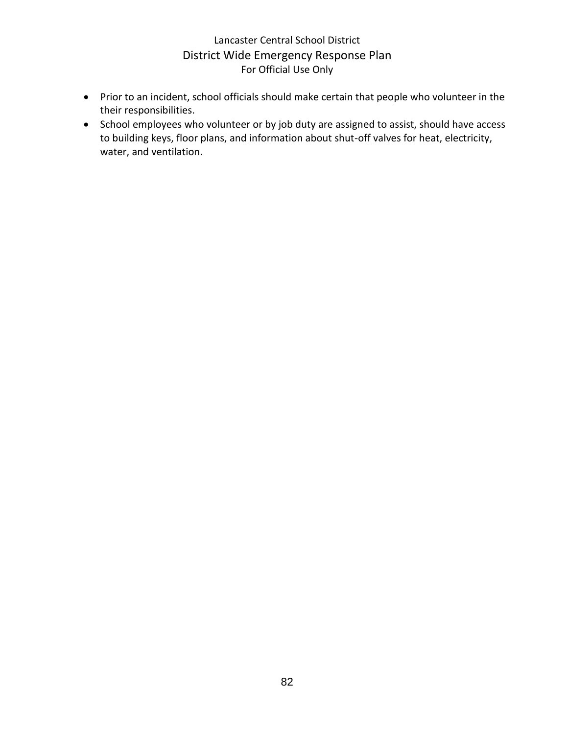- Prior to an incident, school officials should make certain that people who volunteer in the their responsibilities.
- School employees who volunteer or by job duty are assigned to assist, should have access to building keys, floor plans, and information about shut-off valves for heat, electricity, water, and ventilation.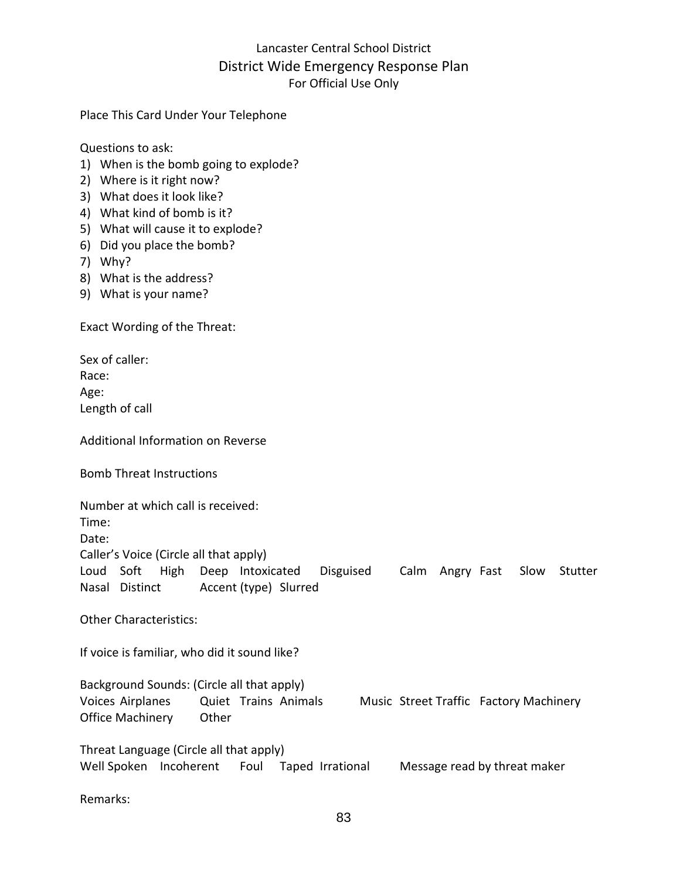# Lancaster Central School District

## District Wide Emergency Response Plan

For Official Use Only

Place This Card Under Your Telephone

Questions to ask:

1) When is the bomb going to explode?
2) Where is it right now?
3) What does it look like?
4) What kind of bomb is it?
5) What will cause it to explode?
6) Did you place the bomb?
7) Why?
8) What is the address?
9) What is your name?

Exact Wording of the Threat:

Sex of caller:
Race:
Age:
Length of call

Additional Information on Reverse

Bomb Threat Instructions

Number at which call is received:
Time:
Date:
Caller's Voice (Circle all that apply)
Loud Soft High Deep Intoxicated Disguised Calm Angry Fast Slow Stutter Nasal Distinct Accent (type) Slurred

Other Characteristics:

If voice is familiar, who did it sound like?

Background Sounds: (Circle all that apply)
Voices Airplanes Quiet Trains Animals Music Street Traffic Factory Machinery Office Machinery Other

Threat Language (Circle all that apply)
Well Spoken Incoherent Foul Taped Irrational Message read by threat maker

Remarks: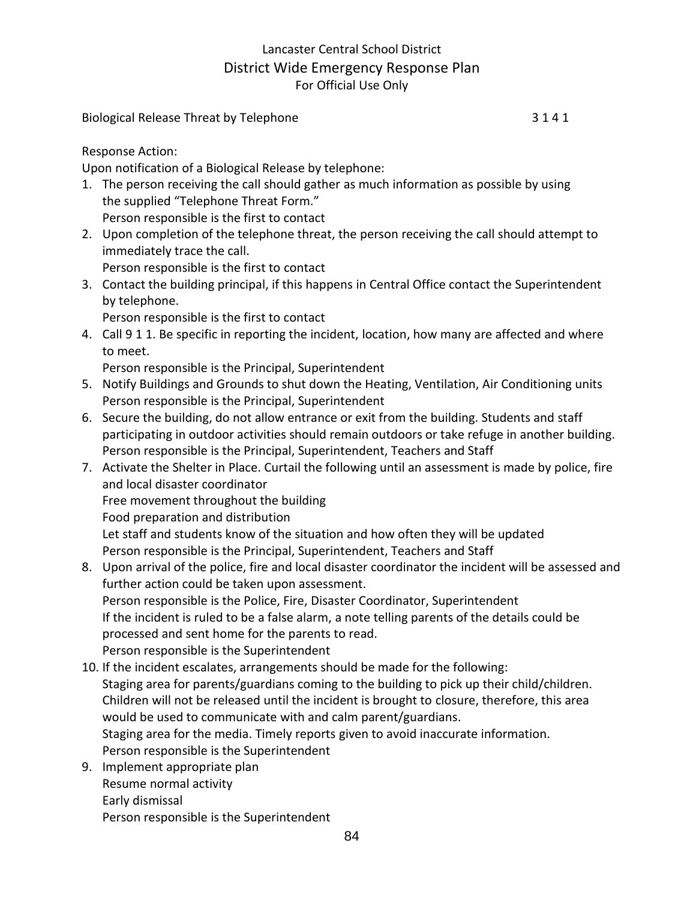Lancaster Central School District
District Wide Emergency Response Plan
For Official Use Only

Biological Release Threat by Telephone 3 1 4 1

Response Action:
Upon notification of a Biological Release by telephone:

1. The person receiving the call should gather as much information as possible by using the supplied "Telephone Threat Form."
   Person responsible is the first to contact
2. Upon completion of the telephone threat, the person receiving the call should attempt to immediately trace the call.
   Person responsible is the first to contact
3. Contact the building principal, if this happens in Central Office contact the Superintendent by telephone.
   Person responsible is the first to contact
4. Call 9 1 1. Be specific in reporting the incident, location, how many are affected and where to meet.
   Person responsible is the Principal, Superintendent
5. Notify Buildings and Grounds to shut down the Heating, Ventilation, Air Conditioning units
   Person responsible is the Principal, Superintendent
6. Secure the building, do not allow entrance or exit from the building. Students and staff participating in outdoor activities should remain outdoors or take refuge in another building.
   Person responsible is the Principal, Superintendent, Teachers and Staff
7. Activate the Shelter in Place. Curtail the following until an assessment is made by police, fire and local disaster coordinator
   Free movement throughout the building
   Food preparation and distribution
   Let staff and students know of the situation and how often they will be updated
   Person responsible is the Principal, Superintendent, Teachers and Staff
8. Upon arrival of the police, fire and local disaster coordinator the incident will be assessed and further action could be taken upon assessment.
   Person responsible is the Police, Fire, Disaster Coordinator, Superintendent
   If the incident is ruled to be a false alarm, a note telling parents of the details could be processed and sent home for the parents to read.
   Person responsible is the Superintendent

10. If the incident escalates, arrangements should be made for the following:
   Staging area for parents/guardians coming to the building to pick up their child/children. Children will not be released until the incident is brought to closure, therefore, this area would be used to communicate with and calm parent/guardians.
   Staging area for the media. Timely reports given to avoid inaccurate information.
   Person responsible is the Superintendent

9. Implement appropriate plan
   Resume normal activity
   Early dismissal
   Person responsible is the Superintendent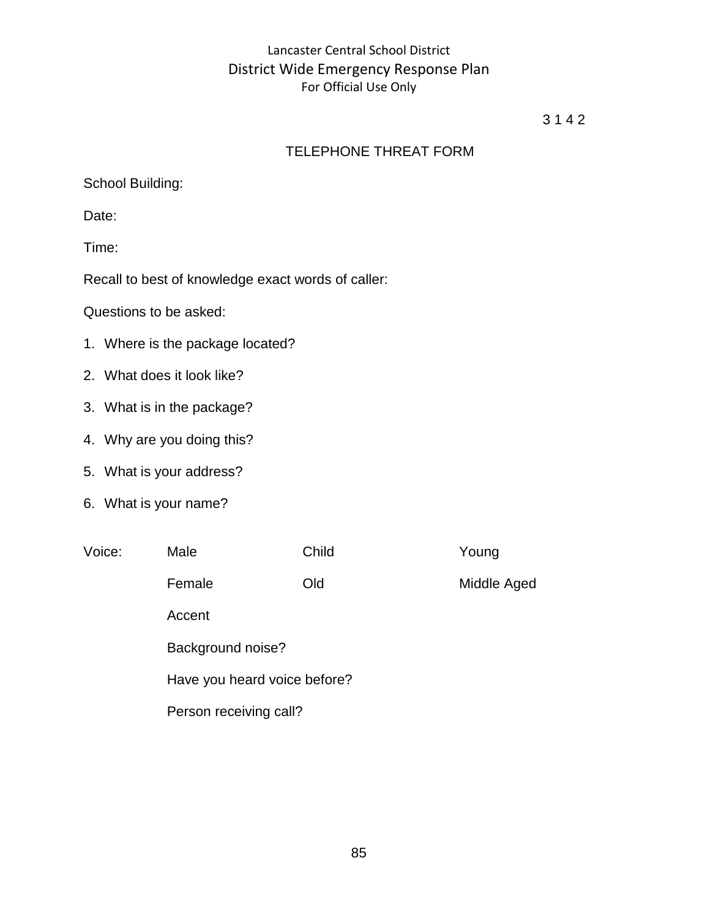3 1 4 2

# TELEPHONE THREAT FORM

School Building:

Date:

Time:

Recall to best of knowledge exact words of caller:

Questions to be asked:

1. Where is the package located?
2. What does it look like?
3. What is in the package?
4. Why are you doing this?
5. What is your address?
6. What is your name?

| Voice: | Male | Child | Young |
|---|---|---|---|
| | Female | Old | Middle Aged |
| | Accent | | |
| | Background noise? | | |
| | Have you heard voice before? | | |
| | Person receiving call? | | |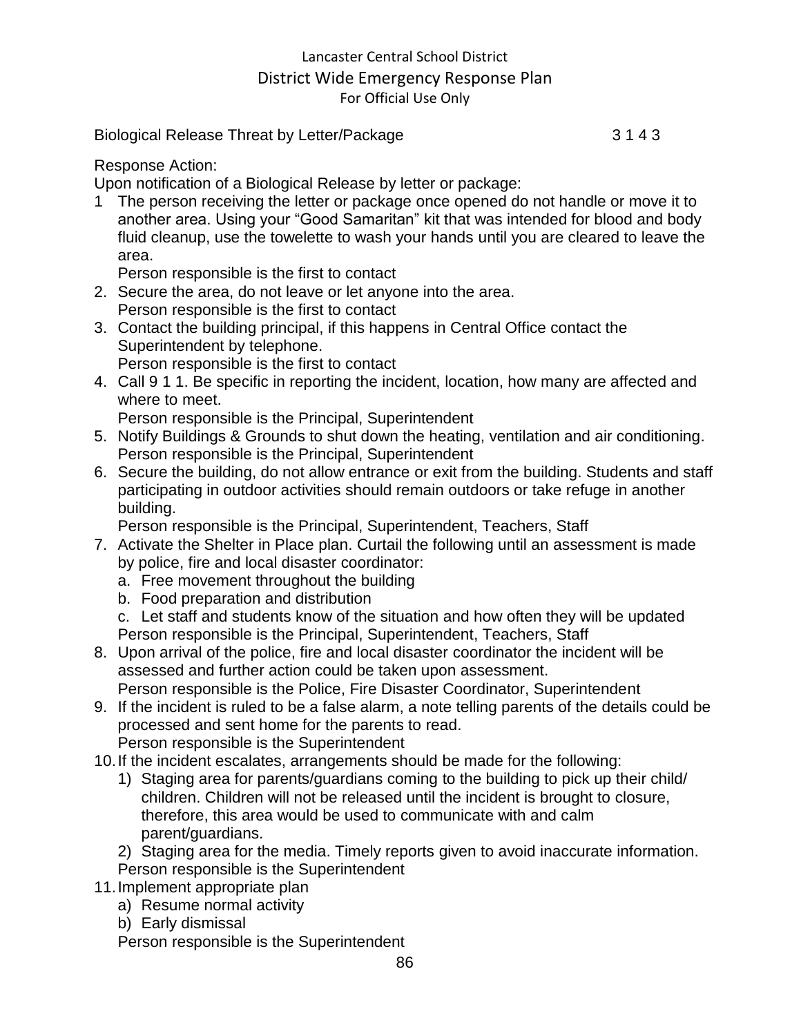Biological Release Threat by Letter/Package 3 1 4 3

Response Action:
Upon notification of a Biological Release by letter or package:

1 The person receiving the letter or package once opened do not handle or move it to another area. Using your "Good Samaritan" kit that was intended for blood and body fluid cleanup, use the towelette to wash your hands until you are cleared to leave the area.
   Person responsible is the first to contact
2. Secure the area, do not leave or let anyone into the area.
   Person responsible is the first to contact
3. Contact the building principal, if this happens in Central Office contact the Superintendent by telephone.
   Person responsible is the first to contact
4. Call 9 1 1. Be specific in reporting the incident, location, how many are affected and where to meet.
   Person responsible is the Principal, Superintendent
5. Notify Buildings & Grounds to shut down the heating, ventilation and air conditioning.
   Person responsible is the Principal, Superintendent
6. Secure the building, do not allow entrance or exit from the building. Students and staff participating in outdoor activities should remain outdoors or take refuge in another building.
   Person responsible is the Principal, Superintendent, Teachers, Staff
7. Activate the Shelter in Place plan. Curtail the following until an assessment is made by police, fire and local disaster coordinator:
   a. Free movement throughout the building
   b. Food preparation and distribution
   c. Let staff and students know of the situation and how often they will be updated
   Person responsible is the Principal, Superintendent, Teachers, Staff
8. Upon arrival of the police, fire and local disaster coordinator the incident will be assessed and further action could be taken upon assessment.
   Person responsible is the Police, Fire Disaster Coordinator, Superintendent
9. If the incident is ruled to be a false alarm, a note telling parents of the details could be processed and sent home for the parents to read.
   Person responsible is the Superintendent
10. If the incident escalates, arrangements should be made for the following:
    1) Staging area for parents/guardians coming to the building to pick up their child/ children. Children will not be released until the incident is brought to closure, therefore, this area would be used to communicate with and calm parent/guardians.
    2) Staging area for the media. Timely reports given to avoid inaccurate information.
    Person responsible is the Superintendent
11. Implement appropriate plan
    a) Resume normal activity
    b) Early dismissal
    Person responsible is the Superintendent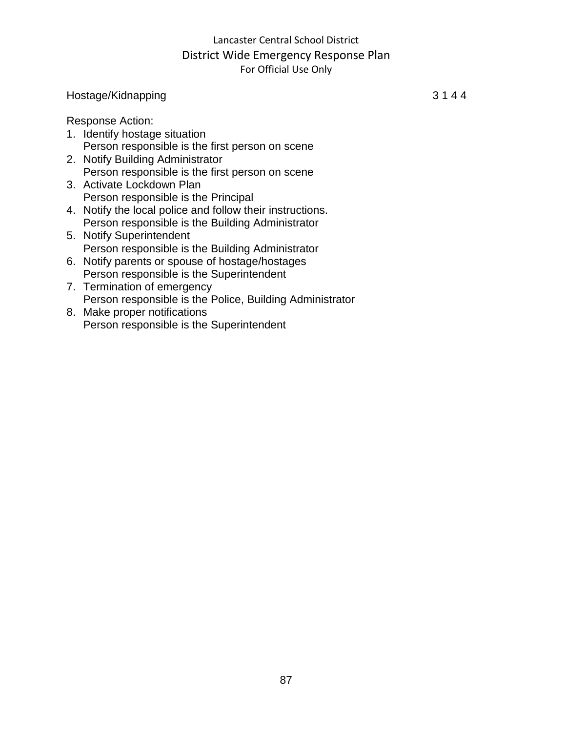Hostage/Kidnapping 3 1 4 4

Response Action:

1. Identify hostage situation
   Person responsible is the first person on scene
2. Notify Building Administrator
   Person responsible is the first person on scene
3. Activate Lockdown Plan
   Person responsible is the Principal
4. Notify the local police and follow their instructions.
   Person responsible is the Building Administrator
5. Notify Superintendent
   Person responsible is the Building Administrator
6. Notify parents or spouse of hostage/hostages
   Person responsible is the Superintendent
7. Termination of emergency
   Person responsible is the Police, Building Administrator
8. Make proper notifications
   Person responsible is the Superintendent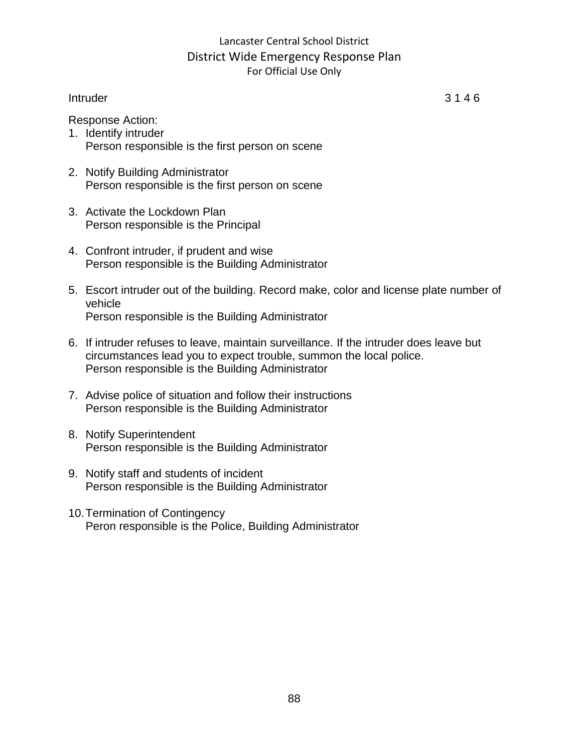Intruder 3 1 4 6

Response Action:

1. Identify intruder
   Person responsible is the first person on scene

2. Notify Building Administrator
   Person responsible is the first person on scene

3. Activate the Lockdown Plan
   Person responsible is the Principal

4. Confront intruder, if prudent and wise
   Person responsible is the Building Administrator

5. Escort intruder out of the building. Record make, color and license plate number of vehicle
   Person responsible is the Building Administrator

6. If intruder refuses to leave, maintain surveillance. If the intruder does leave but circumstances lead you to expect trouble, summon the local police.
   Person responsible is the Building Administrator

7. Advise police of situation and follow their instructions
   Person responsible is the Building Administrator

8. Notify Superintendent
   Person responsible is the Building Administrator

9. Notify staff and students of incident
   Person responsible is the Building Administrator

10. Termination of Contingency
    Peron responsible is the Police, Building Administrator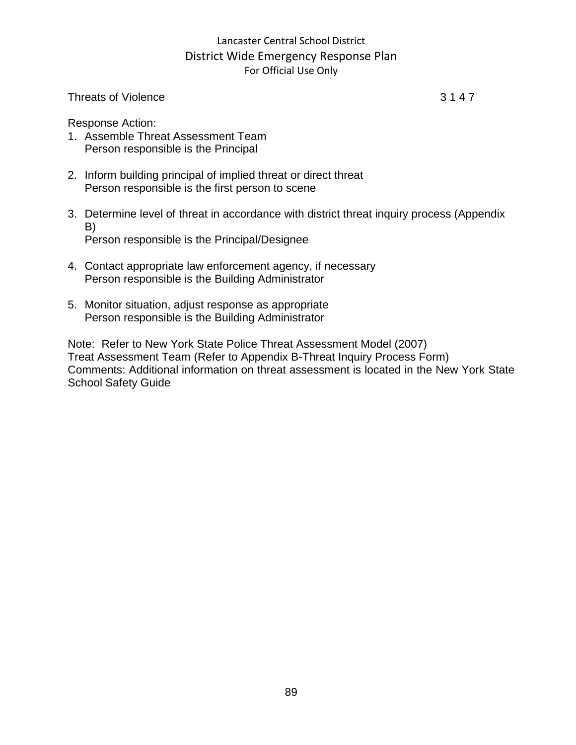Threats of Violence 3 1 4 7

Response Action:

1. Assemble Threat Assessment Team
   Person responsible is the Principal

2. Inform building principal of implied threat or direct threat
   Person responsible is the first person to scene

3. Determine level of threat in accordance with district threat inquiry process (Appendix B)
   Person responsible is the Principal/Designee

4. Contact appropriate law enforcement agency, if necessary
   Person responsible is the Building Administrator

5. Monitor situation, adjust response as appropriate
   Person responsible is the Building Administrator

Note: Refer to New York State Police Threat Assessment Model (2007)
Treat Assessment Team (Refer to Appendix B-Threat Inquiry Process Form)
Comments: Additional information on threat assessment is located in the New York State School Safety Guide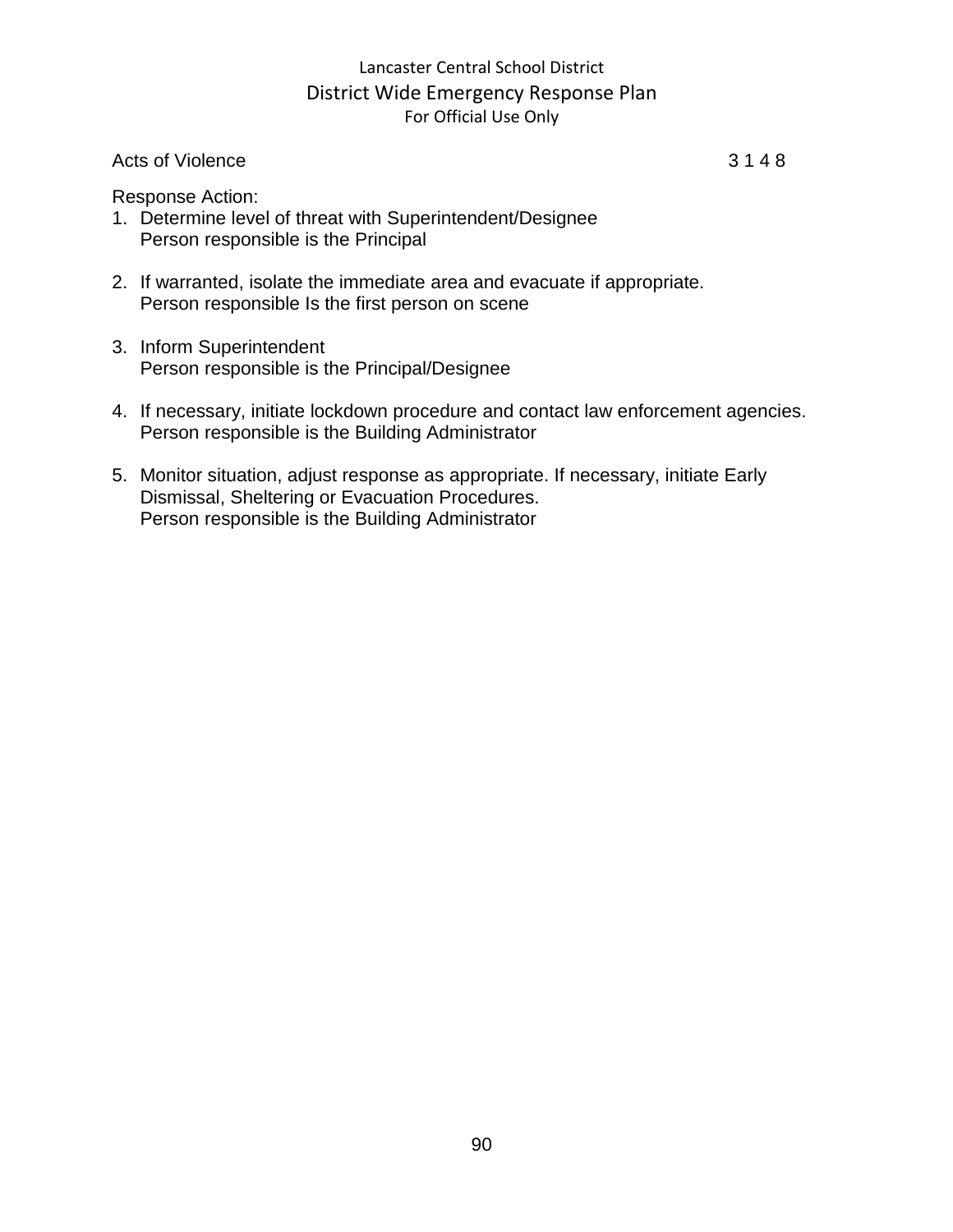Acts of Violence 3 1 4 8

Response Action:

1. Determine level of threat with Superintendent/Designee
   Person responsible is the Principal

2. If warranted, isolate the immediate area and evacuate if appropriate.
   Person responsible Is the first person on scene

3. Inform Superintendent
   Person responsible is the Principal/Designee

4. If necessary, initiate lockdown procedure and contact law enforcement agencies.
   Person responsible is the Building Administrator

5. Monitor situation, adjust response as appropriate. If necessary, initiate Early Dismissal, Sheltering or Evacuation Procedures.
   Person responsible is the Building Administrator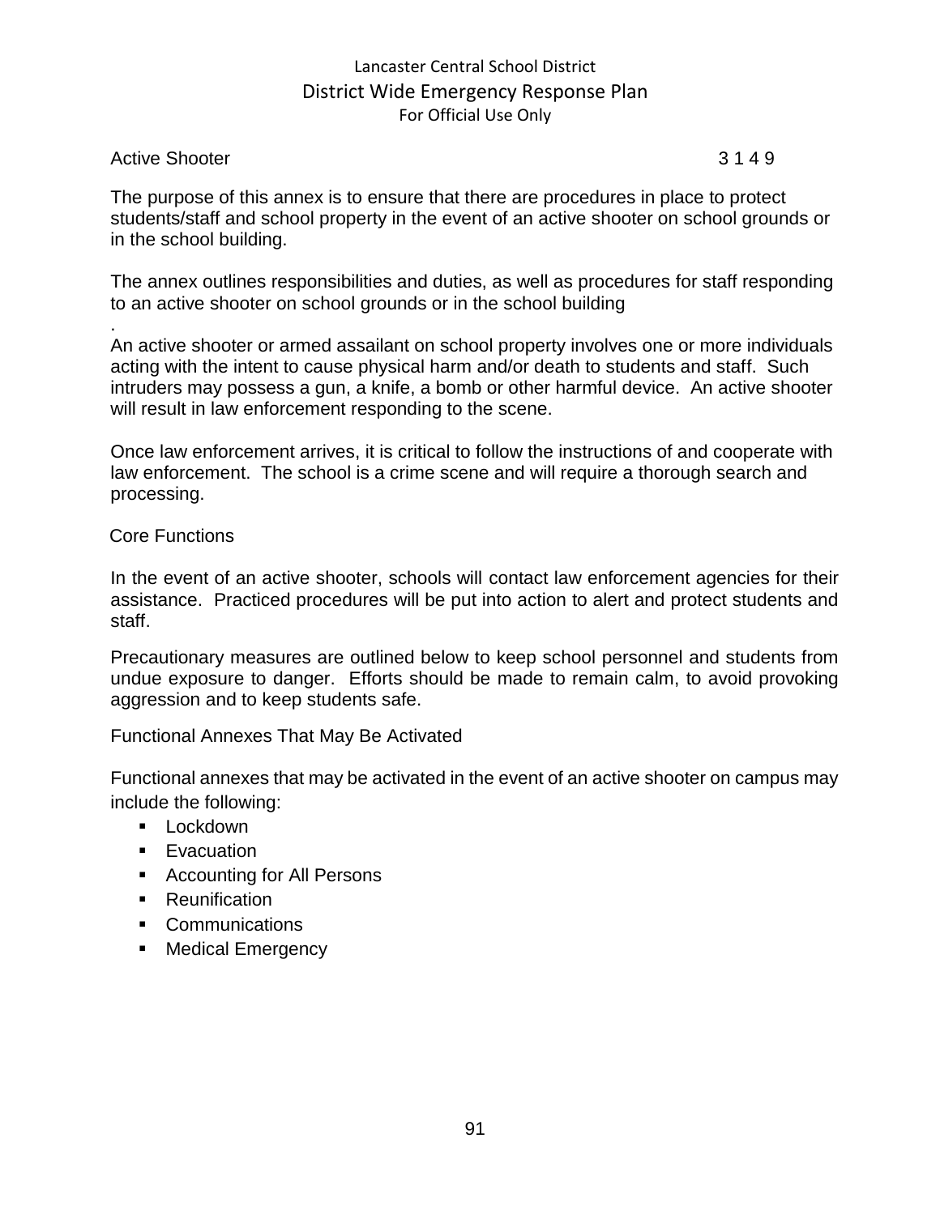## Active Shooter 3 1 4 9

The purpose of this annex is to ensure that there are procedures in place to protect students/staff and school property in the event of an active shooter on school grounds or in the school building.

The annex outlines responsibilities and duties, as well as procedures for staff responding to an active shooter on school grounds or in the school building
.
An active shooter or armed assailant on school property involves one or more individuals acting with the intent to cause physical harm and/or death to students and staff. Such intruders may possess a gun, a knife, a bomb or other harmful device. An active shooter will result in law enforcement responding to the scene.

Once law enforcement arrives, it is critical to follow the instructions of and cooperate with law enforcement. The school is a crime scene and will require a thorough search and processing.

### Core Functions

In the event of an active shooter, schools will contact law enforcement agencies for their assistance. Practiced procedures will be put into action to alert and protect students and staff.

Precautionary measures are outlined below to keep school personnel and students from undue exposure to danger. Efforts should be made to remain calm, to avoid provoking aggression and to keep students safe.

### Functional Annexes That May Be Activated

Functional annexes that may be activated in the event of an active shooter on campus may include the following:

- Lockdown
- Evacuation
- Accounting for All Persons
- Reunification
- Communications
- Medical Emergency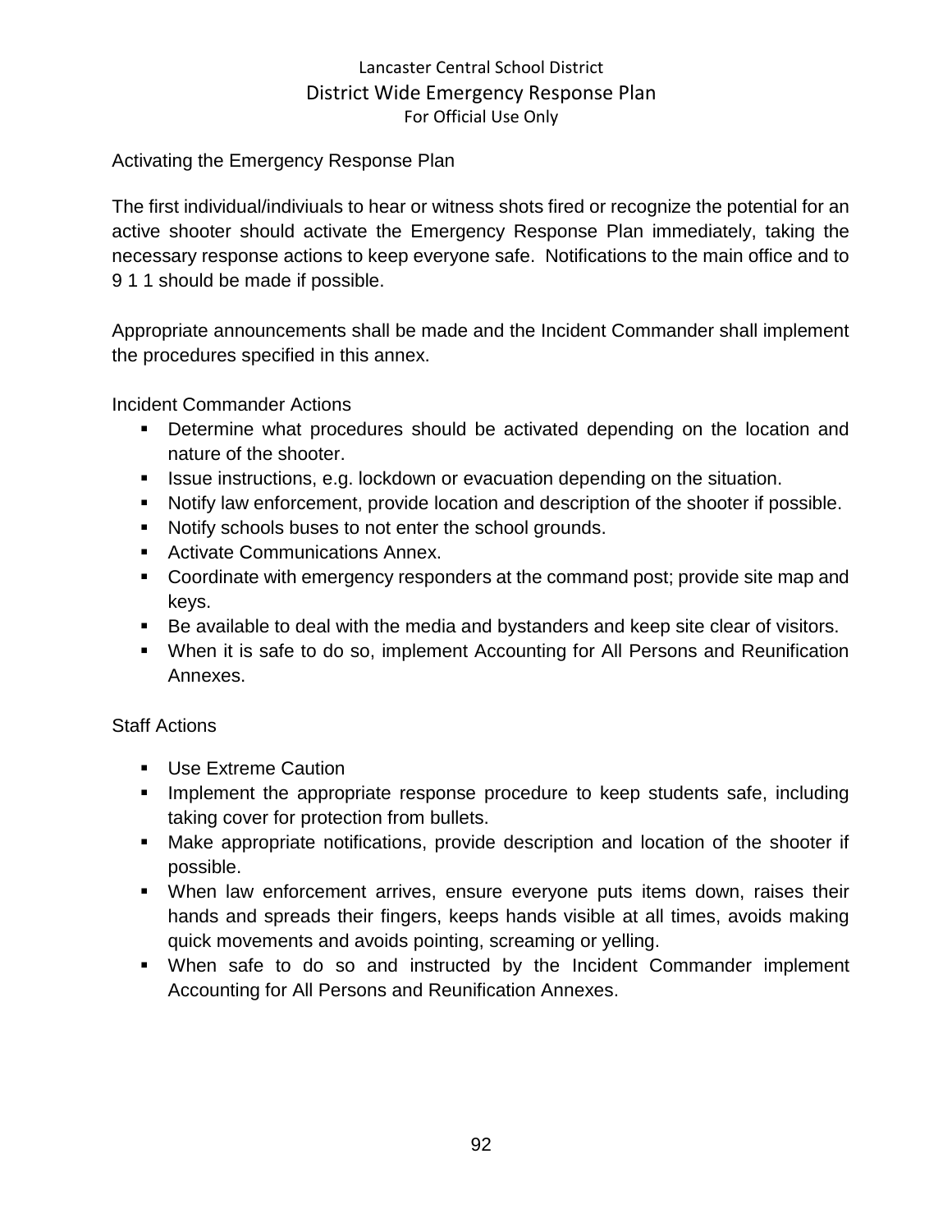Activating the Emergency Response Plan

The first individual/indiviuals to hear or witness shots fired or recognize the potential for an active shooter should activate the Emergency Response Plan immediately, taking the necessary response actions to keep everyone safe. Notifications to the main office and to 9 1 1 should be made if possible.

Appropriate announcements shall be made and the Incident Commander shall implement the procedures specified in this annex.

Incident Commander Actions

- Determine what procedures should be activated depending on the location and nature of the shooter.
- Issue instructions, e.g. lockdown or evacuation depending on the situation.
- Notify law enforcement, provide location and description of the shooter if possible.
- Notify schools buses to not enter the school grounds.
- Activate Communications Annex.
- Coordinate with emergency responders at the command post; provide site map and keys.
- Be available to deal with the media and bystanders and keep site clear of visitors.
- When it is safe to do so, implement Accounting for All Persons and Reunification Annexes.

Staff Actions

- Use Extreme Caution
- Implement the appropriate response procedure to keep students safe, including taking cover for protection from bullets.
- Make appropriate notifications, provide description and location of the shooter if possible.
- When law enforcement arrives, ensure everyone puts items down, raises their hands and spreads their fingers, keeps hands visible at all times, avoids making quick movements and avoids pointing, screaming or yelling.
- When safe to do so and instructed by the Incident Commander implement Accounting for All Persons and Reunification Annexes.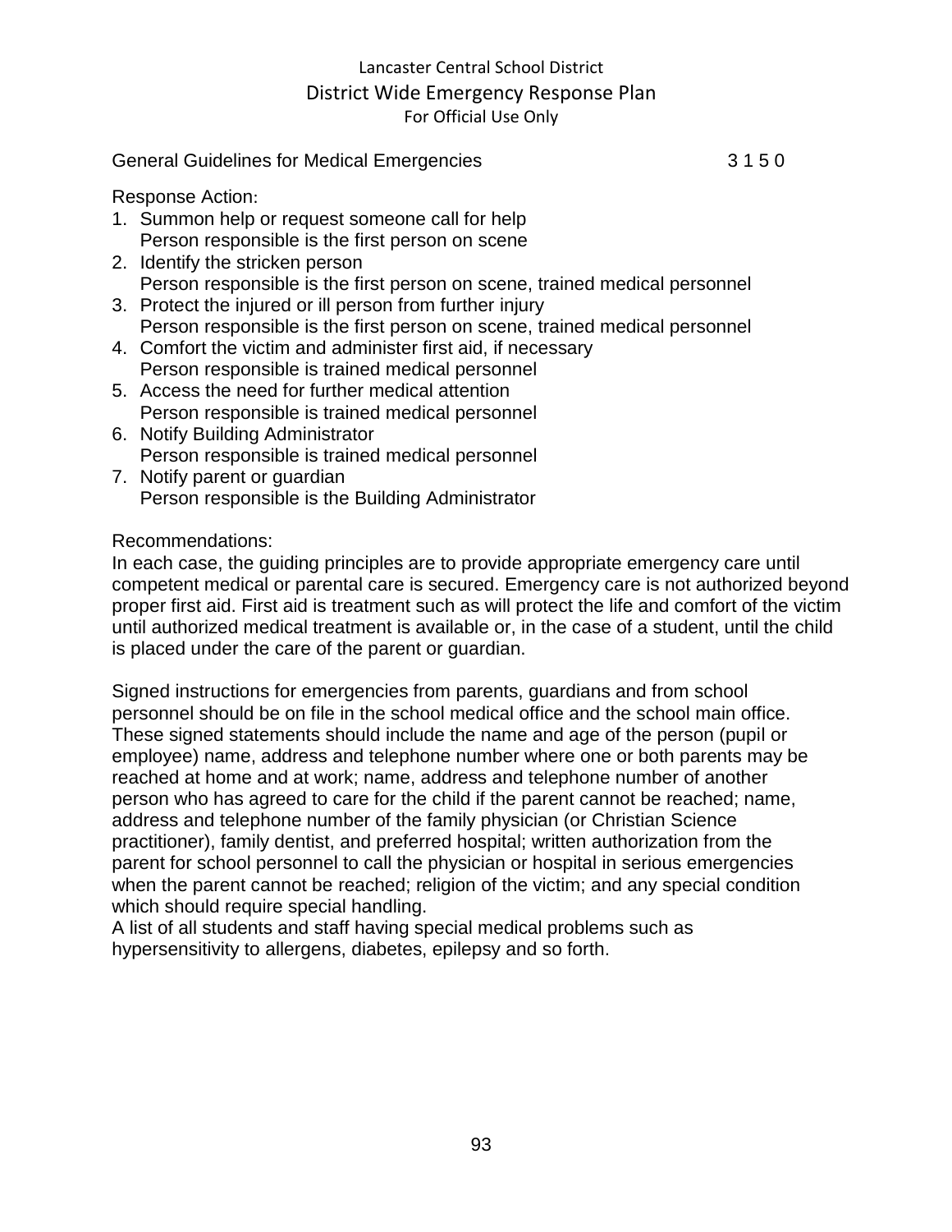General Guidelines for Medical Emergencies 3 1 5 0

Response Action:

1. Summon help or request someone call for help
   Person responsible is the first person on scene
2. Identify the stricken person
   Person responsible is the first person on scene, trained medical personnel
3. Protect the injured or ill person from further injury
   Person responsible is the first person on scene, trained medical personnel
4. Comfort the victim and administer first aid, if necessary
   Person responsible is trained medical personnel
5. Access the need for further medical attention
   Person responsible is trained medical personnel
6. Notify Building Administrator
   Person responsible is trained medical personnel
7. Notify parent or guardian
   Person responsible is the Building Administrator

Recommendations:

In each case, the guiding principles are to provide appropriate emergency care until competent medical or parental care is secured. Emergency care is not authorized beyond proper first aid. First aid is treatment such as will protect the life and comfort of the victim until authorized medical treatment is available or, in the case of a student, until the child is placed under the care of the parent or guardian.

Signed instructions for emergencies from parents, guardians and from school personnel should be on file in the school medical office and the school main office. These signed statements should include the name and age of the person (pupil or employee) name, address and telephone number where one or both parents may be reached at home and at work; name, address and telephone number of another person who has agreed to care for the child if the parent cannot be reached; name, address and telephone number of the family physician (or Christian Science practitioner), family dentist, and preferred hospital; written authorization from the parent for school personnel to call the physician or hospital in serious emergencies when the parent cannot be reached; religion of the victim; and any special condition which should require special handling.
A list of all students and staff having special medical problems such as hypersensitivity to allergens, diabetes, epilepsy and so forth.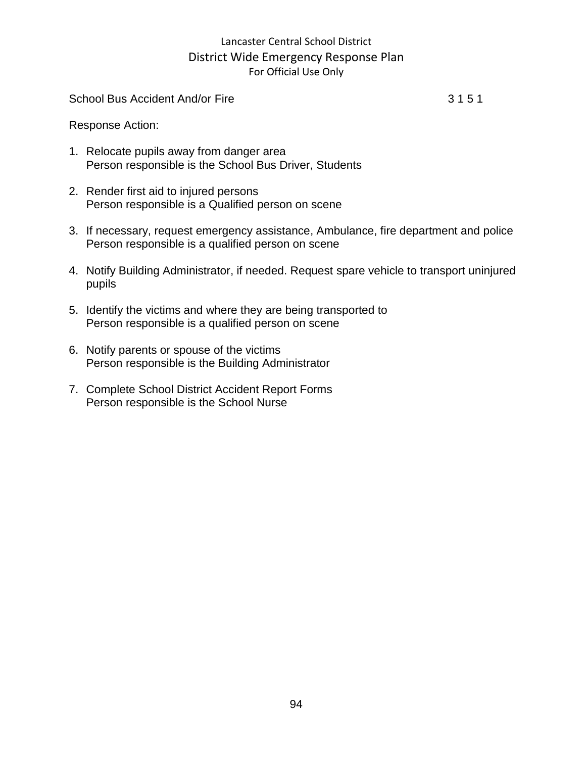School Bus Accident And/or Fire 3 1 5 1

Response Action:

1. Relocate pupils away from danger area
   Person responsible is the School Bus Driver, Students

2. Render first aid to injured persons
   Person responsible is a Qualified person on scene

3. If necessary, request emergency assistance, Ambulance, fire department and police
   Person responsible is a qualified person on scene

4. Notify Building Administrator, if needed. Request spare vehicle to transport uninjured pupils

5. Identify the victims and where they are being transported to
   Person responsible is a qualified person on scene

6. Notify parents or spouse of the victims
   Person responsible is the Building Administrator

7. Complete School District Accident Report Forms
   Person responsible is the School Nurse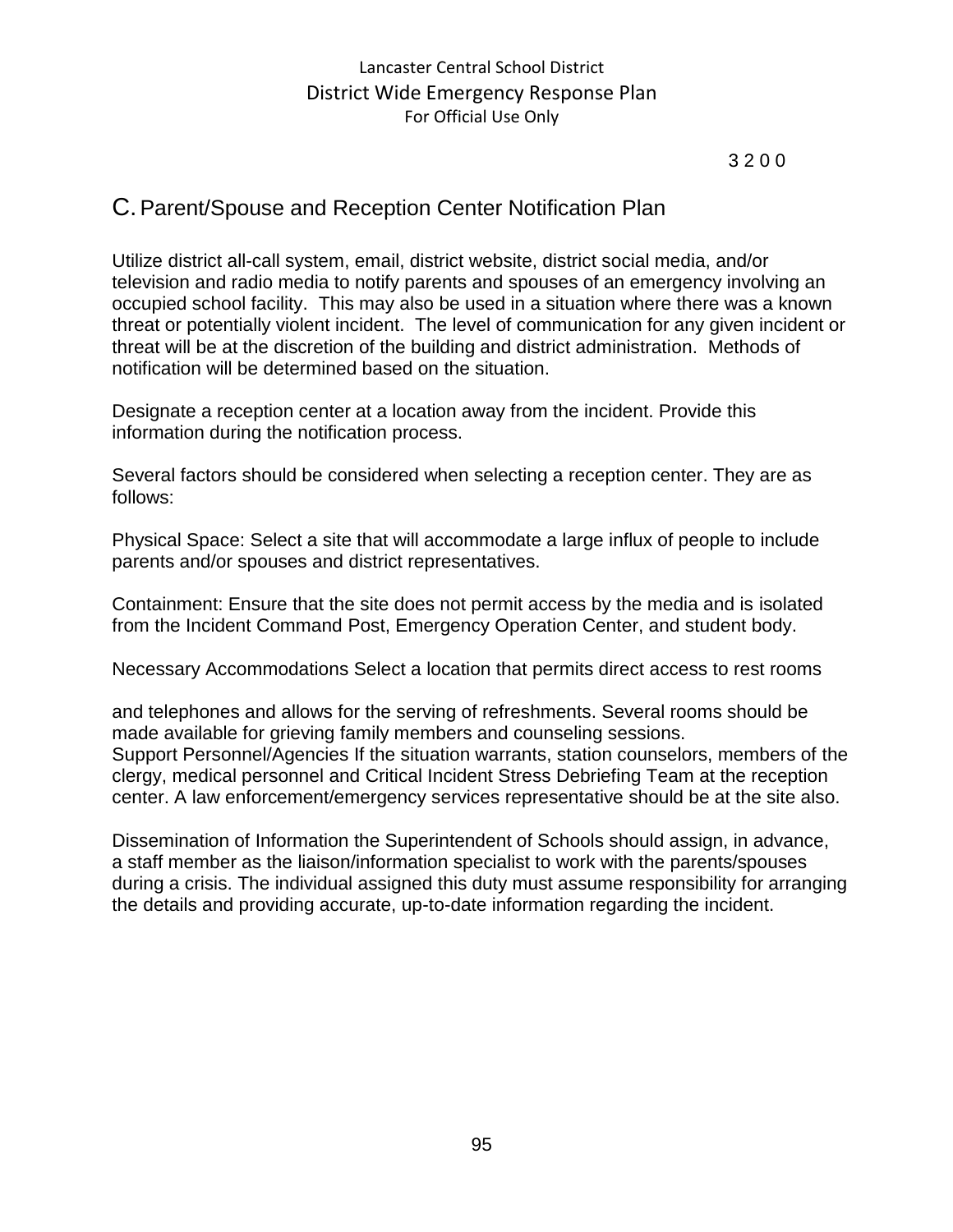3 2 0 0

## C. Parent/Spouse and Reception Center Notification Plan

Utilize district all-call system, email, district website, district social media, and/or television and radio media to notify parents and spouses of an emergency involving an occupied school facility. This may also be used in a situation where there was a known threat or potentially violent incident. The level of communication for any given incident or threat will be at the discretion of the building and district administration. Methods of notification will be determined based on the situation.

Designate a reception center at a location away from the incident. Provide this information during the notification process.

Several factors should be considered when selecting a reception center. They are as follows:

Physical Space: Select a site that will accommodate a large influx of people to include parents and/or spouses and district representatives.

Containment: Ensure that the site does not permit access by the media and is isolated from the Incident Command Post, Emergency Operation Center, and student body.

Necessary Accommodations Select a location that permits direct access to rest rooms

and telephones and allows for the serving of refreshments. Several rooms should be made available for grieving family members and counseling sessions.
Support Personnel/Agencies If the situation warrants, station counselors, members of the clergy, medical personnel and Critical Incident Stress Debriefing Team at the reception center. A law enforcement/emergency services representative should be at the site also.

Dissemination of Information the Superintendent of Schools should assign, in advance, a staff member as the liaison/information specialist to work with the parents/spouses during a crisis. The individual assigned this duty must assume responsibility for arranging the details and providing accurate, up-to-date information regarding the incident.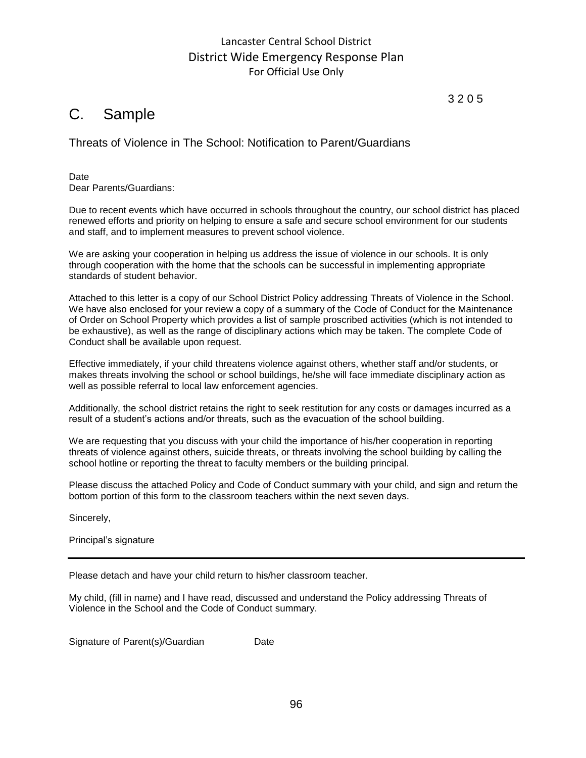3 2 0 5

# C. Sample

## Threats of Violence in The School: Notification to Parent/Guardians

Date
Dear Parents/Guardians:

Due to recent events which have occurred in schools throughout the country, our school district has placed renewed efforts and priority on helping to ensure a safe and secure school environment for our students and staff, and to implement measures to prevent school violence.

We are asking your cooperation in helping us address the issue of violence in our schools. It is only through cooperation with the home that the schools can be successful in implementing appropriate standards of student behavior.

Attached to this letter is a copy of our School District Policy addressing Threats of Violence in the School. We have also enclosed for your review a copy of a summary of the Code of Conduct for the Maintenance of Order on School Property which provides a list of sample proscribed activities (which is not intended to be exhaustive), as well as the range of disciplinary actions which may be taken. The complete Code of Conduct shall be available upon request.

Effective immediately, if your child threatens violence against others, whether staff and/or students, or makes threats involving the school or school buildings, he/she will face immediate disciplinary action as well as possible referral to local law enforcement agencies.

Additionally, the school district retains the right to seek restitution for any costs or damages incurred as a result of a student's actions and/or threats, such as the evacuation of the school building.

We are requesting that you discuss with your child the importance of his/her cooperation in reporting threats of violence against others, suicide threats, or threats involving the school building by calling the school hotline or reporting the threat to faculty members or the building principal.

Please discuss the attached Policy and Code of Conduct summary with your child, and sign and return the bottom portion of this form to the classroom teachers within the next seven days.

Sincerely,

Principal's signature

---

Please detach and have your child return to his/her classroom teacher.

My child, (fill in name) and I have read, discussed and understand the Policy addressing Threats of Violence in the School and the Code of Conduct summary.

Signature of Parent(s)/Guardian Date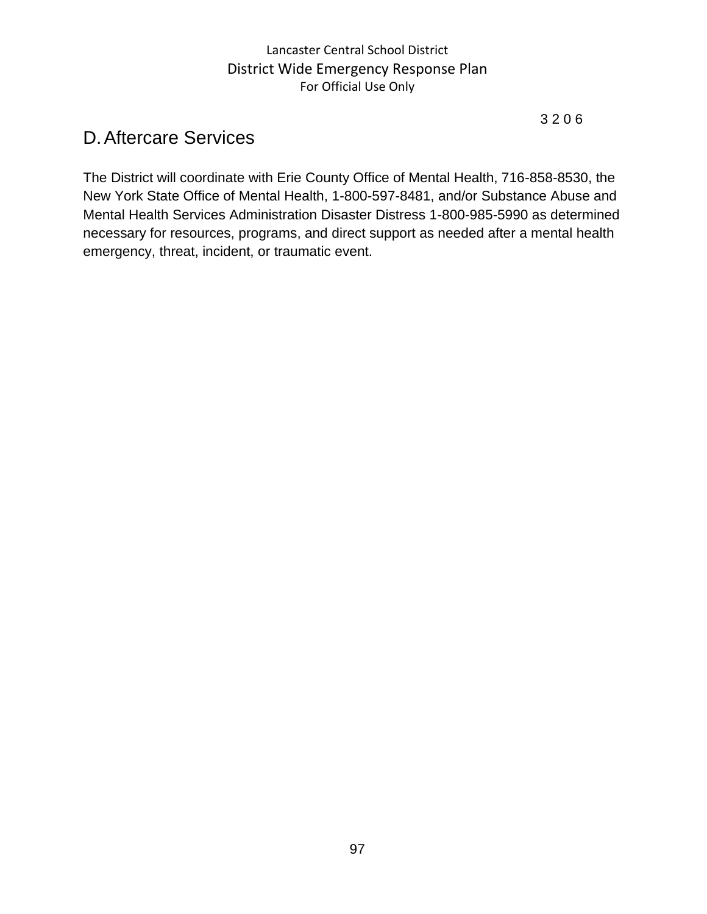3 2 0 6

## D. Aftercare Services

The District will coordinate with Erie County Office of Mental Health, 716-858-8530, the New York State Office of Mental Health, 1-800-597-8481, and/or Substance Abuse and Mental Health Services Administration Disaster Distress 1-800-985-5990 as determined necessary for resources, programs, and direct support as needed after a mental health emergency, threat, incident, or traumatic event.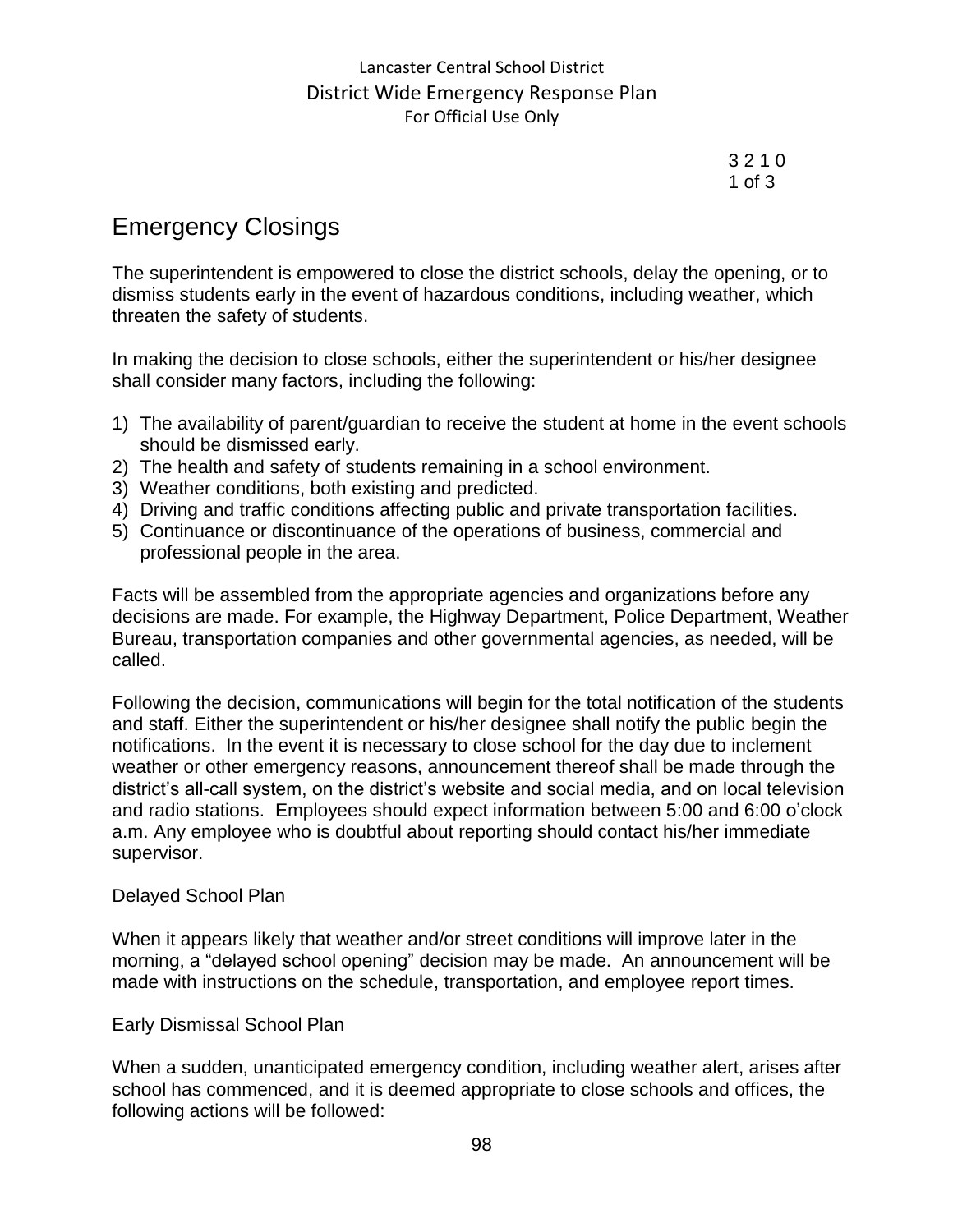3 2 1 0

# Emergency Closings

The superintendent is empowered to close the district schools, delay the opening, or to dismiss students early in the event of hazardous conditions, including weather, which threaten the safety of students.

In making the decision to close schools, either the superintendent or his/her designee shall consider many factors, including the following:

1) The availability of parent/guardian to receive the student at home in the event schools should be dismissed early.
2) The health and safety of students remaining in a school environment.
3) Weather conditions, both existing and predicted.
4) Driving and traffic conditions affecting public and private transportation facilities.
5) Continuance or discontinuance of the operations of business, commercial and professional people in the area.

Facts will be assembled from the appropriate agencies and organizations before any decisions are made. For example, the Highway Department, Police Department, Weather Bureau, transportation companies and other governmental agencies, as needed, will be called.

Following the decision, communications will begin for the total notification of the students and staff. Either the superintendent or his/her designee shall notify the public begin the notifications. In the event it is necessary to close school for the day due to inclement weather or other emergency reasons, announcement thereof shall be made through the district's all-call system, on the district's website and social media, and on local television and radio stations. Employees should expect information between 5:00 and 6:00 o'clock a.m. Any employee who is doubtful about reporting should contact his/her immediate supervisor.

Delayed School Plan

When it appears likely that weather and/or street conditions will improve later in the morning, a "delayed school opening" decision may be made. An announcement will be made with instructions on the schedule, transportation, and employee report times.

Early Dismissal School Plan

When a sudden, unanticipated emergency condition, including weather alert, arises after school has commenced, and it is deemed appropriate to close schools and offices, the following actions will be followed: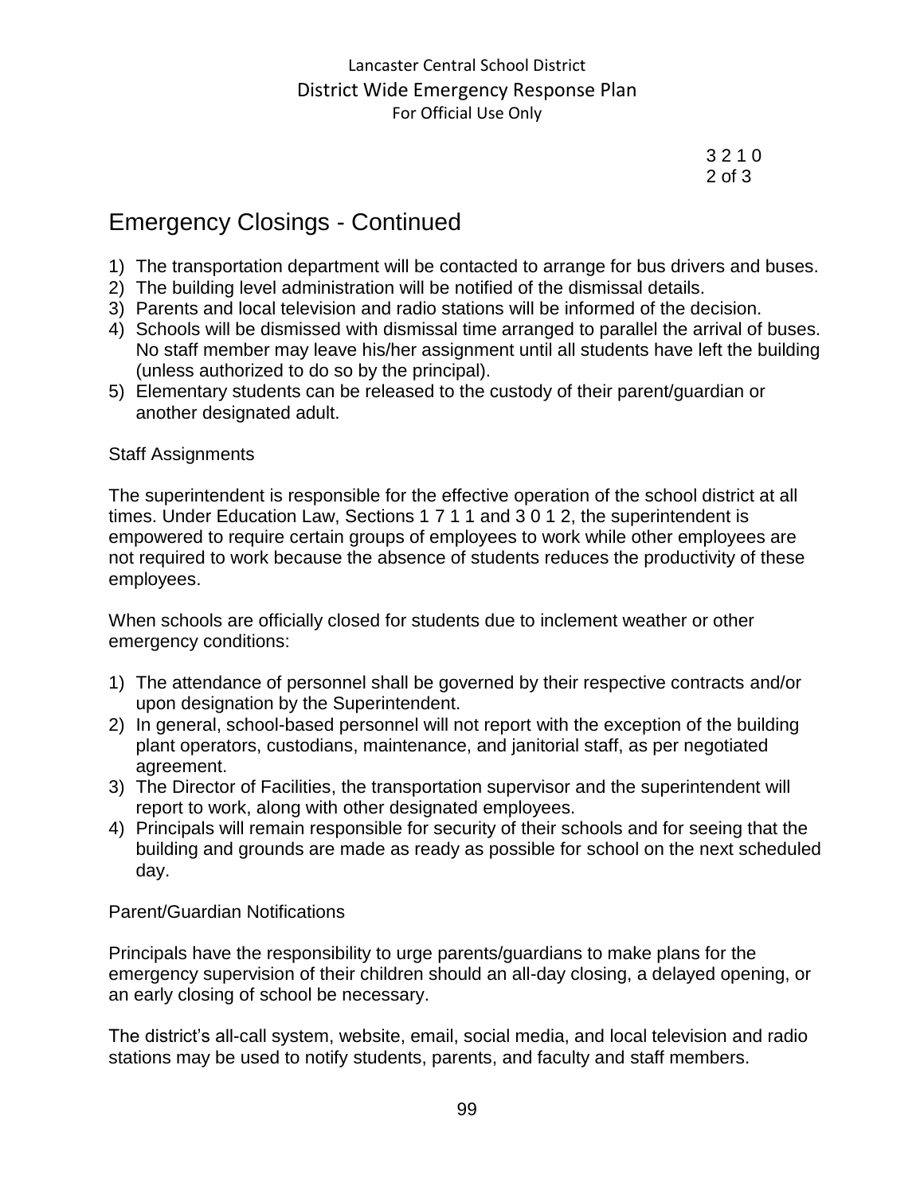3 2 1 0
2 of 3

# Emergency Closings - Continued

1) The transportation department will be contacted to arrange for bus drivers and buses.
2) The building level administration will be notified of the dismissal details.
3) Parents and local television and radio stations will be informed of the decision.
4) Schools will be dismissed with dismissal time arranged to parallel the arrival of buses. No staff member may leave his/her assignment until all students have left the building (unless authorized to do so by the principal).
5) Elementary students can be released to the custody of their parent/guardian or another designated adult.

Staff Assignments

The superintendent is responsible for the effective operation of the school district at all times. Under Education Law, Sections 1 7 1 1 and 3 0 1 2, the superintendent is empowered to require certain groups of employees to work while other employees are not required to work because the absence of students reduces the productivity of these employees.

When schools are officially closed for students due to inclement weather or other emergency conditions:

1) The attendance of personnel shall be governed by their respective contracts and/or upon designation by the Superintendent.
2) In general, school-based personnel will not report with the exception of the building plant operators, custodians, maintenance, and janitorial staff, as per negotiated agreement.
3) The Director of Facilities, the transportation supervisor and the superintendent will report to work, along with other designated employees.
4) Principals will remain responsible for security of their schools and for seeing that the building and grounds are made as ready as possible for school on the next scheduled day.

Parent/Guardian Notifications

Principals have the responsibility to urge parents/guardians to make plans for the emergency supervision of their children should an all-day closing, a delayed opening, or an early closing of school be necessary.

The district's all-call system, website, email, social media, and local television and radio stations may be used to notify students, parents, and faculty and staff members.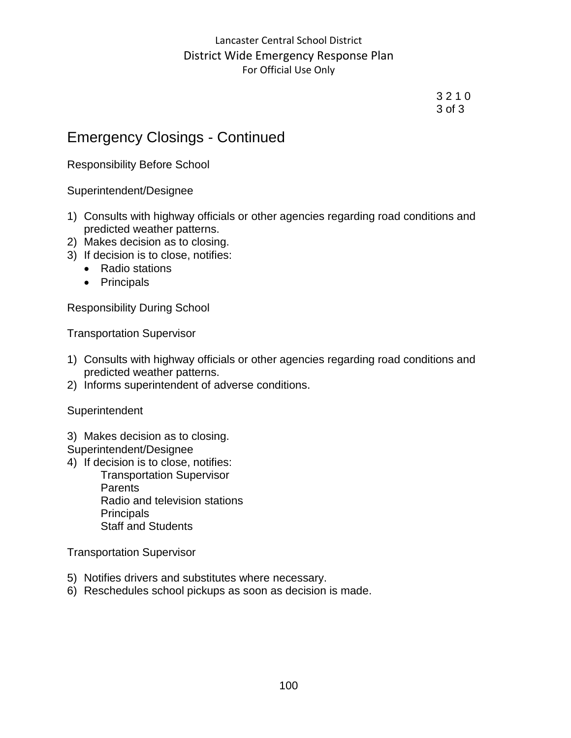3 2 1 0
3 of 3

# Emergency Closings - Continued

Responsibility Before School

Superintendent/Designee

1) Consults with highway officials or other agencies regarding road conditions and predicted weather patterns.
2) Makes decision as to closing.
3) If decision is to close, notifies:
   - Radio stations
   - Principals

Responsibility During School

Transportation Supervisor

1) Consults with highway officials or other agencies regarding road conditions and predicted weather patterns.
2) Informs superintendent of adverse conditions.

Superintendent

3) Makes decision as to closing.

Superintendent/Designee

4) If decision is to close, notifies:
   - Transportation Supervisor
   - Parents
   - Radio and television stations
   - Principals
   - Staff and Students

Transportation Supervisor

5) Notifies drivers and substitutes where necessary.
6) Reschedules school pickups as soon as decision is made.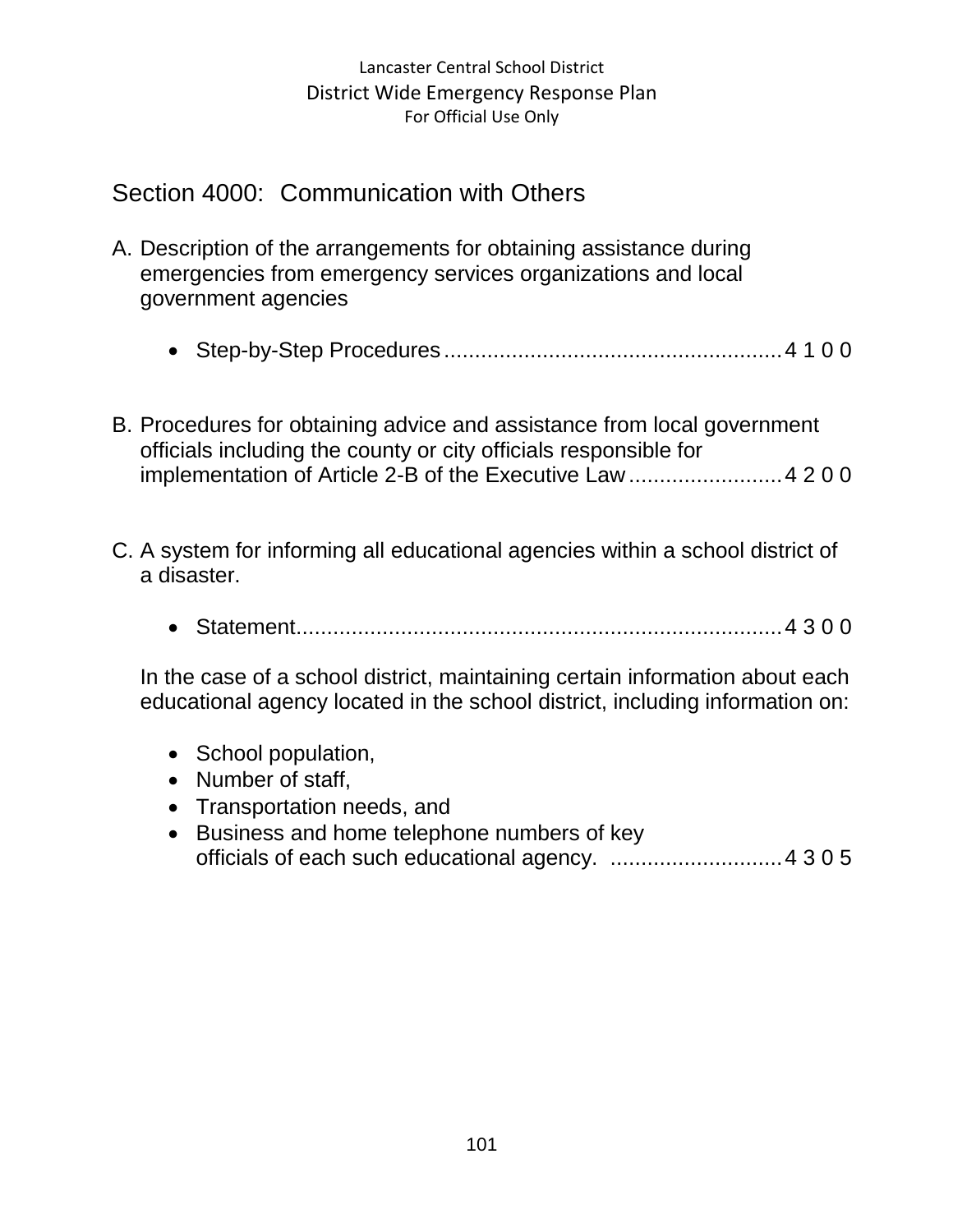## Section 4000: Communication with Others

A. Description of the arrangements for obtaining assistance during emergencies from emergency services organizations and local government agencies

- Step-by-Step Procedures ...................................................... 4 1 0 0

B. Procedures for obtaining advice and assistance from local government officials including the county or city officials responsible for implementation of Article 2-B of the Executive Law ......................... 4 2 0 0

C. A system for informing all educational agencies within a school district of a disaster.

- Statement............................................................................ 4 3 0 0

In the case of a school district, maintaining certain information about each educational agency located in the school district, including information on:

- School population,
- Number of staff,
- Transportation needs, and
- Business and home telephone numbers of key officials of each such educational agency. ............................ 4 3 0 5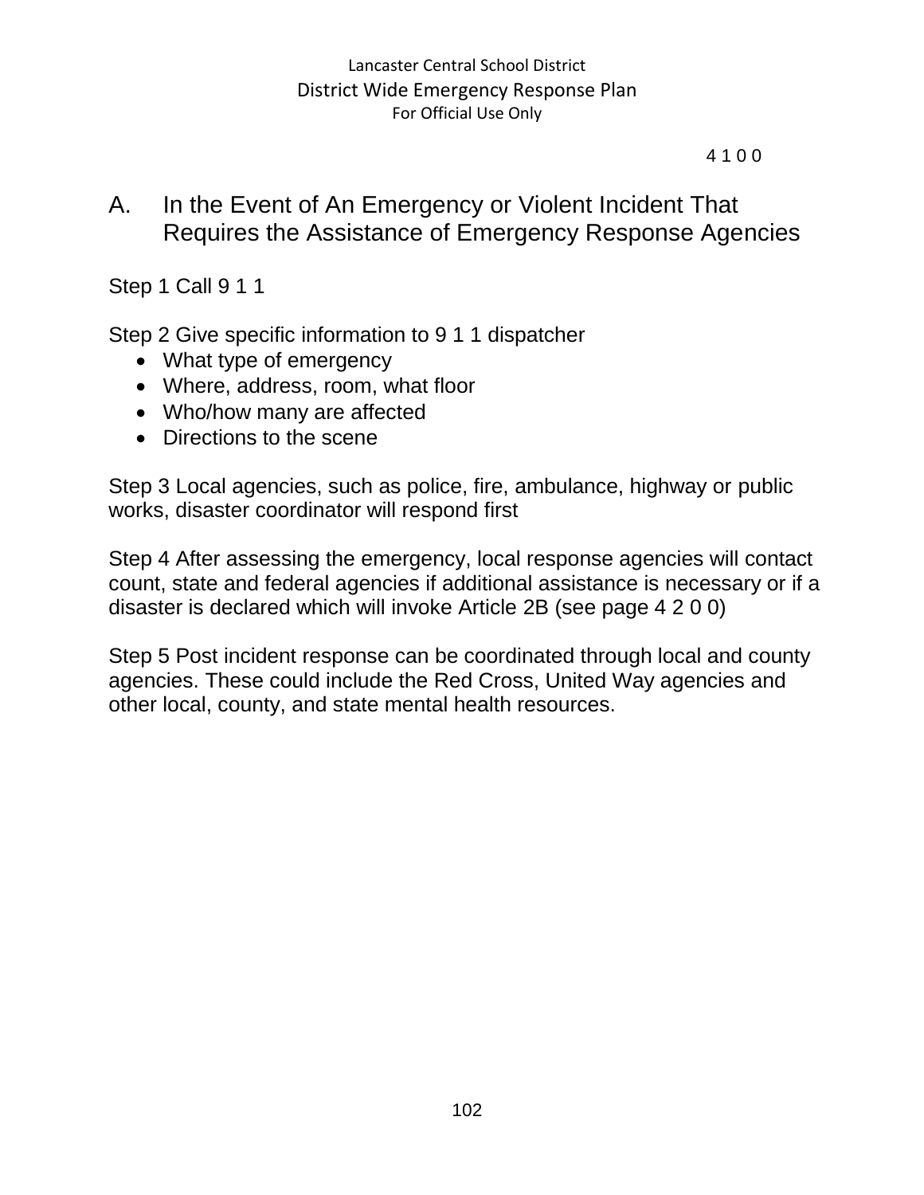4 1 0 0

## A. In the Event of An Emergency or Violent Incident That Requires the Assistance of Emergency Response Agencies

Step 1 Call 9 1 1

Step 2 Give specific information to 9 1 1 dispatcher

- What type of emergency
- Where, address, room, what floor
- Who/how many are affected
- Directions to the scene

Step 3 Local agencies, such as police, fire, ambulance, highway or public works, disaster coordinator will respond first

Step 4 After assessing the emergency, local response agencies will contact count, state and federal agencies if additional assistance is necessary or if a disaster is declared which will invoke Article 2B (see page 4 2 0 0)

Step 5 Post incident response can be coordinated through local and county agencies. These could include the Red Cross, United Way agencies and other local, county, and state mental health resources.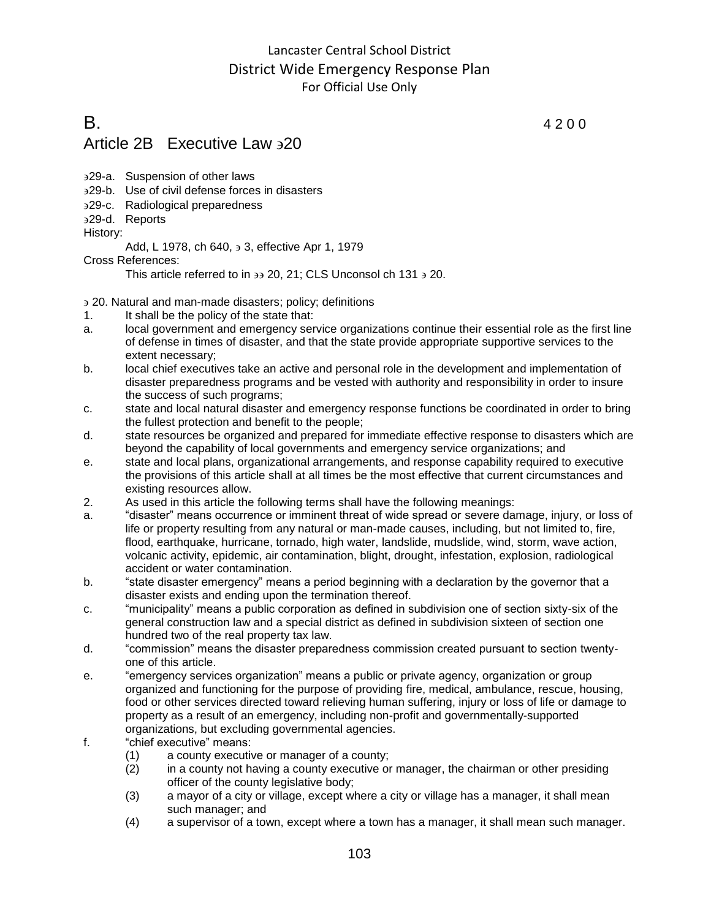# B. 4 2 0 0

## Article 2B Executive Law ∋20

∋29-a. Suspension of other laws
∋29-b. Use of civil defense forces in disasters
∋29-c. Radiological preparedness
∋29-d. Reports

History:

Add, L 1978, ch 640, ∋ 3, effective Apr 1, 1979

Cross References:

This article referred to in ∋∋ 20, 21; CLS Unconsol ch 131 ∋ 20.

∋ 20. Natural and man-made disasters; policy; definitions

1. It shall be the policy of the state that:

a. local government and emergency service organizations continue their essential role as the first line of defense in times of disaster, and that the state provide appropriate supportive services to the extent necessary;

b. local chief executives take an active and personal role in the development and implementation of disaster preparedness programs and be vested with authority and responsibility in order to insure the success of such programs;

c. state and local natural disaster and emergency response functions be coordinated in order to bring the fullest protection and benefit to the people;

d. state resources be organized and prepared for immediate effective response to disasters which are beyond the capability of local governments and emergency service organizations; and

e. state and local plans, organizational arrangements, and response capability required to executive the provisions of this article shall at all times be the most effective that current circumstances and existing resources allow.

2. As used in this article the following terms shall have the following meanings:

a. "disaster" means occurrence or imminent threat of wide spread or severe damage, injury, or loss of life or property resulting from any natural or man-made causes, including, but not limited to, fire, flood, earthquake, hurricane, tornado, high water, landslide, mudslide, wind, storm, wave action, volcanic activity, epidemic, air contamination, blight, drought, infestation, explosion, radiological accident or water contamination.

b. "state disaster emergency" means a period beginning with a declaration by the governor that a disaster exists and ending upon the termination thereof.

c. "municipality" means a public corporation as defined in subdivision one of section sixty-six of the general construction law and a special district as defined in subdivision sixteen of section one hundred two of the real property tax law.

d. "commission" means the disaster preparedness commission created pursuant to section twenty-one of this article.

e. "emergency services organization" means a public or private agency, organization or group organized and functioning for the purpose of providing fire, medical, ambulance, rescue, housing, food or other services directed toward relieving human suffering, injury or loss of life or damage to property as a result of an emergency, including non-profit and governmentally-supported organizations, but excluding governmental agencies.

f. "chief executive" means:

(1) a county executive or manager of a county;

(2) in a county not having a county executive or manager, the chairman or other presiding officer of the county legislative body;

(3) a mayor of a city or village, except where a city or village has a manager, it shall mean such manager; and

(4) a supervisor of a town, except where a town has a manager, it shall mean such manager.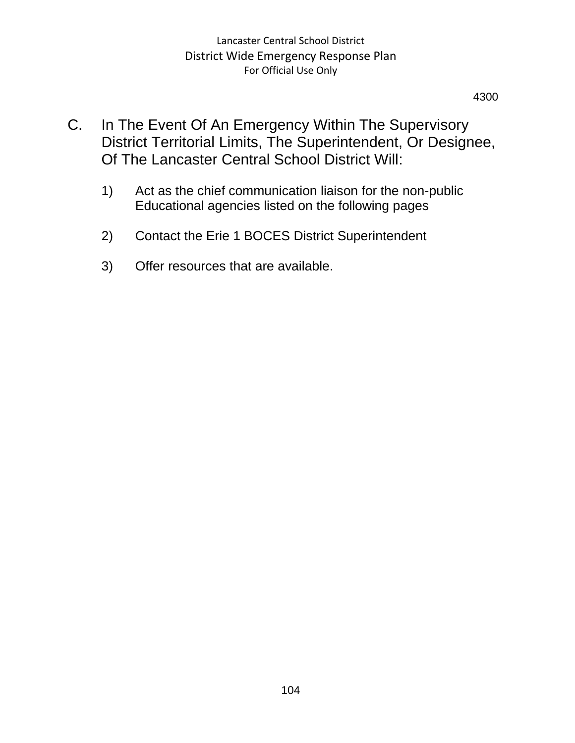4300

C. In The Event Of An Emergency Within The Supervisory District Territorial Limits, The Superintendent, Or Designee, Of The Lancaster Central School District Will:

1) Act as the chief communication liaison for the non-public Educational agencies listed on the following pages

2) Contact the Erie 1 BOCES District Superintendent

3) Offer resources that are available.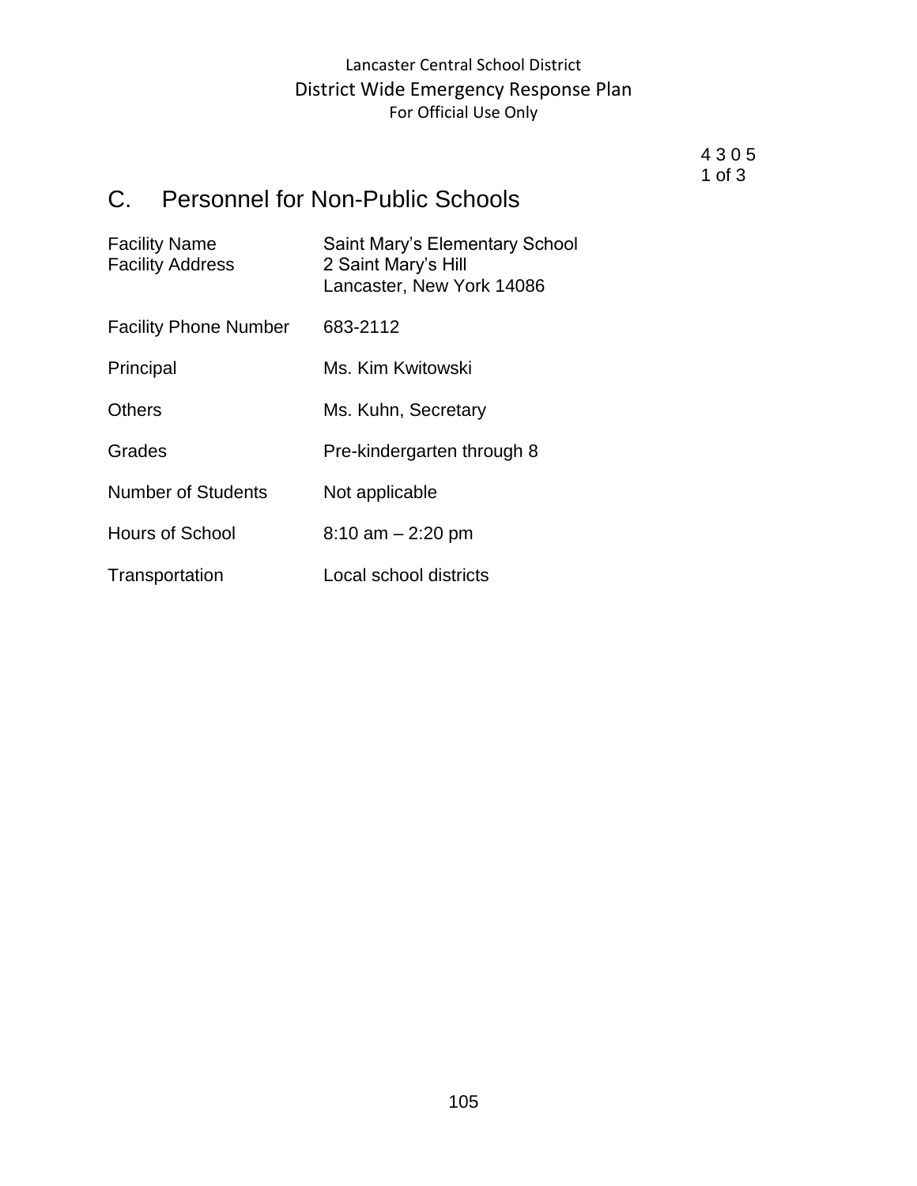4 3 0 5
1 of 3

## C. Personnel for Non-Public Schools

| | |
|---|---|
| Facility Name | Saint Mary's Elementary School |
| Facility Address | 2 Saint Mary's Hill<br>Lancaster, New York 14086 |
| Facility Phone Number | 683-2112 |
| Principal | Ms. Kim Kwitowski |
| Others | Ms. Kuhn, Secretary |
| Grades | Pre-kindergarten through 8 |
| Number of Students | Not applicable |
| Hours of School | 8:10 am – 2:20 pm |
| Transportation | Local school districts |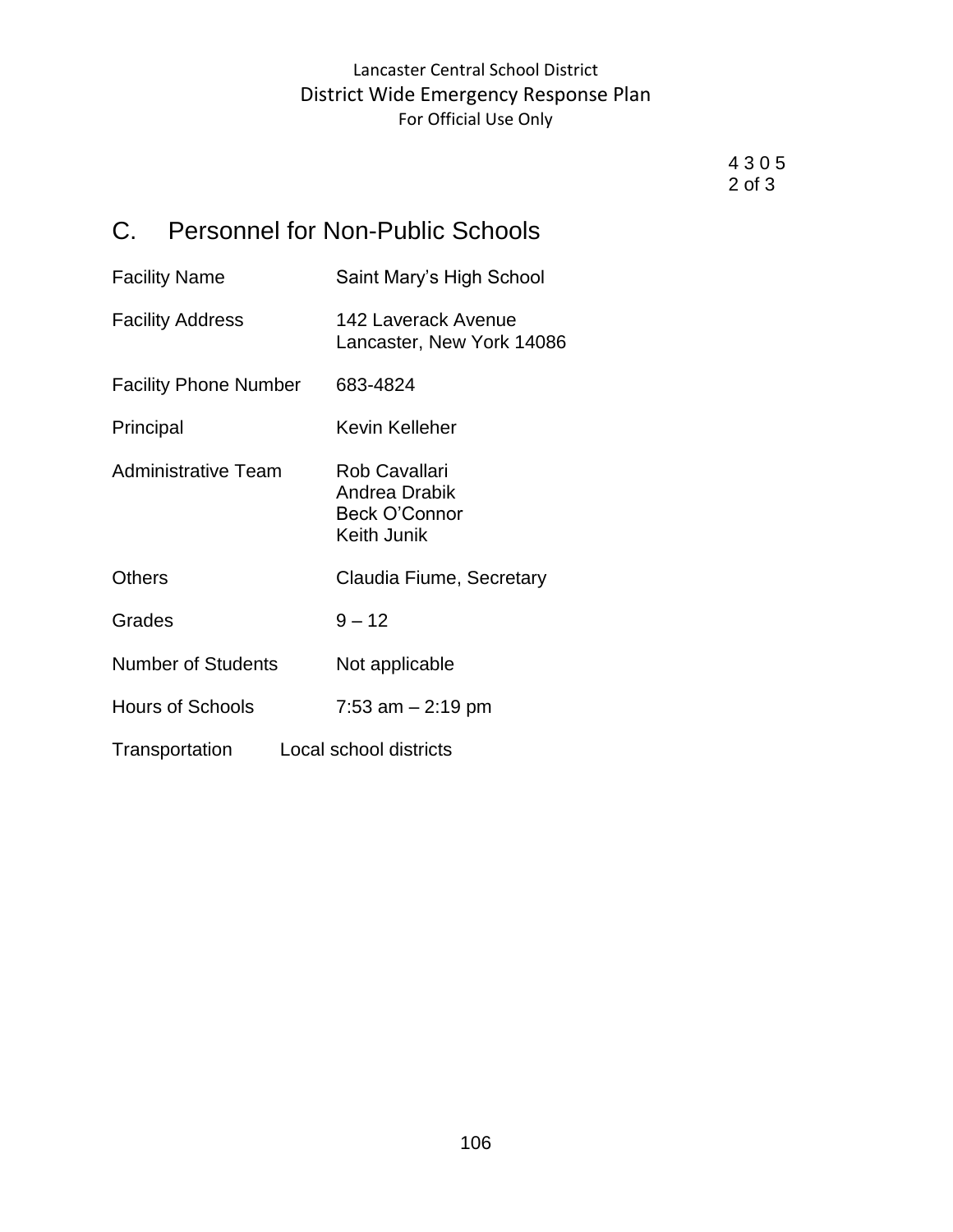4 3 0 5
2 of 3

## C. Personnel for Non-Public Schools

| | |
|---|---|
| Facility Name | Saint Mary's High School |
| Facility Address | 142 Laverack Avenue<br>Lancaster, New York 14086 |
| Facility Phone Number | 683-4824 |
| Principal | Kevin Kelleher |
| Administrative Team | Rob Cavallari<br>Andrea Drabik<br>Beck O'Connor<br>Keith Junik |
| Others | Claudia Fiume, Secretary |
| Grades | 9 – 12 |
| Number of Students | Not applicable |
| Hours of Schools | 7:53 am – 2:19 pm |
| Transportation | Local school districts |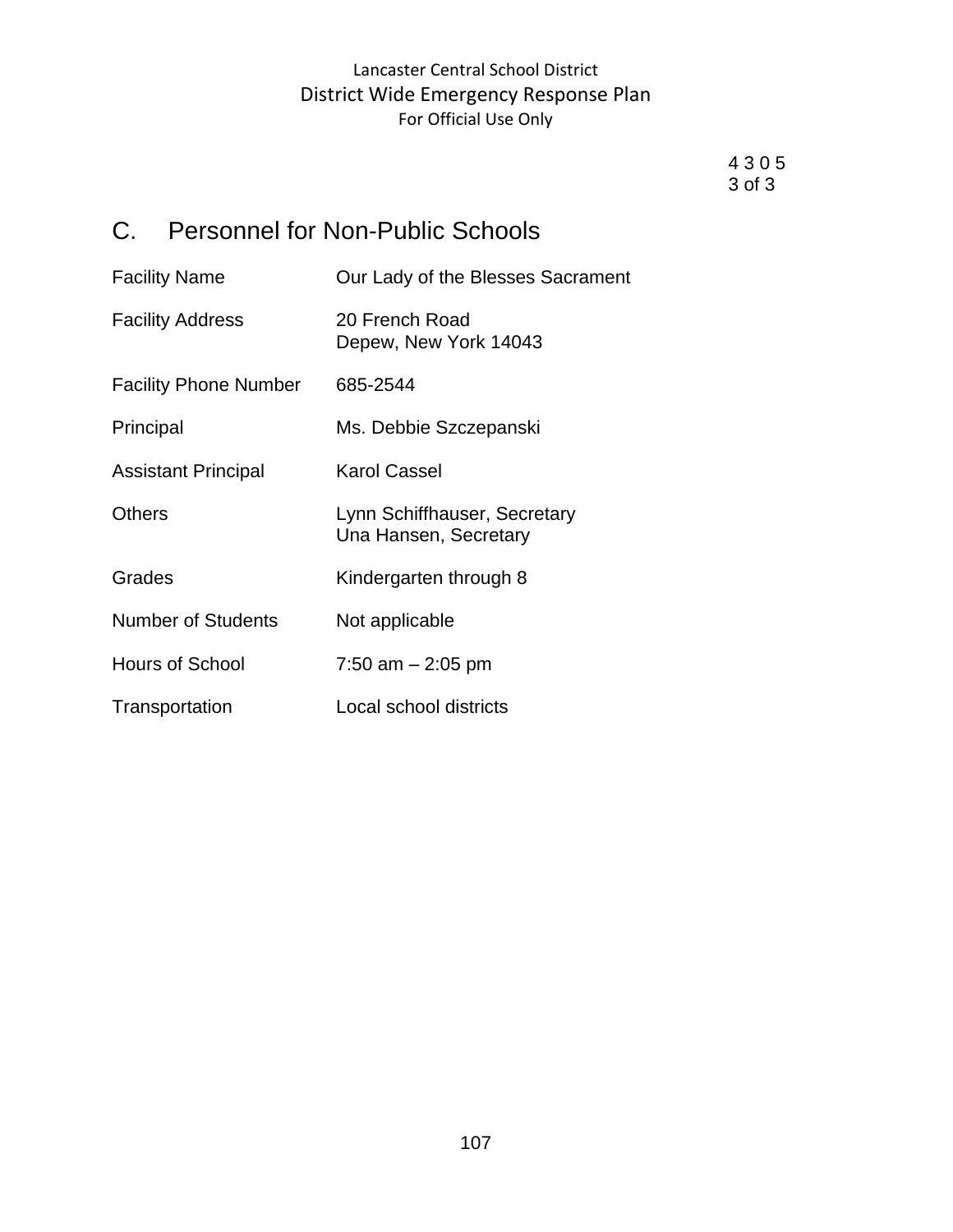4 3 0 5
3 of 3

## C. Personnel for Non-Public Schools

| | |
|---|---|
| Facility Name | Our Lady of the Blesses Sacrament |
| Facility Address | 20 French Road<br>Depew, New York 14043 |
| Facility Phone Number | 685-2544 |
| Principal | Ms. Debbie Szczepanski |
| Assistant Principal | Karol Cassel |
| Others | Lynn Schiffhauser, Secretary<br>Una Hansen, Secretary |
| Grades | Kindergarten through 8 |
| Number of Students | Not applicable |
| Hours of School | 7:50 am – 2:05 pm |
| Transportation | Local school districts |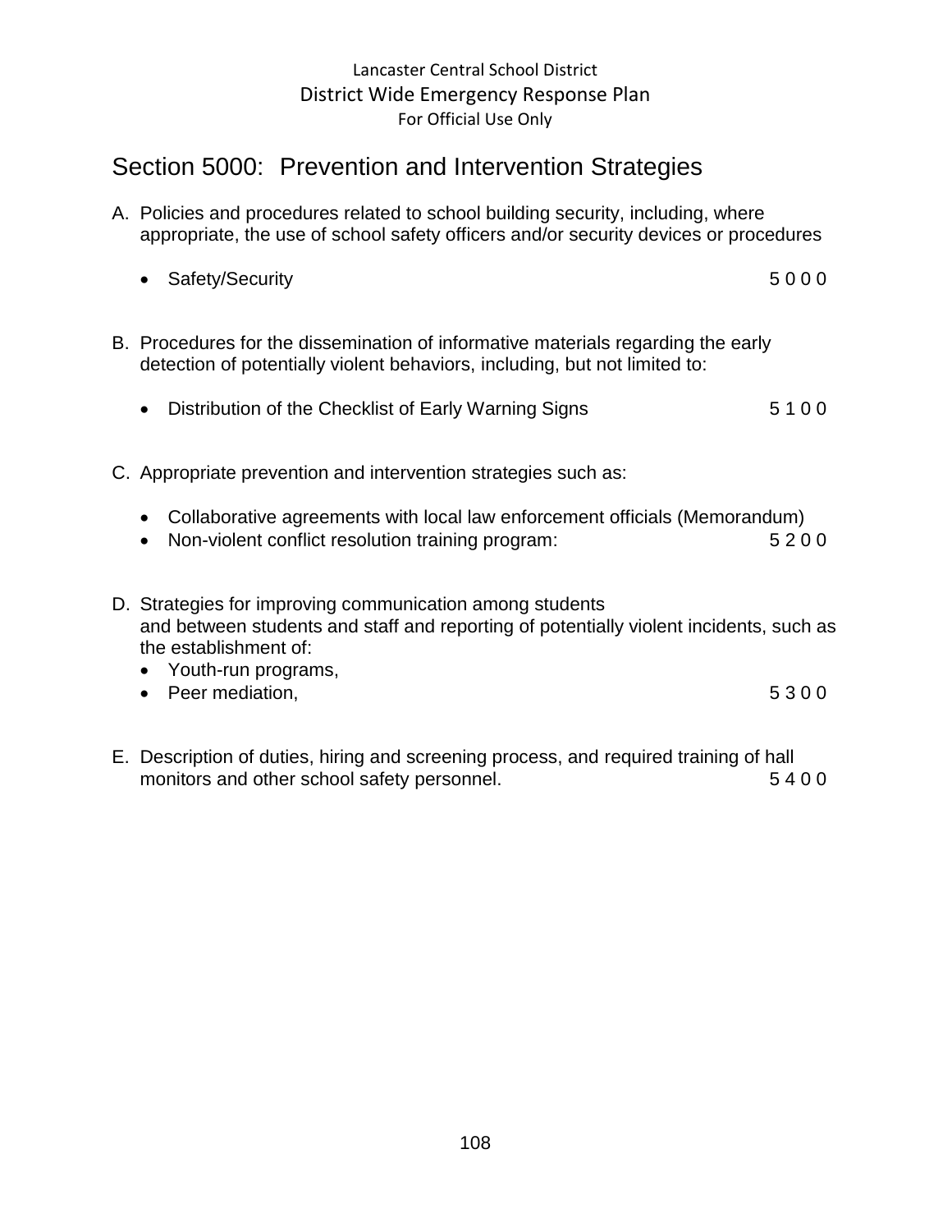# Section 5000: Prevention and Intervention Strategies

A. Policies and procedures related to school building security, including, where appropriate, the use of school safety officers and/or security devices or procedures

- Safety/Security 5 0 0 0

B. Procedures for the dissemination of informative materials regarding the early detection of potentially violent behaviors, including, but not limited to:

- Distribution of the Checklist of Early Warning Signs 5 1 0 0

C. Appropriate prevention and intervention strategies such as:

- Collaborative agreements with local law enforcement officials (Memorandum)
- Non-violent conflict resolution training program: 5 2 0 0

D. Strategies for improving communication among students and between students and staff and reporting of potentially violent incidents, such as the establishment of:

- Youth-run programs,
- Peer mediation, 5 3 0 0

E. Description of duties, hiring and screening process, and required training of hall monitors and other school safety personnel. 5 4 0 0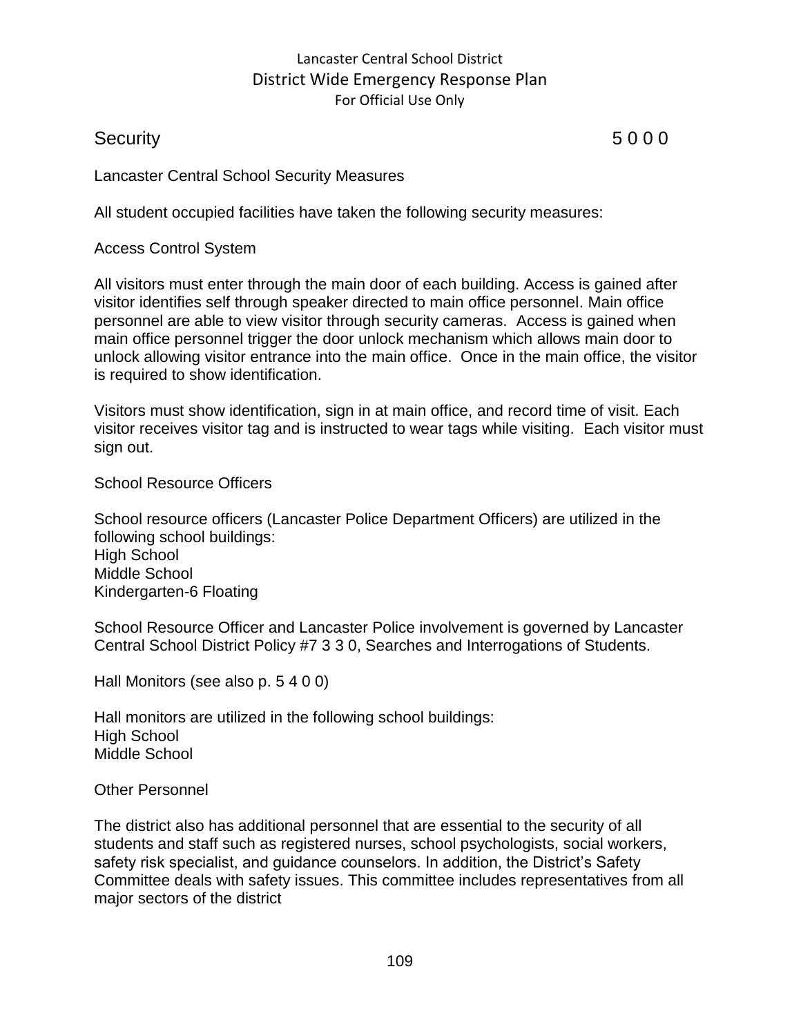## Security 5 0 0 0

Lancaster Central School Security Measures

All student occupied facilities have taken the following security measures:

### Access Control System

All visitors must enter through the main door of each building. Access is gained after visitor identifies self through speaker directed to main office personnel. Main office personnel are able to view visitor through security cameras. Access is gained when main office personnel trigger the door unlock mechanism which allows main door to unlock allowing visitor entrance into the main office. Once in the main office, the visitor is required to show identification.

Visitors must show identification, sign in at main office, and record time of visit. Each visitor receives visitor tag and is instructed to wear tags while visiting. Each visitor must sign out.

### School Resource Officers

School resource officers (Lancaster Police Department Officers) are utilized in the following school buildings:
High School
Middle School
Kindergarten-6 Floating

School Resource Officer and Lancaster Police involvement is governed by Lancaster Central School District Policy #7 3 3 0, Searches and Interrogations of Students.

### Hall Monitors (see also p. 5 4 0 0)

Hall monitors are utilized in the following school buildings:
High School
Middle School

### Other Personnel

The district also has additional personnel that are essential to the security of all students and staff such as registered nurses, school psychologists, social workers, safety risk specialist, and guidance counselors. In addition, the District's Safety Committee deals with safety issues. This committee includes representatives from all major sectors of the district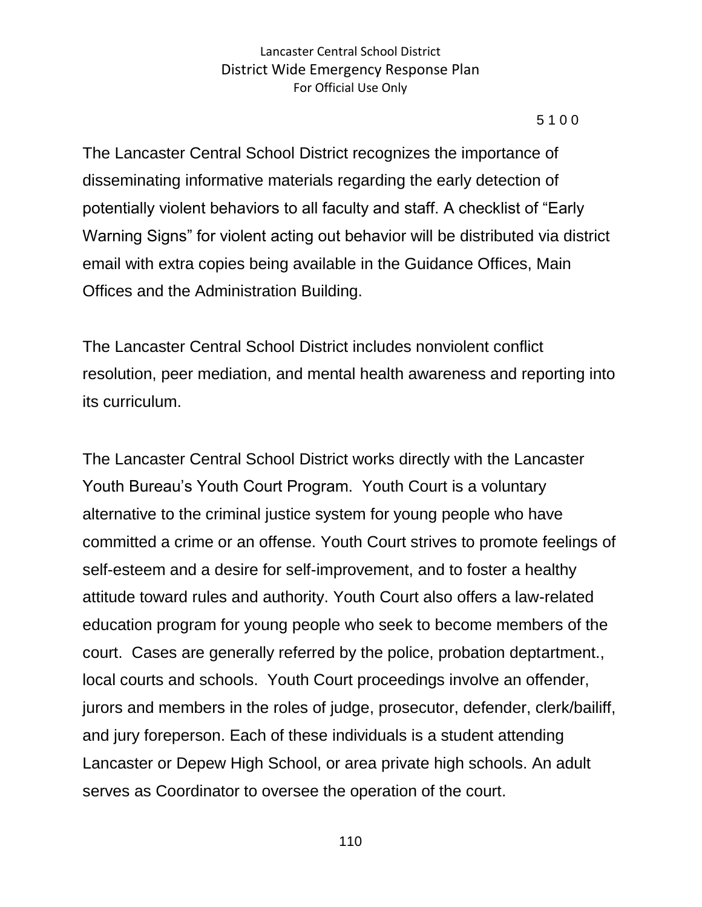5100

The Lancaster Central School District recognizes the importance of disseminating informative materials regarding the early detection of potentially violent behaviors to all faculty and staff. A checklist of "Early Warning Signs" for violent acting out behavior will be distributed via district email with extra copies being available in the Guidance Offices, Main Offices and the Administration Building.

The Lancaster Central School District includes nonviolent conflict resolution, peer mediation, and mental health awareness and reporting into its curriculum.

The Lancaster Central School District works directly with the Lancaster Youth Bureau's Youth Court Program. Youth Court is a voluntary alternative to the criminal justice system for young people who have committed a crime or an offense. Youth Court strives to promote feelings of self-esteem and a desire for self-improvement, and to foster a healthy attitude toward rules and authority. Youth Court also offers a law-related education program for young people who seek to become members of the court. Cases are generally referred by the police, probation deptartment., local courts and schools. Youth Court proceedings involve an offender, jurors and members in the roles of judge, prosecutor, defender, clerk/bailiff, and jury foreperson. Each of these individuals is a student attending Lancaster or Depew High School, or area private high schools. An adult serves as Coordinator to oversee the operation of the court.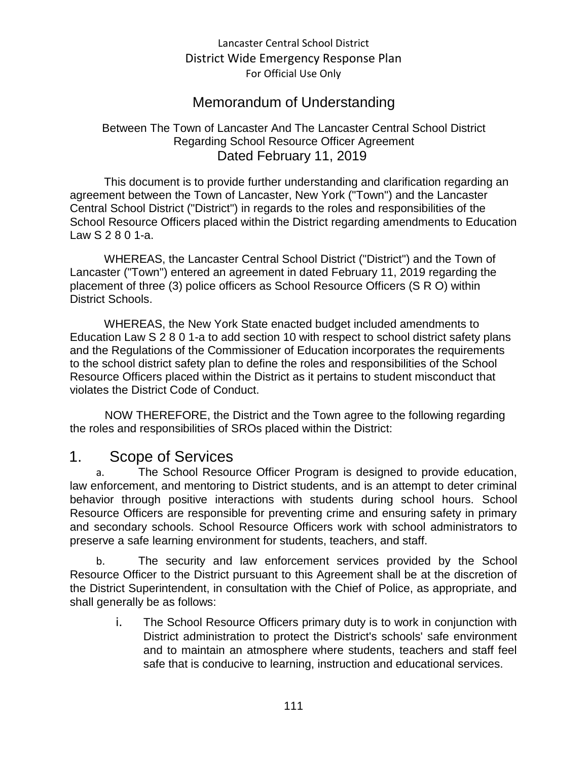Lancaster Central School District
District Wide Emergency Response Plan
For Official Use Only

# Memorandum of Understanding

Between The Town of Lancaster And The Lancaster Central School District
Regarding School Resource Officer Agreement
Dated February 11, 2019

This document is to provide further understanding and clarification regarding an agreement between the Town of Lancaster, New York ("Town") and the Lancaster Central School District ("District") in regards to the roles and responsibilities of the School Resource Officers placed within the District regarding amendments to Education Law S 2 8 0 1-a.

WHEREAS, the Lancaster Central School District ("District") and the Town of Lancaster ("Town") entered an agreement in dated February 11, 2019 regarding the placement of three (3) police officers as School Resource Officers (S R O) within District Schools.

WHEREAS, the New York State enacted budget included amendments to Education Law S 2 8 0 1-a to add section 10 with respect to school district safety plans and the Regulations of the Commissioner of Education incorporates the requirements to the school district safety plan to define the roles and responsibilities of the School Resource Officers placed within the District as it pertains to student misconduct that violates the District Code of Conduct.

NOW THEREFORE, the District and the Town agree to the following regarding the roles and responsibilities of SROs placed within the District:

## 1. Scope of Services

a. The School Resource Officer Program is designed to provide education, law enforcement, and mentoring to District students, and is an attempt to deter criminal behavior through positive interactions with students during school hours. School Resource Officers are responsible for preventing crime and ensuring safety in primary and secondary schools. School Resource Officers work with school administrators to preserve a safe learning environment for students, teachers, and staff.

b. The security and law enforcement services provided by the School Resource Officer to the District pursuant to this Agreement shall be at the discretion of the District Superintendent, in consultation with the Chief of Police, as appropriate, and shall generally be as follows:

i. The School Resource Officers primary duty is to work in conjunction with District administration to protect the District's schools' safe environment and to maintain an atmosphere where students, teachers and staff feel safe that is conducive to learning, instruction and educational services.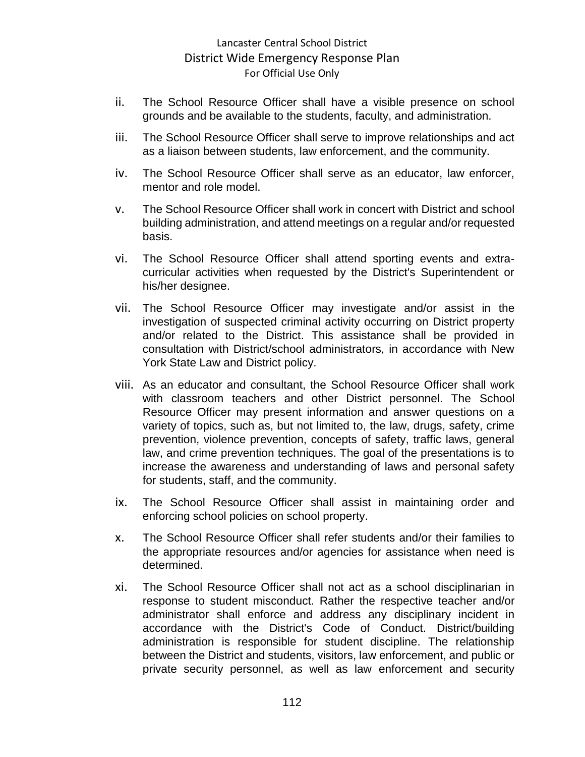ii. The School Resource Officer shall have a visible presence on school grounds and be available to the students, faculty, and administration.

iii. The School Resource Officer shall serve to improve relationships and act as a liaison between students, law enforcement, and the community.

iv. The School Resource Officer shall serve as an educator, law enforcer, mentor and role model.

v. The School Resource Officer shall work in concert with District and school building administration, and attend meetings on a regular and/or requested basis.

vi. The School Resource Officer shall attend sporting events and extra-curricular activities when requested by the District's Superintendent or his/her designee.

vii. The School Resource Officer may investigate and/or assist in the investigation of suspected criminal activity occurring on District property and/or related to the District. This assistance shall be provided in consultation with District/school administrators, in accordance with New York State Law and District policy.

viii. As an educator and consultant, the School Resource Officer shall work with classroom teachers and other District personnel. The School Resource Officer may present information and answer questions on a variety of topics, such as, but not limited to, the law, drugs, safety, crime prevention, violence prevention, concepts of safety, traffic laws, general law, and crime prevention techniques. The goal of the presentations is to increase the awareness and understanding of laws and personal safety for students, staff, and the community.

ix. The School Resource Officer shall assist in maintaining order and enforcing school policies on school property.

x. The School Resource Officer shall refer students and/or their families to the appropriate resources and/or agencies for assistance when need is determined.

xi. The School Resource Officer shall not act as a school disciplinarian in response to student misconduct. Rather the respective teacher and/or administrator shall enforce and address any disciplinary incident in accordance with the District's Code of Conduct. District/building administration is responsible for student discipline. The relationship between the District and students, visitors, law enforcement, and public or private security personnel, as well as law enforcement and security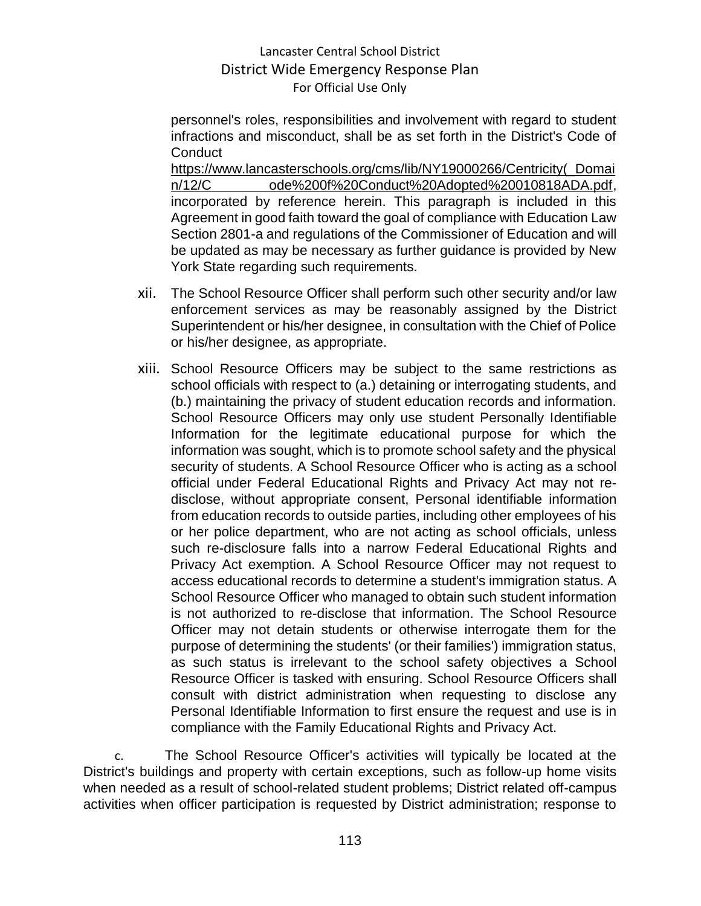personnel's roles, responsibilities and involvement with regard to student infractions and misconduct, shall be as set forth in the District's Code of Conduct https://www.lancasterschools.org/cms/lib/NY19000266/Centricity(_Domain/12/C ode%200f%20Conduct%20Adopted%20010818ADA.pdf, incorporated by reference herein. This paragraph is included in this Agreement in good faith toward the goal of compliance with Education Law Section 2801-a and regulations of the Commissioner of Education and will be updated as may be necessary as further guidance is provided by New York State regarding such requirements.

xii. The School Resource Officer shall perform such other security and/or law enforcement services as may be reasonably assigned by the District Superintendent or his/her designee, in consultation with the Chief of Police or his/her designee, as appropriate.

xiii. School Resource Officers may be subject to the same restrictions as school officials with respect to (a.) detaining or interrogating students, and (b.) maintaining the privacy of student education records and information. School Resource Officers may only use student Personally Identifiable Information for the legitimate educational purpose for which the information was sought, which is to promote school safety and the physical security of students. A School Resource Officer who is acting as a school official under Federal Educational Rights and Privacy Act may not re-disclose, without appropriate consent, Personal identifiable information from education records to outside parties, including other employees of his or her police department, who are not acting as school officials, unless such re-disclosure falls into a narrow Federal Educational Rights and Privacy Act exemption. A School Resource Officer may not request to access educational records to determine a student's immigration status. A School Resource Officer who managed to obtain such student information is not authorized to re-disclose that information. The School Resource Officer may not detain students or otherwise interrogate them for the purpose of determining the students' (or their families') immigration status, as such status is irrelevant to the school safety objectives a School Resource Officer is tasked with ensuring. School Resource Officers shall consult with district administration when requesting to disclose any Personal Identifiable Information to first ensure the request and use is in compliance with the Family Educational Rights and Privacy Act.

c. The School Resource Officer's activities will typically be located at the District's buildings and property with certain exceptions, such as follow-up home visits when needed as a result of school-related student problems; District related off-campus activities when officer participation is requested by District administration; response to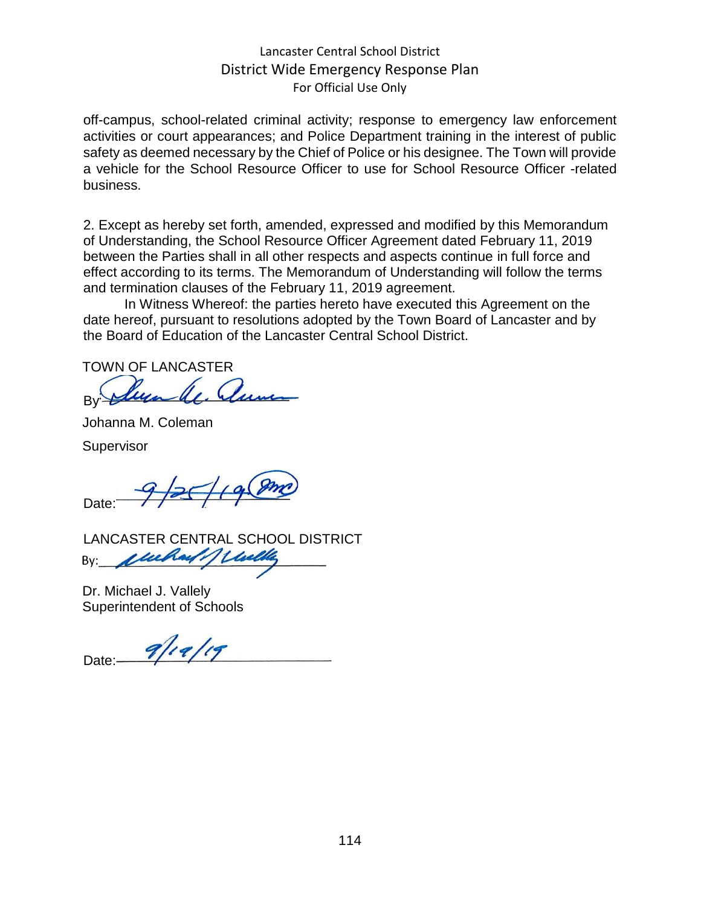off-campus, school-related criminal activity; response to emergency law enforcement activities or court appearances; and Police Department training in the interest of public safety as deemed necessary by the Chief of Police or his designee. The Town will provide a vehicle for the School Resource Officer to use for School Resource Officer -related business.

2. Except as hereby set forth, amended, expressed and modified by this Memorandum of Understanding, the School Resource Officer Agreement dated February 11, 2019 between the Parties shall in all other respects and aspects continue in full force and effect according to its terms. The Memorandum of Understanding will follow the terms and termination clauses of the February 11, 2019 agreement.

In Witness Whereof: the parties hereto have executed this Agreement on the date hereof, pursuant to resolutions adopted by the Town Board of Lancaster and by the Board of Education of the Lancaster Central School District.

TOWN OF LANCASTER

By: [signature]

Johanna M. Coleman

Supervisor

Date: 9/25/19

LANCASTER CENTRAL SCHOOL DISTRICT

By: [signature]

Dr. Michael J. Vallely

Superintendent of Schools

Date: 9/19/19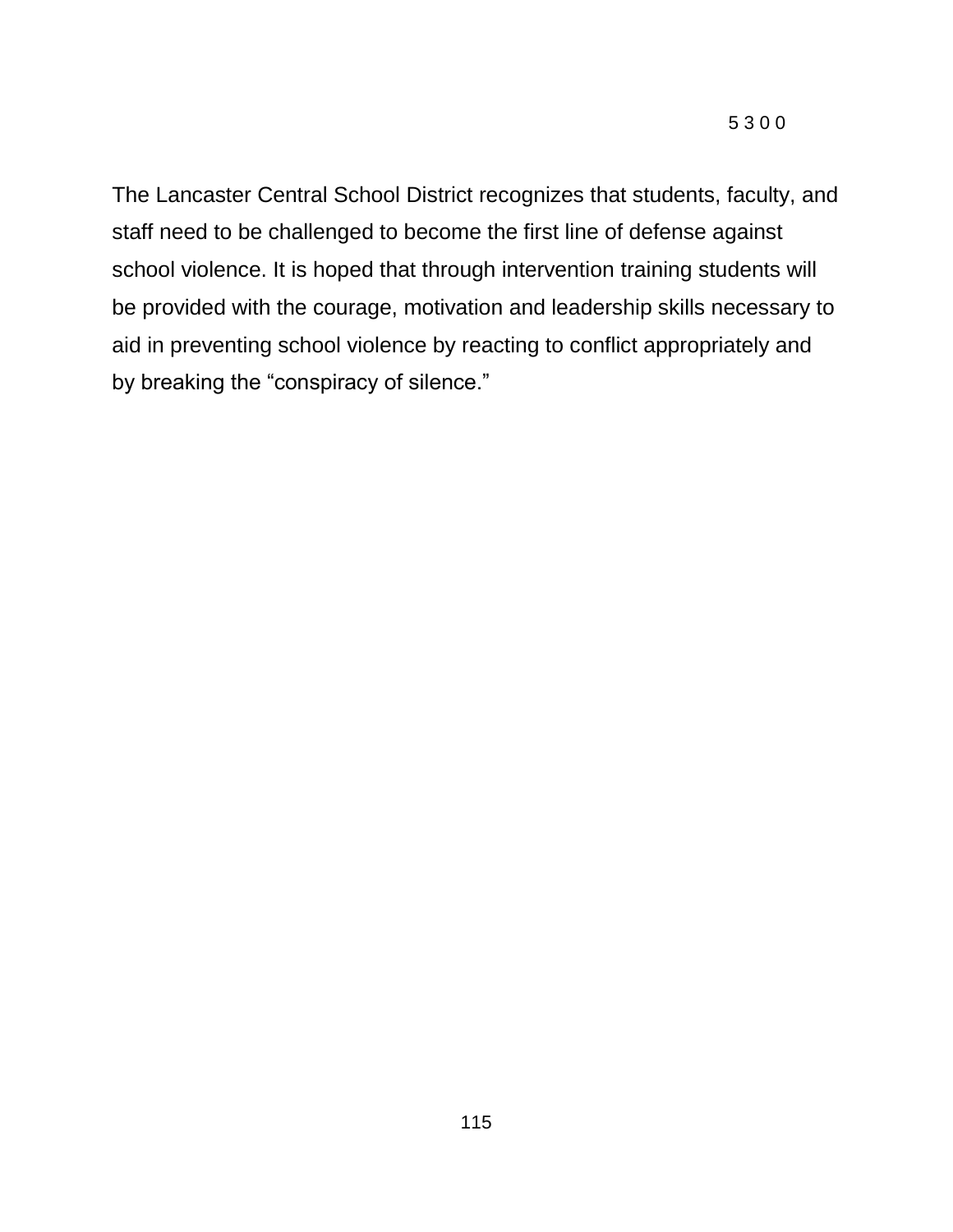5300

The Lancaster Central School District recognizes that students, faculty, and staff need to be challenged to become the first line of defense against school violence. It is hoped that through intervention training students will be provided with the courage, motivation and leadership skills necessary to aid in preventing school violence by reacting to conflict appropriately and by breaking the "conspiracy of silence."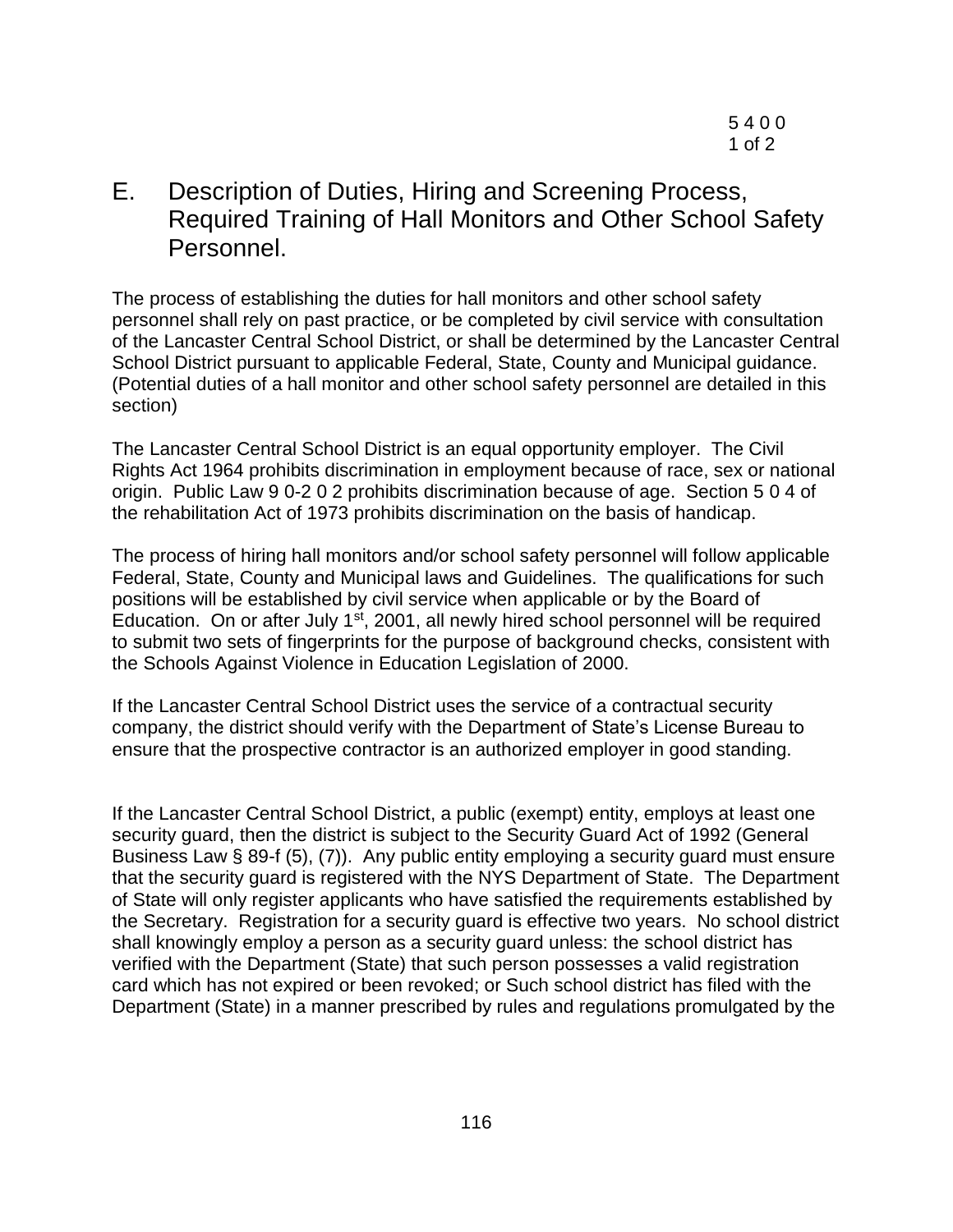## E. Description of Duties, Hiring and Screening Process, Required Training of Hall Monitors and Other School Safety Personnel.

The process of establishing the duties for hall monitors and other school safety personnel shall rely on past practice, or be completed by civil service with consultation of the Lancaster Central School District, or shall be determined by the Lancaster Central School District pursuant to applicable Federal, State, County and Municipal guidance. (Potential duties of a hall monitor and other school safety personnel are detailed in this section)

The Lancaster Central School District is an equal opportunity employer. The Civil Rights Act 1964 prohibits discrimination in employment because of race, sex or national origin. Public Law 9 0-2 0 2 prohibits discrimination because of age. Section 5 0 4 of the rehabilitation Act of 1973 prohibits discrimination on the basis of handicap.

The process of hiring hall monitors and/or school safety personnel will follow applicable Federal, State, County and Municipal laws and Guidelines. The qualifications for such positions will be established by civil service when applicable or by the Board of Education. On or after July 1st, 2001, all newly hired school personnel will be required to submit two sets of fingerprints for the purpose of background checks, consistent with the Schools Against Violence in Education Legislation of 2000.

If the Lancaster Central School District uses the service of a contractual security company, the district should verify with the Department of State's License Bureau to ensure that the prospective contractor is an authorized employer in good standing.

If the Lancaster Central School District, a public (exempt) entity, employs at least one security guard, then the district is subject to the Security Guard Act of 1992 (General Business Law § 89-f (5), (7)). Any public entity employing a security guard must ensure that the security guard is registered with the NYS Department of State. The Department of State will only register applicants who have satisfied the requirements established by the Secretary. Registration for a security guard is effective two years. No school district shall knowingly employ a person as a security guard unless: the school district has verified with the Department (State) that such person possesses a valid registration card which has not expired or been revoked; or Such school district has filed with the Department (State) in a manner prescribed by rules and regulations promulgated by the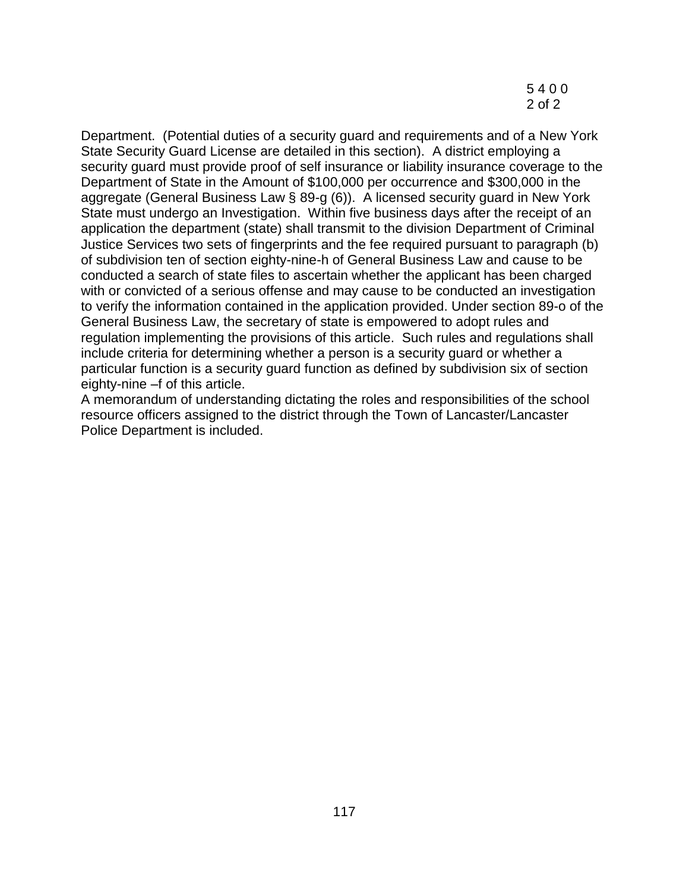Department. (Potential duties of a security guard and requirements and of a New York State Security Guard License are detailed in this section). A district employing a security guard must provide proof of self insurance or liability insurance coverage to the Department of State in the Amount of $100,000 per occurrence and $300,000 in the aggregate (General Business Law § 89-g (6)). A licensed security guard in New York State must undergo an Investigation. Within five business days after the receipt of an application the department (state) shall transmit to the division Department of Criminal Justice Services two sets of fingerprints and the fee required pursuant to paragraph (b) of subdivision ten of section eighty-nine-h of General Business Law and cause to be conducted a search of state files to ascertain whether the applicant has been charged with or convicted of a serious offense and may cause to be conducted an investigation to verify the information contained in the application provided. Under section 89-o of the General Business Law, the secretary of state is empowered to adopt rules and regulation implementing the provisions of this article. Such rules and regulations shall include criteria for determining whether a person is a security guard or whether a particular function is a security guard function as defined by subdivision six of section eighty-nine –f of this article.

A memorandum of understanding dictating the roles and responsibilities of the school resource officers assigned to the district through the Town of Lancaster/Lancaster Police Department is included.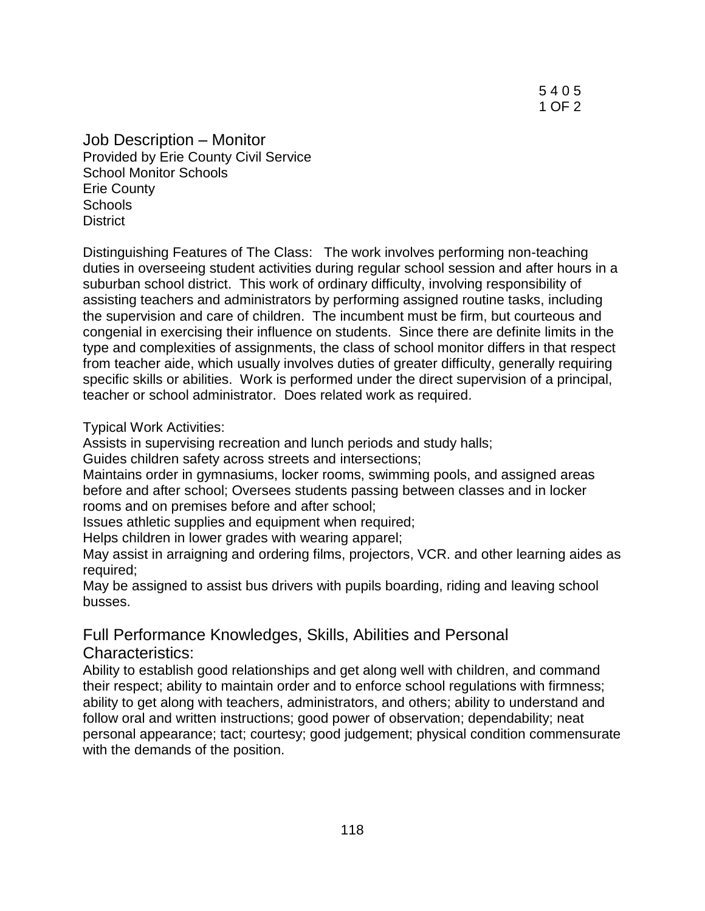5 4 0 5

## Job Description – Monitor

Provided by Erie County Civil Service
School Monitor Schools
Erie County
Schools
District

Distinguishing Features of The Class: The work involves performing non-teaching duties in overseeing student activities during regular school session and after hours in a suburban school district. This work of ordinary difficulty, involving responsibility of assisting teachers and administrators by performing assigned routine tasks, including the supervision and care of children. The incumbent must be firm, but courteous and congenial in exercising their influence on students. Since there are definite limits in the type and complexities of assignments, the class of school monitor differs in that respect from teacher aide, which usually involves duties of greater difficulty, generally requiring specific skills or abilities. Work is performed under the direct supervision of a principal, teacher or school administrator. Does related work as required.

Typical Work Activities:
Assists in supervising recreation and lunch periods and study halls;
Guides children safety across streets and intersections;
Maintains order in gymnasiums, locker rooms, swimming pools, and assigned areas before and after school; Oversees students passing between classes and in locker rooms and on premises before and after school;
Issues athletic supplies and equipment when required;
Helps children in lower grades with wearing apparel;
May assist in arraigning and ordering films, projectors, VCR. and other learning aides as required;
May be assigned to assist bus drivers with pupils boarding, riding and leaving school busses.

## Full Performance Knowledges, Skills, Abilities and Personal Characteristics:

Ability to establish good relationships and get along well with children, and command their respect; ability to maintain order and to enforce school regulations with firmness; ability to get along with teachers, administrators, and others; ability to understand and follow oral and written instructions; good power of observation; dependability; neat personal appearance; tact; courtesy; good judgement; physical condition commensurate with the demands of the position.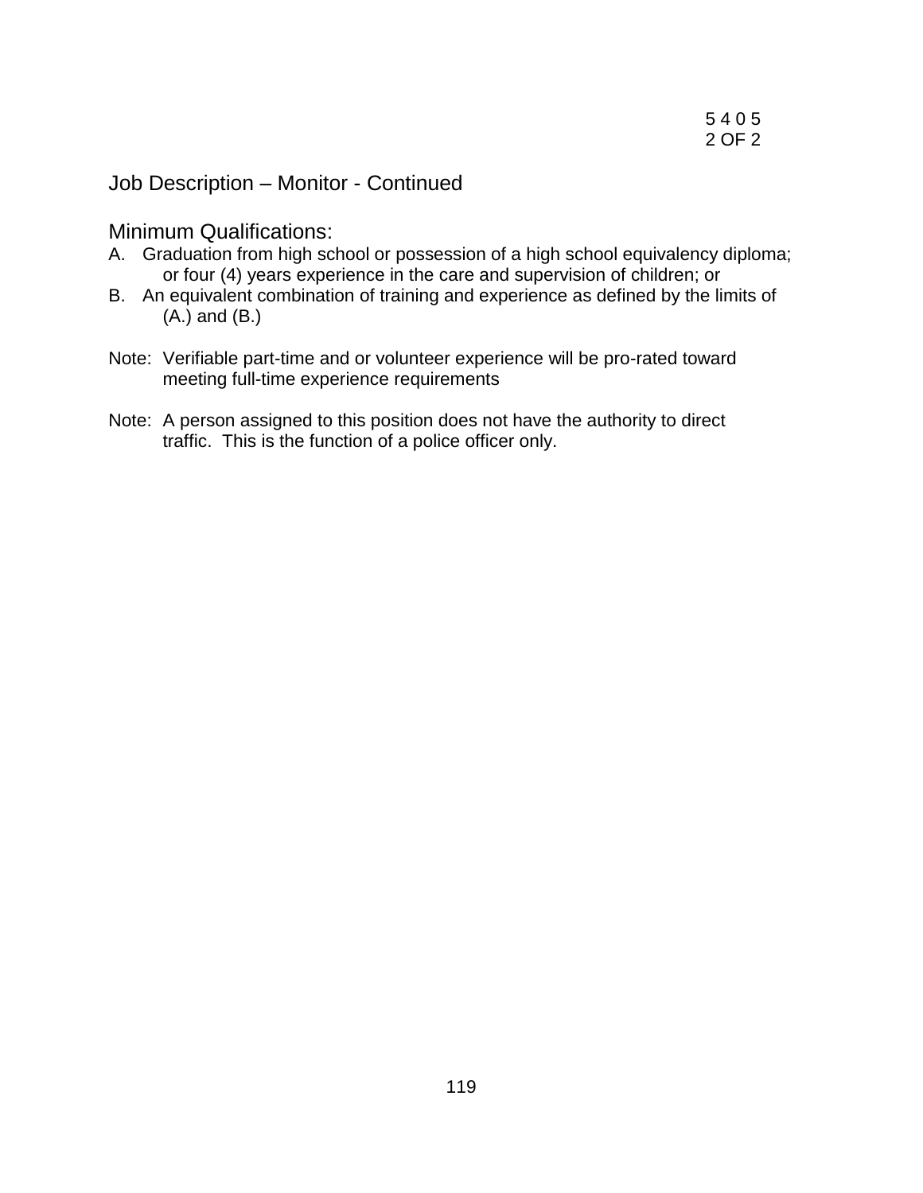5 4 0 5
2 OF 2

## Job Description – Monitor - Continued

### Minimum Qualifications:

A. Graduation from high school or possession of a high school equivalency diploma; or four (4) years experience in the care and supervision of children; or

B. An equivalent combination of training and experience as defined by the limits of (A.) and (B.)

Note: Verifiable part-time and or volunteer experience will be pro-rated toward meeting full-time experience requirements

Note: A person assigned to this position does not have the authority to direct traffic. This is the function of a police officer only.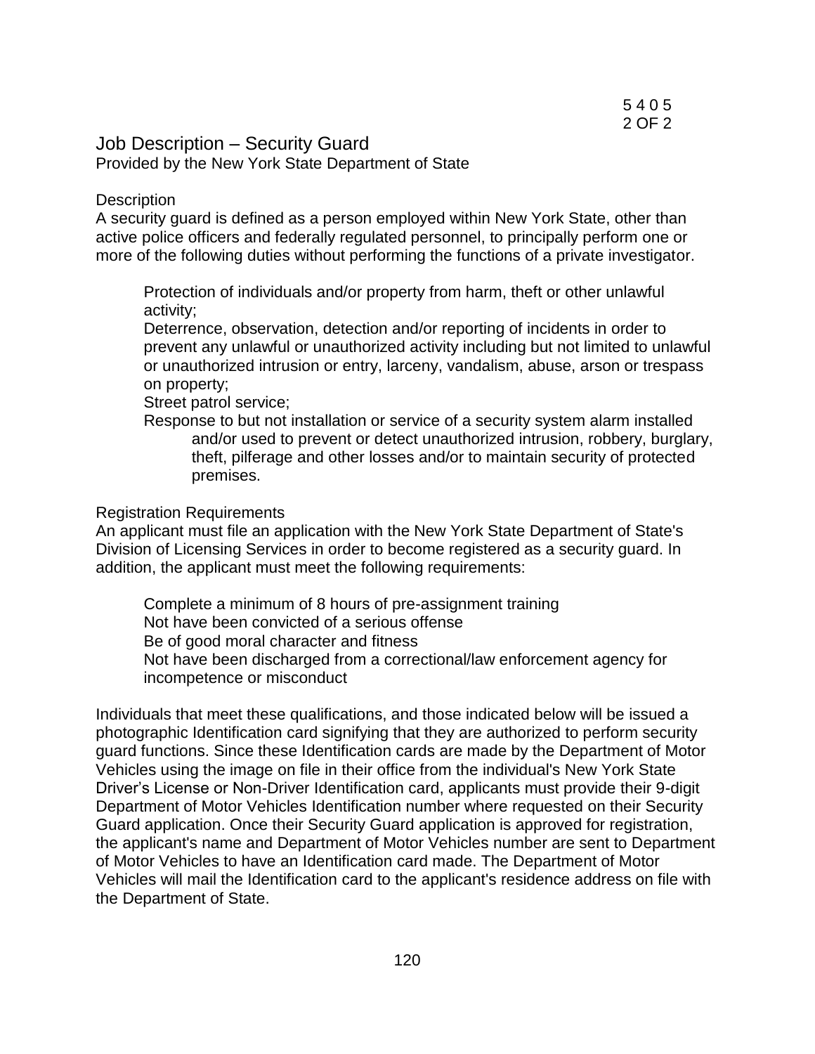## Job Description – Security Guard

Provided by the New York State Department of State

### Description

A security guard is defined as a person employed within New York State, other than active police officers and federally regulated personnel, to principally perform one or more of the following duties without performing the functions of a private investigator.

- Protection of individuals and/or property from harm, theft or other unlawful activity;
- Deterrence, observation, detection and/or reporting of incidents in order to prevent any unlawful or unauthorized activity including but not limited to unlawful or unauthorized intrusion or entry, larceny, vandalism, abuse, arson or trespass on property;
- Street patrol service;
- Response to but not installation or service of a security system alarm installed and/or used to prevent or detect unauthorized intrusion, robbery, burglary, theft, pilferage and other losses and/or to maintain security of protected premises.

### Registration Requirements

An applicant must file an application with the New York State Department of State's Division of Licensing Services in order to become registered as a security guard. In addition, the applicant must meet the following requirements:

- Complete a minimum of 8 hours of pre-assignment training
- Not have been convicted of a serious offense
- Be of good moral character and fitness
- Not have been discharged from a correctional/law enforcement agency for incompetence or misconduct

Individuals that meet these qualifications, and those indicated below will be issued a photographic Identification card signifying that they are authorized to perform security guard functions. Since these Identification cards are made by the Department of Motor Vehicles using the image on file in their office from the individual's New York State Driver's License or Non-Driver Identification card, applicants must provide their 9-digit Department of Motor Vehicles Identification number where requested on their Security Guard application. Once their Security Guard application is approved for registration, the applicant's name and Department of Motor Vehicles number are sent to Department of Motor Vehicles to have an Identification card made. The Department of Motor Vehicles will mail the Identification card to the applicant's residence address on file with the Department of State.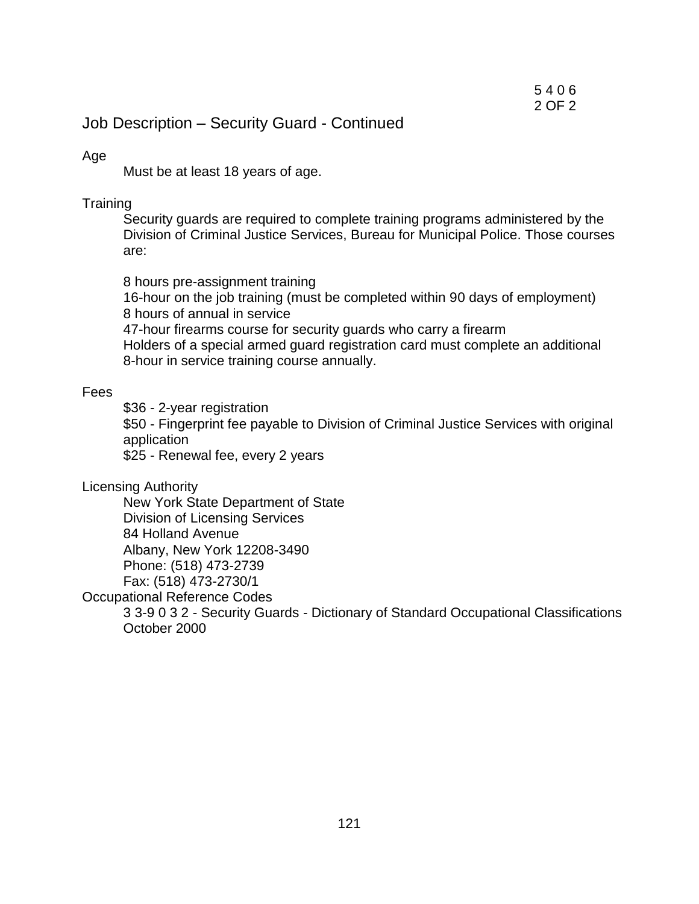5 4 0 6
2 OF 2

## Job Description – Security Guard - Continued

### Age

Must be at least 18 years of age.

### Training

Security guards are required to complete training programs administered by the Division of Criminal Justice Services, Bureau for Municipal Police. Those courses are:

8 hours pre-assignment training
16-hour on the job training (must be completed within 90 days of employment)
8 hours of annual in service
47-hour firearms course for security guards who carry a firearm
Holders of a special armed guard registration card must complete an additional 8-hour in service training course annually.

### Fees

$36 - 2-year registration
$50 - Fingerprint fee payable to Division of Criminal Justice Services with original application
$25 - Renewal fee, every 2 years

### Licensing Authority

New York State Department of State
Division of Licensing Services
84 Holland Avenue
Albany, New York 12208-3490
Phone: (518) 473-2739
Fax: (518) 473-2730/1

### Occupational Reference Codes

3 3-9 0 3 2 - Security Guards - Dictionary of Standard Occupational Classifications October 2000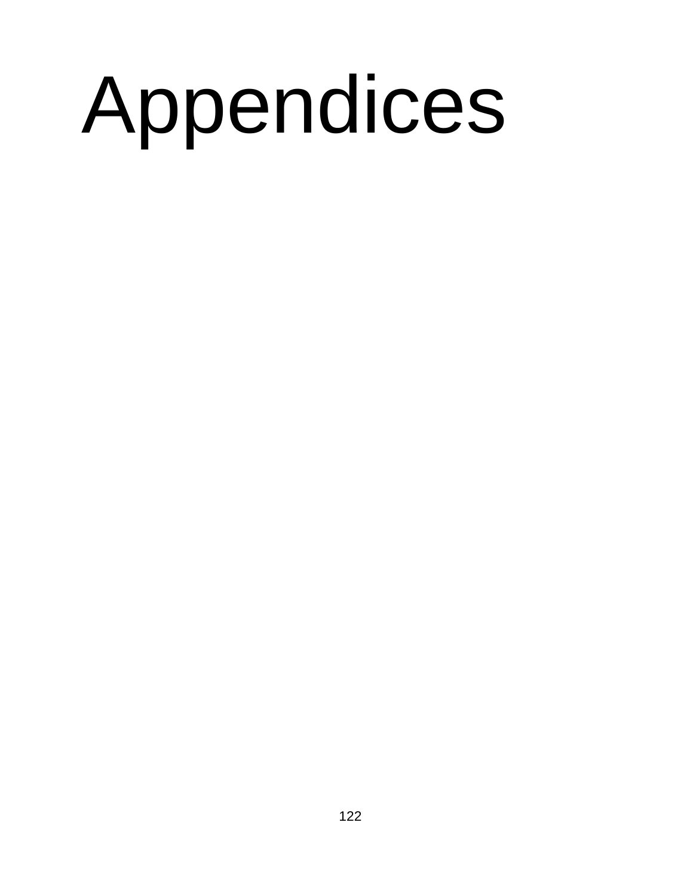# Appendices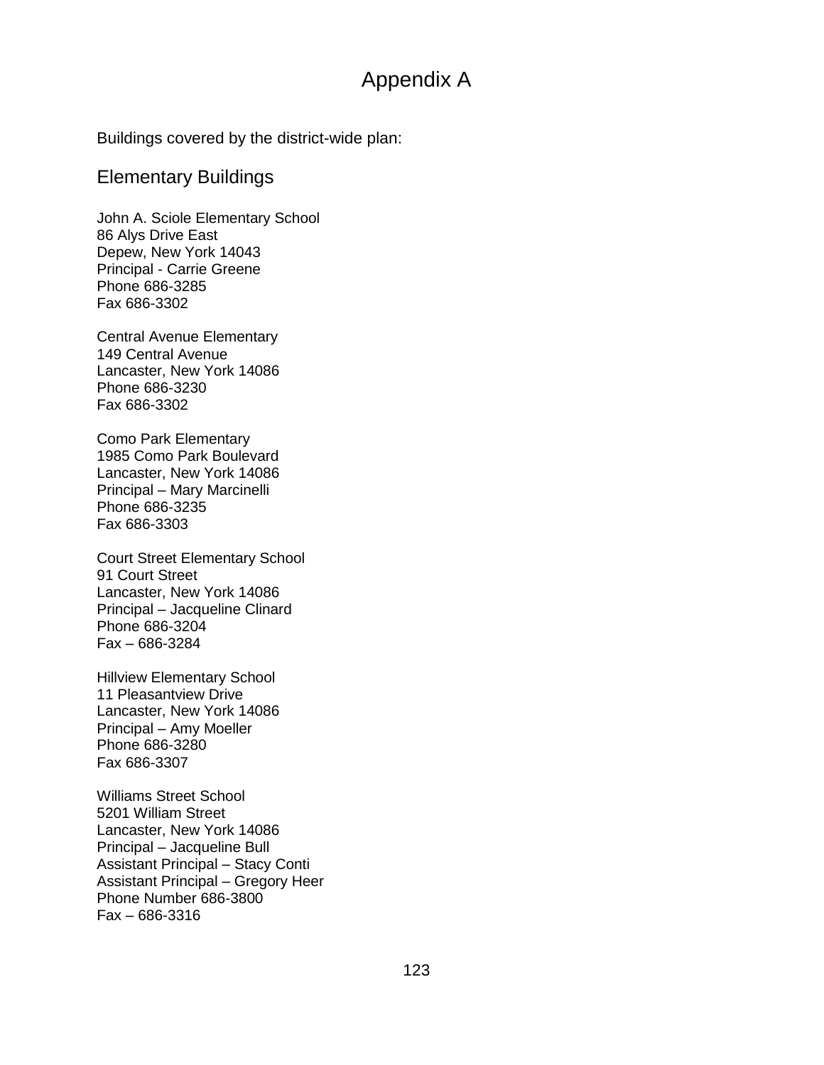# Appendix A

Buildings covered by the district-wide plan:

## Elementary Buildings

John A. Sciole Elementary School
86 Alys Drive East
Depew, New York 14043
Principal - Carrie Greene
Phone 686-3285
Fax 686-3302

Central Avenue Elementary
149 Central Avenue
Lancaster, New York 14086
Phone 686-3230
Fax 686-3302

Como Park Elementary
1985 Como Park Boulevard
Lancaster, New York 14086
Principal – Mary Marcinelli
Phone 686-3235
Fax 686-3303

Court Street Elementary School
91 Court Street
Lancaster, New York 14086
Principal – Jacqueline Clinard
Phone 686-3204
Fax – 686-3284

Hillview Elementary School
11 Pleasantview Drive
Lancaster, New York 14086
Principal – Amy Moeller
Phone 686-3280
Fax 686-3307

Williams Street School
5201 William Street
Lancaster, New York 14086
Principal – Jacqueline Bull
Assistant Principal – Stacy Conti
Assistant Principal – Gregory Heer
Phone Number 686-3800
Fax – 686-3316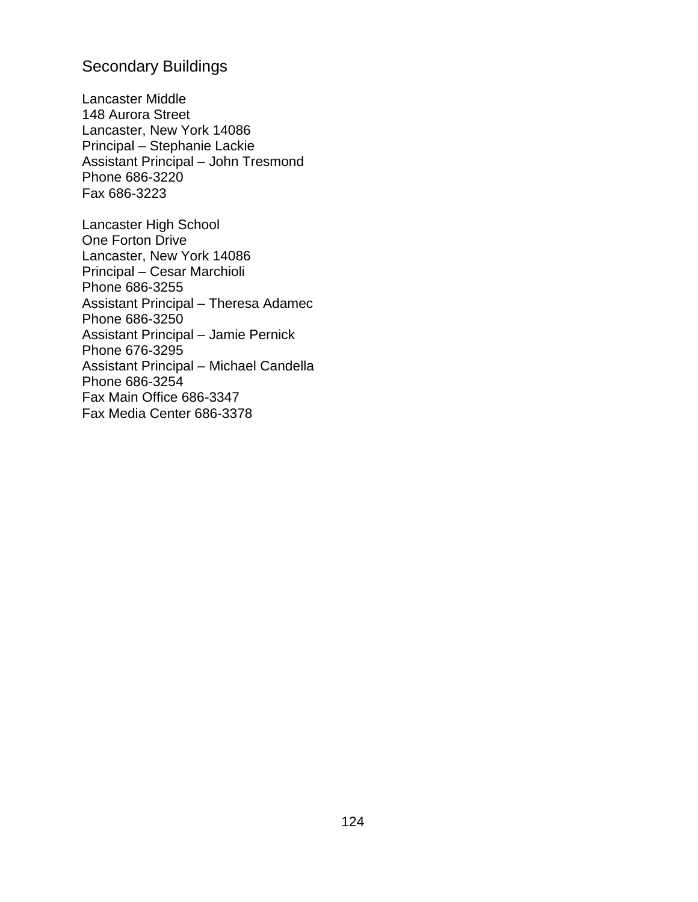## Secondary Buildings

Lancaster Middle
148 Aurora Street
Lancaster, New York 14086
Principal – Stephanie Lackie
Assistant Principal – John Tresmond
Phone 686-3220
Fax 686-3223

Lancaster High School
One Forton Drive
Lancaster, New York 14086
Principal – Cesar Marchioli
Phone 686-3255
Assistant Principal – Theresa Adamec
Phone 686-3250
Assistant Principal – Jamie Pernick
Phone 676-3295
Assistant Principal – Michael Candella
Phone 686-3254
Fax Main Office 686-3347
Fax Media Center 686-3378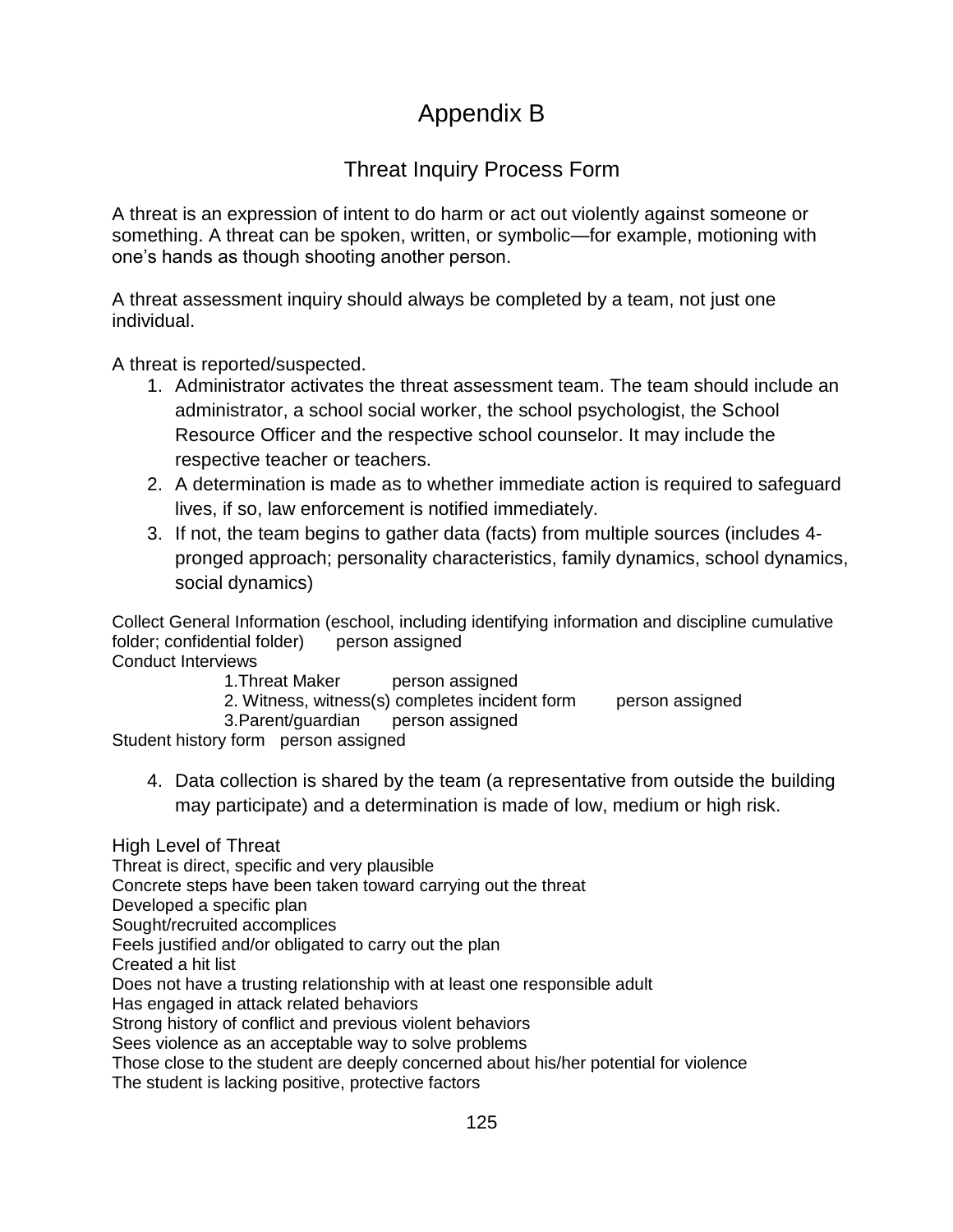# Appendix B

## Threat Inquiry Process Form

A threat is an expression of intent to do harm or act out violently against someone or something. A threat can be spoken, written, or symbolic—for example, motioning with one's hands as though shooting another person.

A threat assessment inquiry should always be completed by a team, not just one individual.

A threat is reported/suspected.

1. Administrator activates the threat assessment team. The team should include an administrator, a school social worker, the school psychologist, the School Resource Officer and the respective school counselor. It may include the respective teacher or teachers.
2. A determination is made as to whether immediate action is required to safeguard lives, if so, law enforcement is notified immediately.
3. If not, the team begins to gather data (facts) from multiple sources (includes 4-pronged approach; personality characteristics, family dynamics, school dynamics, social dynamics)

Collect General Information (eschool, including identifying information and discipline cumulative folder; confidential folder) person assigned

Conduct Interviews

1. Threat Maker person assigned
2. Witness, witness(s) completes incident form person assigned
3. Parent/guardian person assigned

Student history form person assigned

4. Data collection is shared by the team (a representative from outside the building may participate) and a determination is made of low, medium or high risk.

High Level of Threat

Threat is direct, specific and very plausible
Concrete steps have been taken toward carrying out the threat
Developed a specific plan
Sought/recruited accomplices
Feels justified and/or obligated to carry out the plan
Created a hit list
Does not have a trusting relationship with at least one responsible adult
Has engaged in attack related behaviors
Strong history of conflict and previous violent behaviors
Sees violence as an acceptable way to solve problems
Those close to the student are deeply concerned about his/her potential for violence
The student is lacking positive, protective factors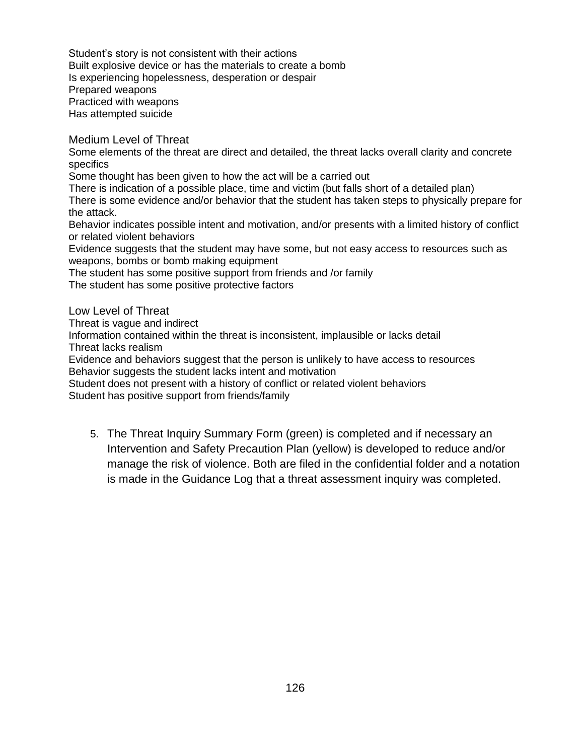Student's story is not consistent with their actions
Built explosive device or has the materials to create a bomb
Is experiencing hopelessness, desperation or despair
Prepared weapons
Practiced with weapons
Has attempted suicide

Medium Level of Threat

Some elements of the threat are direct and detailed, the threat lacks overall clarity and concrete specifics
Some thought has been given to how the act will be a carried out
There is indication of a possible place, time and victim (but falls short of a detailed plan)
There is some evidence and/or behavior that the student has taken steps to physically prepare for the attack.
Behavior indicates possible intent and motivation, and/or presents with a limited history of conflict or related violent behaviors
Evidence suggests that the student may have some, but not easy access to resources such as weapons, bombs or bomb making equipment
The student has some positive support from friends and /or family
The student has some positive protective factors

Low Level of Threat

Threat is vague and indirect
Information contained within the threat is inconsistent, implausible or lacks detail
Threat lacks realism
Evidence and behaviors suggest that the person is unlikely to have access to resources
Behavior suggests the student lacks intent and motivation
Student does not present with a history of conflict or related violent behaviors
Student has positive support from friends/family

5. The Threat Inquiry Summary Form (green) is completed and if necessary an Intervention and Safety Precaution Plan (yellow) is developed to reduce and/or manage the risk of violence. Both are filed in the confidential folder and a notation is made in the Guidance Log that a threat assessment inquiry was completed.